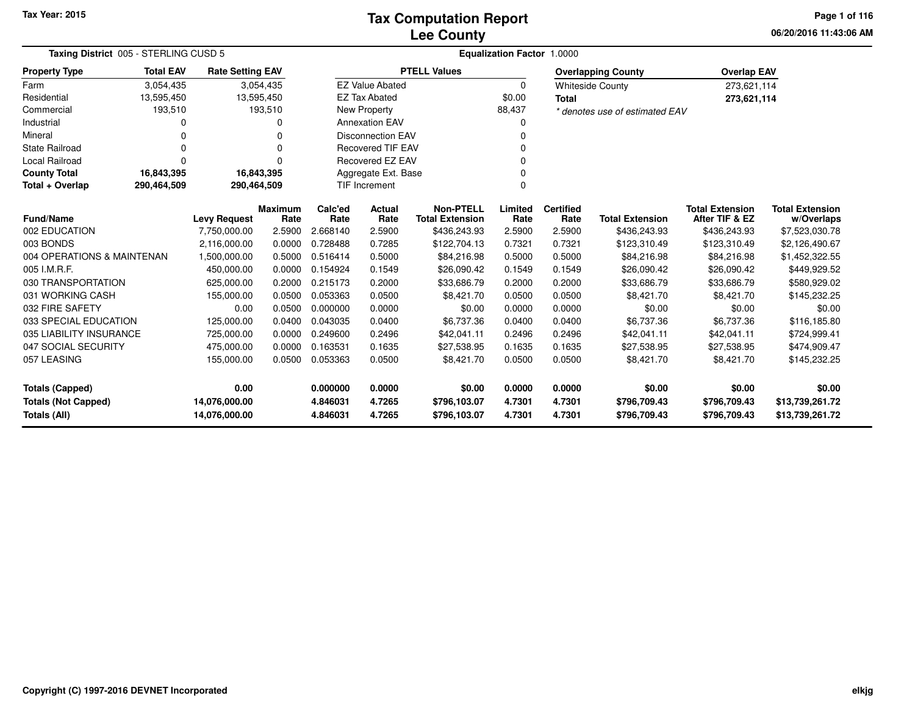Tax Year: 2015

# Tax Computation Report
# Lee County

06/20/2016 11:43:06 AM

**Taxing District** 005 - STERLING CUSD 5

**Equalization Factor** 1.0000

| Property Type | Total EAV | Rate Setting EAV |
|---|---|---|
| Farm | 3,054,435 | 3,054,435 |
| Residential | 13,595,450 | 13,595,450 |
| Commercial | 193,510 | 193,510 |
| Industrial | 0 | 0 |
| Mineral | 0 | 0 |
| State Railroad | 0 | 0 |
| Local Railroad | 0 | 0 |
| **County Total** | **16,843,395** | **16,843,395** |
| **Total + Overlap** | **290,464,509** | **290,464,509** |

| PTELL Values | |
|---|---|
| EZ Value Abated | 0 |
| EZ Tax Abated | $0.00 |
| New Property | 88,437 |
| Annexation EAV | 0 |
| Disconnection EAV | 0 |
| Recovered TIF EAV | 0 |
| Recovered EZ EAV | 0 |
| Aggregate Ext. Base | 0 |
| TIF Increment | 0 |

| Overlapping County | Overlap EAV |
|---|---|
| Whiteside County | 273,621,114 |
| **Total** | **273,621,114** |

*\* denotes use of estimated EAV*

| Fund/Name | Levy Request | Maximum Rate | Calc'ed Rate | Actual Rate | Non-PTELL Total Extension | Limited Rate | Certified Rate | Total Extension | Total Extension After TIF & EZ | Total Extension w/Overlaps |
|---|---|---|---|---|---|---|---|---|---|---|
| 002 EDUCATION | 7,750,000.00 | 2.5900 | 2.668140 | 2.5900 | $436,243.93 | 2.5900 | 2.5900 | $436,243.93 | $436,243.93 | $7,523,030.78 |
| 003 BONDS | 2,116,000.00 | 0.0000 | 0.728488 | 0.7285 | $122,704.13 | 0.7321 | 0.7321 | $123,310.49 | $123,310.49 | $2,126,490.67 |
| 004 OPERATIONS & MAINTENAN | 1,500,000.00 | 0.5000 | 0.516414 | 0.5000 | $84,216.98 | 0.5000 | 0.5000 | $84,216.98 | $84,216.98 | $1,452,322.55 |
| 005 I.M.R.F. | 450,000.00 | 0.0000 | 0.154924 | 0.1549 | $26,090.42 | 0.1549 | 0.1549 | $26,090.42 | $26,090.42 | $449,929.52 |
| 030 TRANSPORTATION | 625,000.00 | 0.2000 | 0.215173 | 0.2000 | $33,686.79 | 0.2000 | 0.2000 | $33,686.79 | $33,686.79 | $580,929.02 |
| 031 WORKING CASH | 155,000.00 | 0.0500 | 0.053363 | 0.0500 | $8,421.70 | 0.0500 | 0.0500 | $8,421.70 | $8,421.70 | $145,232.25 |
| 032 FIRE SAFETY | 0.00 | 0.0500 | 0.000000 | 0.0000 | $0.00 | 0.0000 | 0.0000 | $0.00 | $0.00 | $0.00 |
| 033 SPECIAL EDUCATION | 125,000.00 | 0.0400 | 0.043035 | 0.0400 | $6,737.36 | 0.0400 | 0.0400 | $6,737.36 | $6,737.36 | $116,185.80 |
| 035 LIABILITY INSURANCE | 725,000.00 | 0.0000 | 0.249600 | 0.2496 | $42,041.11 | 0.2496 | 0.2496 | $42,041.11 | $42,041.11 | $724,999.41 |
| 047 SOCIAL SECURITY | 475,000.00 | 0.0000 | 0.163531 | 0.1635 | $27,538.95 | 0.1635 | 0.1635 | $27,538.95 | $27,538.95 | $474,909.47 |
| 057 LEASING | 155,000.00 | 0.0500 | 0.053363 | 0.0500 | $8,421.70 | 0.0500 | 0.0500 | $8,421.70 | $8,421.70 | $145,232.25 |
| **Totals (Capped)** | **0.00** | | **0.000000** | **0.0000** | **$0.00** | **0.0000** | **0.0000** | **$0.00** | **$0.00** | **$0.00** |
| **Totals (Not Capped)** | **14,076,000.00** | | **4.846031** | **4.7265** | **$796,103.07** | **4.7301** | **4.7301** | **$796,709.43** | **$796,709.43** | **$13,739,261.72** |
| **Totals (All)** | **14,076,000.00** | | **4.846031** | **4.7265** | **$796,103.07** | **4.7301** | **4.7301** | **$796,709.43** | **$796,709.43** | **$13,739,261.72** |

Copyright (C) 1997-2016 DEVNET Incorporated

elkjg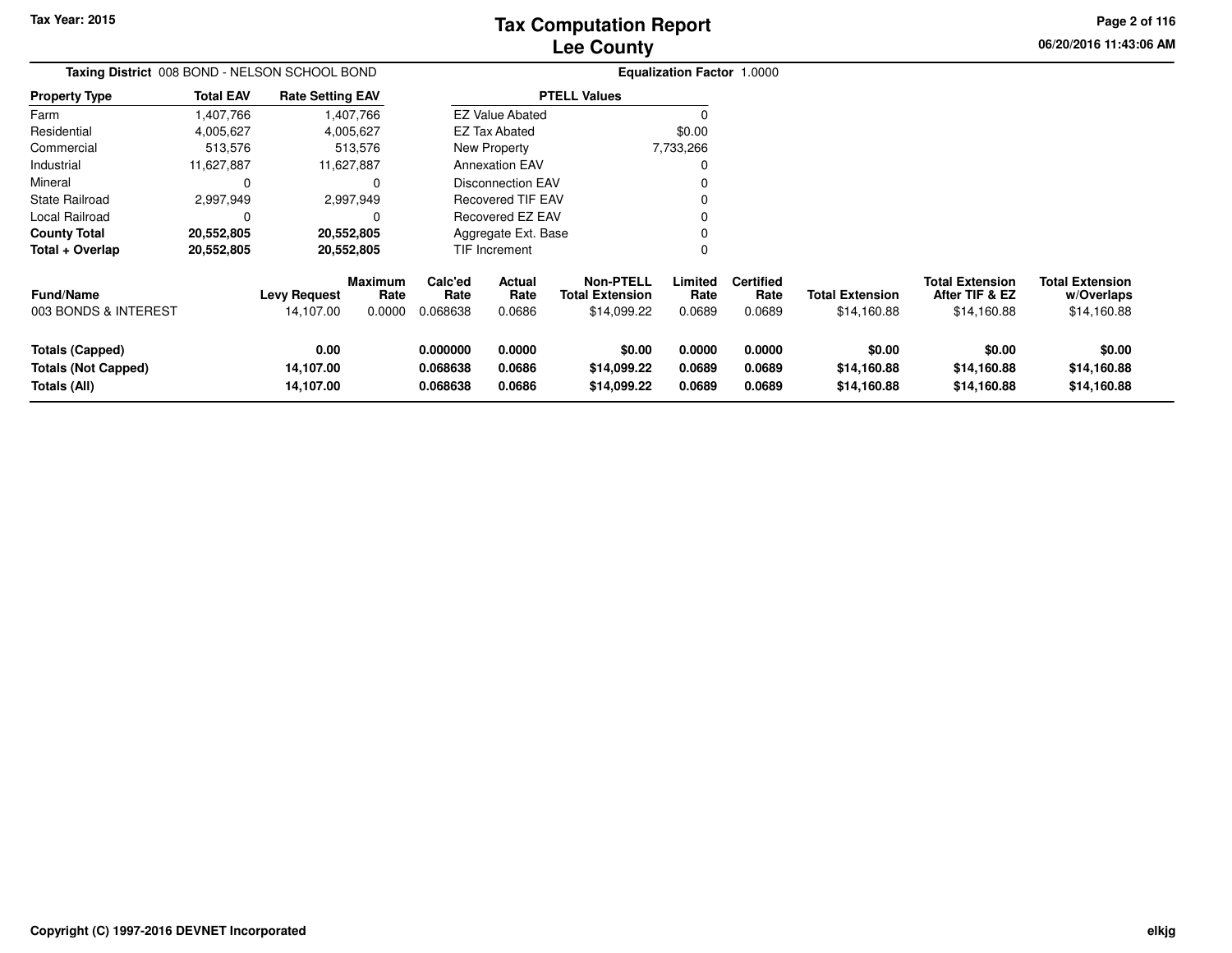Tax Year: 2015

# Tax Computation Report
## Lee County

06/20/2016 11:43:06 AM

**Taxing District** 008 BOND - NELSON SCHOOL BOND

**Equalization Factor** 1.0000

| Property Type | Total EAV | Rate Setting EAV |
|---|---|---|
| Farm | 1,407,766 | 1,407,766 |
| Residential | 4,005,627 | 4,005,627 |
| Commercial | 513,576 | 513,576 |
| Industrial | 11,627,887 | 11,627,887 |
| Mineral | 0 | 0 |
| State Railroad | 2,997,949 | 2,997,949 |
| Local Railroad | 0 | 0 |
| **County Total** | **20,552,805** | **20,552,805** |
| **Total + Overlap** | **20,552,805** | **20,552,805** |

| PTELL Values | |
|---|---|
| EZ Value Abated | 0 |
| EZ Tax Abated | $0.00 |
| New Property | 7,733,266 |
| Annexation EAV | 0 |
| Disconnection EAV | 0 |
| Recovered TIF EAV | 0 |
| Recovered EZ EAV | 0 |
| Aggregate Ext. Base | 0 |
| TIF Increment | 0 |

| Fund/Name | Levy Request | Maximum Rate | Calc'ed Rate | Actual Rate | Non-PTELL Total Extension | Limited Rate | Certified Rate | Total Extension | Total Extension After TIF & EZ | Total Extension w/Overlaps |
|---|---|---|---|---|---|---|---|---|---|---|
| 003 BONDS & INTEREST | 14,107.00 | 0.0000 | 0.068638 | 0.0686 | $14,099.22 | 0.0689 | 0.0689 | $14,160.88 | $14,160.88 | $14,160.88 |
| **Totals (Capped)** | **0.00** | | **0.000000** | **0.0000** | **$0.00** | **0.0000** | **0.0000** | **$0.00** | **$0.00** | **$0.00** |
| **Totals (Not Capped)** | **14,107.00** | | **0.068638** | **0.0686** | **$14,099.22** | **0.0689** | **0.0689** | **$14,160.88** | **$14,160.88** | **$14,160.88** |
| **Totals (All)** | **14,107.00** | | **0.068638** | **0.0686** | **$14,099.22** | **0.0689** | **0.0689** | **$14,160.88** | **$14,160.88** | **$14,160.88** |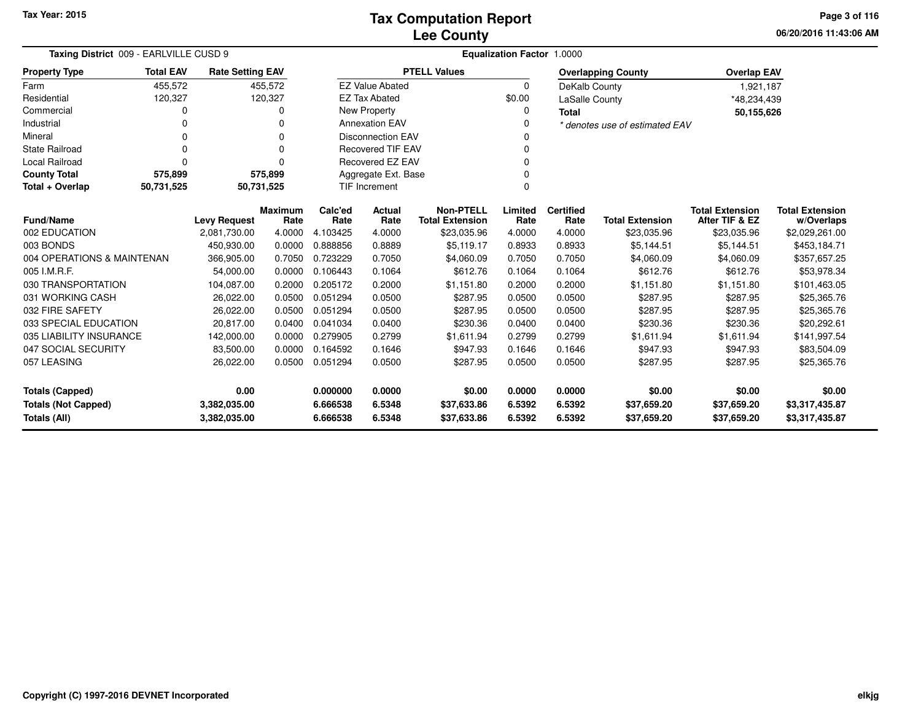Tax Year: 2015

# Tax Computation Report
## Lee County

06/20/2016 11:43:06 AM

**Taxing District** 009 - EARLVILLE CUSD 9 | **Equalization Factor** 1.0000

| Property Type | Total EAV | Rate Setting EAV |
|---|---|---|
| Farm | 455,572 | 455,572 |
| Residential | 120,327 | 120,327 |
| Commercial | 0 | 0 |
| Industrial | 0 | 0 |
| Mineral | 0 | 0 |
| State Railroad | 0 | 0 |
| Local Railroad | 0 | 0 |
| **County Total** | **575,899** | **575,899** |
| **Total + Overlap** | **50,731,525** | **50,731,525** |

| PTELL Values | |
|---|---|
| EZ Value Abated | 0 |
| EZ Tax Abated | $0.00 |
| New Property | 0 |
| Annexation EAV | 0 |
| Disconnection EAV | 0 |
| Recovered TIF EAV | 0 |
| Recovered EZ EAV | 0 |
| Aggregate Ext. Base | 0 |
| TIF Increment | 0 |

| Overlapping County | Overlap EAV |
|---|---|
| DeKalb County | 1,921,187 |
| LaSalle County | *48,234,439 |
| **Total** | **50,155,626** |

*\* denotes use of estimated EAV*

| Fund/Name | Levy Request | Maximum Rate | Calc'ed Rate | Actual Rate | Non-PTELL Total Extension | Limited Rate | Certified Rate | Total Extension | Total Extension After TIF & EZ | Total Extension w/Overlaps |
|---|---|---|---|---|---|---|---|---|---|---|
| 002 EDUCATION | 2,081,730.00 | 4.0000 | 4.103425 | 4.0000 | $23,035.96 | 4.0000 | 4.0000 | $23,035.96 | $23,035.96 | $2,029,261.00 |
| 003 BONDS | 450,930.00 | 0.0000 | 0.888856 | 0.8889 | $5,119.17 | 0.8933 | 0.8933 | $5,144.51 | $5,144.51 | $453,184.71 |
| 004 OPERATIONS & MAINTENAN | 366,905.00 | 0.7050 | 0.723229 | 0.7050 | $4,060.09 | 0.7050 | 0.7050 | $4,060.09 | $4,060.09 | $357,657.25 |
| 005 I.M.R.F. | 54,000.00 | 0.0000 | 0.106443 | 0.1064 | $612.76 | 0.1064 | 0.1064 | $612.76 | $612.76 | $53,978.34 |
| 030 TRANSPORTATION | 104,087.00 | 0.2000 | 0.205172 | 0.2000 | $1,151.80 | 0.2000 | 0.2000 | $1,151.80 | $1,151.80 | $101,463.05 |
| 031 WORKING CASH | 26,022.00 | 0.0500 | 0.051294 | 0.0500 | $287.95 | 0.0500 | 0.0500 | $287.95 | $287.95 | $25,365.76 |
| 032 FIRE SAFETY | 26,022.00 | 0.0500 | 0.051294 | 0.0500 | $287.95 | 0.0500 | 0.0500 | $287.95 | $287.95 | $25,365.76 |
| 033 SPECIAL EDUCATION | 20,817.00 | 0.0400 | 0.041034 | 0.0400 | $230.36 | 0.0400 | 0.0400 | $230.36 | $230.36 | $20,292.61 |
| 035 LIABILITY INSURANCE | 142,000.00 | 0.0000 | 0.279905 | 0.2799 | $1,611.94 | 0.2799 | 0.2799 | $1,611.94 | $1,611.94 | $141,997.54 |
| 047 SOCIAL SECURITY | 83,500.00 | 0.0000 | 0.164592 | 0.1646 | $947.93 | 0.1646 | 0.1646 | $947.93 | $947.93 | $83,504.09 |
| 057 LEASING | 26,022.00 | 0.0500 | 0.051294 | 0.0500 | $287.95 | 0.0500 | 0.0500 | $287.95 | $287.95 | $25,365.76 |
| **Totals (Capped)** | **0.00** | | **0.000000** | **0.0000** | **$0.00** | **0.0000** | **0.0000** | **$0.00** | **$0.00** | **$0.00** |
| **Totals (Not Capped)** | **3,382,035.00** | | **6.666538** | **6.5348** | **$37,633.86** | **6.5392** | **6.5392** | **$37,659.20** | **$37,659.20** | **$3,317,435.87** |
| **Totals (All)** | **3,382,035.00** | | **6.666538** | **6.5348** | **$37,633.86** | **6.5392** | **6.5392** | **$37,659.20** | **$37,659.20** | **$3,317,435.87** |

Copyright (C) 1997-2016 DEVNET Incorporated

elkjg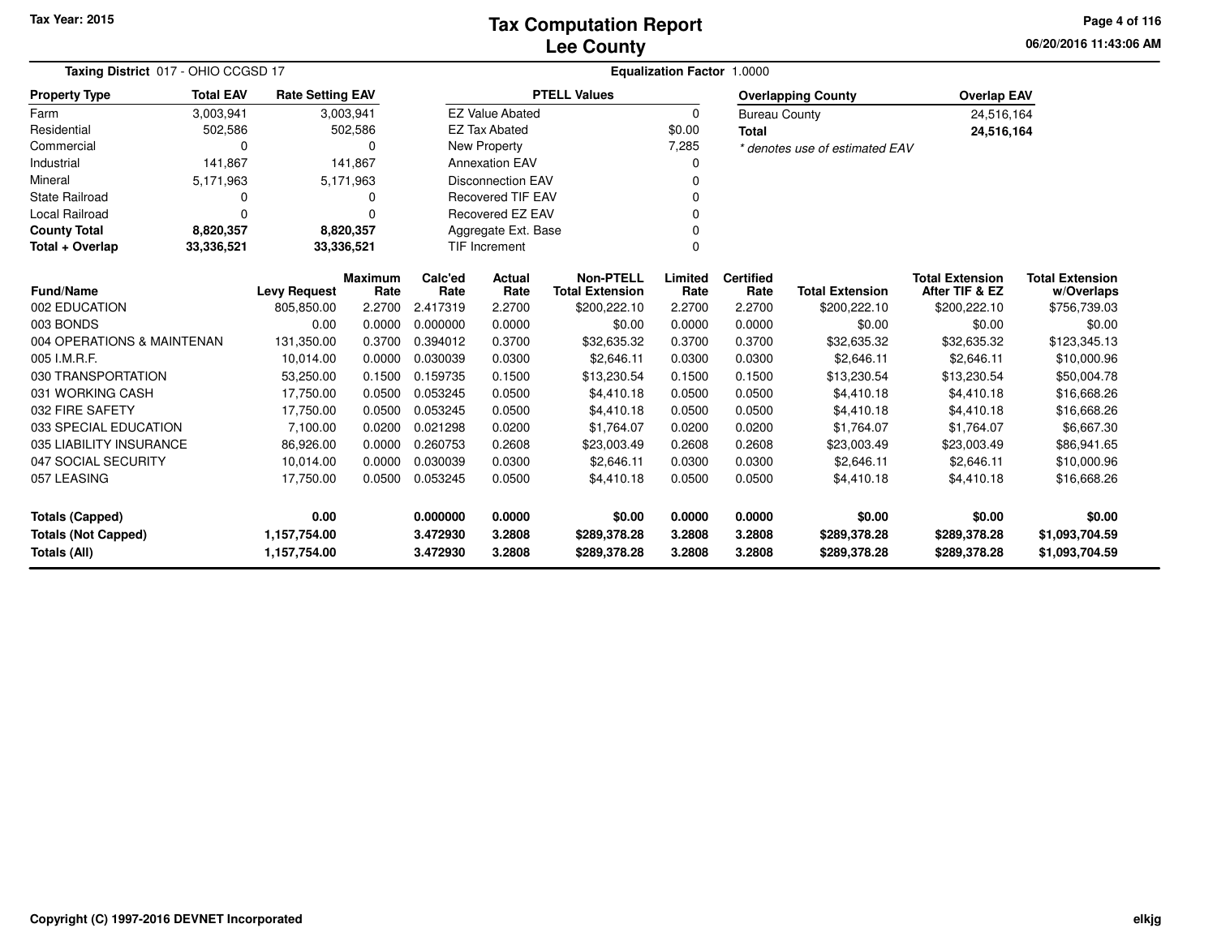Tax Year: 2015

# Tax Computation Report
## Lee County

06/20/2016 11:43:06 AM

**Taxing District** 017 - OHIO CCGSD 17

**Equalization Factor** 1.0000

| Property Type | Total EAV | Rate Setting EAV |
|---|---|---|
| Farm | 3,003,941 | 3,003,941 |
| Residential | 502,586 | 502,586 |
| Commercial | 0 | 0 |
| Industrial | 141,867 | 141,867 |
| Mineral | 5,171,963 | 5,171,963 |
| State Railroad | 0 | 0 |
| Local Railroad | 0 | 0 |
| **County Total** | **8,820,357** | **8,820,357** |
| **Total + Overlap** | **33,336,521** | **33,336,521** |

| PTELL Values | |
|---|---|
| EZ Value Abated | 0 |
| EZ Tax Abated | $0.00 |
| New Property | 7,285 |
| Annexation EAV | 0 |
| Disconnection EAV | 0 |
| Recovered TIF EAV | 0 |
| Recovered EZ EAV | 0 |
| Aggregate Ext. Base | 0 |
| TIF Increment | 0 |

| Overlapping County | Overlap EAV |
|---|---|
| Bureau County | 24,516,164 |
| **Total** | **24,516,164** |

*\* denotes use of estimated EAV*

| Fund/Name | Levy Request | Maximum Rate | Calc'ed Rate | Actual Rate | Non-PTELL Total Extension | Limited Rate | Certified Rate | Total Extension | Total Extension After TIF & EZ | Total Extension w/Overlaps |
|---|---|---|---|---|---|---|---|---|---|---|
| 002 EDUCATION | 805,850.00 | 2.2700 | 2.417319 | 2.2700 | $200,222.10 | 2.2700 | 2.2700 | $200,222.10 | $200,222.10 | $756,739.03 |
| 003 BONDS | 0.00 | 0.0000 | 0.000000 | 0.0000 | $0.00 | 0.0000 | 0.0000 | $0.00 | $0.00 | $0.00 |
| 004 OPERATIONS & MAINTENAN | 131,350.00 | 0.3700 | 0.394012 | 0.3700 | $32,635.32 | 0.3700 | 0.3700 | $32,635.32 | $32,635.32 | $123,345.13 |
| 005 I.M.R.F. | 10,014.00 | 0.0000 | 0.030039 | 0.0300 | $2,646.11 | 0.0300 | 0.0300 | $2,646.11 | $2,646.11 | $10,000.96 |
| 030 TRANSPORTATION | 53,250.00 | 0.1500 | 0.159735 | 0.1500 | $13,230.54 | 0.1500 | 0.1500 | $13,230.54 | $13,230.54 | $50,004.78 |
| 031 WORKING CASH | 17,750.00 | 0.0500 | 0.053245 | 0.0500 | $4,410.18 | 0.0500 | 0.0500 | $4,410.18 | $4,410.18 | $16,668.26 |
| 032 FIRE SAFETY | 17,750.00 | 0.0500 | 0.053245 | 0.0500 | $4,410.18 | 0.0500 | 0.0500 | $4,410.18 | $4,410.18 | $16,668.26 |
| 033 SPECIAL EDUCATION | 7,100.00 | 0.0200 | 0.021298 | 0.0200 | $1,764.07 | 0.0200 | 0.0200 | $1,764.07 | $1,764.07 | $6,667.30 |
| 035 LIABILITY INSURANCE | 86,926.00 | 0.0000 | 0.260753 | 0.2608 | $23,003.49 | 0.2608 | 0.2608 | $23,003.49 | $23,003.49 | $86,941.65 |
| 047 SOCIAL SECURITY | 10,014.00 | 0.0000 | 0.030039 | 0.0300 | $2,646.11 | 0.0300 | 0.0300 | $2,646.11 | $2,646.11 | $10,000.96 |
| 057 LEASING | 17,750.00 | 0.0500 | 0.053245 | 0.0500 | $4,410.18 | 0.0500 | 0.0500 | $4,410.18 | $4,410.18 | $16,668.26 |
| **Totals (Capped)** | **0.00** | | **0.000000** | **0.0000** | **$0.00** | **0.0000** | **0.0000** | **$0.00** | **$0.00** | **$0.00** |
| **Totals (Not Capped)** | **1,157,754.00** | | **3.472930** | **3.2808** | **$289,378.28** | **3.2808** | **3.2808** | **$289,378.28** | **$289,378.28** | **$1,093,704.59** |
| **Totals (All)** | **1,157,754.00** | | **3.472930** | **3.2808** | **$289,378.28** | **3.2808** | **3.2808** | **$289,378.28** | **$289,378.28** | **$1,093,704.59** |

Copyright (C) 1997-2016 DEVNET Incorporated

elkjg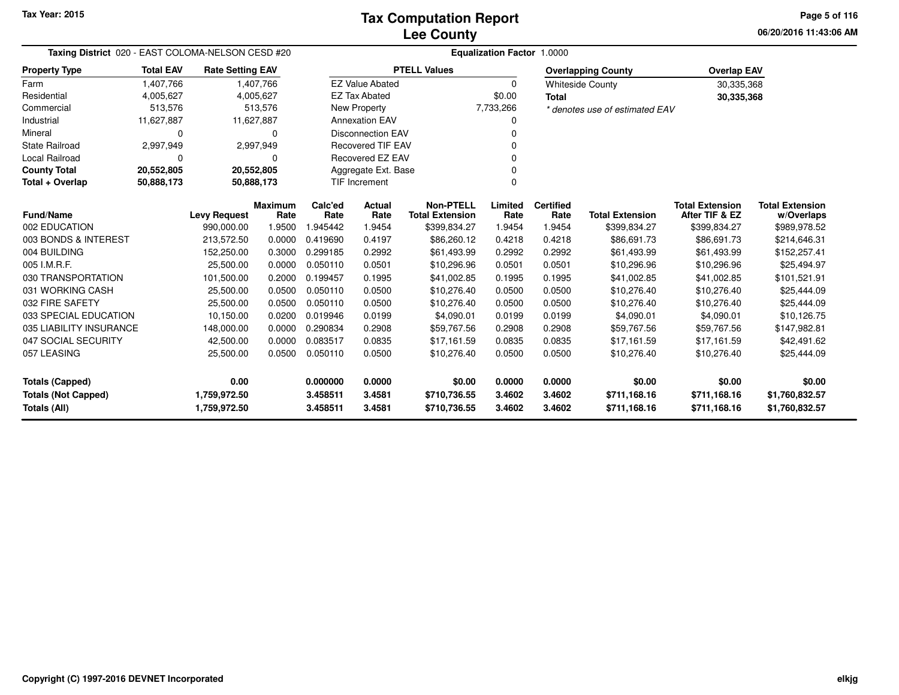# Tax Computation Report
# Lee County

Tax Year: 2015

06/20/2016 11:43:06 AM

**Taxing District** 020 - EAST COLOMA-NELSON CESD #20

**Equalization Factor** 1.0000

| Property Type | Total EAV | Rate Setting EAV |
|---|---|---|
| Farm | 1,407,766 | 1,407,766 |
| Residential | 4,005,627 | 4,005,627 |
| Commercial | 513,576 | 513,576 |
| Industrial | 11,627,887 | 11,627,887 |
| Mineral | 0 | 0 |
| State Railroad | 2,997,949 | 2,997,949 |
| Local Railroad | 0 | 0 |
| **County Total** | **20,552,805** | **20,552,805** |
| **Total + Overlap** | **50,888,173** | **50,888,173** |

| PTELL Values | |
|---|---|
| EZ Value Abated | 0 |
| EZ Tax Abated | $0.00 |
| New Property | 7,733,266 |
| Annexation EAV | 0 |
| Disconnection EAV | 0 |
| Recovered TIF EAV | 0 |
| Recovered EZ EAV | 0 |
| Aggregate Ext. Base | 0 |
| TIF Increment | 0 |

| Overlapping County | Overlap EAV |
|---|---|
| Whiteside County | 30,335,368 |
| **Total** | **30,335,368** |

*\* denotes use of estimated EAV*

| Fund/Name | Levy Request | Maximum Rate | Calc'ed Rate | Actual Rate | Non-PTELL Total Extension | Limited Rate | Certified Rate | Total Extension | Total Extension After TIF & EZ | Total Extension w/Overlaps |
|---|---|---|---|---|---|---|---|---|---|---|
| 002 EDUCATION | 990,000.00 | 1.9500 | 1.945442 | 1.9454 | $399,834.27 | 1.9454 | 1.9454 | $399,834.27 | $399,834.27 | $989,978.52 |
| 003 BONDS & INTEREST | 213,572.50 | 0.0000 | 0.419690 | 0.4197 | $86,260.12 | 0.4218 | 0.4218 | $86,691.73 | $86,691.73 | $214,646.31 |
| 004 BUILDING | 152,250.00 | 0.3000 | 0.299185 | 0.2992 | $61,493.99 | 0.2992 | 0.2992 | $61,493.99 | $61,493.99 | $152,257.41 |
| 005 I.M.R.F. | 25,500.00 | 0.0000 | 0.050110 | 0.0501 | $10,296.96 | 0.0501 | 0.0501 | $10,296.96 | $10,296.96 | $25,494.97 |
| 030 TRANSPORTATION | 101,500.00 | 0.2000 | 0.199457 | 0.1995 | $41,002.85 | 0.1995 | 0.1995 | $41,002.85 | $41,002.85 | $101,521.91 |
| 031 WORKING CASH | 25,500.00 | 0.0500 | 0.050110 | 0.0500 | $10,276.40 | 0.0500 | 0.0500 | $10,276.40 | $10,276.40 | $25,444.09 |
| 032 FIRE SAFETY | 25,500.00 | 0.0500 | 0.050110 | 0.0500 | $10,276.40 | 0.0500 | 0.0500 | $10,276.40 | $10,276.40 | $25,444.09 |
| 033 SPECIAL EDUCATION | 10,150.00 | 0.0200 | 0.019946 | 0.0199 | $4,090.01 | 0.0199 | 0.0199 | $4,090.01 | $4,090.01 | $10,126.75 |
| 035 LIABILITY INSURANCE | 148,000.00 | 0.0000 | 0.290834 | 0.2908 | $59,767.56 | 0.2908 | 0.2908 | $59,767.56 | $59,767.56 | $147,982.81 |
| 047 SOCIAL SECURITY | 42,500.00 | 0.0000 | 0.083517 | 0.0835 | $17,161.59 | 0.0835 | 0.0835 | $17,161.59 | $17,161.59 | $42,491.62 |
| 057 LEASING | 25,500.00 | 0.0500 | 0.050110 | 0.0500 | $10,276.40 | 0.0500 | 0.0500 | $10,276.40 | $10,276.40 | $25,444.09 |
| **Totals (Capped)** | **0.00** | | **0.000000** | **0.0000** | **$0.00** | **0.0000** | **0.0000** | **$0.00** | **$0.00** | **$0.00** |
| **Totals (Not Capped)** | **1,759,972.50** | | **3.458511** | **3.4581** | **$710,736.55** | **3.4602** | **3.4602** | **$711,168.16** | **$711,168.16** | **$1,760,832.57** |
| **Totals (All)** | **1,759,972.50** | | **3.458511** | **3.4581** | **$710,736.55** | **3.4602** | **3.4602** | **$711,168.16** | **$711,168.16** | **$1,760,832.57** |

Copyright (C) 1997-2016 DEVNET Incorporated

elkjg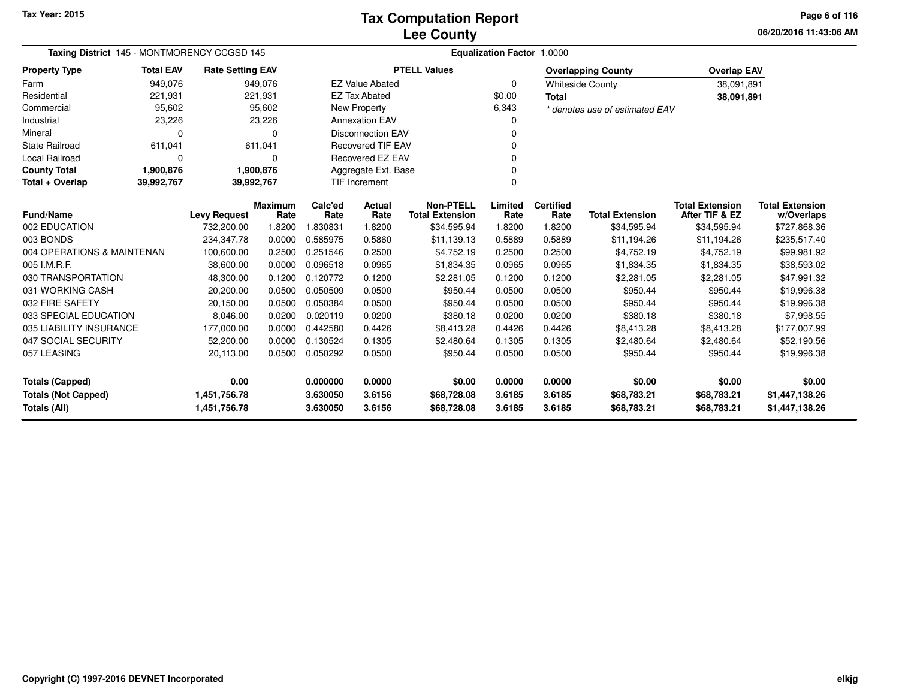# Tax Computation Report
# Lee County

Tax Year: 2015

06/20/2016 11:43:06 AM

**Taxing District** 145 - MONTMORENCY CCGSD 145

**Equalization Factor** 1.0000

| Property Type | Total EAV | Rate Setting EAV |
|---|---|---|
| Farm | 949,076 | 949,076 |
| Residential | 221,931 | 221,931 |
| Commercial | 95,602 | 95,602 |
| Industrial | 23,226 | 23,226 |
| Mineral | 0 | 0 |
| State Railroad | 611,041 | 611,041 |
| Local Railroad | 0 | 0 |
| **County Total** | **1,900,876** | **1,900,876** |
| **Total + Overlap** | **39,992,767** | **39,992,767** |

| PTELL Values | |
|---|---|
| EZ Value Abated | 0 |
| EZ Tax Abated | $0.00 |
| New Property | 6,343 |
| Annexation EAV | 0 |
| Disconnection EAV | 0 |
| Recovered TIF EAV | 0 |
| Recovered EZ EAV | 0 |
| Aggregate Ext. Base | 0 |
| TIF Increment | 0 |

| Overlapping County | Overlap EAV |
|---|---|
| Whiteside County | 38,091,891 |
| **Total** | **38,091,891** |

*\* denotes use of estimated EAV*

| Fund/Name | Levy Request | Maximum Rate | Calc'ed Rate | Actual Rate | Non-PTELL Total Extension | Limited Rate | Certified Rate | Total Extension | Total Extension After TIF & EZ | Total Extension w/Overlaps |
|---|---|---|---|---|---|---|---|---|---|---|
| 002 EDUCATION | 732,200.00 | 1.8200 | 1.830831 | 1.8200 | $34,595.94 | 1.8200 | 1.8200 | $34,595.94 | $34,595.94 | $727,868.36 |
| 003 BONDS | 234,347.78 | 0.0000 | 0.585975 | 0.5860 | $11,139.13 | 0.5889 | 0.5889 | $11,194.26 | $11,194.26 | $235,517.40 |
| 004 OPERATIONS & MAINTENAN | 100,600.00 | 0.2500 | 0.251546 | 0.2500 | $4,752.19 | 0.2500 | 0.2500 | $4,752.19 | $4,752.19 | $99,981.92 |
| 005 I.M.R.F. | 38,600.00 | 0.0000 | 0.096518 | 0.0965 | $1,834.35 | 0.0965 | 0.0965 | $1,834.35 | $1,834.35 | $38,593.02 |
| 030 TRANSPORTATION | 48,300.00 | 0.1200 | 0.120772 | 0.1200 | $2,281.05 | 0.1200 | 0.1200 | $2,281.05 | $2,281.05 | $47,991.32 |
| 031 WORKING CASH | 20,200.00 | 0.0500 | 0.050509 | 0.0500 | $950.44 | 0.0500 | 0.0500 | $950.44 | $950.44 | $19,996.38 |
| 032 FIRE SAFETY | 20,150.00 | 0.0500 | 0.050384 | 0.0500 | $950.44 | 0.0500 | 0.0500 | $950.44 | $950.44 | $19,996.38 |
| 033 SPECIAL EDUCATION | 8,046.00 | 0.0200 | 0.020119 | 0.0200 | $380.18 | 0.0200 | 0.0200 | $380.18 | $380.18 | $7,998.55 |
| 035 LIABILITY INSURANCE | 177,000.00 | 0.0000 | 0.442580 | 0.4426 | $8,413.28 | 0.4426 | 0.4426 | $8,413.28 | $8,413.28 | $177,007.99 |
| 047 SOCIAL SECURITY | 52,200.00 | 0.0000 | 0.130524 | 0.1305 | $2,480.64 | 0.1305 | 0.1305 | $2,480.64 | $2,480.64 | $52,190.56 |
| 057 LEASING | 20,113.00 | 0.0500 | 0.050292 | 0.0500 | $950.44 | 0.0500 | 0.0500 | $950.44 | $950.44 | $19,996.38 |
| **Totals (Capped)** | **0.00** | | **0.000000** | **0.0000** | **$0.00** | **0.0000** | **0.0000** | **$0.00** | **$0.00** | **$0.00** |
| **Totals (Not Capped)** | **1,451,756.78** | | **3.630050** | **3.6156** | **$68,728.08** | **3.6185** | **3.6185** | **$68,783.21** | **$68,783.21** | **$1,447,138.26** |
| **Totals (All)** | **1,451,756.78** | | **3.630050** | **3.6156** | **$68,728.08** | **3.6185** | **3.6185** | **$68,783.21** | **$68,783.21** | **$1,447,138.26** |

Copyright (C) 1997-2016 DEVNET Incorporated

elkjg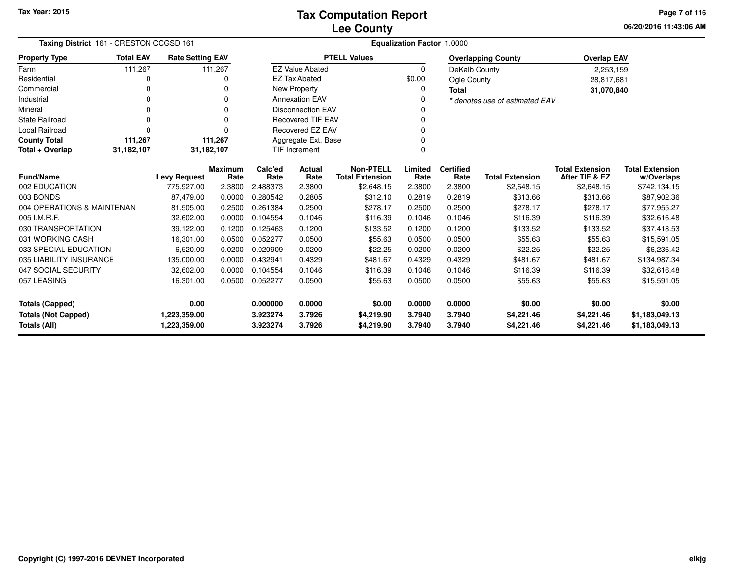# Tax Computation Report
# Lee County

Tax Year: 2015

**Taxing District** 161 - CRESTON CCGSD 161

**Equalization Factor** 1.0000

| Property Type | Total EAV | Rate Setting EAV |
|---|---|---|
| Farm | 111,267 | 111,267 |
| Residential | 0 | 0 |
| Commercial | 0 | 0 |
| Industrial | 0 | 0 |
| Mineral | 0 | 0 |
| State Railroad | 0 | 0 |
| Local Railroad | 0 | 0 |
| **County Total** | **111,267** | **111,267** |
| **Total + Overlap** | **31,182,107** | **31,182,107** |

| PTELL Values | |
|---|---|
| EZ Value Abated | 0 |
| EZ Tax Abated | $0.00 |
| New Property | 0 |
| Annexation EAV | 0 |
| Disconnection EAV | 0 |
| Recovered TIF EAV | 0 |
| Recovered EZ EAV | 0 |
| Aggregate Ext. Base | 0 |
| TIF Increment | 0 |

| Overlapping County | Overlap EAV |
|---|---|
| DeKalb County | 2,253,159 |
| Ogle County | 28,817,681 |
| **Total** | **31,070,840** |

*\* denotes use of estimated EAV*

| Fund/Name | Levy Request | Maximum Rate | Calc'ed Rate | Actual Rate | Non-PTELL Total Extension | Limited Rate | Certified Rate | Total Extension | Total Extension After TIF & EZ | Total Extension w/Overlaps |
|---|---|---|---|---|---|---|---|---|---|---|
| 002 EDUCATION | 775,927.00 | 2.3800 | 2.488373 | 2.3800 | $2,648.15 | 2.3800 | 2.3800 | $2,648.15 | $2,648.15 | $742,134.15 |
| 003 BONDS | 87,479.00 | 0.0000 | 0.280542 | 0.2805 | $312.10 | 0.2819 | 0.2819 | $313.66 | $313.66 | $87,902.36 |
| 004 OPERATIONS & MAINTENAN | 81,505.00 | 0.2500 | 0.261384 | 0.2500 | $278.17 | 0.2500 | 0.2500 | $278.17 | $278.17 | $77,955.27 |
| 005 I.M.R.F. | 32,602.00 | 0.0000 | 0.104554 | 0.1046 | $116.39 | 0.1046 | 0.1046 | $116.39 | $116.39 | $32,616.48 |
| 030 TRANSPORTATION | 39,122.00 | 0.1200 | 0.125463 | 0.1200 | $133.52 | 0.1200 | 0.1200 | $133.52 | $133.52 | $37,418.53 |
| 031 WORKING CASH | 16,301.00 | 0.0500 | 0.052277 | 0.0500 | $55.63 | 0.0500 | 0.0500 | $55.63 | $55.63 | $15,591.05 |
| 033 SPECIAL EDUCATION | 6,520.00 | 0.0200 | 0.020909 | 0.0200 | $22.25 | 0.0200 | 0.0200 | $22.25 | $22.25 | $6,236.42 |
| 035 LIABILITY INSURANCE | 135,000.00 | 0.0000 | 0.432941 | 0.4329 | $481.67 | 0.4329 | 0.4329 | $481.67 | $481.67 | $134,987.34 |
| 047 SOCIAL SECURITY | 32,602.00 | 0.0000 | 0.104554 | 0.1046 | $116.39 | 0.1046 | 0.1046 | $116.39 | $116.39 | $32,616.48 |
| 057 LEASING | 16,301.00 | 0.0500 | 0.052277 | 0.0500 | $55.63 | 0.0500 | 0.0500 | $55.63 | $55.63 | $15,591.05 |
| **Totals (Capped)** | **0.00** | | **0.000000** | **0.0000** | **$0.00** | **0.0000** | **0.0000** | **$0.00** | **$0.00** | **$0.00** |
| **Totals (Not Capped)** | **1,223,359.00** | | **3.923274** | **3.7926** | **$4,219.90** | **3.7940** | **3.7940** | **$4,221.46** | **$4,221.46** | **$1,183,049.13** |
| **Totals (All)** | **1,223,359.00** | | **3.923274** | **3.7926** | **$4,219.90** | **3.7940** | **3.7940** | **$4,221.46** | **$4,221.46** | **$1,183,049.13** |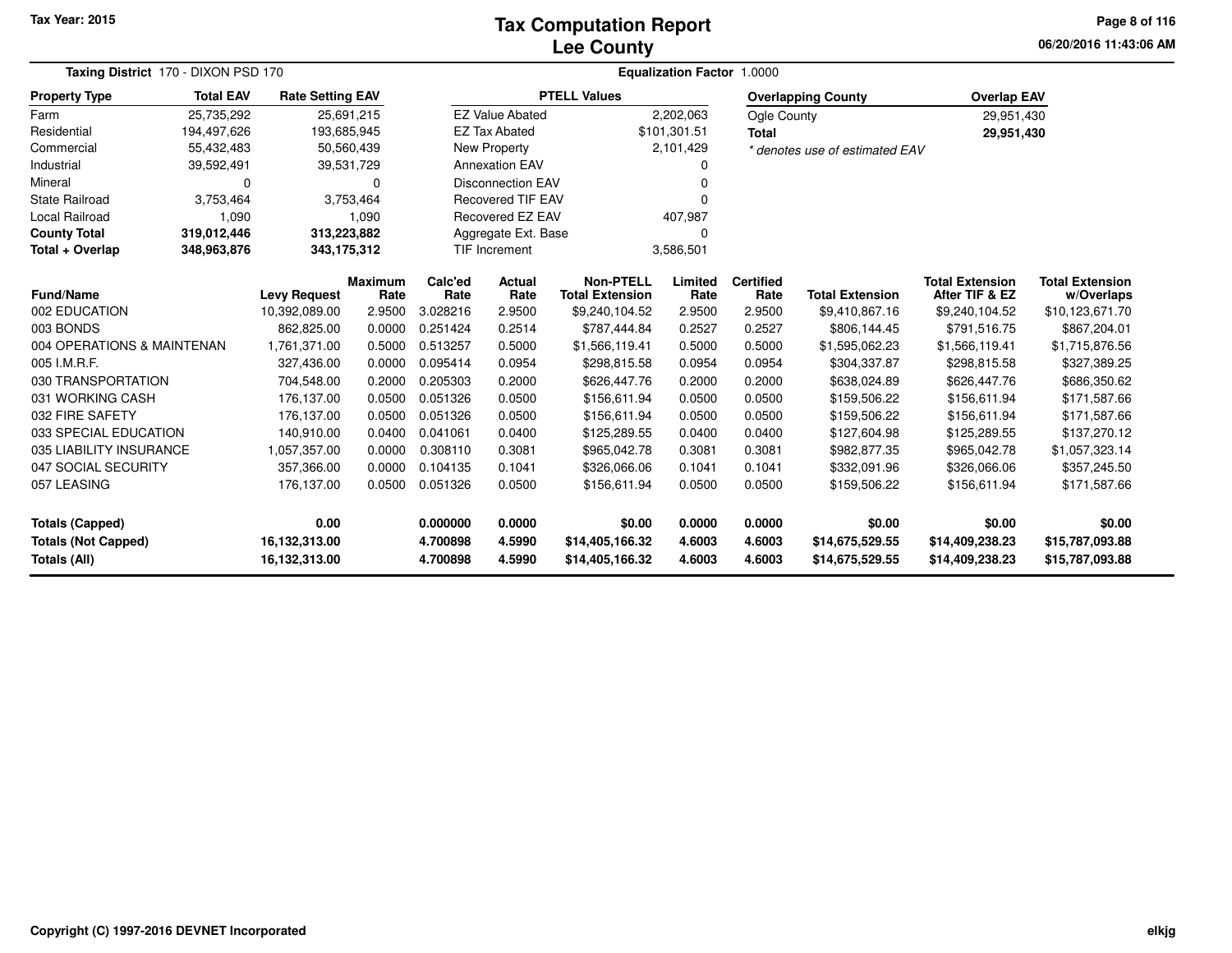# Tax Computation Report
# Lee County

Tax Year: 2015

06/20/2016 11:43:06 AM

**Taxing District** 170 - DIXON PSD 170

**Equalization Factor** 1.0000

| Property Type | Total EAV | Rate Setting EAV |
|---|---|---|
| Farm | 25,735,292 | 25,691,215 |
| Residential | 194,497,626 | 193,685,945 |
| Commercial | 55,432,483 | 50,560,439 |
| Industrial | 39,592,491 | 39,531,729 |
| Mineral | 0 | 0 |
| State Railroad | 3,753,464 | 3,753,464 |
| Local Railroad | 1,090 | 1,090 |
| **County Total** | **319,012,446** | **313,223,882** |
| **Total + Overlap** | **348,963,876** | **343,175,312** |

| PTELL Values | |
|---|---|
| EZ Value Abated | 2,202,063 |
| EZ Tax Abated | $101,301.51 |
| New Property | 2,101,429 |
| Annexation EAV | 0 |
| Disconnection EAV | 0 |
| Recovered TIF EAV | 0 |
| Recovered EZ EAV | 407,987 |
| Aggregate Ext. Base | 0 |
| TIF Increment | 3,586,501 |

| Overlapping County | Overlap EAV |
|---|---|
| Ogle County | 29,951,430 |
| **Total** | **29,951,430** |

* denotes use of estimated EAV

| Fund/Name | Levy Request | Maximum Rate | Calc'ed Rate | Actual Rate | Non-PTELL Total Extension | Limited Rate | Certified Rate | Total Extension | Total Extension After TIF & EZ | Total Extension w/Overlaps |
|---|---|---|---|---|---|---|---|---|---|---|
| 002 EDUCATION | 10,392,089.00 | 2.9500 | 3.028216 | 2.9500 | $9,240,104.52 | 2.9500 | 2.9500 | $9,410,867.16 | $9,240,104.52 | $10,123,671.70 |
| 003 BONDS | 862,825.00 | 0.0000 | 0.251424 | 0.2514 | $787,444.84 | 0.2527 | 0.2527 | $806,144.45 | $791,516.75 | $867,204.01 |
| 004 OPERATIONS & MAINTENAN | 1,761,371.00 | 0.5000 | 0.513257 | 0.5000 | $1,566,119.41 | 0.5000 | 0.5000 | $1,595,062.23 | $1,566,119.41 | $1,715,876.56 |
| 005 I.M.R.F. | 327,436.00 | 0.0000 | 0.095414 | 0.0954 | $298,815.58 | 0.0954 | 0.0954 | $304,337.87 | $298,815.58 | $327,389.25 |
| 030 TRANSPORTATION | 704,548.00 | 0.2000 | 0.205303 | 0.2000 | $626,447.76 | 0.2000 | 0.2000 | $638,024.89 | $626,447.76 | $686,350.62 |
| 031 WORKING CASH | 176,137.00 | 0.0500 | 0.051326 | 0.0500 | $156,611.94 | 0.0500 | 0.0500 | $159,506.22 | $156,611.94 | $171,587.66 |
| 032 FIRE SAFETY | 176,137.00 | 0.0500 | 0.051326 | 0.0500 | $156,611.94 | 0.0500 | 0.0500 | $159,506.22 | $156,611.94 | $171,587.66 |
| 033 SPECIAL EDUCATION | 140,910.00 | 0.0400 | 0.041061 | 0.0400 | $125,289.55 | 0.0400 | 0.0400 | $127,604.98 | $125,289.55 | $137,270.12 |
| 035 LIABILITY INSURANCE | 1,057,357.00 | 0.0000 | 0.308110 | 0.3081 | $965,042.78 | 0.3081 | 0.3081 | $982,877.35 | $965,042.78 | $1,057,323.14 |
| 047 SOCIAL SECURITY | 357,366.00 | 0.0000 | 0.104135 | 0.1041 | $326,066.06 | 0.1041 | 0.1041 | $332,091.96 | $326,066.06 | $357,245.50 |
| 057 LEASING | 176,137.00 | 0.0500 | 0.051326 | 0.0500 | $156,611.94 | 0.0500 | 0.0500 | $159,506.22 | $156,611.94 | $171,587.66 |
| **Totals (Capped)** | **0.00** | | **0.000000** | **0.0000** | **$0.00** | **0.0000** | **0.0000** | **$0.00** | **$0.00** | **$0.00** |
| **Totals (Not Capped)** | **16,132,313.00** | | **4.700898** | **4.5990** | **$14,405,166.32** | **4.6003** | **4.6003** | **$14,675,529.55** | **$14,409,238.23** | **$15,787,093.88** |
| **Totals (All)** | **16,132,313.00** | | **4.700898** | **4.5990** | **$14,405,166.32** | **4.6003** | **4.6003** | **$14,675,529.55** | **$14,409,238.23** | **$15,787,093.88** |

Copyright (C) 1997-2016 DEVNET Incorporated

elkjg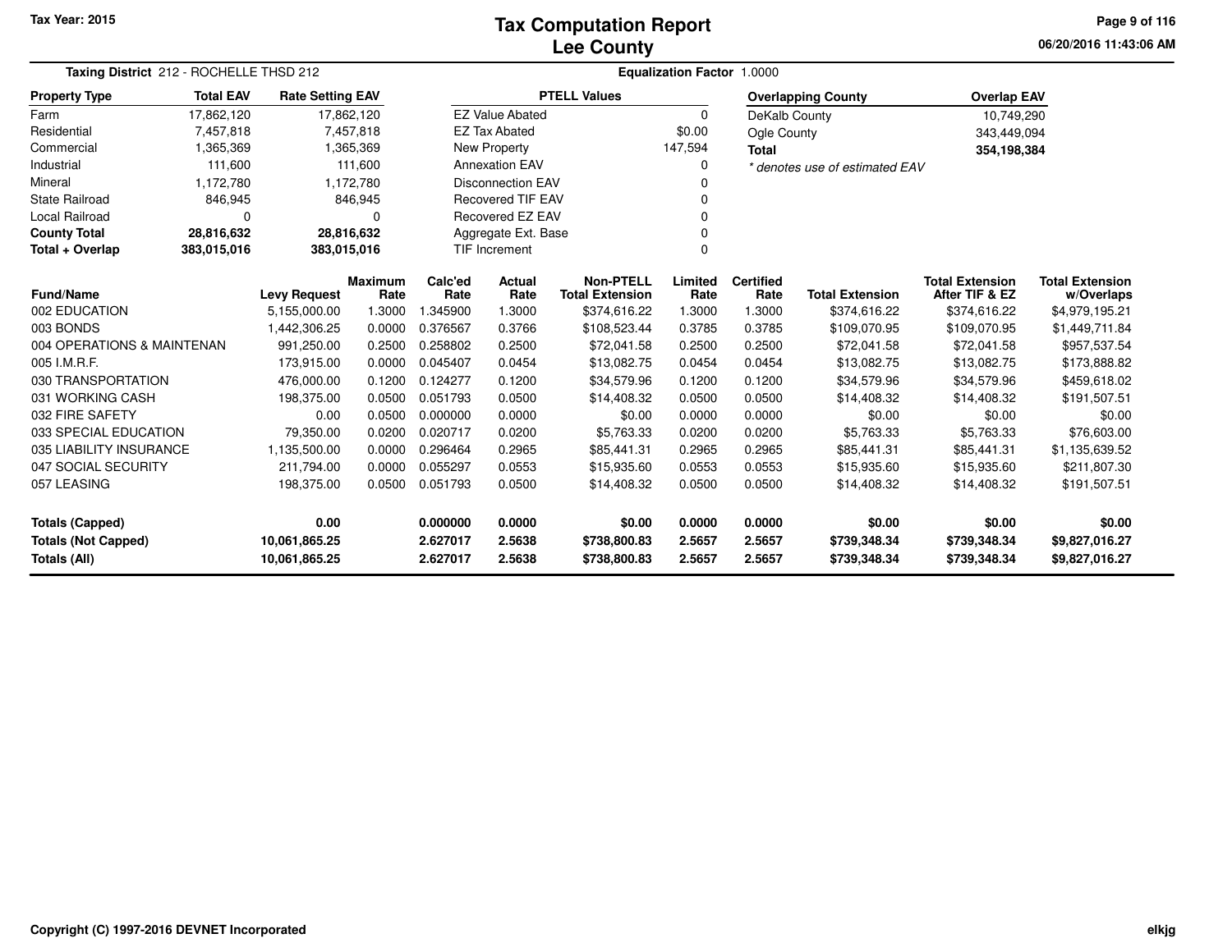# Tax Computation Report
## Lee County

Tax Year: 2015

06/20/2016 11:43:06 AM

**Taxing District** 212 - ROCHELLE THSD 212 | **Equalization Factor** 1.0000

| Property Type | Total EAV | Rate Setting EAV |
|---|---|---|
| Farm | 17,862,120 | 17,862,120 |
| Residential | 7,457,818 | 7,457,818 |
| Commercial | 1,365,369 | 1,365,369 |
| Industrial | 111,600 | 111,600 |
| Mineral | 1,172,780 | 1,172,780 |
| State Railroad | 846,945 | 846,945 |
| Local Railroad | 0 | 0 |
| **County Total** | **28,816,632** | **28,816,632** |
| **Total + Overlap** | **383,015,016** | **383,015,016** |

| PTELL Values | |
|---|---|
| EZ Value Abated | 0 |
| EZ Tax Abated | $0.00 |
| New Property | 147,594 |
| Annexation EAV | 0 |
| Disconnection EAV | 0 |
| Recovered TIF EAV | 0 |
| Recovered EZ EAV | 0 |
| Aggregate Ext. Base | 0 |
| TIF Increment | 0 |

| Overlapping County | Overlap EAV |
|---|---|
| DeKalb County | 10,749,290 |
| Ogle County | 343,449,094 |
| **Total** | **354,198,384** |

*\* denotes use of estimated EAV*

| Fund/Name | Levy Request | Maximum Rate | Calc'ed Rate | Actual Rate | Non-PTELL Total Extension | Limited Rate | Certified Rate | Total Extension | Total Extension After TIF & EZ | Total Extension w/Overlaps |
|---|---|---|---|---|---|---|---|---|---|---|
| 002 EDUCATION | 5,155,000.00 | 1.3000 | 1.345900 | 1.3000 | $374,616.22 | 1.3000 | 1.3000 | $374,616.22 | $374,616.22 | $4,979,195.21 |
| 003 BONDS | 1,442,306.25 | 0.0000 | 0.376567 | 0.3766 | $108,523.44 | 0.3785 | 0.3785 | $109,070.95 | $109,070.95 | $1,449,711.84 |
| 004 OPERATIONS & MAINTENAN | 991,250.00 | 0.2500 | 0.258802 | 0.2500 | $72,041.58 | 0.2500 | 0.2500 | $72,041.58 | $72,041.58 | $957,537.54 |
| 005 I.M.R.F. | 173,915.00 | 0.0000 | 0.045407 | 0.0454 | $13,082.75 | 0.0454 | 0.0454 | $13,082.75 | $13,082.75 | $173,888.82 |
| 030 TRANSPORTATION | 476,000.00 | 0.1200 | 0.124277 | 0.1200 | $34,579.96 | 0.1200 | 0.1200 | $34,579.96 | $34,579.96 | $459,618.02 |
| 031 WORKING CASH | 198,375.00 | 0.0500 | 0.051793 | 0.0500 | $14,408.32 | 0.0500 | 0.0500 | $14,408.32 | $14,408.32 | $191,507.51 |
| 032 FIRE SAFETY | 0.00 | 0.0500 | 0.000000 | 0.0000 | $0.00 | 0.0000 | 0.0000 | $0.00 | $0.00 | $0.00 |
| 033 SPECIAL EDUCATION | 79,350.00 | 0.0200 | 0.020717 | 0.0200 | $5,763.33 | 0.0200 | 0.0200 | $5,763.33 | $5,763.33 | $76,603.00 |
| 035 LIABILITY INSURANCE | 1,135,500.00 | 0.0000 | 0.296464 | 0.2965 | $85,441.31 | 0.2965 | 0.2965 | $85,441.31 | $85,441.31 | $1,135,639.52 |
| 047 SOCIAL SECURITY | 211,794.00 | 0.0000 | 0.055297 | 0.0553 | $15,935.60 | 0.0553 | 0.0553 | $15,935.60 | $15,935.60 | $211,807.30 |
| 057 LEASING | 198,375.00 | 0.0500 | 0.051793 | 0.0500 | $14,408.32 | 0.0500 | 0.0500 | $14,408.32 | $14,408.32 | $191,507.51 |
| **Totals (Capped)** | **0.00** | | **0.000000** | **0.0000** | **$0.00** | **0.0000** | **0.0000** | **$0.00** | **$0.00** | **$0.00** |
| **Totals (Not Capped)** | **10,061,865.25** | | **2.627017** | **2.5638** | **$738,800.83** | **2.5657** | **2.5657** | **$739,348.34** | **$739,348.34** | **$9,827,016.27** |
| **Totals (All)** | **10,061,865.25** | | **2.627017** | **2.5638** | **$738,800.83** | **2.5657** | **2.5657** | **$739,348.34** | **$739,348.34** | **$9,827,016.27** |

Copyright (C) 1997-2016 DEVNET Incorporated

elkjg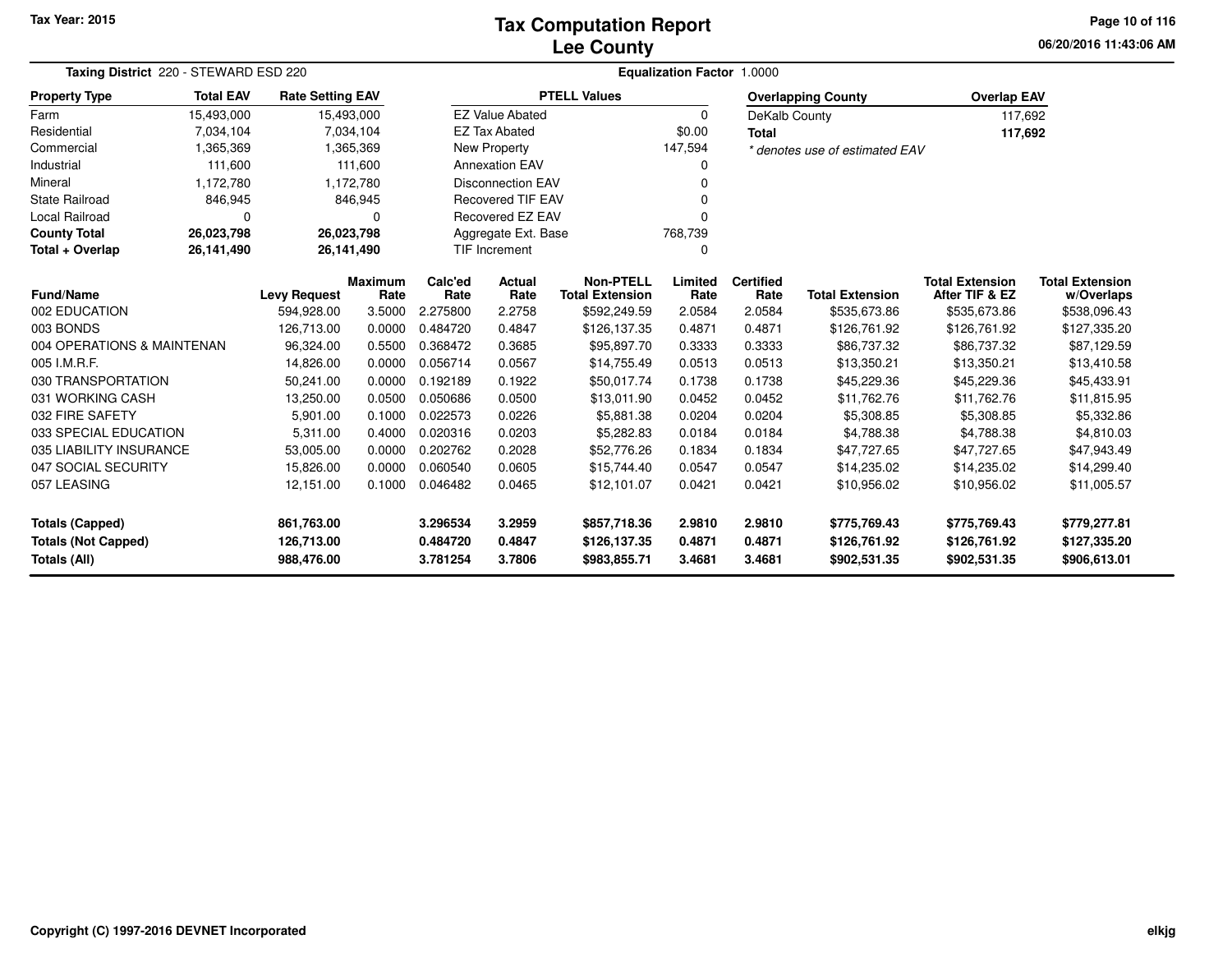# Tax Computation Report
## Lee County

Tax Year: 2015

06/20/2016 11:43:06 AM

**Taxing District** 220 - STEWARD ESD 220

**Equalization Factor** 1.0000

| Property Type | Total EAV | Rate Setting EAV |
|---|---|---|
| Farm | 15,493,000 | 15,493,000 |
| Residential | 7,034,104 | 7,034,104 |
| Commercial | 1,365,369 | 1,365,369 |
| Industrial | 111,600 | 111,600 |
| Mineral | 1,172,780 | 1,172,780 |
| State Railroad | 846,945 | 846,945 |
| Local Railroad | 0 | 0 |
| **County Total** | **26,023,798** | **26,023,798** |
| **Total + Overlap** | **26,141,490** | **26,141,490** |

| PTELL Values | |
|---|---|
| EZ Value Abated | 0 |
| EZ Tax Abated | $0.00 |
| New Property | 147,594 |
| Annexation EAV | 0 |
| Disconnection EAV | 0 |
| Recovered TIF EAV | 0 |
| Recovered EZ EAV | 0 |
| Aggregate Ext. Base | 768,739 |
| TIF Increment | 0 |

| Overlapping County | Overlap EAV |
|---|---|
| DeKalb County | 117,692 |
| **Total** | **117,692** |

*\* denotes use of estimated EAV*

| Fund/Name | Levy Request | Maximum Rate | Calc'ed Rate | Actual Rate | Non-PTELL Total Extension | Limited Rate | Certified Rate | Total Extension | Total Extension After TIF & EZ | Total Extension w/Overlaps |
|---|---|---|---|---|---|---|---|---|---|---|
| 002 EDUCATION | 594,928.00 | 3.5000 | 2.275800 | 2.2758 | $592,249.59 | 2.0584 | 2.0584 | $535,673.86 | $535,673.86 | $538,096.43 |
| 003 BONDS | 126,713.00 | 0.0000 | 0.484720 | 0.4847 | $126,137.35 | 0.4871 | 0.4871 | $126,761.92 | $126,761.92 | $127,335.20 |
| 004 OPERATIONS & MAINTENAN | 96,324.00 | 0.5500 | 0.368472 | 0.3685 | $95,897.70 | 0.3333 | 0.3333 | $86,737.32 | $86,737.32 | $87,129.59 |
| 005 I.M.R.F. | 14,826.00 | 0.0000 | 0.056714 | 0.0567 | $14,755.49 | 0.0513 | 0.0513 | $13,350.21 | $13,350.21 | $13,410.58 |
| 030 TRANSPORTATION | 50,241.00 | 0.0000 | 0.192189 | 0.1922 | $50,017.74 | 0.1738 | 0.1738 | $45,229.36 | $45,229.36 | $45,433.91 |
| 031 WORKING CASH | 13,250.00 | 0.0500 | 0.050686 | 0.0500 | $13,011.90 | 0.0452 | 0.0452 | $11,762.76 | $11,762.76 | $11,815.95 |
| 032 FIRE SAFETY | 5,901.00 | 0.1000 | 0.022573 | 0.0226 | $5,881.38 | 0.0204 | 0.0204 | $5,308.85 | $5,308.85 | $5,332.86 |
| 033 SPECIAL EDUCATION | 5,311.00 | 0.4000 | 0.020316 | 0.0203 | $5,282.83 | 0.0184 | 0.0184 | $4,788.38 | $4,788.38 | $4,810.03 |
| 035 LIABILITY INSURANCE | 53,005.00 | 0.0000 | 0.202762 | 0.2028 | $52,776.26 | 0.1834 | 0.1834 | $47,727.65 | $47,727.65 | $47,943.49 |
| 047 SOCIAL SECURITY | 15,826.00 | 0.0000 | 0.060540 | 0.0605 | $15,744.40 | 0.0547 | 0.0547 | $14,235.02 | $14,235.02 | $14,299.40 |
| 057 LEASING | 12,151.00 | 0.1000 | 0.046482 | 0.0465 | $12,101.07 | 0.0421 | 0.0421 | $10,956.02 | $10,956.02 | $11,005.57 |
| **Totals (Capped)** | **861,763.00** | | **3.296534** | **3.2959** | **$857,718.36** | **2.9810** | **2.9810** | **$775,769.43** | **$775,769.43** | **$779,277.81** |
| **Totals (Not Capped)** | **126,713.00** | | **0.484720** | **0.4847** | **$126,137.35** | **0.4871** | **0.4871** | **$126,761.92** | **$126,761.92** | **$127,335.20** |
| **Totals (All)** | **988,476.00** | | **3.781254** | **3.7806** | **$983,855.71** | **3.4681** | **3.4681** | **$902,531.35** | **$902,531.35** | **$906,613.01** |

Copyright (C) 1997-2016 DEVNET Incorporated

elkjg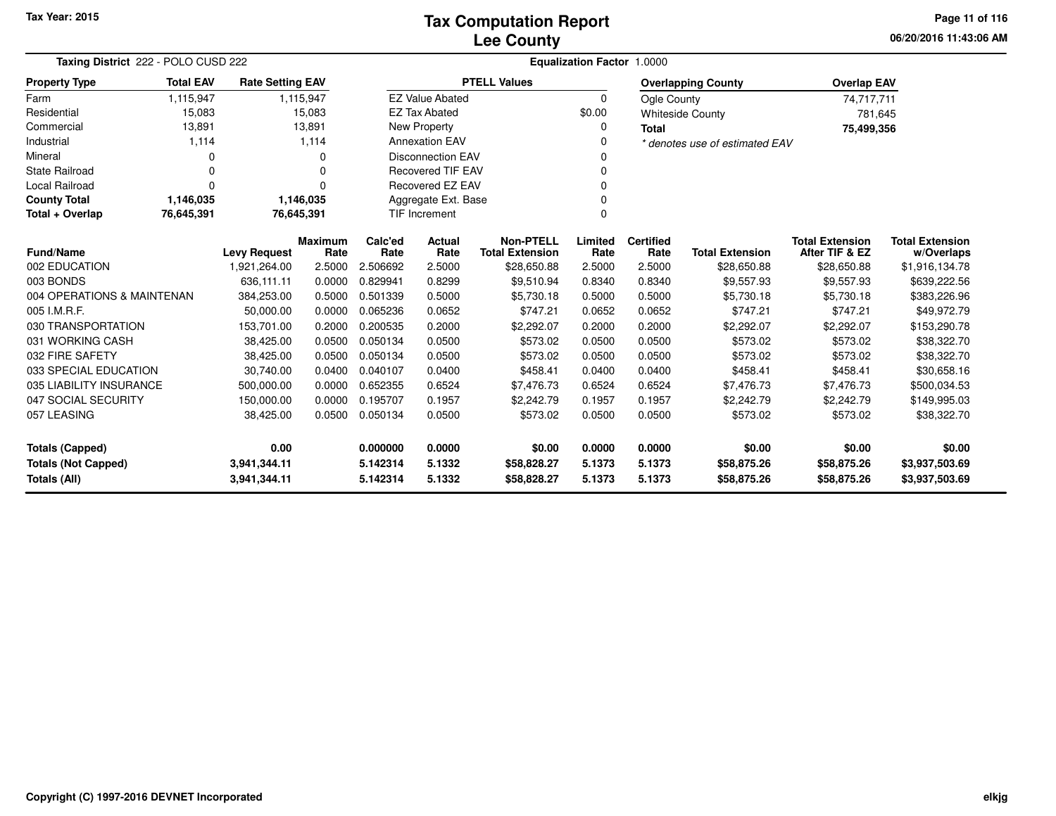Tax Year: 2015

# Tax Computation Report
## Lee County

06/20/2016 11:43:06 AM

**Taxing District** 222 - POLO CUSD 222

**Equalization Factor** 1.0000

| Property Type | Total EAV | Rate Setting EAV |
|---|---|---|
| Farm | 1,115,947 | 1,115,947 |
| Residential | 15,083 | 15,083 |
| Commercial | 13,891 | 13,891 |
| Industrial | 1,114 | 1,114 |
| Mineral | 0 | 0 |
| State Railroad | 0 | 0 |
| Local Railroad | 0 | 0 |
| **County Total** | **1,146,035** | **1,146,035** |
| **Total + Overlap** | **76,645,391** | **76,645,391** |

| PTELL Values | |
|---|---|
| EZ Value Abated | 0 |
| EZ Tax Abated | $0.00 |
| New Property | 0 |
| Annexation EAV | 0 |
| Disconnection EAV | 0 |
| Recovered TIF EAV | 0 |
| Recovered EZ EAV | 0 |
| Aggregate Ext. Base | 0 |
| TIF Increment | 0 |

| Overlapping County | Overlap EAV |
|---|---|
| Ogle County | 74,717,711 |
| Whiteside County | 781,645 |
| **Total** | **75,499,356** |

*\* denotes use of estimated EAV*

| Fund/Name | Levy Request | Maximum Rate | Calc'ed Rate | Actual Rate | Non-PTELL Total Extension | Limited Rate | Certified Rate | Total Extension | Total Extension After TIF & EZ | Total Extension w/Overlaps |
|---|---|---|---|---|---|---|---|---|---|---|
| 002 EDUCATION | 1,921,264.00 | 2.5000 | 2.506692 | 2.5000 | $28,650.88 | 2.5000 | 2.5000 | $28,650.88 | $28,650.88 | $1,916,134.78 |
| 003 BONDS | 636,111.11 | 0.0000 | 0.829941 | 0.8299 | $9,510.94 | 0.8340 | 0.8340 | $9,557.93 | $9,557.93 | $639,222.56 |
| 004 OPERATIONS & MAINTENAN | 384,253.00 | 0.5000 | 0.501339 | 0.5000 | $5,730.18 | 0.5000 | 0.5000 | $5,730.18 | $5,730.18 | $383,226.96 |
| 005 I.M.R.F. | 50,000.00 | 0.0000 | 0.065236 | 0.0652 | $747.21 | 0.0652 | 0.0652 | $747.21 | $747.21 | $49,972.79 |
| 030 TRANSPORTATION | 153,701.00 | 0.2000 | 0.200535 | 0.2000 | $2,292.07 | 0.2000 | 0.2000 | $2,292.07 | $2,292.07 | $153,290.78 |
| 031 WORKING CASH | 38,425.00 | 0.0500 | 0.050134 | 0.0500 | $573.02 | 0.0500 | 0.0500 | $573.02 | $573.02 | $38,322.70 |
| 032 FIRE SAFETY | 38,425.00 | 0.0500 | 0.050134 | 0.0500 | $573.02 | 0.0500 | 0.0500 | $573.02 | $573.02 | $38,322.70 |
| 033 SPECIAL EDUCATION | 30,740.00 | 0.0400 | 0.040107 | 0.0400 | $458.41 | 0.0400 | 0.0400 | $458.41 | $458.41 | $30,658.16 |
| 035 LIABILITY INSURANCE | 500,000.00 | 0.0000 | 0.652355 | 0.6524 | $7,476.73 | 0.6524 | 0.6524 | $7,476.73 | $7,476.73 | $500,034.53 |
| 047 SOCIAL SECURITY | 150,000.00 | 0.0000 | 0.195707 | 0.1957 | $2,242.79 | 0.1957 | 0.1957 | $2,242.79 | $2,242.79 | $149,995.03 |
| 057 LEASING | 38,425.00 | 0.0500 | 0.050134 | 0.0500 | $573.02 | 0.0500 | 0.0500 | $573.02 | $573.02 | $38,322.70 |
| **Totals (Capped)** | **0.00** | | **0.000000** | **0.0000** | **$0.00** | **0.0000** | **0.0000** | **$0.00** | **$0.00** | **$0.00** |
| **Totals (Not Capped)** | **3,941,344.11** | | **5.142314** | **5.1332** | **$58,828.27** | **5.1373** | **5.1373** | **$58,875.26** | **$58,875.26** | **$3,937,503.69** |
| **Totals (All)** | **3,941,344.11** | | **5.142314** | **5.1332** | **$58,828.27** | **5.1373** | **5.1373** | **$58,875.26** | **$58,875.26** | **$3,937,503.69** |

Copyright (C) 1997-2016 DEVNET Incorporated

elkjg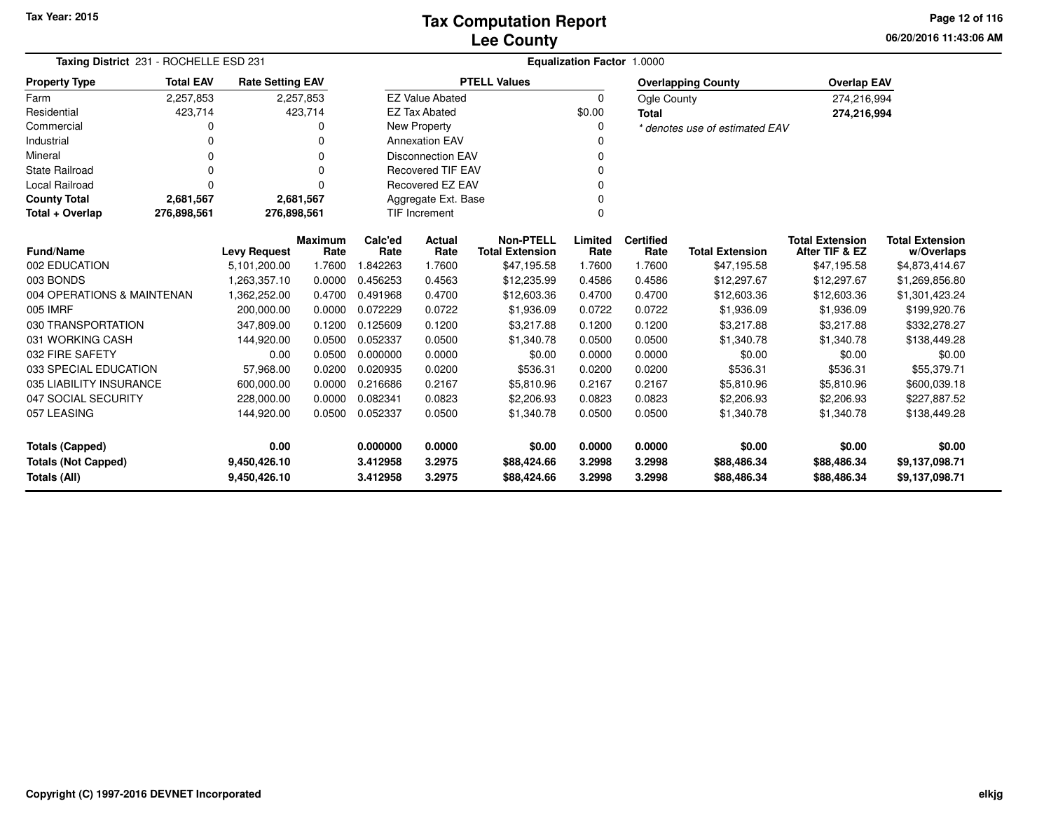Tax Year: 2015

# Tax Computation Report
# Lee County

06/20/2016 11:43:06 AM

**Taxing District** 231 - ROCHELLE ESD 231 **Equalization Factor** 1.0000

| Property Type | Total EAV | Rate Setting EAV |
|---|---|---|
| Farm | 2,257,853 | 2,257,853 |
| Residential | 423,714 | 423,714 |
| Commercial | 0 | 0 |
| Industrial | 0 | 0 |
| Mineral | 0 | 0 |
| State Railroad | 0 | 0 |
| Local Railroad | 0 | 0 |
| **County Total** | **2,681,567** | **2,681,567** |
| **Total + Overlap** | **276,898,561** | **276,898,561** |

| PTELL Values | |
|---|---|
| EZ Value Abated | 0 |
| EZ Tax Abated | $0.00 |
| New Property | 0 |
| Annexation EAV | 0 |
| Disconnection EAV | 0 |
| Recovered TIF EAV | 0 |
| Recovered EZ EAV | 0 |
| Aggregate Ext. Base | 0 |
| TIF Increment | 0 |

| Overlapping County | Overlap EAV |
|---|---|
| Ogle County | 274,216,994 |
| **Total** | **274,216,994** |

*\* denotes use of estimated EAV*

| Fund/Name | Levy Request | Maximum Rate | Calc'ed Rate | Actual Rate | Non-PTELL Total Extension | Limited Rate | Certified Rate | Total Extension | Total Extension After TIF & EZ | Total Extension w/Overlaps |
|---|---|---|---|---|---|---|---|---|---|---|
| 002 EDUCATION | 5,101,200.00 | 1.7600 | 1.842263 | 1.7600 | $47,195.58 | 1.7600 | 1.7600 | $47,195.58 | $47,195.58 | $4,873,414.67 |
| 003 BONDS | 1,263,357.10 | 0.0000 | 0.456253 | 0.4563 | $12,235.99 | 0.4586 | 0.4586 | $12,297.67 | $12,297.67 | $1,269,856.80 |
| 004 OPERATIONS & MAINTENAN | 1,362,252.00 | 0.4700 | 0.491968 | 0.4700 | $12,603.36 | 0.4700 | 0.4700 | $12,603.36 | $12,603.36 | $1,301,423.24 |
| 005 IMRF | 200,000.00 | 0.0000 | 0.072229 | 0.0722 | $1,936.09 | 0.0722 | 0.0722 | $1,936.09 | $1,936.09 | $199,920.76 |
| 030 TRANSPORTATION | 347,809.00 | 0.1200 | 0.125609 | 0.1200 | $3,217.88 | 0.1200 | 0.1200 | $3,217.88 | $3,217.88 | $332,278.27 |
| 031 WORKING CASH | 144,920.00 | 0.0500 | 0.052337 | 0.0500 | $1,340.78 | 0.0500 | 0.0500 | $1,340.78 | $1,340.78 | $138,449.28 |
| 032 FIRE SAFETY | 0.00 | 0.0500 | 0.000000 | 0.0000 | $0.00 | 0.0000 | 0.0000 | $0.00 | $0.00 | $0.00 |
| 033 SPECIAL EDUCATION | 57,968.00 | 0.0200 | 0.020935 | 0.0200 | $536.31 | 0.0200 | 0.0200 | $536.31 | $536.31 | $55,379.71 |
| 035 LIABILITY INSURANCE | 600,000.00 | 0.0000 | 0.216686 | 0.2167 | $5,810.96 | 0.2167 | 0.2167 | $5,810.96 | $5,810.96 | $600,039.18 |
| 047 SOCIAL SECURITY | 228,000.00 | 0.0000 | 0.082341 | 0.0823 | $2,206.93 | 0.0823 | 0.0823 | $2,206.93 | $2,206.93 | $227,887.52 |
| 057 LEASING | 144,920.00 | 0.0500 | 0.052337 | 0.0500 | $1,340.78 | 0.0500 | 0.0500 | $1,340.78 | $1,340.78 | $138,449.28 |
| **Totals (Capped)** | **0.00** | | **0.000000** | **0.0000** | **$0.00** | **0.0000** | **0.0000** | **$0.00** | **$0.00** | **$0.00** |
| **Totals (Not Capped)** | **9,450,426.10** | | **3.412958** | **3.2975** | **$88,424.66** | **3.2998** | **3.2998** | **$88,486.34** | **$88,486.34** | **$9,137,098.71** |
| **Totals (All)** | **9,450,426.10** | | **3.412958** | **3.2975** | **$88,424.66** | **3.2998** | **3.2998** | **$88,486.34** | **$88,486.34** | **$9,137,098.71** |

Copyright (C) 1997-2016 DEVNET Incorporated

elkjg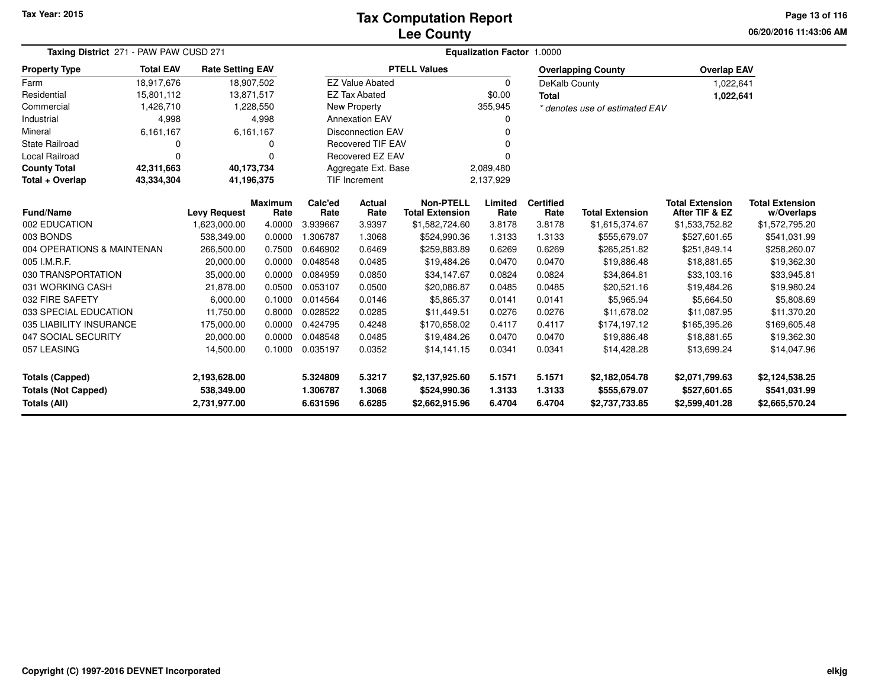# Tax Computation Report
## Lee County

Tax Year: 2015

06/20/2016 11:43:06 AM

**Taxing District** 271 - PAW PAW CUSD 271

**Equalization Factor** 1.0000

| Property Type | Total EAV | Rate Setting EAV |
|---|---|---|
| Farm | 18,917,676 | 18,907,502 |
| Residential | 15,801,112 | 13,871,517 |
| Commercial | 1,426,710 | 1,228,550 |
| Industrial | 4,998 | 4,998 |
| Mineral | 6,161,167 | 6,161,167 |
| State Railroad | 0 | 0 |
| Local Railroad | 0 | 0 |
| **County Total** | **42,311,663** | **40,173,734** |
| **Total + Overlap** | **43,334,304** | **41,196,375** |

| PTELL Values | |
|---|---|
| EZ Value Abated | 0 |
| EZ Tax Abated | $0.00 |
| New Property | 355,945 |
| Annexation EAV | 0 |
| Disconnection EAV | 0 |
| Recovered TIF EAV | 0 |
| Recovered EZ EAV | 0 |
| Aggregate Ext. Base | 2,089,480 |
| TIF Increment | 2,137,929 |

| Overlapping County | Overlap EAV |
|---|---|
| DeKalb County | 1,022,641 |
| **Total** | **1,022,641** |

*\* denotes use of estimated EAV*

| Fund/Name | Levy Request | Maximum Rate | Calc'ed Rate | Actual Rate | Non-PTELL Total Extension | Limited Rate | Certified Rate | Total Extension | Total Extension After TIF & EZ | Total Extension w/Overlaps |
|---|---|---|---|---|---|---|---|---|---|---|
| 002 EDUCATION | 1,623,000.00 | 4.0000 | 3.939667 | 3.9397 | $1,582,724.60 | 3.8178 | 3.8178 | $1,615,374.67 | $1,533,752.82 | $1,572,795.20 |
| 003 BONDS | 538,349.00 | 0.0000 | 1.306787 | 1.3068 | $524,990.36 | 1.3133 | 1.3133 | $555,679.07 | $527,601.65 | $541,031.99 |
| 004 OPERATIONS & MAINTENAN | 266,500.00 | 0.7500 | 0.646902 | 0.6469 | $259,883.89 | 0.6269 | 0.6269 | $265,251.82 | $251,849.14 | $258,260.07 |
| 005 I.M.R.F. | 20,000.00 | 0.0000 | 0.048548 | 0.0485 | $19,484.26 | 0.0470 | 0.0470 | $19,886.48 | $18,881.65 | $19,362.30 |
| 030 TRANSPORTATION | 35,000.00 | 0.0000 | 0.084959 | 0.0850 | $34,147.67 | 0.0824 | 0.0824 | $34,864.81 | $33,103.16 | $33,945.81 |
| 031 WORKING CASH | 21,878.00 | 0.0500 | 0.053107 | 0.0500 | $20,086.87 | 0.0485 | 0.0485 | $20,521.16 | $19,484.26 | $19,980.24 |
| 032 FIRE SAFETY | 6,000.00 | 0.1000 | 0.014564 | 0.0146 | $5,865.37 | 0.0141 | 0.0141 | $5,965.94 | $5,664.50 | $5,808.69 |
| 033 SPECIAL EDUCATION | 11,750.00 | 0.8000 | 0.028522 | 0.0285 | $11,449.51 | 0.0276 | 0.0276 | $11,678.02 | $11,087.95 | $11,370.20 |
| 035 LIABILITY INSURANCE | 175,000.00 | 0.0000 | 0.424795 | 0.4248 | $170,658.02 | 0.4117 | 0.4117 | $174,197.12 | $165,395.26 | $169,605.48 |
| 047 SOCIAL SECURITY | 20,000.00 | 0.0000 | 0.048548 | 0.0485 | $19,484.26 | 0.0470 | 0.0470 | $19,886.48 | $18,881.65 | $19,362.30 |
| 057 LEASING | 14,500.00 | 0.1000 | 0.035197 | 0.0352 | $14,141.15 | 0.0341 | 0.0341 | $14,428.28 | $13,699.24 | $14,047.96 |
| **Totals (Capped)** | **2,193,628.00** | | **5.324809** | **5.3217** | **$2,137,925.60** | **5.1571** | **5.1571** | **$2,182,054.78** | **$2,071,799.63** | **$2,124,538.25** |
| **Totals (Not Capped)** | **538,349.00** | | **1.306787** | **1.3068** | **$524,990.36** | **1.3133** | **1.3133** | **$555,679.07** | **$527,601.65** | **$541,031.99** |
| **Totals (All)** | **2,731,977.00** | | **6.631596** | **6.6285** | **$2,662,915.96** | **6.4704** | **6.4704** | **$2,737,733.85** | **$2,599,401.28** | **$2,665,570.24** |

Copyright (C) 1997-2016 DEVNET Incorporated

elkjg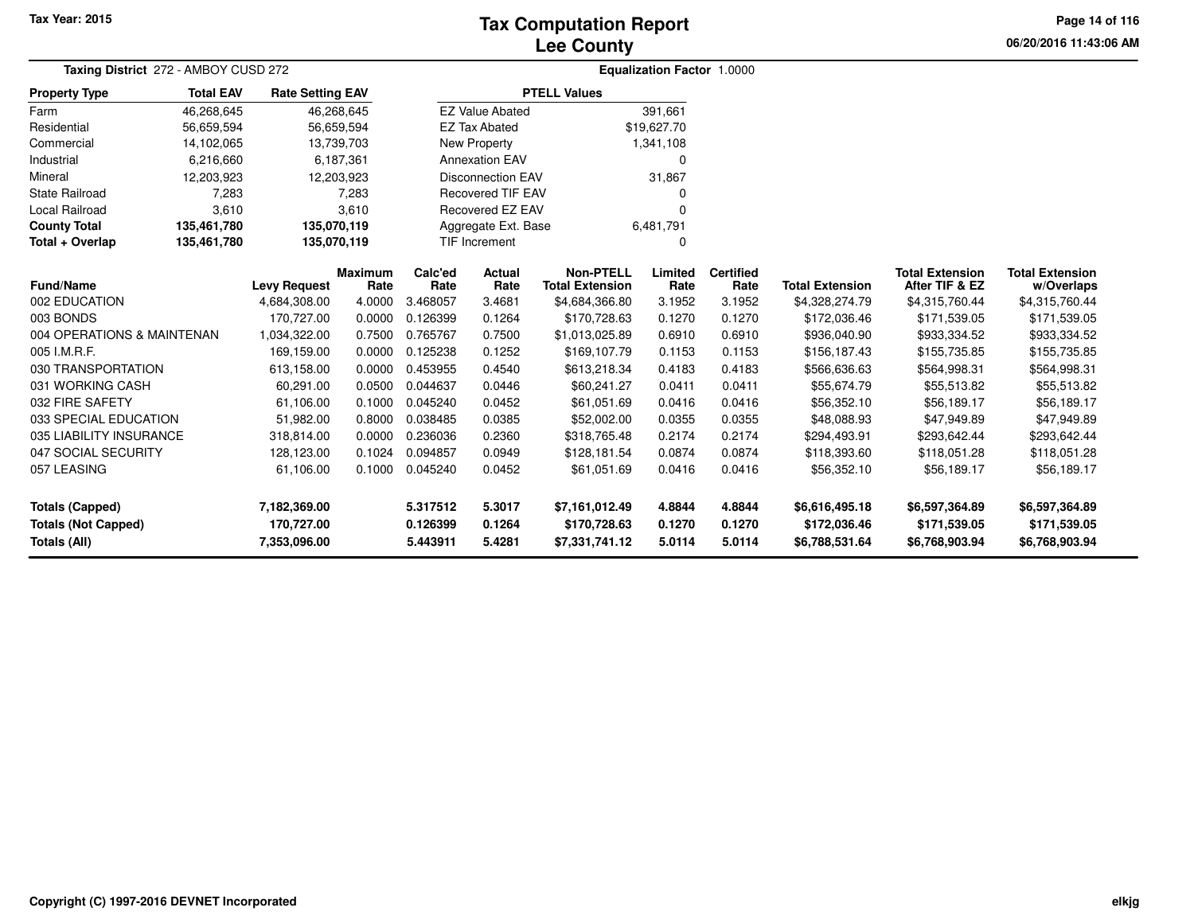# Tax Computation Report
# Lee County

Tax Year: 2015

**Taxing District** 272 - AMBOY CUSD 272

**Equalization Factor** 1.0000

| Property Type | Total EAV | Rate Setting EAV |
|---|---|---|
| Farm | 46,268,645 | 46,268,645 |
| Residential | 56,659,594 | 56,659,594 |
| Commercial | 14,102,065 | 13,739,703 |
| Industrial | 6,216,660 | 6,187,361 |
| Mineral | 12,203,923 | 12,203,923 |
| State Railroad | 7,283 | 7,283 |
| Local Railroad | 3,610 | 3,610 |
| **County Total** | **135,461,780** | **135,070,119** |
| **Total + Overlap** | **135,461,780** | **135,070,119** |

| PTELL Values | |
|---|---|
| EZ Value Abated | 391,661 |
| EZ Tax Abated | $19,627.70 |
| New Property | 1,341,108 |
| Annexation EAV | 0 |
| Disconnection EAV | 31,867 |
| Recovered TIF EAV | 0 |
| Recovered EZ EAV | 0 |
| Aggregate Ext. Base | 6,481,791 |
| TIF Increment | 0 |

| Fund/Name | Levy Request | Maximum Rate | Calc'ed Rate | Actual Rate | Non-PTELL Total Extension | Limited Rate | Certified Rate | Total Extension | Total Extension After TIF & EZ | Total Extension w/Overlaps |
|---|---|---|---|---|---|---|---|---|---|---|
| 002 EDUCATION | 4,684,308.00 | 4.0000 | 3.468057 | 3.4681 | $4,684,366.80 | 3.1952 | 3.1952 | $4,328,274.79 | $4,315,760.44 | $4,315,760.44 |
| 003 BONDS | 170,727.00 | 0.0000 | 0.126399 | 0.1264 | $170,728.63 | 0.1270 | 0.1270 | $172,036.46 | $171,539.05 | $171,539.05 |
| 004 OPERATIONS & MAINTENAN | 1,034,322.00 | 0.7500 | 0.765767 | 0.7500 | $1,013,025.89 | 0.6910 | 0.6910 | $936,040.90 | $933,334.52 | $933,334.52 |
| 005 I.M.R.F. | 169,159.00 | 0.0000 | 0.125238 | 0.1252 | $169,107.79 | 0.1153 | 0.1153 | $156,187.43 | $155,735.85 | $155,735.85 |
| 030 TRANSPORTATION | 613,158.00 | 0.0000 | 0.453955 | 0.4540 | $613,218.34 | 0.4183 | 0.4183 | $566,636.63 | $564,998.31 | $564,998.31 |
| 031 WORKING CASH | 60,291.00 | 0.0500 | 0.044637 | 0.0446 | $60,241.27 | 0.0411 | 0.0411 | $55,674.79 | $55,513.82 | $55,513.82 |
| 032 FIRE SAFETY | 61,106.00 | 0.1000 | 0.045240 | 0.0452 | $61,051.69 | 0.0416 | 0.0416 | $56,352.10 | $56,189.17 | $56,189.17 |
| 033 SPECIAL EDUCATION | 51,982.00 | 0.8000 | 0.038485 | 0.0385 | $52,002.00 | 0.0355 | 0.0355 | $48,088.93 | $47,949.89 | $47,949.89 |
| 035 LIABILITY INSURANCE | 318,814.00 | 0.0000 | 0.236036 | 0.2360 | $318,765.48 | 0.2174 | 0.2174 | $294,493.91 | $293,642.44 | $293,642.44 |
| 047 SOCIAL SECURITY | 128,123.00 | 0.1024 | 0.094857 | 0.0949 | $128,181.54 | 0.0874 | 0.0874 | $118,393.60 | $118,051.28 | $118,051.28 |
| 057 LEASING | 61,106.00 | 0.1000 | 0.045240 | 0.0452 | $61,051.69 | 0.0416 | 0.0416 | $56,352.10 | $56,189.17 | $56,189.17 |
| **Totals (Capped)** | **7,182,369.00** | | **5.317512** | **5.3017** | **$7,161,012.49** | **4.8844** | **4.8844** | **$6,616,495.18** | **$6,597,364.89** | **$6,597,364.89** |
| **Totals (Not Capped)** | **170,727.00** | | **0.126399** | **0.1264** | **$170,728.63** | **0.1270** | **0.1270** | **$172,036.46** | **$171,539.05** | **$171,539.05** |
| **Totals (All)** | **7,353,096.00** | | **5.443911** | **5.4281** | **$7,331,741.12** | **5.0114** | **5.0114** | **$6,788,531.64** | **$6,768,903.94** | **$6,768,903.94** |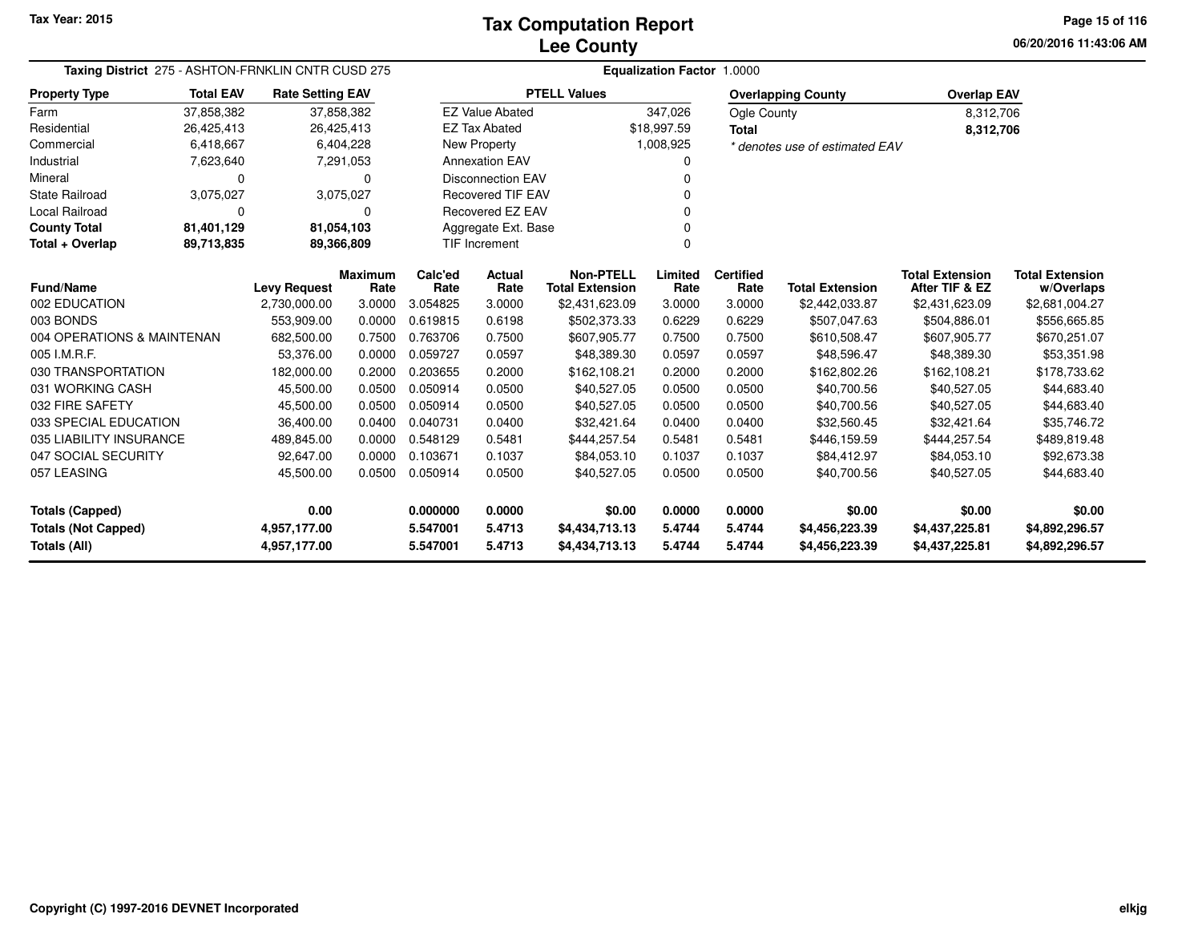Tax Year: 2015

# Tax Computation Report
## Lee County

06/20/2016 11:43:06 AM

**Taxing District** 275 - ASHTON-FRNKLIN CNTR CUSD 275

**Equalization Factor** 1.0000

| Property Type | Total EAV | Rate Setting EAV |
|---|---|---|
| Farm | 37,858,382 | 37,858,382 |
| Residential | 26,425,413 | 26,425,413 |
| Commercial | 6,418,667 | 6,404,228 |
| Industrial | 7,623,640 | 7,291,053 |
| Mineral | 0 | 0 |
| State Railroad | 3,075,027 | 3,075,027 |
| Local Railroad | 0 | 0 |
| **County Total** | **81,401,129** | **81,054,103** |
| **Total + Overlap** | **89,713,835** | **89,366,809** |

| PTELL Values | |
|---|---|
| EZ Value Abated | 347,026 |
| EZ Tax Abated | $18,997.59 |
| New Property | 1,008,925 |
| Annexation EAV | 0 |
| Disconnection EAV | 0 |
| Recovered TIF EAV | 0 |
| Recovered EZ EAV | 0 |
| Aggregate Ext. Base | 0 |
| TIF Increment | 0 |

| Overlapping County | Overlap EAV |
|---|---|
| Ogle County | 8,312,706 |
| **Total** | **8,312,706** |

*\* denotes use of estimated EAV*

| Fund/Name | Levy Request | Maximum Rate | Calc'ed Rate | Actual Rate | Non-PTELL Total Extension | Limited Rate | Certified Rate | Total Extension | Total Extension After TIF & EZ | Total Extension w/Overlaps |
|---|---|---|---|---|---|---|---|---|---|---|
| 002 EDUCATION | 2,730,000.00 | 3.0000 | 3.054825 | 3.0000 | $2,431,623.09 | 3.0000 | 3.0000 | $2,442,033.87 | $2,431,623.09 | $2,681,004.27 |
| 003 BONDS | 553,909.00 | 0.0000 | 0.619815 | 0.6198 | $502,373.33 | 0.6229 | 0.6229 | $507,047.63 | $504,886.01 | $556,665.85 |
| 004 OPERATIONS & MAINTENAN | 682,500.00 | 0.7500 | 0.763706 | 0.7500 | $607,905.77 | 0.7500 | 0.7500 | $610,508.47 | $607,905.77 | $670,251.07 |
| 005 I.M.R.F. | 53,376.00 | 0.0000 | 0.059727 | 0.0597 | $48,389.30 | 0.0597 | 0.0597 | $48,596.47 | $48,389.30 | $53,351.98 |
| 030 TRANSPORTATION | 182,000.00 | 0.2000 | 0.203655 | 0.2000 | $162,108.21 | 0.2000 | 0.2000 | $162,802.26 | $162,108.21 | $178,733.62 |
| 031 WORKING CASH | 45,500.00 | 0.0500 | 0.050914 | 0.0500 | $40,527.05 | 0.0500 | 0.0500 | $40,700.56 | $40,527.05 | $44,683.40 |
| 032 FIRE SAFETY | 45,500.00 | 0.0500 | 0.050914 | 0.0500 | $40,527.05 | 0.0500 | 0.0500 | $40,700.56 | $40,527.05 | $44,683.40 |
| 033 SPECIAL EDUCATION | 36,400.00 | 0.0400 | 0.040731 | 0.0400 | $32,421.64 | 0.0400 | 0.0400 | $32,560.45 | $32,421.64 | $35,746.72 |
| 035 LIABILITY INSURANCE | 489,845.00 | 0.0000 | 0.548129 | 0.5481 | $444,257.54 | 0.5481 | 0.5481 | $446,159.59 | $444,257.54 | $489,819.48 |
| 047 SOCIAL SECURITY | 92,647.00 | 0.0000 | 0.103671 | 0.1037 | $84,053.10 | 0.1037 | 0.1037 | $84,412.97 | $84,053.10 | $92,673.38 |
| 057 LEASING | 45,500.00 | 0.0500 | 0.050914 | 0.0500 | $40,527.05 | 0.0500 | 0.0500 | $40,700.56 | $40,527.05 | $44,683.40 |
| **Totals (Capped)** | **0.00** | | **0.000000** | **0.0000** | **$0.00** | **0.0000** | **0.0000** | **$0.00** | **$0.00** | **$0.00** |
| **Totals (Not Capped)** | **4,957,177.00** | | **5.547001** | **5.4713** | **$4,434,713.13** | **5.4744** | **5.4744** | **$4,456,223.39** | **$4,437,225.81** | **$4,892,296.57** |
| **Totals (All)** | **4,957,177.00** | | **5.547001** | **5.4713** | **$4,434,713.13** | **5.4744** | **5.4744** | **$4,456,223.39** | **$4,437,225.81** | **$4,892,296.57** |

Copyright (C) 1997-2016 DEVNET Incorporated

elkjg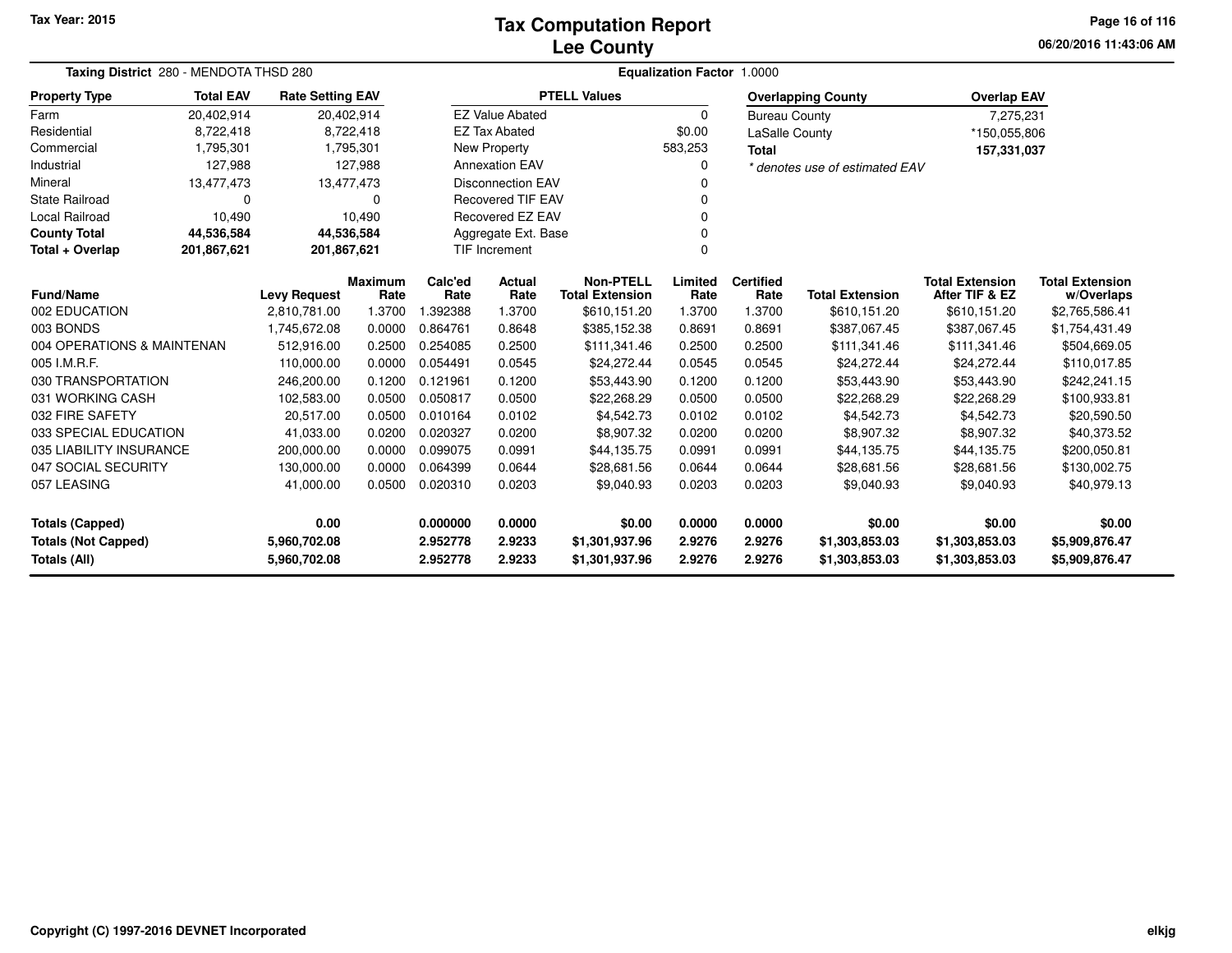# Tax Computation Report
## Lee County

Tax Year: 2015

06/20/2016 11:43:06 AM

**Taxing District** 280 - MENDOTA THSD 280

**Equalization Factor** 1.0000

| Property Type | Total EAV | Rate Setting EAV |
|---|---|---|
| Farm | 20,402,914 | 20,402,914 |
| Residential | 8,722,418 | 8,722,418 |
| Commercial | 1,795,301 | 1,795,301 |
| Industrial | 127,988 | 127,988 |
| Mineral | 13,477,473 | 13,477,473 |
| State Railroad | 0 | 0 |
| Local Railroad | 10,490 | 10,490 |
| **County Total** | **44,536,584** | **44,536,584** |
| **Total + Overlap** | **201,867,621** | **201,867,621** |

| PTELL Values | |
|---|---|
| EZ Value Abated | 0 |
| EZ Tax Abated | $0.00 |
| New Property | 583,253 |
| Annexation EAV | 0 |
| Disconnection EAV | 0 |
| Recovered TIF EAV | 0 |
| Recovered EZ EAV | 0 |
| Aggregate Ext. Base | 0 |
| TIF Increment | 0 |

| Overlapping County | Overlap EAV |
|---|---|
| Bureau County | 7,275,231 |
| LaSalle County | *150,055,806 |
| **Total** | **157,331,037** |

*\* denotes use of estimated EAV*

| Fund/Name | Levy Request | Maximum Rate | Calc'ed Rate | Actual Rate | Non-PTELL Total Extension | Limited Rate | Certified Rate | Total Extension | Total Extension After TIF & EZ | Total Extension w/Overlaps |
|---|---|---|---|---|---|---|---|---|---|---|
| 002 EDUCATION | 2,810,781.00 | 1.3700 | 1.392388 | 1.3700 | $610,151.20 | 1.3700 | 1.3700 | $610,151.20 | $610,151.20 | $2,765,586.41 |
| 003 BONDS | 1,745,672.08 | 0.0000 | 0.864761 | 0.8648 | $385,152.38 | 0.8691 | 0.8691 | $387,067.45 | $387,067.45 | $1,754,431.49 |
| 004 OPERATIONS & MAINTENAN | 512,916.00 | 0.2500 | 0.254085 | 0.2500 | $111,341.46 | 0.2500 | 0.2500 | $111,341.46 | $111,341.46 | $504,669.05 |
| 005 I.M.R.F. | 110,000.00 | 0.0000 | 0.054491 | 0.0545 | $24,272.44 | 0.0545 | 0.0545 | $24,272.44 | $24,272.44 | $110,017.85 |
| 030 TRANSPORTATION | 246,200.00 | 0.1200 | 0.121961 | 0.1200 | $53,443.90 | 0.1200 | 0.1200 | $53,443.90 | $53,443.90 | $242,241.15 |
| 031 WORKING CASH | 102,583.00 | 0.0500 | 0.050817 | 0.0500 | $22,268.29 | 0.0500 | 0.0500 | $22,268.29 | $22,268.29 | $100,933.81 |
| 032 FIRE SAFETY | 20,517.00 | 0.0500 | 0.010164 | 0.0102 | $4,542.73 | 0.0102 | 0.0102 | $4,542.73 | $4,542.73 | $20,590.50 |
| 033 SPECIAL EDUCATION | 41,033.00 | 0.0200 | 0.020327 | 0.0200 | $8,907.32 | 0.0200 | 0.0200 | $8,907.32 | $8,907.32 | $40,373.52 |
| 035 LIABILITY INSURANCE | 200,000.00 | 0.0000 | 0.099075 | 0.0991 | $44,135.75 | 0.0991 | 0.0991 | $44,135.75 | $44,135.75 | $200,050.81 |
| 047 SOCIAL SECURITY | 130,000.00 | 0.0000 | 0.064399 | 0.0644 | $28,681.56 | 0.0644 | 0.0644 | $28,681.56 | $28,681.56 | $130,002.75 |
| 057 LEASING | 41,000.00 | 0.0500 | 0.020310 | 0.0203 | $9,040.93 | 0.0203 | 0.0203 | $9,040.93 | $9,040.93 | $40,979.13 |
| **Totals (Capped)** | **0.00** | | **0.000000** | **0.0000** | **$0.00** | **0.0000** | **0.0000** | **$0.00** | **$0.00** | **$0.00** |
| **Totals (Not Capped)** | **5,960,702.08** | | **2.952778** | **2.9233** | **$1,301,937.96** | **2.9276** | **2.9276** | **$1,303,853.03** | **$1,303,853.03** | **$5,909,876.47** |
| **Totals (All)** | **5,960,702.08** | | **2.952778** | **2.9233** | **$1,301,937.96** | **2.9276** | **2.9276** | **$1,303,853.03** | **$1,303,853.03** | **$5,909,876.47** |

Copyright (C) 1997-2016 DEVNET Incorporated

elkjg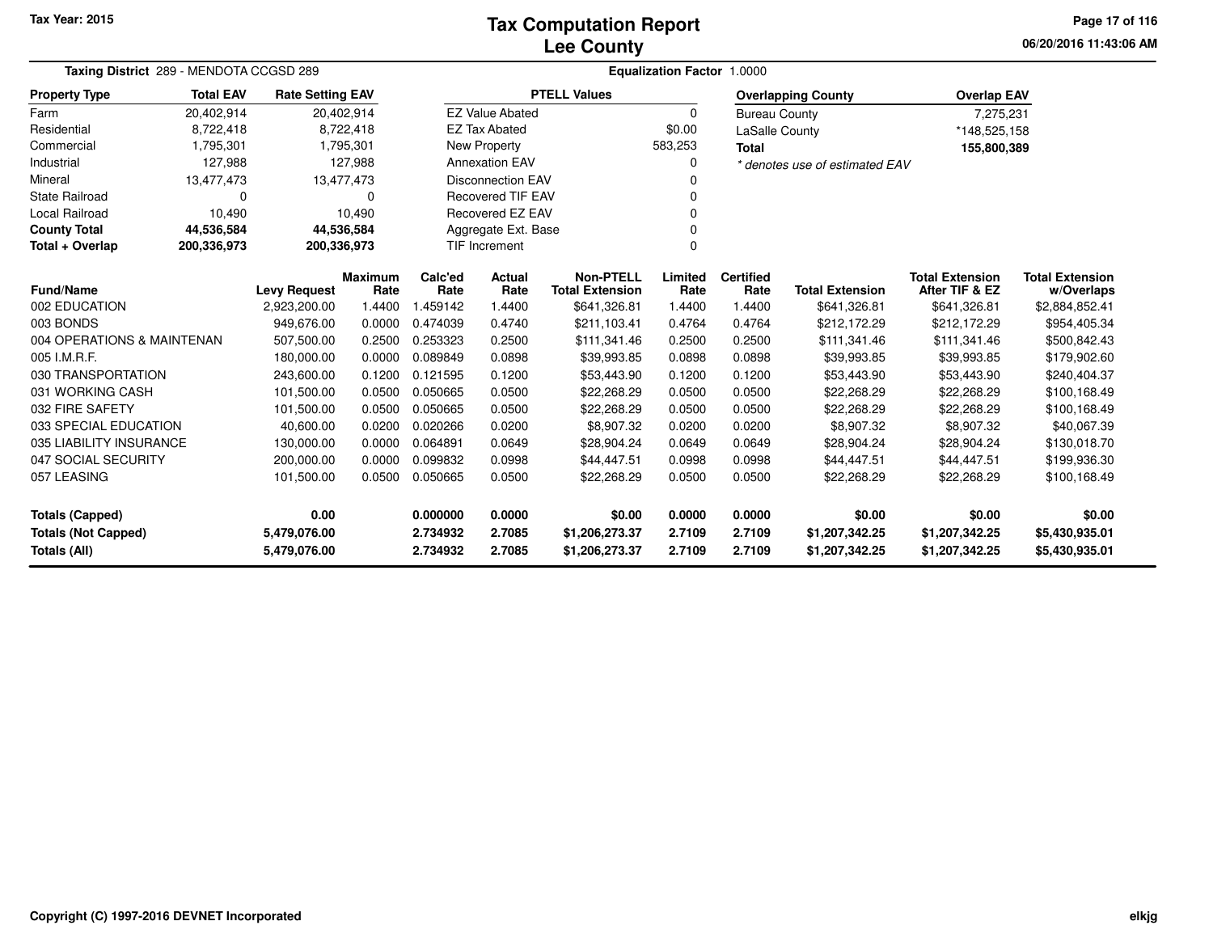# Tax Computation Report
## Lee County

Tax Year: 2015

06/20/2016 11:43:06 AM

**Taxing District** 289 - MENDOTA CCGSD 289

**Equalization Factor** 1.0000

| Property Type | Total EAV | Rate Setting EAV |
|---|---|---|
| Farm | 20,402,914 | 20,402,914 |
| Residential | 8,722,418 | 8,722,418 |
| Commercial | 1,795,301 | 1,795,301 |
| Industrial | 127,988 | 127,988 |
| Mineral | 13,477,473 | 13,477,473 |
| State Railroad | 0 | 0 |
| Local Railroad | 10,490 | 10,490 |
| **County Total** | **44,536,584** | **44,536,584** |
| **Total + Overlap** | **200,336,973** | **200,336,973** |

| PTELL Values | |
|---|---|
| EZ Value Abated | 0 |
| EZ Tax Abated | $0.00 |
| New Property | 583,253 |
| Annexation EAV | 0 |
| Disconnection EAV | 0 |
| Recovered TIF EAV | 0 |
| Recovered EZ EAV | 0 |
| Aggregate Ext. Base | 0 |
| TIF Increment | 0 |

| Overlapping County | Overlap EAV |
|---|---|
| Bureau County | 7,275,231 |
| LaSalle County | *148,525,158 |
| **Total** | **155,800,389** |

*\* denotes use of estimated EAV*

| Fund/Name | Levy Request | Maximum Rate | Calc'ed Rate | Actual Rate | Non-PTELL Total Extension | Limited Rate | Certified Rate | Total Extension | Total Extension After TIF & EZ | Total Extension w/Overlaps |
|---|---|---|---|---|---|---|---|---|---|---|
| 002 EDUCATION | 2,923,200.00 | 1.4400 | 1.459142 | 1.4400 | $641,326.81 | 1.4400 | 1.4400 | $641,326.81 | $641,326.81 | $2,884,852.41 |
| 003 BONDS | 949,676.00 | 0.0000 | 0.474039 | 0.4740 | $211,103.41 | 0.4764 | 0.4764 | $212,172.29 | $212,172.29 | $954,405.34 |
| 004 OPERATIONS & MAINTENAN | 507,500.00 | 0.2500 | 0.253323 | 0.2500 | $111,341.46 | 0.2500 | 0.2500 | $111,341.46 | $111,341.46 | $500,842.43 |
| 005 I.M.R.F. | 180,000.00 | 0.0000 | 0.089849 | 0.0898 | $39,993.85 | 0.0898 | 0.0898 | $39,993.85 | $39,993.85 | $179,902.60 |
| 030 TRANSPORTATION | 243,600.00 | 0.1200 | 0.121595 | 0.1200 | $53,443.90 | 0.1200 | 0.1200 | $53,443.90 | $53,443.90 | $240,404.37 |
| 031 WORKING CASH | 101,500.00 | 0.0500 | 0.050665 | 0.0500 | $22,268.29 | 0.0500 | 0.0500 | $22,268.29 | $22,268.29 | $100,168.49 |
| 032 FIRE SAFETY | 101,500.00 | 0.0500 | 0.050665 | 0.0500 | $22,268.29 | 0.0500 | 0.0500 | $22,268.29 | $22,268.29 | $100,168.49 |
| 033 SPECIAL EDUCATION | 40,600.00 | 0.0200 | 0.020266 | 0.0200 | $8,907.32 | 0.0200 | 0.0200 | $8,907.32 | $8,907.32 | $40,067.39 |
| 035 LIABILITY INSURANCE | 130,000.00 | 0.0000 | 0.064891 | 0.0649 | $28,904.24 | 0.0649 | 0.0649 | $28,904.24 | $28,904.24 | $130,018.70 |
| 047 SOCIAL SECURITY | 200,000.00 | 0.0000 | 0.099832 | 0.0998 | $44,447.51 | 0.0998 | 0.0998 | $44,447.51 | $44,447.51 | $199,936.30 |
| 057 LEASING | 101,500.00 | 0.0500 | 0.050665 | 0.0500 | $22,268.29 | 0.0500 | 0.0500 | $22,268.29 | $22,268.29 | $100,168.49 |
| **Totals (Capped)** | **0.00** | | **0.000000** | **0.0000** | **$0.00** | **0.0000** | **0.0000** | **$0.00** | **$0.00** | **$0.00** |
| **Totals (Not Capped)** | **5,479,076.00** | | **2.734932** | **2.7085** | **$1,206,273.37** | **2.7109** | **2.7109** | **$1,207,342.25** | **$1,207,342.25** | **$5,430,935.01** |
| **Totals (All)** | **5,479,076.00** | | **2.734932** | **2.7085** | **$1,206,273.37** | **2.7109** | **2.7109** | **$1,207,342.25** | **$1,207,342.25** | **$5,430,935.01** |

Copyright (C) 1997-2016 DEVNET Incorporated

elkjg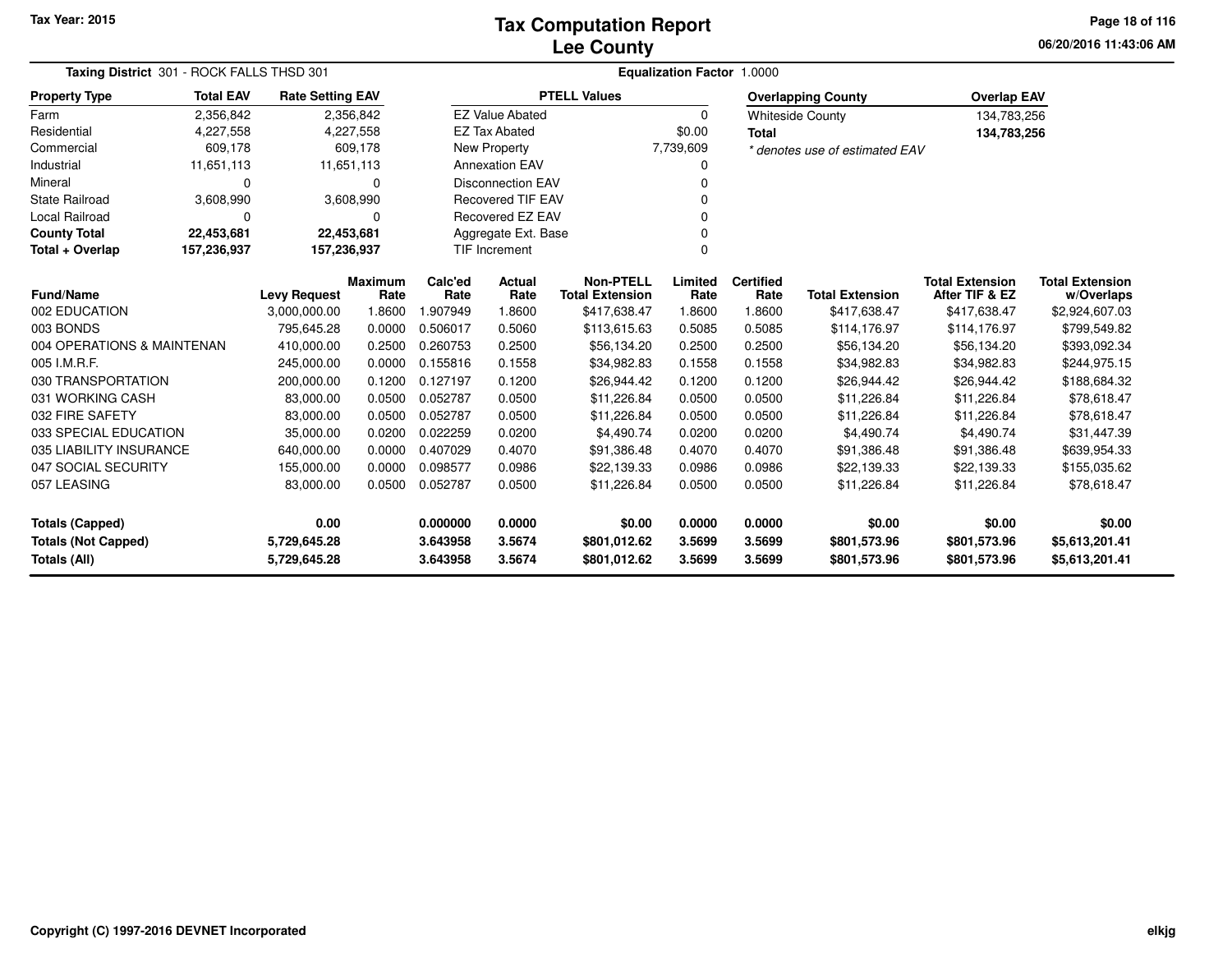**Tax Year: 2015**

# Tax Computation Report
## Lee County

06/20/2016 11:43:06 AM

**Taxing District** 301 - ROCK FALLS THSD 301 **Equalization Factor** 1.0000

| Property Type | Total EAV | Rate Setting EAV |
|---|---|---|
| Farm | 2,356,842 | 2,356,842 |
| Residential | 4,227,558 | 4,227,558 |
| Commercial | 609,178 | 609,178 |
| Industrial | 11,651,113 | 11,651,113 |
| Mineral | 0 | 0 |
| State Railroad | 3,608,990 | 3,608,990 |
| Local Railroad | 0 | 0 |
| **County Total** | **22,453,681** | **22,453,681** |
| **Total + Overlap** | **157,236,937** | **157,236,937** |

| PTELL Values | |
|---|---|
| EZ Value Abated | 0 |
| EZ Tax Abated | $0.00 |
| New Property | 7,739,609 |
| Annexation EAV | 0 |
| Disconnection EAV | 0 |
| Recovered TIF EAV | 0 |
| Recovered EZ EAV | 0 |
| Aggregate Ext. Base | 0 |
| TIF Increment | 0 |

| Overlapping County | Overlap EAV |
|---|---|
| Whiteside County | 134,783,256 |
| **Total** | **134,783,256** |

* denotes use of estimated EAV

| Fund/Name | Levy Request | Maximum Rate | Calc'ed Rate | Actual Rate | Non-PTELL Total Extension | Limited Rate | Certified Rate | Total Extension | Total Extension After TIF & EZ | Total Extension w/Overlaps |
|---|---|---|---|---|---|---|---|---|---|---|
| 002 EDUCATION | 3,000,000.00 | 1.8600 | 1.907949 | 1.8600 | $417,638.47 | 1.8600 | 1.8600 | $417,638.47 | $417,638.47 | $2,924,607.03 |
| 003 BONDS | 795,645.28 | 0.0000 | 0.506017 | 0.5060 | $113,615.63 | 0.5085 | 0.5085 | $114,176.97 | $114,176.97 | $799,549.82 |
| 004 OPERATIONS & MAINTENAN | 410,000.00 | 0.2500 | 0.260753 | 0.2500 | $56,134.20 | 0.2500 | 0.2500 | $56,134.20 | $56,134.20 | $393,092.34 |
| 005 I.M.R.F. | 245,000.00 | 0.0000 | 0.155816 | 0.1558 | $34,982.83 | 0.1558 | 0.1558 | $34,982.83 | $34,982.83 | $244,975.15 |
| 030 TRANSPORTATION | 200,000.00 | 0.1200 | 0.127197 | 0.1200 | $26,944.42 | 0.1200 | 0.1200 | $26,944.42 | $26,944.42 | $188,684.32 |
| 031 WORKING CASH | 83,000.00 | 0.0500 | 0.052787 | 0.0500 | $11,226.84 | 0.0500 | 0.0500 | $11,226.84 | $11,226.84 | $78,618.47 |
| 032 FIRE SAFETY | 83,000.00 | 0.0500 | 0.052787 | 0.0500 | $11,226.84 | 0.0500 | 0.0500 | $11,226.84 | $11,226.84 | $78,618.47 |
| 033 SPECIAL EDUCATION | 35,000.00 | 0.0200 | 0.022259 | 0.0200 | $4,490.74 | 0.0200 | 0.0200 | $4,490.74 | $4,490.74 | $31,447.39 |
| 035 LIABILITY INSURANCE | 640,000.00 | 0.0000 | 0.407029 | 0.4070 | $91,386.48 | 0.4070 | 0.4070 | $91,386.48 | $91,386.48 | $639,954.33 |
| 047 SOCIAL SECURITY | 155,000.00 | 0.0000 | 0.098577 | 0.0986 | $22,139.33 | 0.0986 | 0.0986 | $22,139.33 | $22,139.33 | $155,035.62 |
| 057 LEASING | 83,000.00 | 0.0500 | 0.052787 | 0.0500 | $11,226.84 | 0.0500 | 0.0500 | $11,226.84 | $11,226.84 | $78,618.47 |
| **Totals (Capped)** | **0.00** | | **0.000000** | **0.0000** | **$0.00** | **0.0000** | **0.0000** | **$0.00** | **$0.00** | **$0.00** |
| **Totals (Not Capped)** | **5,729,645.28** | | **3.643958** | **3.5674** | **$801,012.62** | **3.5699** | **3.5699** | **$801,573.96** | **$801,573.96** | **$5,613,201.41** |
| **Totals (All)** | **5,729,645.28** | | **3.643958** | **3.5674** | **$801,012.62** | **3.5699** | **3.5699** | **$801,573.96** | **$801,573.96** | **$5,613,201.41** |

**Copyright (C) 1997-2016 DEVNET Incorporated** elkjg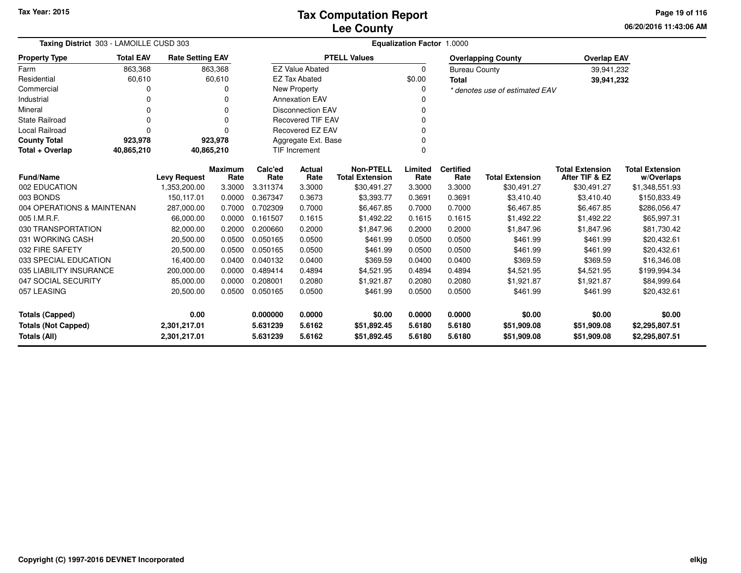# Tax Computation Report
# Lee County

Tax Year: 2015

06/20/2016 11:43:06 AM

**Taxing District** 303 - LAMOILLE CUSD 303

**Equalization Factor** 1.0000

| Property Type | Total EAV | Rate Setting EAV |
|---|---|---|
| Farm | 863,368 | 863,368 |
| Residential | 60,610 | 60,610 |
| Commercial | 0 | 0 |
| Industrial | 0 | 0 |
| Mineral | 0 | 0 |
| State Railroad | 0 | 0 |
| Local Railroad | 0 | 0 |
| **County Total** | **923,978** | **923,978** |
| **Total + Overlap** | **40,865,210** | **40,865,210** |

| PTELL Values | |
|---|---|
| EZ Value Abated | 0 |
| EZ Tax Abated | $0.00 |
| New Property | 0 |
| Annexation EAV | 0 |
| Disconnection EAV | 0 |
| Recovered TIF EAV | 0 |
| Recovered EZ EAV | 0 |
| Aggregate Ext. Base | 0 |
| TIF Increment | 0 |

| Overlapping County | Overlap EAV |
|---|---|
| Bureau County | 39,941,232 |
| **Total** | **39,941,232** |

*\* denotes use of estimated EAV*

| Fund/Name | Levy Request | Maximum Rate | Calc'ed Rate | Actual Rate | Non-PTELL Total Extension | Limited Rate | Certified Rate | Total Extension | Total Extension After TIF & EZ | Total Extension w/Overlaps |
|---|---|---|---|---|---|---|---|---|---|---|
| 002 EDUCATION | 1,353,200.00 | 3.3000 | 3.311374 | 3.3000 | $30,491.27 | 3.3000 | 3.3000 | $30,491.27 | $30,491.27 | $1,348,551.93 |
| 003 BONDS | 150,117.01 | 0.0000 | 0.367347 | 0.3673 | $3,393.77 | 0.3691 | 0.3691 | $3,410.40 | $3,410.40 | $150,833.49 |
| 004 OPERATIONS & MAINTENAN | 287,000.00 | 0.7000 | 0.702309 | 0.7000 | $6,467.85 | 0.7000 | 0.7000 | $6,467.85 | $6,467.85 | $286,056.47 |
| 005 I.M.R.F. | 66,000.00 | 0.0000 | 0.161507 | 0.1615 | $1,492.22 | 0.1615 | 0.1615 | $1,492.22 | $1,492.22 | $65,997.31 |
| 030 TRANSPORTATION | 82,000.00 | 0.2000 | 0.200660 | 0.2000 | $1,847.96 | 0.2000 | 0.2000 | $1,847.96 | $1,847.96 | $81,730.42 |
| 031 WORKING CASH | 20,500.00 | 0.0500 | 0.050165 | 0.0500 | $461.99 | 0.0500 | 0.0500 | $461.99 | $461.99 | $20,432.61 |
| 032 FIRE SAFETY | 20,500.00 | 0.0500 | 0.050165 | 0.0500 | $461.99 | 0.0500 | 0.0500 | $461.99 | $461.99 | $20,432.61 |
| 033 SPECIAL EDUCATION | 16,400.00 | 0.0400 | 0.040132 | 0.0400 | $369.59 | 0.0400 | 0.0400 | $369.59 | $369.59 | $16,346.08 |
| 035 LIABILITY INSURANCE | 200,000.00 | 0.0000 | 0.489414 | 0.4894 | $4,521.95 | 0.4894 | 0.4894 | $4,521.95 | $4,521.95 | $199,994.34 |
| 047 SOCIAL SECURITY | 85,000.00 | 0.0000 | 0.208001 | 0.2080 | $1,921.87 | 0.2080 | 0.2080 | $1,921.87 | $1,921.87 | $84,999.64 |
| 057 LEASING | 20,500.00 | 0.0500 | 0.050165 | 0.0500 | $461.99 | 0.0500 | 0.0500 | $461.99 | $461.99 | $20,432.61 |
| **Totals (Capped)** | **0.00** | | **0.000000** | **0.0000** | **$0.00** | **0.0000** | **0.0000** | **$0.00** | **$0.00** | **$0.00** |
| **Totals (Not Capped)** | **2,301,217.01** | | **5.631239** | **5.6162** | **$51,892.45** | **5.6180** | **5.6180** | **$51,909.08** | **$51,909.08** | **$2,295,807.51** |
| **Totals (All)** | **2,301,217.01** | | **5.631239** | **5.6162** | **$51,892.45** | **5.6180** | **5.6180** | **$51,909.08** | **$51,909.08** | **$2,295,807.51** |

Copyright (C) 1997-2016 DEVNET Incorporated

elkjg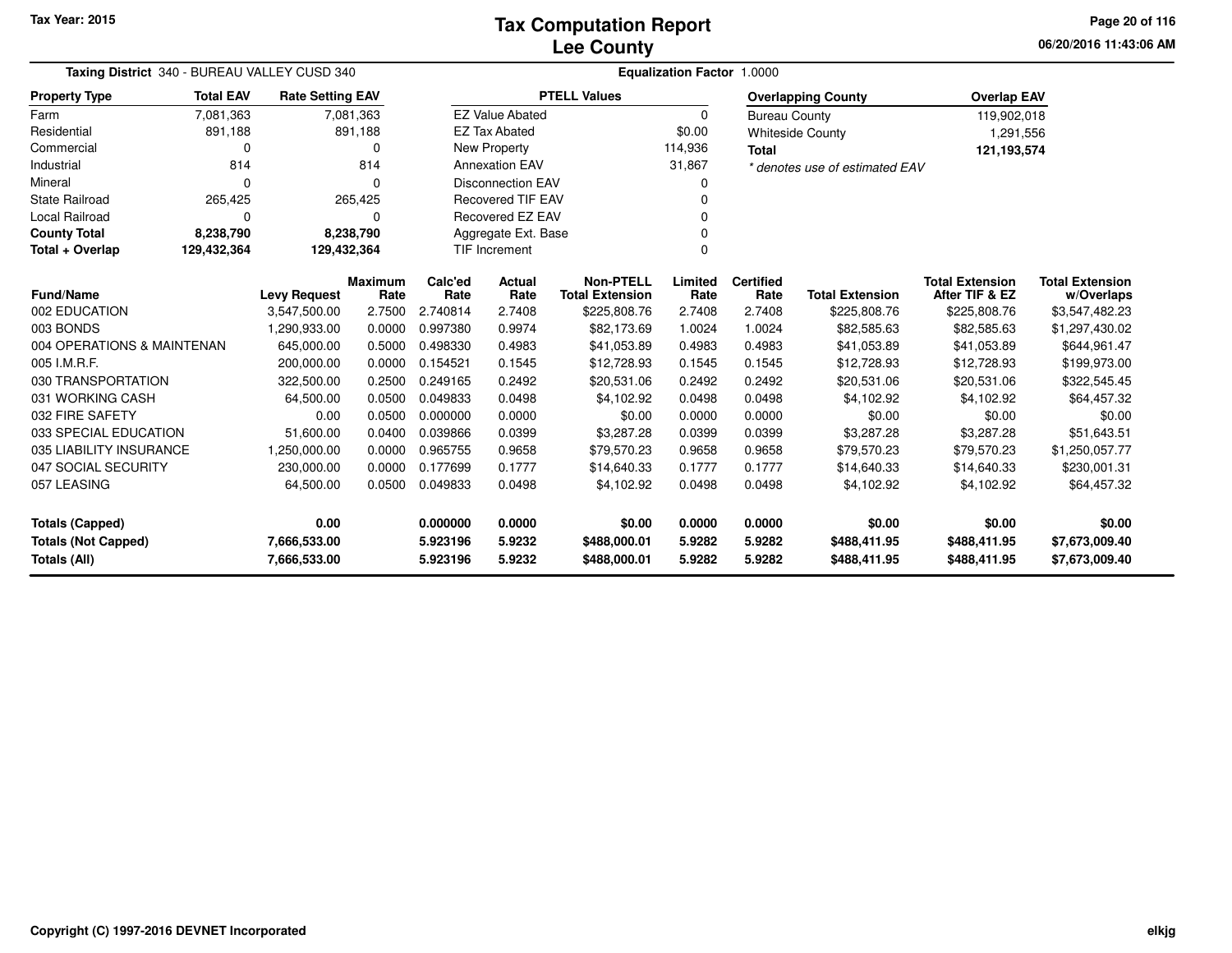Tax Year: 2015

# Tax Computation Report
## Lee County

06/20/2016 11:43:06 AM

**Taxing District** 340 - BUREAU VALLEY CUSD 340 | **Equalization Factor** 1.0000

| Property Type | Total EAV | Rate Setting EAV |
|---|---|---|
| Farm | 7,081,363 | 7,081,363 |
| Residential | 891,188 | 891,188 |
| Commercial | 0 | 0 |
| Industrial | 814 | 814 |
| Mineral | 0 | 0 |
| State Railroad | 265,425 | 265,425 |
| Local Railroad | 0 | 0 |
| **County Total** | **8,238,790** | **8,238,790** |
| **Total + Overlap** | **129,432,364** | **129,432,364** |

| PTELL Values | |
|---|---|
| EZ Value Abated | 0 |
| EZ Tax Abated | $0.00 |
| New Property | 114,936 |
| Annexation EAV | 31,867 |
| Disconnection EAV | 0 |
| Recovered TIF EAV | 0 |
| Recovered EZ EAV | 0 |
| Aggregate Ext. Base | 0 |
| TIF Increment | 0 |

| Overlapping County | Overlap EAV |
|---|---|
| Bureau County | 119,902,018 |
| Whiteside County | 1,291,556 |
| **Total** | **121,193,574** |

*\* denotes use of estimated EAV*

| Fund/Name | Levy Request | Maximum Rate | Calc'ed Rate | Actual Rate | Non-PTELL Total Extension | Limited Rate | Certified Rate | Total Extension | Total Extension After TIF & EZ | Total Extension w/Overlaps |
|---|---|---|---|---|---|---|---|---|---|---|
| 002 EDUCATION | 3,547,500.00 | 2.7500 | 2.740814 | 2.7408 | $225,808.76 | 2.7408 | 2.7408 | $225,808.76 | $225,808.76 | $3,547,482.23 |
| 003 BONDS | 1,290,933.00 | 0.0000 | 0.997380 | 0.9974 | $82,173.69 | 1.0024 | 1.0024 | $82,585.63 | $82,585.63 | $1,297,430.02 |
| 004 OPERATIONS & MAINTENAN | 645,000.00 | 0.5000 | 0.498330 | 0.4983 | $41,053.89 | 0.4983 | 0.4983 | $41,053.89 | $41,053.89 | $644,961.47 |
| 005 I.M.R.F. | 200,000.00 | 0.0000 | 0.154521 | 0.1545 | $12,728.93 | 0.1545 | 0.1545 | $12,728.93 | $12,728.93 | $199,973.00 |
| 030 TRANSPORTATION | 322,500.00 | 0.2500 | 0.249165 | 0.2492 | $20,531.06 | 0.2492 | 0.2492 | $20,531.06 | $20,531.06 | $322,545.45 |
| 031 WORKING CASH | 64,500.00 | 0.0500 | 0.049833 | 0.0498 | $4,102.92 | 0.0498 | 0.0498 | $4,102.92 | $4,102.92 | $64,457.32 |
| 032 FIRE SAFETY | 0.00 | 0.0500 | 0.000000 | 0.0000 | $0.00 | 0.0000 | 0.0000 | $0.00 | $0.00 | $0.00 |
| 033 SPECIAL EDUCATION | 51,600.00 | 0.0400 | 0.039866 | 0.0399 | $3,287.28 | 0.0399 | 0.0399 | $3,287.28 | $3,287.28 | $51,643.51 |
| 035 LIABILITY INSURANCE | 1,250,000.00 | 0.0000 | 0.965755 | 0.9658 | $79,570.23 | 0.9658 | 0.9658 | $79,570.23 | $79,570.23 | $1,250,057.77 |
| 047 SOCIAL SECURITY | 230,000.00 | 0.0000 | 0.177699 | 0.1777 | $14,640.33 | 0.1777 | 0.1777 | $14,640.33 | $14,640.33 | $230,001.31 |
| 057 LEASING | 64,500.00 | 0.0500 | 0.049833 | 0.0498 | $4,102.92 | 0.0498 | 0.0498 | $4,102.92 | $4,102.92 | $64,457.32 |
| **Totals (Capped)** | **0.00** | | **0.000000** | **0.0000** | **$0.00** | **0.0000** | **0.0000** | **$0.00** | **$0.00** | **$0.00** |
| **Totals (Not Capped)** | **7,666,533.00** | | **5.923196** | **5.9232** | **$488,000.01** | **5.9282** | **5.9282** | **$488,411.95** | **$488,411.95** | **$7,673,009.40** |
| **Totals (All)** | **7,666,533.00** | | **5.923196** | **5.9232** | **$488,000.01** | **5.9282** | **5.9282** | **$488,411.95** | **$488,411.95** | **$7,673,009.40** |

Copyright (C) 1997-2016 DEVNET Incorporated

elkjg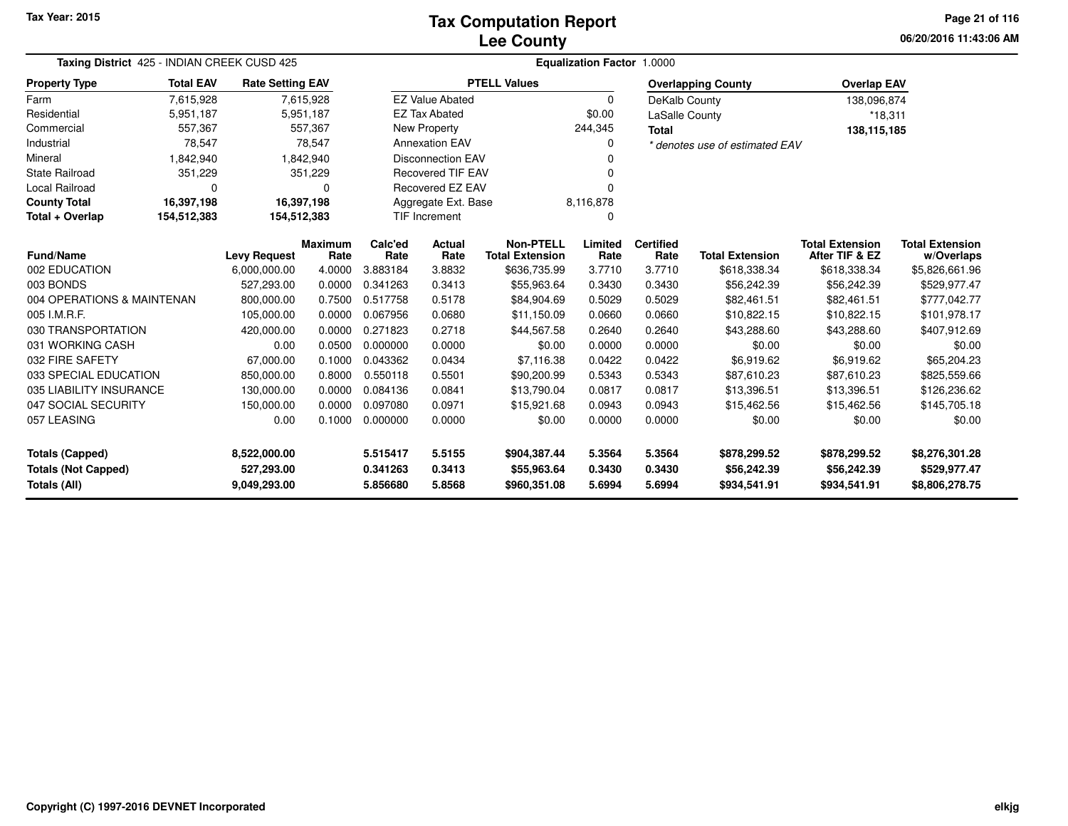# Tax Computation Report
## Lee County

Tax Year: 2015

06/20/2016 11:43:06 AM

**Taxing District** 425 - INDIAN CREEK CUSD 425

**Equalization Factor** 1.0000

| Property Type | Total EAV | Rate Setting EAV |
|---|---|---|
| Farm | 7,615,928 | 7,615,928 |
| Residential | 5,951,187 | 5,951,187 |
| Commercial | 557,367 | 557,367 |
| Industrial | 78,547 | 78,547 |
| Mineral | 1,842,940 | 1,842,940 |
| State Railroad | 351,229 | 351,229 |
| Local Railroad | 0 | 0 |
| **County Total** | **16,397,198** | **16,397,198** |
| **Total + Overlap** | **154,512,383** | **154,512,383** |

| PTELL Values | |
|---|---|
| EZ Value Abated | 0 |
| EZ Tax Abated | $0.00 |
| New Property | 244,345 |
| Annexation EAV | 0 |
| Disconnection EAV | 0 |
| Recovered TIF EAV | 0 |
| Recovered EZ EAV | 0 |
| Aggregate Ext. Base | 8,116,878 |
| TIF Increment | 0 |

| Overlapping County | Overlap EAV |
|---|---|
| DeKalb County | 138,096,874 |
| LaSalle County | *18,311 |
| **Total** | **138,115,185** |

*\* denotes use of estimated EAV*

| Fund/Name | Levy Request | Maximum Rate | Calc'ed Rate | Actual Rate | Non-PTELL Total Extension | Limited Rate | Certified Rate | Total Extension | Total Extension After TIF & EZ | Total Extension w/Overlaps |
|---|---|---|---|---|---|---|---|---|---|---|
| 002 EDUCATION | 6,000,000.00 | 4.0000 | 3.883184 | 3.8832 | $636,735.99 | 3.7710 | 3.7710 | $618,338.34 | $618,338.34 | $5,826,661.96 |
| 003 BONDS | 527,293.00 | 0.0000 | 0.341263 | 0.3413 | $55,963.64 | 0.3430 | 0.3430 | $56,242.39 | $56,242.39 | $529,977.47 |
| 004 OPERATIONS & MAINTENAN | 800,000.00 | 0.7500 | 0.517758 | 0.5178 | $84,904.69 | 0.5029 | 0.5029 | $82,461.51 | $82,461.51 | $777,042.77 |
| 005 I.M.R.F. | 105,000.00 | 0.0000 | 0.067956 | 0.0680 | $11,150.09 | 0.0660 | 0.0660 | $10,822.15 | $10,822.15 | $101,978.17 |
| 030 TRANSPORTATION | 420,000.00 | 0.0000 | 0.271823 | 0.2718 | $44,567.58 | 0.2640 | 0.2640 | $43,288.60 | $43,288.60 | $407,912.69 |
| 031 WORKING CASH | 0.00 | 0.0500 | 0.000000 | 0.0000 | $0.00 | 0.0000 | 0.0000 | $0.00 | $0.00 | $0.00 |
| 032 FIRE SAFETY | 67,000.00 | 0.1000 | 0.043362 | 0.0434 | $7,116.38 | 0.0422 | 0.0422 | $6,919.62 | $6,919.62 | $65,204.23 |
| 033 SPECIAL EDUCATION | 850,000.00 | 0.8000 | 0.550118 | 0.5501 | $90,200.99 | 0.5343 | 0.5343 | $87,610.23 | $87,610.23 | $825,559.66 |
| 035 LIABILITY INSURANCE | 130,000.00 | 0.0000 | 0.084136 | 0.0841 | $13,790.04 | 0.0817 | 0.0817 | $13,396.51 | $13,396.51 | $126,236.62 |
| 047 SOCIAL SECURITY | 150,000.00 | 0.0000 | 0.097080 | 0.0971 | $15,921.68 | 0.0943 | 0.0943 | $15,462.56 | $15,462.56 | $145,705.18 |
| 057 LEASING | 0.00 | 0.1000 | 0.000000 | 0.0000 | $0.00 | 0.0000 | 0.0000 | $0.00 | $0.00 | $0.00 |
| **Totals (Capped)** | **8,522,000.00** | | **5.515417** | **5.5155** | **$904,387.44** | **5.3564** | **5.3564** | **$878,299.52** | **$878,299.52** | **$8,276,301.28** |
| **Totals (Not Capped)** | **527,293.00** | | **0.341263** | **0.3413** | **$55,963.64** | **0.3430** | **0.3430** | **$56,242.39** | **$56,242.39** | **$529,977.47** |
| **Totals (All)** | **9,049,293.00** | | **5.856680** | **5.8568** | **$960,351.08** | **5.6994** | **5.6994** | **$934,541.91** | **$934,541.91** | **$8,806,278.75** |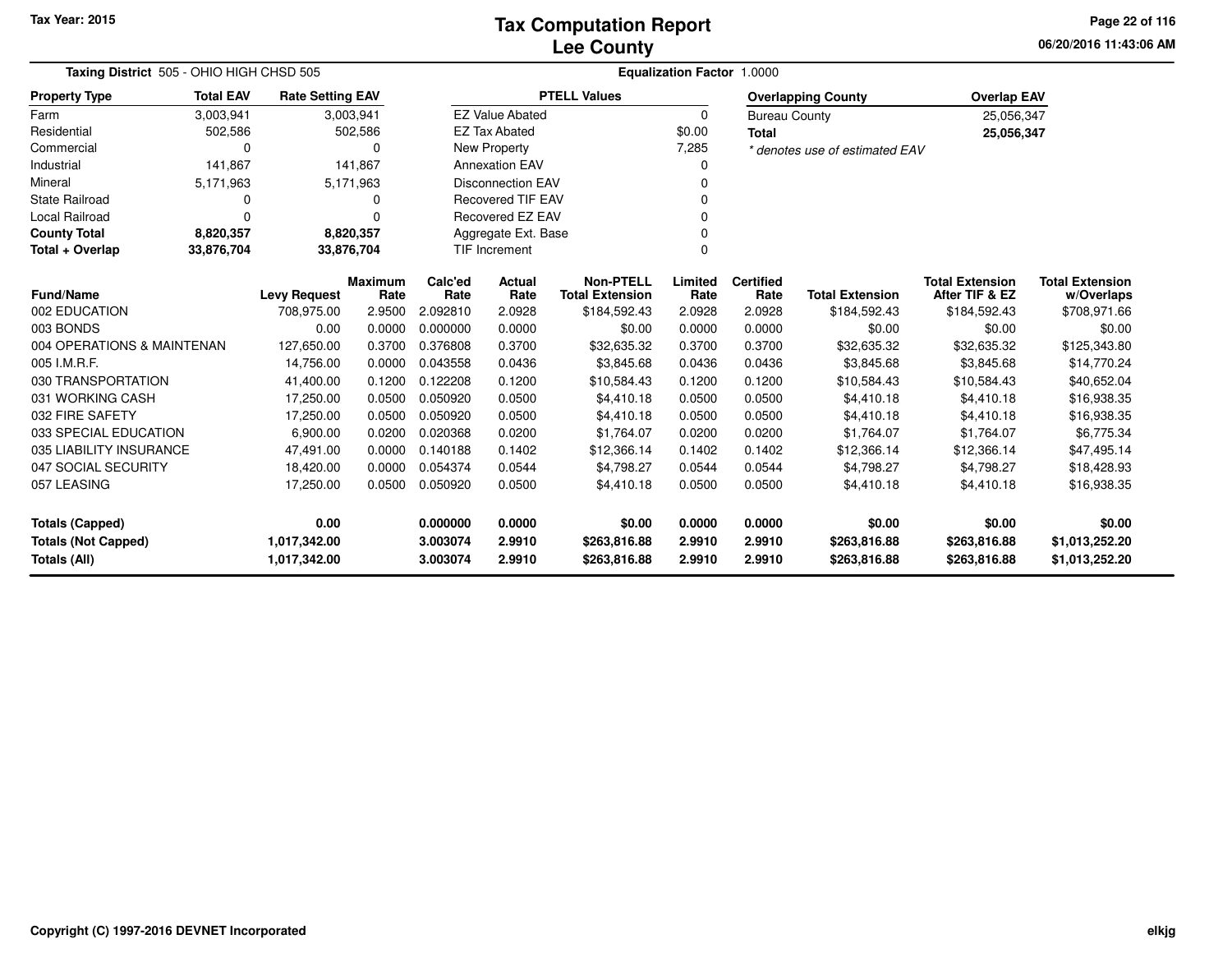Tax Year: 2015

# Tax Computation Report
## Lee County

**Taxing District** 505 - OHIO HIGH CHSD 505 **Equalization Factor** 1.0000

| Property Type | Total EAV | Rate Setting EAV |
|---|---|---|
| Farm | 3,003,941 | 3,003,941 |
| Residential | 502,586 | 502,586 |
| Commercial | 0 | 0 |
| Industrial | 141,867 | 141,867 |
| Mineral | 5,171,963 | 5,171,963 |
| State Railroad | 0 | 0 |
| Local Railroad | 0 | 0 |
| **County Total** | **8,820,357** | **8,820,357** |
| **Total + Overlap** | **33,876,704** | **33,876,704** |

| PTELL Values | |
|---|---|
| EZ Value Abated | 0 |
| EZ Tax Abated | $0.00 |
| New Property | 7,285 |
| Annexation EAV | 0 |
| Disconnection EAV | 0 |
| Recovered TIF EAV | 0 |
| Recovered EZ EAV | 0 |
| Aggregate Ext. Base | 0 |
| TIF Increment | 0 |

| Overlapping County | Overlap EAV |
|---|---|
| Bureau County | 25,056,347 |
| **Total** | **25,056,347** |

*\* denotes use of estimated EAV*

| Fund/Name | Levy Request | Maximum Rate | Calc'ed Rate | Actual Rate | Non-PTELL Total Extension | Limited Rate | Certified Rate | Total Extension | Total Extension After TIF & EZ | Total Extension w/Overlaps |
|---|---|---|---|---|---|---|---|---|---|---|
| 002 EDUCATION | 708,975.00 | 2.9500 | 2.092810 | 2.0928 | $184,592.43 | 2.0928 | 2.0928 | $184,592.43 | $184,592.43 | $708,971.66 |
| 003 BONDS | 0.00 | 0.0000 | 0.000000 | 0.0000 | $0.00 | 0.0000 | 0.0000 | $0.00 | $0.00 | $0.00 |
| 004 OPERATIONS & MAINTENAN | 127,650.00 | 0.3700 | 0.376808 | 0.3700 | $32,635.32 | 0.3700 | 0.3700 | $32,635.32 | $32,635.32 | $125,343.80 |
| 005 I.M.R.F. | 14,756.00 | 0.0000 | 0.043558 | 0.0436 | $3,845.68 | 0.0436 | 0.0436 | $3,845.68 | $3,845.68 | $14,770.24 |
| 030 TRANSPORTATION | 41,400.00 | 0.1200 | 0.122208 | 0.1200 | $10,584.43 | 0.1200 | 0.1200 | $10,584.43 | $10,584.43 | $40,652.04 |
| 031 WORKING CASH | 17,250.00 | 0.0500 | 0.050920 | 0.0500 | $4,410.18 | 0.0500 | 0.0500 | $4,410.18 | $4,410.18 | $16,938.35 |
| 032 FIRE SAFETY | 17,250.00 | 0.0500 | 0.050920 | 0.0500 | $4,410.18 | 0.0500 | 0.0500 | $4,410.18 | $4,410.18 | $16,938.35 |
| 033 SPECIAL EDUCATION | 6,900.00 | 0.0200 | 0.020368 | 0.0200 | $1,764.07 | 0.0200 | 0.0200 | $1,764.07 | $1,764.07 | $6,775.34 |
| 035 LIABILITY INSURANCE | 47,491.00 | 0.0000 | 0.140188 | 0.1402 | $12,366.14 | 0.1402 | 0.1402 | $12,366.14 | $12,366.14 | $47,495.14 |
| 047 SOCIAL SECURITY | 18,420.00 | 0.0000 | 0.054374 | 0.0544 | $4,798.27 | 0.0544 | 0.0544 | $4,798.27 | $4,798.27 | $18,428.93 |
| 057 LEASING | 17,250.00 | 0.0500 | 0.050920 | 0.0500 | $4,410.18 | 0.0500 | 0.0500 | $4,410.18 | $4,410.18 | $16,938.35 |
| **Totals (Capped)** | **0.00** | | **0.000000** | **0.0000** | **$0.00** | **0.0000** | **0.0000** | **$0.00** | **$0.00** | **$0.00** |
| **Totals (Not Capped)** | **1,017,342.00** | | **3.003074** | **2.9910** | **$263,816.88** | **2.9910** | **2.9910** | **$263,816.88** | **$263,816.88** | **$1,013,252.20** |
| **Totals (All)** | **1,017,342.00** | | **3.003074** | **2.9910** | **$263,816.88** | **2.9910** | **2.9910** | **$263,816.88** | **$263,816.88** | **$1,013,252.20** |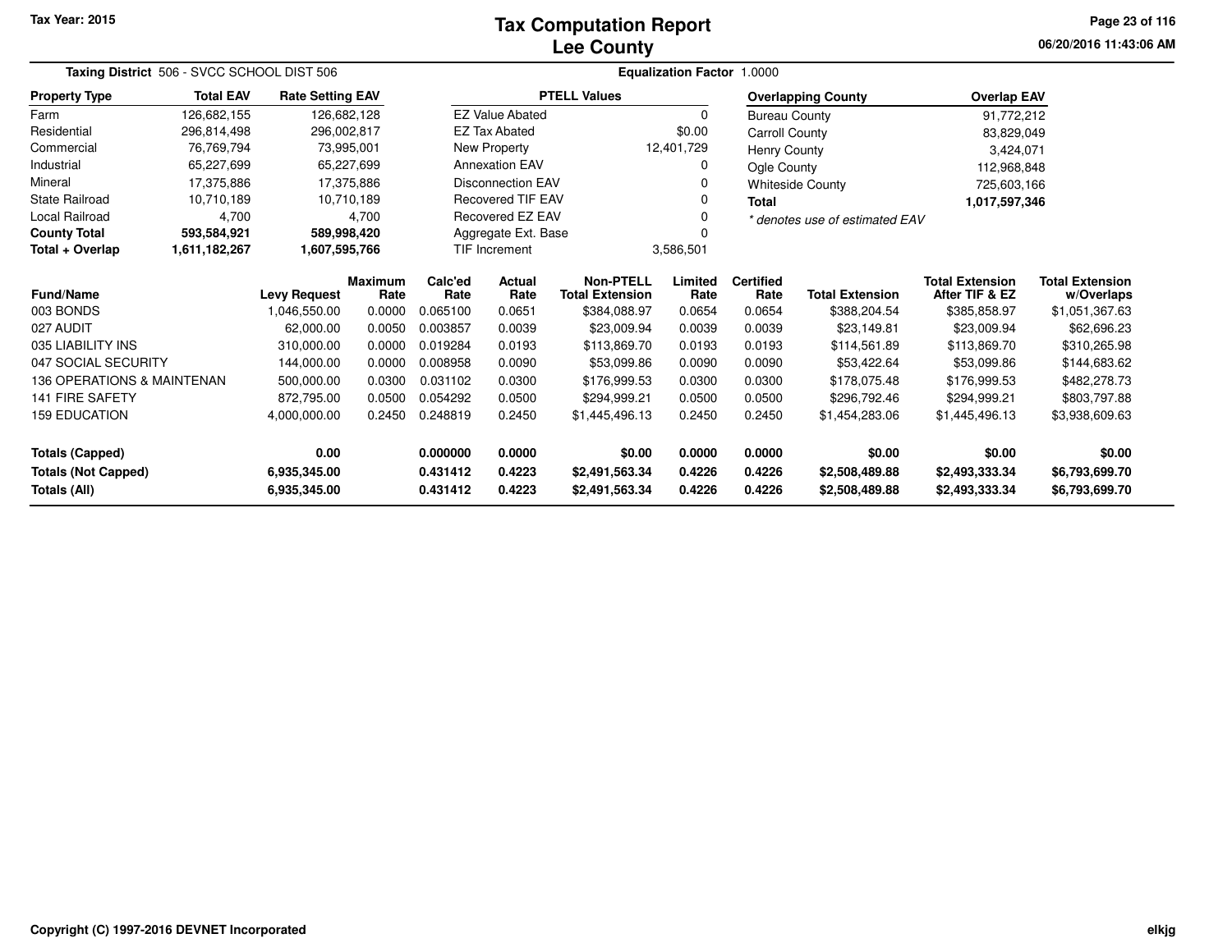# Tax Computation Report
# Lee County

Tax Year: 2015

06/20/2016 11:43:06 AM

**Taxing District** 506 - SVCC SCHOOL DIST 506

**Equalization Factor** 1.0000

| Property Type | Total EAV | Rate Setting EAV |
|---|---|---|
| Farm | 126,682,155 | 126,682,128 |
| Residential | 296,814,498 | 296,002,817 |
| Commercial | 76,769,794 | 73,995,001 |
| Industrial | 65,227,699 | 65,227,699 |
| Mineral | 17,375,886 | 17,375,886 |
| State Railroad | 10,710,189 | 10,710,189 |
| Local Railroad | 4,700 | 4,700 |
| **County Total** | **593,584,921** | **589,998,420** |
| **Total + Overlap** | **1,611,182,267** | **1,607,595,766** |

| PTELL Values | |
|---|---|
| EZ Value Abated | 0 |
| EZ Tax Abated | $0.00 |
| New Property | 12,401,729 |
| Annexation EAV | 0 |
| Disconnection EAV | 0 |
| Recovered TIF EAV | 0 |
| Recovered EZ EAV | 0 |
| Aggregate Ext. Base | 0 |
| TIF Increment | 3,586,501 |

| Overlapping County | Overlap EAV |
|---|---|
| Bureau County | 91,772,212 |
| Carroll County | 83,829,049 |
| Henry County | 3,424,071 |
| Ogle County | 112,968,848 |
| Whiteside County | 725,603,166 |
| **Total** | **1,017,597,346** |

*\* denotes use of estimated EAV*

| Fund/Name | Levy Request | Maximum Rate | Calc'ed Rate | Actual Rate | Non-PTELL Total Extension | Limited Rate | Certified Rate | Total Extension | Total Extension After TIF & EZ | Total Extension w/Overlaps |
|---|---|---|---|---|---|---|---|---|---|---|
| 003 BONDS | 1,046,550.00 | 0.0000 | 0.065100 | 0.0651 | $384,088.97 | 0.0654 | 0.0654 | $388,204.54 | $385,858.97 | $1,051,367.63 |
| 027 AUDIT | 62,000.00 | 0.0050 | 0.003857 | 0.0039 | $23,009.94 | 0.0039 | 0.0039 | $23,149.81 | $23,009.94 | $62,696.23 |
| 035 LIABILITY INS | 310,000.00 | 0.0000 | 0.019284 | 0.0193 | $113,869.70 | 0.0193 | 0.0193 | $114,561.89 | $113,869.70 | $310,265.98 |
| 047 SOCIAL SECURITY | 144,000.00 | 0.0000 | 0.008958 | 0.0090 | $53,099.86 | 0.0090 | 0.0090 | $53,422.64 | $53,099.86 | $144,683.62 |
| 136 OPERATIONS & MAINTENAN | 500,000.00 | 0.0300 | 0.031102 | 0.0300 | $176,999.53 | 0.0300 | 0.0300 | $178,075.48 | $176,999.53 | $482,278.73 |
| 141 FIRE SAFETY | 872,795.00 | 0.0500 | 0.054292 | 0.0500 | $294,999.21 | 0.0500 | 0.0500 | $296,792.46 | $294,999.21 | $803,797.88 |
| 159 EDUCATION | 4,000,000.00 | 0.2450 | 0.248819 | 0.2450 | $1,445,496.13 | 0.2450 | 0.2450 | $1,454,283.06 | $1,445,496.13 | $3,938,609.63 |
| **Totals (Capped)** | **0.00** | | **0.000000** | **0.0000** | **$0.00** | **0.0000** | **0.0000** | **$0.00** | **$0.00** | **$0.00** |
| **Totals (Not Capped)** | **6,935,345.00** | | **0.431412** | **0.4223** | **$2,491,563.34** | **0.4226** | **0.4226** | **$2,508,489.88** | **$2,493,333.34** | **$6,793,699.70** |
| **Totals (All)** | **6,935,345.00** | | **0.431412** | **0.4223** | **$2,491,563.34** | **0.4226** | **0.4226** | **$2,508,489.88** | **$2,493,333.34** | **$6,793,699.70** |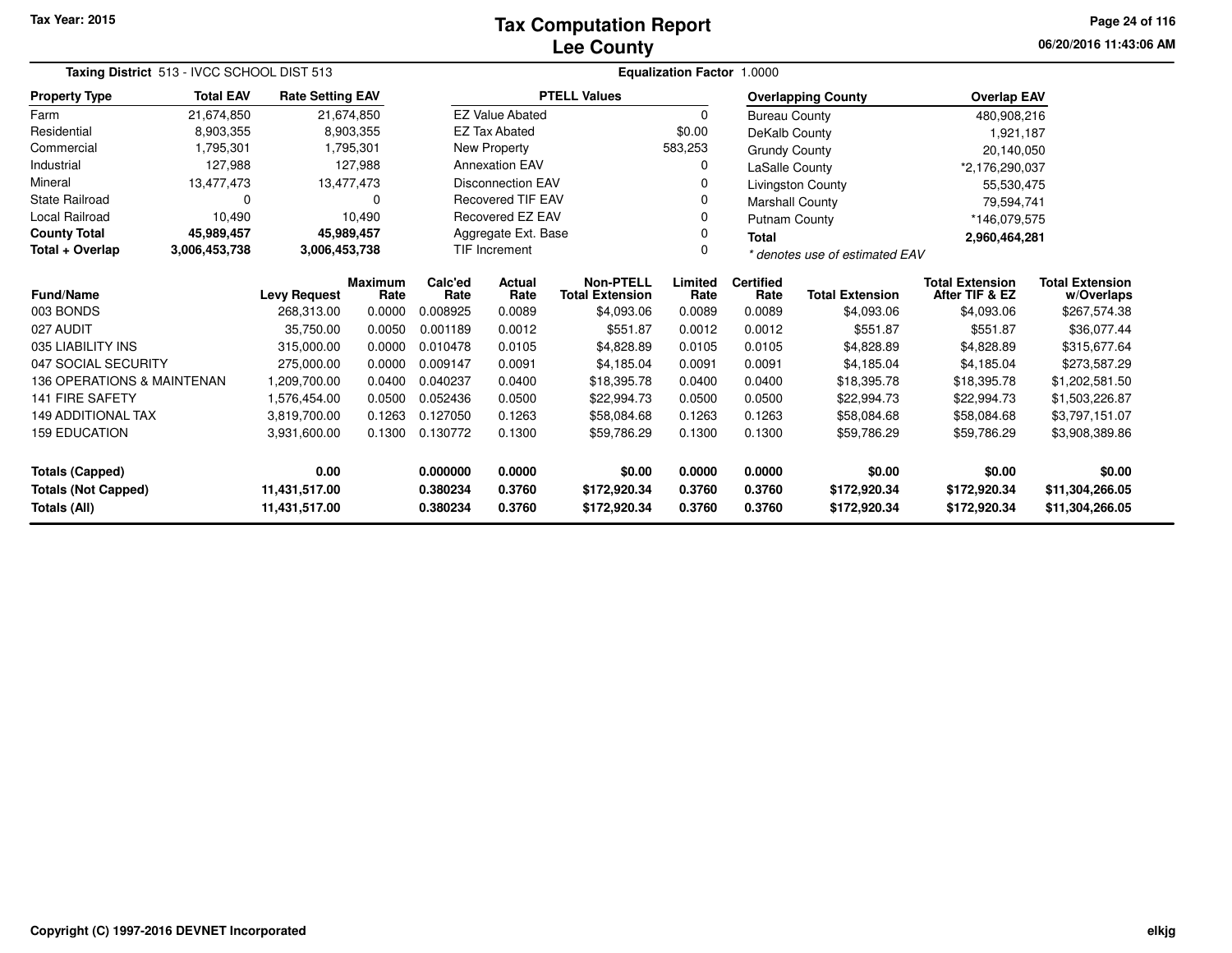# Tax Computation Report
## Lee County

Tax Year: 2015

06/20/2016 11:43:06 AM

**Taxing District** 513 - IVCC SCHOOL DIST 513

**Equalization Factor** 1.0000

| Property Type | Total EAV | Rate Setting EAV |
|---|---|---|
| Farm | 21,674,850 | 21,674,850 |
| Residential | 8,903,355 | 8,903,355 |
| Commercial | 1,795,301 | 1,795,301 |
| Industrial | 127,988 | 127,988 |
| Mineral | 13,477,473 | 13,477,473 |
| State Railroad | 0 | 0 |
| Local Railroad | 10,490 | 10,490 |
| **County Total** | **45,989,457** | **45,989,457** |
| **Total + Overlap** | **3,006,453,738** | **3,006,453,738** |

| PTELL Values | |
|---|---|
| EZ Value Abated | 0 |
| EZ Tax Abated | $0.00 |
| New Property | 583,253 |
| Annexation EAV | 0 |
| Disconnection EAV | 0 |
| Recovered TIF EAV | 0 |
| Recovered EZ EAV | 0 |
| Aggregate Ext. Base | 0 |
| TIF Increment | 0 |

| Overlapping County | Overlap EAV |
|---|---|
| Bureau County | 480,908,216 |
| DeKalb County | 1,921,187 |
| Grundy County | 20,140,050 |
| LaSalle County | *2,176,290,037 |
| Livingston County | 55,530,475 |
| Marshall County | 79,594,741 |
| Putnam County | *146,079,575 |
| **Total** | **2,960,464,281** |

*\* denotes use of estimated EAV*

| Fund/Name | Levy Request | Maximum Rate | Calc'ed Rate | Actual Rate | Non-PTELL Total Extension | Limited Rate | Certified Rate | Total Extension | Total Extension After TIF & EZ | Total Extension w/Overlaps |
|---|---|---|---|---|---|---|---|---|---|---|
| 003 BONDS | 268,313.00 | 0.0000 | 0.008925 | 0.0089 | $4,093.06 | 0.0089 | 0.0089 | $4,093.06 | $4,093.06 | $267,574.38 |
| 027 AUDIT | 35,750.00 | 0.0050 | 0.001189 | 0.0012 | $551.87 | 0.0012 | 0.0012 | $551.87 | $551.87 | $36,077.44 |
| 035 LIABILITY INS | 315,000.00 | 0.0000 | 0.010478 | 0.0105 | $4,828.89 | 0.0105 | 0.0105 | $4,828.89 | $4,828.89 | $315,677.64 |
| 047 SOCIAL SECURITY | 275,000.00 | 0.0000 | 0.009147 | 0.0091 | $4,185.04 | 0.0091 | 0.0091 | $4,185.04 | $4,185.04 | $273,587.29 |
| 136 OPERATIONS & MAINTENAN | 1,209,700.00 | 0.0400 | 0.040237 | 0.0400 | $18,395.78 | 0.0400 | 0.0400 | $18,395.78 | $18,395.78 | $1,202,581.50 |
| 141 FIRE SAFETY | 1,576,454.00 | 0.0500 | 0.052436 | 0.0500 | $22,994.73 | 0.0500 | 0.0500 | $22,994.73 | $22,994.73 | $1,503,226.87 |
| 149 ADDITIONAL TAX | 3,819,700.00 | 0.1263 | 0.127050 | 0.1263 | $58,084.68 | 0.1263 | 0.1263 | $58,084.68 | $58,084.68 | $3,797,151.07 |
| 159 EDUCATION | 3,931,600.00 | 0.1300 | 0.130772 | 0.1300 | $59,786.29 | 0.1300 | 0.1300 | $59,786.29 | $59,786.29 | $3,908,389.86 |
| **Totals (Capped)** | **0.00** | | **0.000000** | **0.0000** | **$0.00** | **0.0000** | **0.0000** | **$0.00** | **$0.00** | **$0.00** |
| **Totals (Not Capped)** | **11,431,517.00** | | **0.380234** | **0.3760** | **$172,920.34** | **0.3760** | **0.3760** | **$172,920.34** | **$172,920.34** | **$11,304,266.05** |
| **Totals (All)** | **11,431,517.00** | | **0.380234** | **0.3760** | **$172,920.34** | **0.3760** | **0.3760** | **$172,920.34** | **$172,920.34** | **$11,304,266.05** |

Copyright (C) 1997-2016 DEVNET Incorporated

elkjg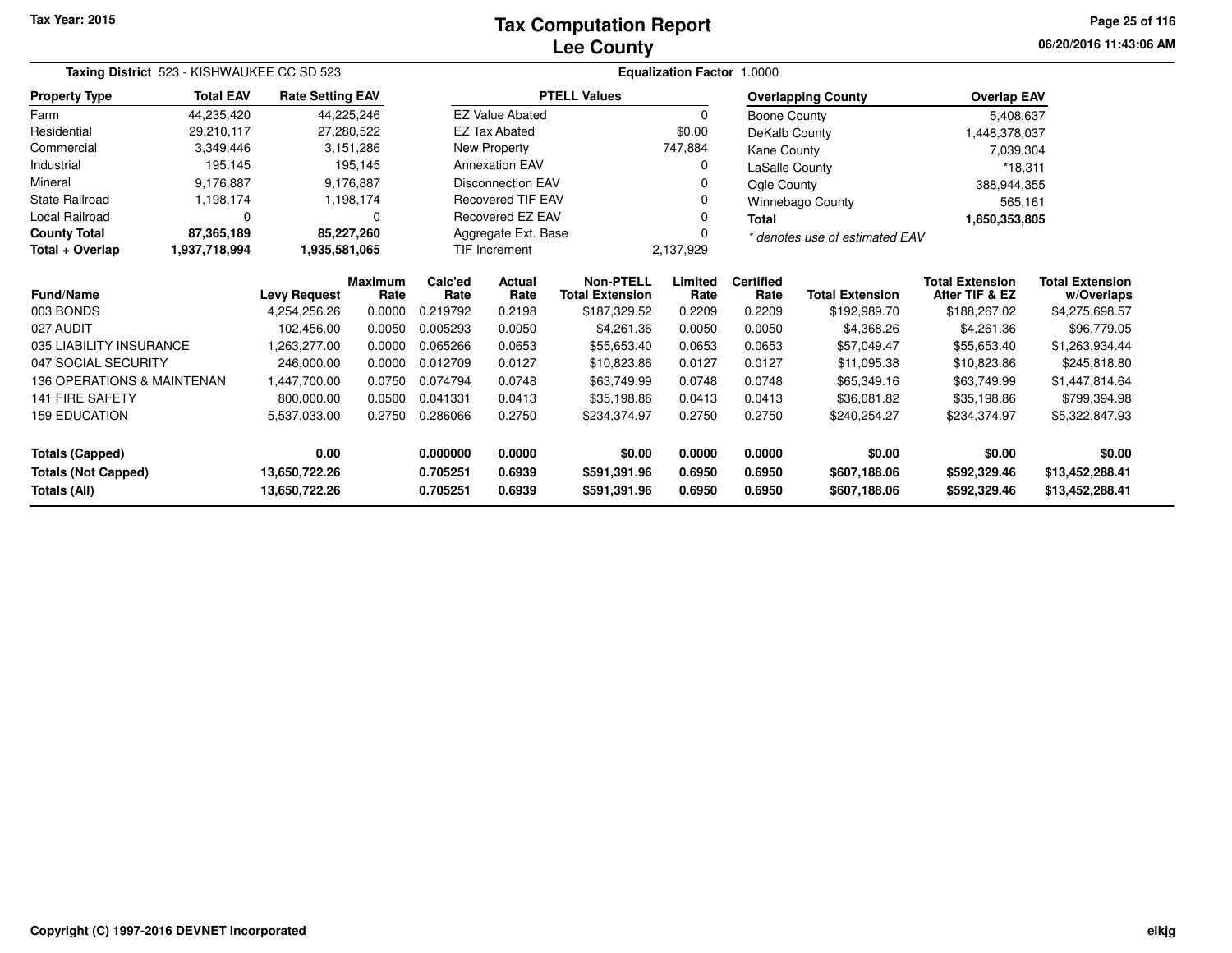**Tax Year: 2015**

# Tax Computation Report
## Lee County

06/20/2016 11:43:06 AM

**Taxing District** 523 - KISHWAUKEE CC SD 523 **Equalization Factor** 1.0000

| Property Type | Total EAV | Rate Setting EAV |
|---|---|---|
| Farm | 44,235,420 | 44,225,246 |
| Residential | 29,210,117 | 27,280,522 |
| Commercial | 3,349,446 | 3,151,286 |
| Industrial | 195,145 | 195,145 |
| Mineral | 9,176,887 | 9,176,887 |
| State Railroad | 1,198,174 | 1,198,174 |
| Local Railroad | 0 | 0 |
| **County Total** | **87,365,189** | **85,227,260** |
| **Total + Overlap** | **1,937,718,994** | **1,935,581,065** |

| PTELL Values | |
|---|---|
| EZ Value Abated | 0 |
| EZ Tax Abated | $0.00 |
| New Property | 747,884 |
| Annexation EAV | 0 |
| Disconnection EAV | 0 |
| Recovered TIF EAV | 0 |
| Recovered EZ EAV | 0 |
| Aggregate Ext. Base | 0 |
| TIF Increment | 2,137,929 |

| Overlapping County | Overlap EAV |
|---|---|
| Boone County | 5,408,637 |
| DeKalb County | 1,448,378,037 |
| Kane County | 7,039,304 |
| LaSalle County | *18,311 |
| Ogle County | 388,944,355 |
| Winnebago County | 565,161 |
| **Total** | **1,850,353,805** |

*\* denotes use of estimated EAV*

| Fund/Name | Levy Request | Maximum Rate | Calc'ed Rate | Actual Rate | Non-PTELL Total Extension | Limited Rate | Certified Rate | Total Extension | Total Extension After TIF & EZ | Total Extension w/Overlaps |
|---|---|---|---|---|---|---|---|---|---|---|
| 003 BONDS | 4,254,256.26 | 0.0000 | 0.219792 | 0.2198 | $187,329.52 | 0.2209 | 0.2209 | $192,989.70 | $188,267.02 | $4,275,698.57 |
| 027 AUDIT | 102,456.00 | 0.0050 | 0.005293 | 0.0050 | $4,261.36 | 0.0050 | 0.0050 | $4,368.26 | $4,261.36 | $96,779.05 |
| 035 LIABILITY INSURANCE | 1,263,277.00 | 0.0000 | 0.065266 | 0.0653 | $55,653.40 | 0.0653 | 0.0653 | $57,049.47 | $55,653.40 | $1,263,934.44 |
| 047 SOCIAL SECURITY | 246,000.00 | 0.0000 | 0.012709 | 0.0127 | $10,823.86 | 0.0127 | 0.0127 | $11,095.38 | $10,823.86 | $245,818.80 |
| 136 OPERATIONS & MAINTENAN | 1,447,700.00 | 0.0750 | 0.074794 | 0.0748 | $63,749.99 | 0.0748 | 0.0748 | $65,349.16 | $63,749.99 | $1,447,814.64 |
| 141 FIRE SAFETY | 800,000.00 | 0.0500 | 0.041331 | 0.0413 | $35,198.86 | 0.0413 | 0.0413 | $36,081.82 | $35,198.86 | $799,394.98 |
| 159 EDUCATION | 5,537,033.00 | 0.2750 | 0.286066 | 0.2750 | $234,374.97 | 0.2750 | 0.2750 | $240,254.27 | $234,374.97 | $5,322,847.93 |
| **Totals (Capped)** | **0.00** | | **0.000000** | **0.0000** | **$0.00** | **0.0000** | **0.0000** | **$0.00** | **$0.00** | **$0.00** |
| **Totals (Not Capped)** | **13,650,722.26** | | **0.705251** | **0.6939** | **$591,391.96** | **0.6950** | **0.6950** | **$607,188.06** | **$592,329.46** | **$13,452,288.41** |
| **Totals (All)** | **13,650,722.26** | | **0.705251** | **0.6939** | **$591,391.96** | **0.6950** | **0.6950** | **$607,188.06** | **$592,329.46** | **$13,452,288.41** |

Copyright (C) 1997-2016 DEVNET Incorporated

elkjg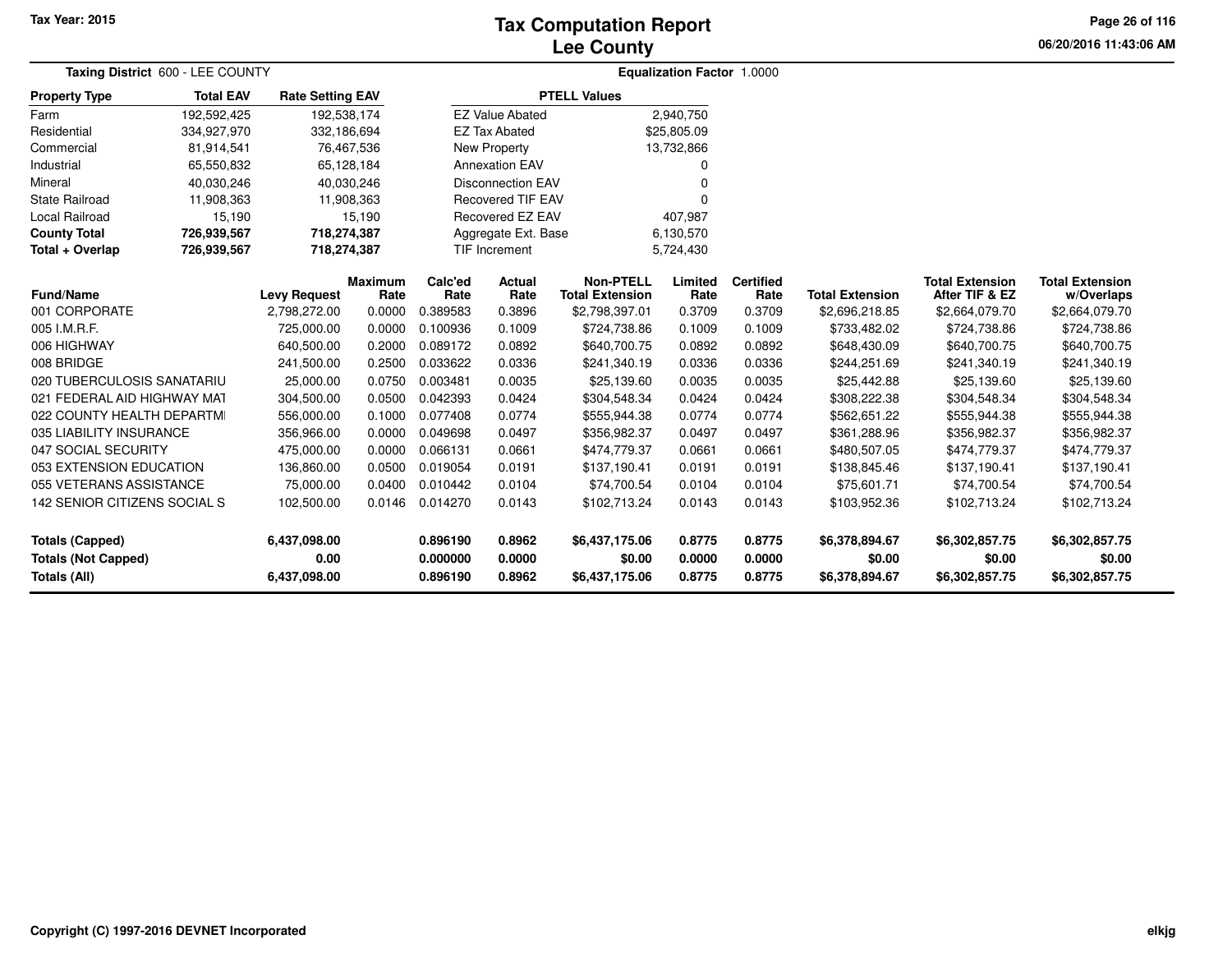# Tax Computation Report
## Lee County

Tax Year: 2015

06/20/2016 11:43:06 AM

**Taxing District** 600 - LEE COUNTY

**Equalization Factor** 1.0000

| Property Type | Total EAV | Rate Setting EAV |
|---|---|---|
| Farm | 192,592,425 | 192,538,174 |
| Residential | 334,927,970 | 332,186,694 |
| Commercial | 81,914,541 | 76,467,536 |
| Industrial | 65,550,832 | 65,128,184 |
| Mineral | 40,030,246 | 40,030,246 |
| State Railroad | 11,908,363 | 11,908,363 |
| Local Railroad | 15,190 | 15,190 |
| **County Total** | **726,939,567** | **718,274,387** |
| **Total + Overlap** | **726,939,567** | **718,274,387** |

| PTELL Values | |
|---|---|
| EZ Value Abated | 2,940,750 |
| EZ Tax Abated | $25,805.09 |
| New Property | 13,732,866 |
| Annexation EAV | 0 |
| Disconnection EAV | 0 |
| Recovered TIF EAV | 0 |
| Recovered EZ EAV | 407,987 |
| Aggregate Ext. Base | 6,130,570 |
| TIF Increment | 5,724,430 |

| Fund/Name | Levy Request | Maximum Rate | Calc'ed Rate | Actual Rate | Non-PTELL Total Extension | Limited Rate | Certified Rate | Total Extension | Total Extension After TIF & EZ | Total Extension w/Overlaps |
|---|---|---|---|---|---|---|---|---|---|---|
| 001 CORPORATE | 2,798,272.00 | 0.0000 | 0.389583 | 0.3896 | $2,798,397.01 | 0.3709 | 0.3709 | $2,696,218.85 | $2,664,079.70 | $2,664,079.70 |
| 005 I.M.R.F. | 725,000.00 | 0.0000 | 0.100936 | 0.1009 | $724,738.86 | 0.1009 | 0.1009 | $733,482.02 | $724,738.86 | $724,738.86 |
| 006 HIGHWAY | 640,500.00 | 0.2000 | 0.089172 | 0.0892 | $640,700.75 | 0.0892 | 0.0892 | $648,430.09 | $640,700.75 | $640,700.75 |
| 008 BRIDGE | 241,500.00 | 0.2500 | 0.033622 | 0.0336 | $241,340.19 | 0.0336 | 0.0336 | $244,251.69 | $241,340.19 | $241,340.19 |
| 020 TUBERCULOSIS SANATARIU | 25,000.00 | 0.0750 | 0.003481 | 0.0035 | $25,139.60 | 0.0035 | 0.0035 | $25,442.88 | $25,139.60 | $25,139.60 |
| 021 FEDERAL AID HIGHWAY MAT | 304,500.00 | 0.0500 | 0.042393 | 0.0424 | $304,548.34 | 0.0424 | 0.0424 | $308,222.38 | $304,548.34 | $304,548.34 |
| 022 COUNTY HEALTH DEPARTMI | 556,000.00 | 0.1000 | 0.077408 | 0.0774 | $555,944.38 | 0.0774 | 0.0774 | $562,651.22 | $555,944.38 | $555,944.38 |
| 035 LIABILITY INSURANCE | 356,966.00 | 0.0000 | 0.049698 | 0.0497 | $356,982.37 | 0.0497 | 0.0497 | $361,288.96 | $356,982.37 | $356,982.37 |
| 047 SOCIAL SECURITY | 475,000.00 | 0.0000 | 0.066131 | 0.0661 | $474,779.37 | 0.0661 | 0.0661 | $480,507.05 | $474,779.37 | $474,779.37 |
| 053 EXTENSION EDUCATION | 136,860.00 | 0.0500 | 0.019054 | 0.0191 | $137,190.41 | 0.0191 | 0.0191 | $138,845.46 | $137,190.41 | $137,190.41 |
| 055 VETERANS ASSISTANCE | 75,000.00 | 0.0400 | 0.010442 | 0.0104 | $74,700.54 | 0.0104 | 0.0104 | $75,601.71 | $74,700.54 | $74,700.54 |
| 142 SENIOR CITIZENS SOCIAL S | 102,500.00 | 0.0146 | 0.014270 | 0.0143 | $102,713.24 | 0.0143 | 0.0143 | $103,952.36 | $102,713.24 | $102,713.24 |
| **Totals (Capped)** | **6,437,098.00** | | **0.896190** | **0.8962** | **$6,437,175.06** | **0.8775** | **0.8775** | **$6,378,894.67** | **$6,302,857.75** | **$6,302,857.75** |
| **Totals (Not Capped)** | **0.00** | | **0.000000** | **0.0000** | **$0.00** | **0.0000** | **0.0000** | **$0.00** | **$0.00** | **$0.00** |
| **Totals (All)** | **6,437,098.00** | | **0.896190** | **0.8962** | **$6,437,175.06** | **0.8775** | **0.8775** | **$6,378,894.67** | **$6,302,857.75** | **$6,302,857.75** |

Copyright (C) 1997-2016 DEVNET Incorporated

elkjg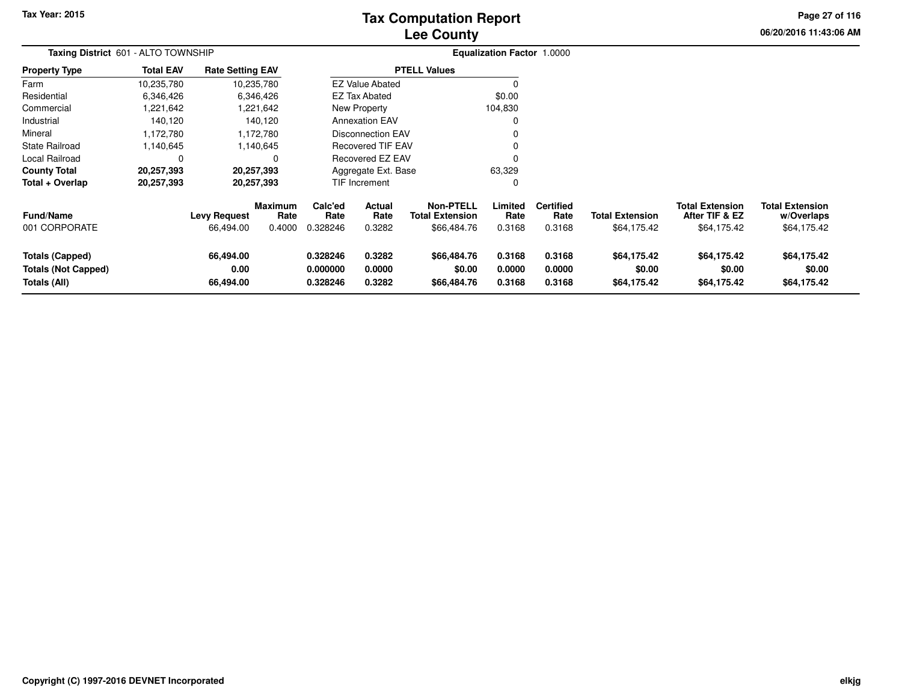# Tax Computation Report
## Lee County

**Taxing District** 601 - ALTO TOWNSHIP

**Equalization Factor** 1.0000

| Property Type | Total EAV | Rate Setting EAV |
|---|---|---|
| Farm | 10,235,780 | 10,235,780 |
| Residential | 6,346,426 | 6,346,426 |
| Commercial | 1,221,642 | 1,221,642 |
| Industrial | 140,120 | 140,120 |
| Mineral | 1,172,780 | 1,172,780 |
| State Railroad | 1,140,645 | 1,140,645 |
| Local Railroad | 0 | 0 |
| **County Total** | **20,257,393** | **20,257,393** |
| **Total + Overlap** | **20,257,393** | **20,257,393** |

| PTELL Values | |
|---|---|
| EZ Value Abated | 0 |
| EZ Tax Abated | $0.00 |
| New Property | 104,830 |
| Annexation EAV | 0 |
| Disconnection EAV | 0 |
| Recovered TIF EAV | 0 |
| Recovered EZ EAV | 0 |
| Aggregate Ext. Base | 63,329 |
| TIF Increment | 0 |

| Fund/Name | Levy Request | Maximum Rate | Calc'ed Rate | Actual Rate | Non-PTELL Total Extension | Limited Rate | Certified Rate | Total Extension | Total Extension After TIF & EZ | Total Extension w/Overlaps |
|---|---|---|---|---|---|---|---|---|---|---|
| 001 CORPORATE | 66,494.00 | 0.4000 | 0.328246 | 0.3282 | $66,484.76 | 0.3168 | 0.3168 | $64,175.42 | $64,175.42 | $64,175.42 |
| **Totals (Capped)** | **66,494.00** | | **0.328246** | **0.3282** | **$66,484.76** | **0.3168** | **0.3168** | **$64,175.42** | **$64,175.42** | **$64,175.42** |
| **Totals (Not Capped)** | **0.00** | | **0.000000** | **0.0000** | **$0.00** | **0.0000** | **0.0000** | **$0.00** | **$0.00** | **$0.00** |
| **Totals (All)** | **66,494.00** | | **0.328246** | **0.3282** | **$66,484.76** | **0.3168** | **0.3168** | **$64,175.42** | **$64,175.42** | **$64,175.42** |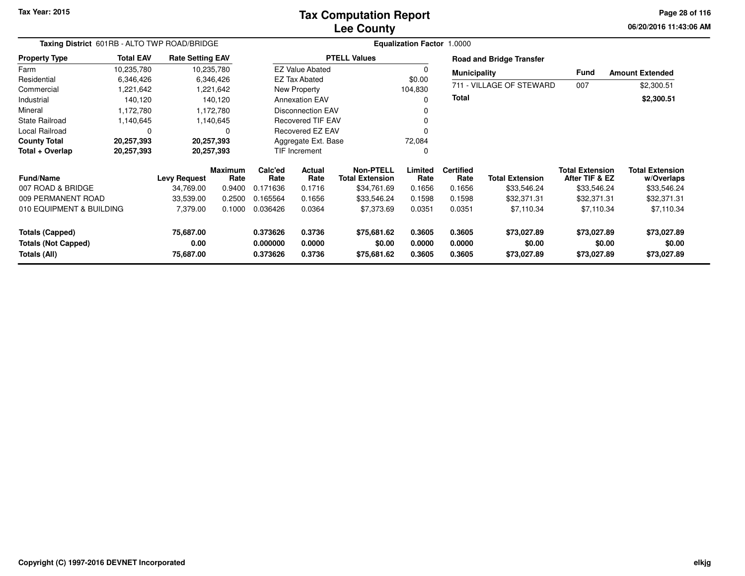# Tax Computation Report
## Lee County

Tax Year: 2015

**Taxing District** 601RB - ALTO TWP ROAD/BRIDGE

**Equalization Factor** 1.0000

| Property Type | Total EAV | Rate Setting EAV |
|---|---|---|
| Farm | 10,235,780 | 10,235,780 |
| Residential | 6,346,426 | 6,346,426 |
| Commercial | 1,221,642 | 1,221,642 |
| Industrial | 140,120 | 140,120 |
| Mineral | 1,172,780 | 1,172,780 |
| State Railroad | 1,140,645 | 1,140,645 |
| Local Railroad | 0 | 0 |
| **County Total** | **20,257,393** | **20,257,393** |
| **Total + Overlap** | **20,257,393** | **20,257,393** |

| PTELL Values | |
|---|---|
| EZ Value Abated | 0 |
| EZ Tax Abated | $0.00 |
| New Property | 104,830 |
| Annexation EAV | 0 |
| Disconnection EAV | 0 |
| Recovered TIF EAV | 0 |
| Recovered EZ EAV | 0 |
| Aggregate Ext. Base | 72,084 |
| TIF Increment | 0 |

**Road and Bridge Transfer**

| Municipality | Fund | Amount Extended |
|---|---|---|
| 711 - VILLAGE OF STEWARD | 007 | $2,300.51 |
| **Total** | | **$2,300.51** |

| Fund/Name | Levy Request | Maximum Rate | Calc'ed Rate | Actual Rate | Non-PTELL Total Extension | Limited Rate | Certified Rate | Total Extension | Total Extension After TIF & EZ | Total Extension w/Overlaps |
|---|---|---|---|---|---|---|---|---|---|---|
| 007 ROAD & BRIDGE | 34,769.00 | 0.9400 | 0.171636 | 0.1716 | $34,761.69 | 0.1656 | 0.1656 | $33,546.24 | $33,546.24 | $33,546.24 |
| 009 PERMANENT ROAD | 33,539.00 | 0.2500 | 0.165564 | 0.1656 | $33,546.24 | 0.1598 | 0.1598 | $32,371.31 | $32,371.31 | $32,371.31 |
| 010 EQUIPMENT & BUILDING | 7,379.00 | 0.1000 | 0.036426 | 0.0364 | $7,373.69 | 0.0351 | 0.0351 | $7,110.34 | $7,110.34 | $7,110.34 |
| **Totals (Capped)** | **75,687.00** | | **0.373626** | **0.3736** | **$75,681.62** | **0.3605** | **0.3605** | **$73,027.89** | **$73,027.89** | **$73,027.89** |
| **Totals (Not Capped)** | **0.00** | | **0.000000** | **0.0000** | **$0.00** | **0.0000** | **0.0000** | **$0.00** | **$0.00** | **$0.00** |
| **Totals (All)** | **75,687.00** | | **0.373626** | **0.3736** | **$75,681.62** | **0.3605** | **0.3605** | **$73,027.89** | **$73,027.89** | **$73,027.89** |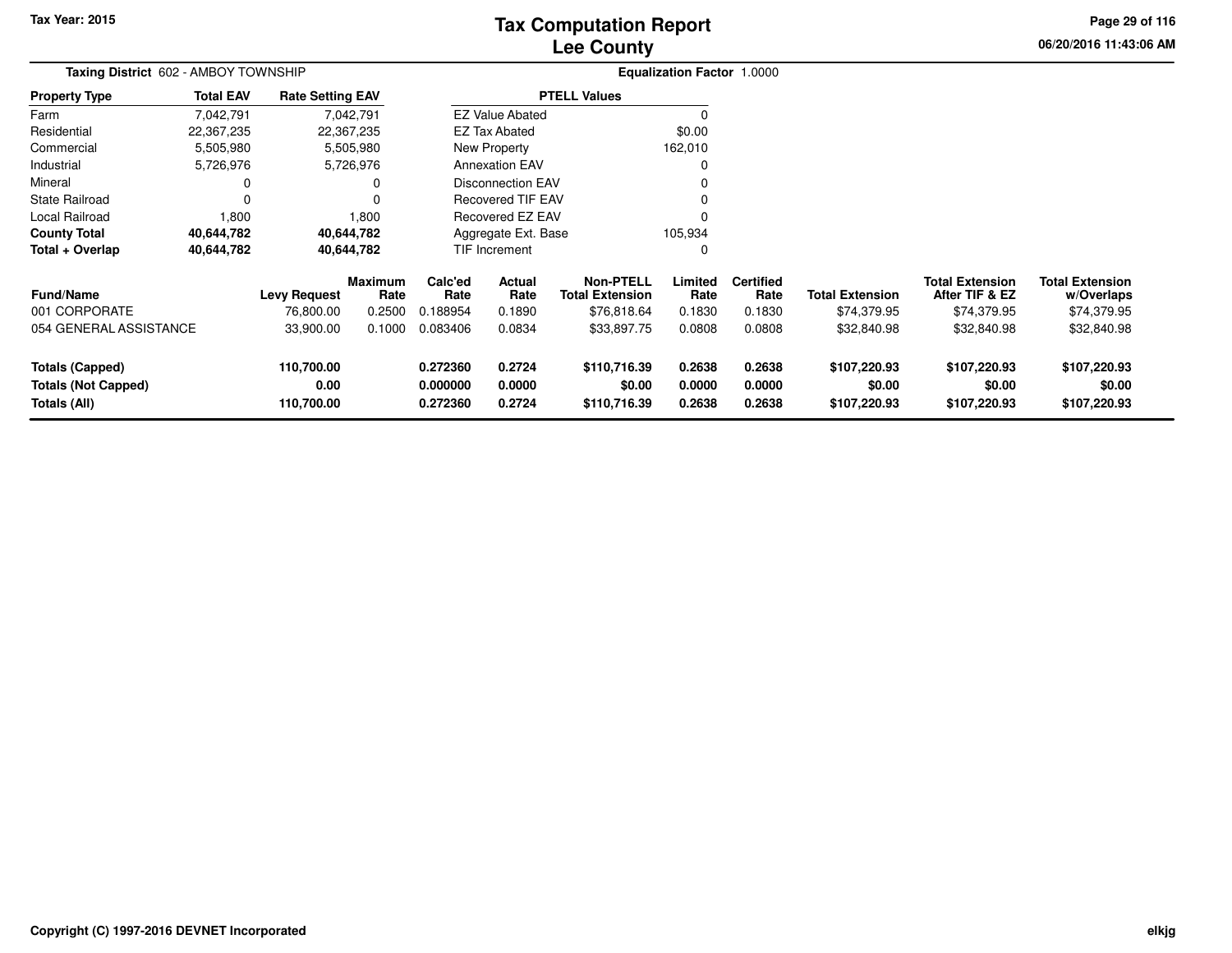# Tax Computation Report
## Lee County

Tax Year: 2015

**Taxing District** 602 - AMBOY TOWNSHIP

**Equalization Factor** 1.0000

| Property Type | Total EAV | Rate Setting EAV |
|---|---|---|
| Farm | 7,042,791 | 7,042,791 |
| Residential | 22,367,235 | 22,367,235 |
| Commercial | 5,505,980 | 5,505,980 |
| Industrial | 5,726,976 | 5,726,976 |
| Mineral | 0 | 0 |
| State Railroad | 0 | 0 |
| Local Railroad | 1,800 | 1,800 |
| **County Total** | **40,644,782** | **40,644,782** |
| **Total + Overlap** | **40,644,782** | **40,644,782** |

| PTELL Values | |
|---|---|
| EZ Value Abated | 0 |
| EZ Tax Abated | $0.00 |
| New Property | 162,010 |
| Annexation EAV | 0 |
| Disconnection EAV | 0 |
| Recovered TIF EAV | 0 |
| Recovered EZ EAV | 0 |
| Aggregate Ext. Base | 105,934 |
| TIF Increment | 0 |

| Fund/Name | Levy Request | Maximum Rate | Calc'ed Rate | Actual Rate | Non-PTELL Total Extension | Limited Rate | Certified Rate | Total Extension | Total Extension After TIF & EZ | Total Extension w/Overlaps |
|---|---|---|---|---|---|---|---|---|---|---|
| 001 CORPORATE | 76,800.00 | 0.2500 | 0.188954 | 0.1890 | $76,818.64 | 0.1830 | 0.1830 | $74,379.95 | $74,379.95 | $74,379.95 |
| 054 GENERAL ASSISTANCE | 33,900.00 | 0.1000 | 0.083406 | 0.0834 | $33,897.75 | 0.0808 | 0.0808 | $32,840.98 | $32,840.98 | $32,840.98 |
| **Totals (Capped)** | **110,700.00** | | **0.272360** | **0.2724** | **$110,716.39** | **0.2638** | **0.2638** | **$107,220.93** | **$107,220.93** | **$107,220.93** |
| **Totals (Not Capped)** | **0.00** | | **0.000000** | **0.0000** | **$0.00** | **0.0000** | **0.0000** | **$0.00** | **$0.00** | **$0.00** |
| **Totals (All)** | **110,700.00** | | **0.272360** | **0.2724** | **$110,716.39** | **0.2638** | **0.2638** | **$107,220.93** | **$107,220.93** | **$107,220.93** |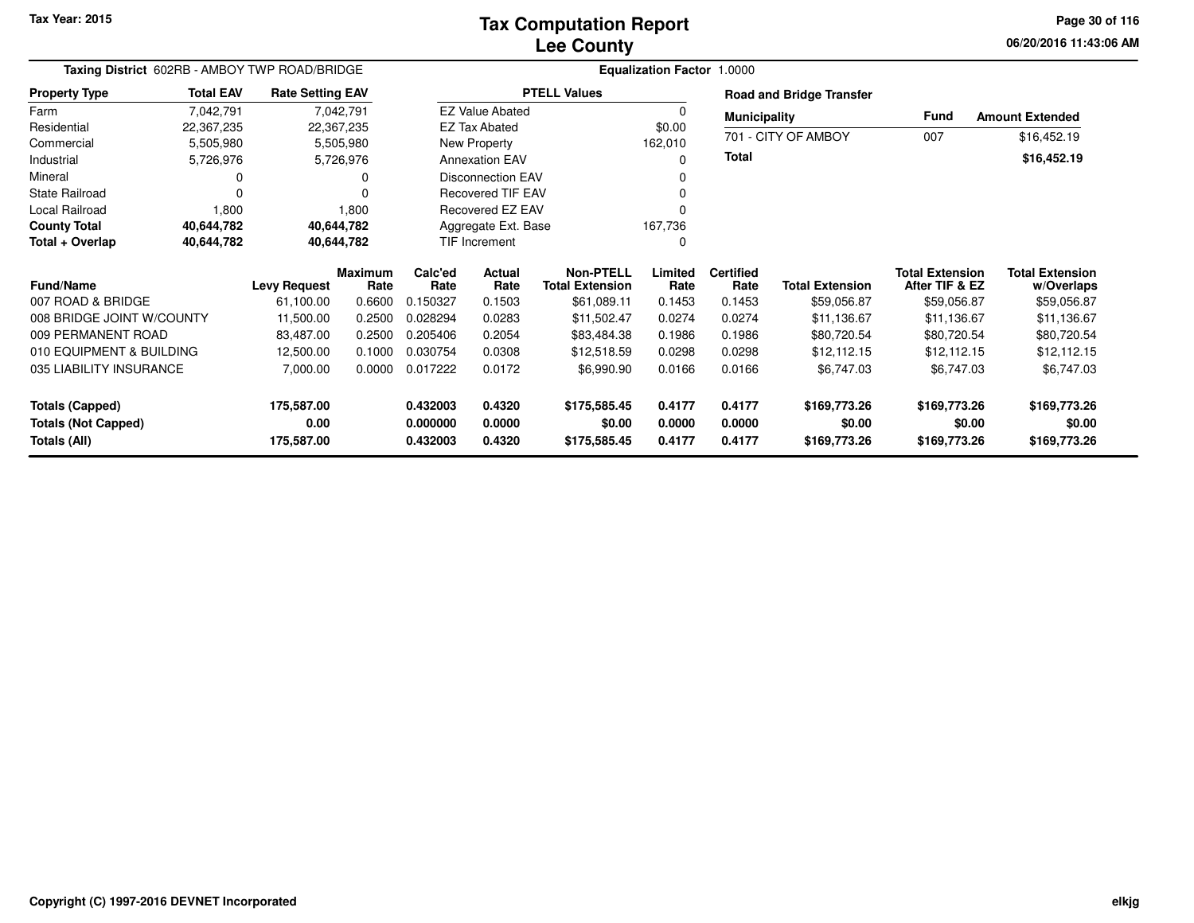# Tax Computation Report
## Lee County

Tax Year: 2015

06/20/2016 11:43:06 AM

**Taxing District** 602RB - AMBOY TWP ROAD/BRIDGE

**Equalization Factor** 1.0000

| Property Type | Total EAV | Rate Setting EAV |
|---|---|---|
| Farm | 7,042,791 | 7,042,791 |
| Residential | 22,367,235 | 22,367,235 |
| Commercial | 5,505,980 | 5,505,980 |
| Industrial | 5,726,976 | 5,726,976 |
| Mineral | 0 | 0 |
| State Railroad | 0 | 0 |
| Local Railroad | 1,800 | 1,800 |
| **County Total** | **40,644,782** | **40,644,782** |
| **Total + Overlap** | **40,644,782** | **40,644,782** |

| PTELL Values | |
|---|---|
| EZ Value Abated | 0 |
| EZ Tax Abated | $0.00 |
| New Property | 162,010 |
| Annexation EAV | 0 |
| Disconnection EAV | 0 |
| Recovered TIF EAV | 0 |
| Recovered EZ EAV | 0 |
| Aggregate Ext. Base | 167,736 |
| TIF Increment | 0 |

**Road and Bridge Transfer**

| Municipality | Fund | Amount Extended |
|---|---|---|
| 701 - CITY OF AMBOY | 007 | $16,452.19 |
| **Total** | | **$16,452.19** |

| Fund/Name | Levy Request | Maximum Rate | Calc'ed Rate | Actual Rate | Non-PTELL Total Extension | Limited Rate | Certified Rate | Total Extension | Total Extension After TIF & EZ | Total Extension w/Overlaps |
|---|---|---|---|---|---|---|---|---|---|---|
| 007 ROAD & BRIDGE | 61,100.00 | 0.6600 | 0.150327 | 0.1503 | $61,089.11 | 0.1453 | 0.1453 | $59,056.87 | $59,056.87 | $59,056.87 |
| 008 BRIDGE JOINT W/COUNTY | 11,500.00 | 0.2500 | 0.028294 | 0.0283 | $11,502.47 | 0.0274 | 0.0274 | $11,136.67 | $11,136.67 | $11,136.67 |
| 009 PERMANENT ROAD | 83,487.00 | 0.2500 | 0.205406 | 0.2054 | $83,484.38 | 0.1986 | 0.1986 | $80,720.54 | $80,720.54 | $80,720.54 |
| 010 EQUIPMENT & BUILDING | 12,500.00 | 0.1000 | 0.030754 | 0.0308 | $12,518.59 | 0.0298 | 0.0298 | $12,112.15 | $12,112.15 | $12,112.15 |
| 035 LIABILITY INSURANCE | 7,000.00 | 0.0000 | 0.017222 | 0.0172 | $6,990.90 | 0.0166 | 0.0166 | $6,747.03 | $6,747.03 | $6,747.03 |
| **Totals (Capped)** | **175,587.00** | | **0.432003** | **0.4320** | **$175,585.45** | **0.4177** | **0.4177** | **$169,773.26** | **$169,773.26** | **$169,773.26** |
| **Totals (Not Capped)** | **0.00** | | **0.000000** | **0.0000** | **$0.00** | **0.0000** | **0.0000** | **$0.00** | **$0.00** | **$0.00** |
| **Totals (All)** | **175,587.00** | | **0.432003** | **0.4320** | **$175,585.45** | **0.4177** | **0.4177** | **$169,773.26** | **$169,773.26** | **$169,773.26** |

Copyright (C) 1997-2016 DEVNET Incorporated

elkjg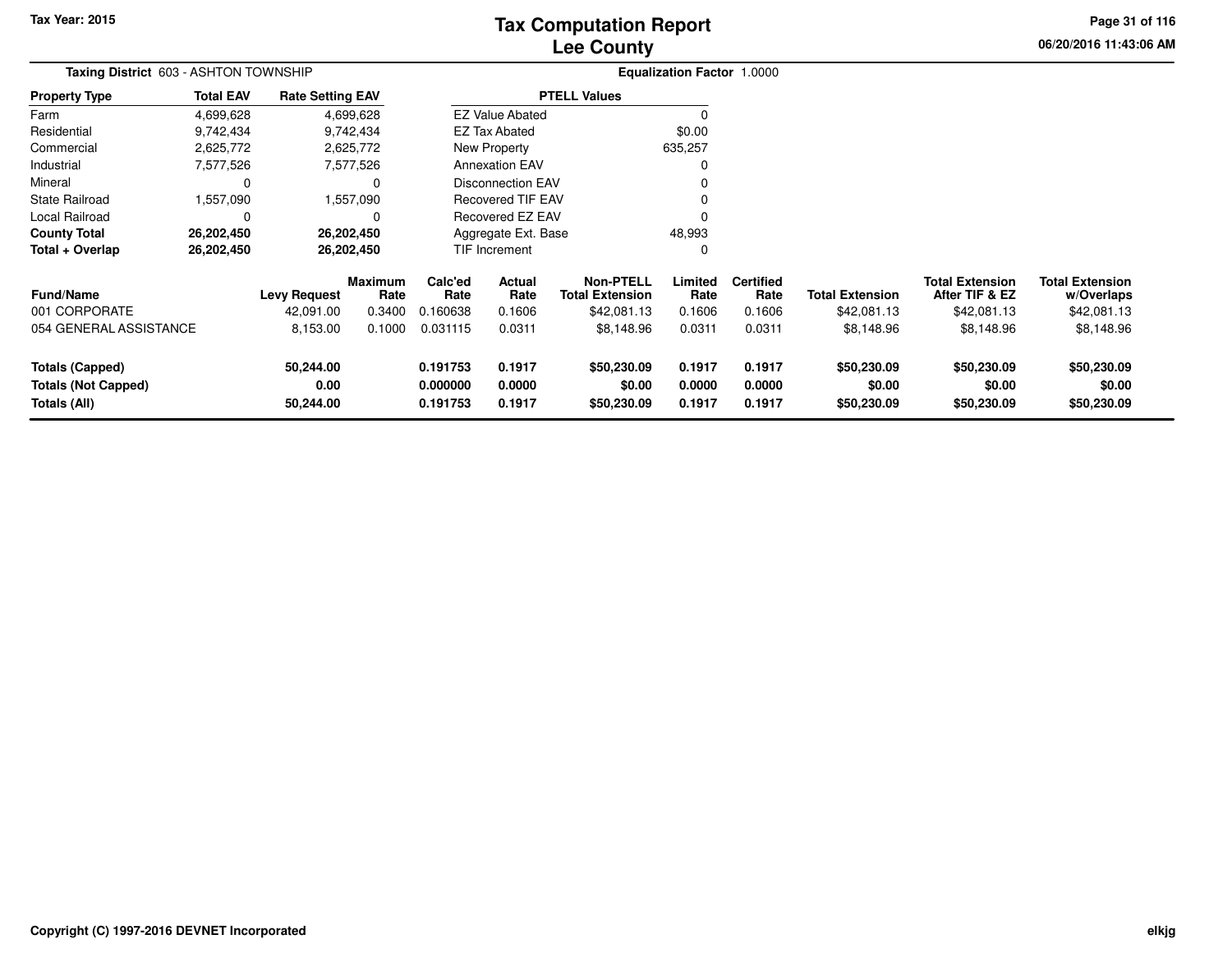**Tax Year: 2015**

# Tax Computation Report
# Lee County

06/20/2016 11:43:06 AM

**Taxing District** 603 - ASHTON TOWNSHIP

**Equalization Factor** 1.0000

| Property Type | Total EAV | Rate Setting EAV |
|---|---|---|
| Farm | 4,699,628 | 4,699,628 |
| Residential | 9,742,434 | 9,742,434 |
| Commercial | 2,625,772 | 2,625,772 |
| Industrial | 7,577,526 | 7,577,526 |
| Mineral | 0 | 0 |
| State Railroad | 1,557,090 | 1,557,090 |
| Local Railroad | 0 | 0 |
| **County Total** | **26,202,450** | **26,202,450** |
| **Total + Overlap** | **26,202,450** | **26,202,450** |

| PTELL Values | |
|---|---|
| EZ Value Abated | 0 |
| EZ Tax Abated | $0.00 |
| New Property | 635,257 |
| Annexation EAV | 0 |
| Disconnection EAV | 0 |
| Recovered TIF EAV | 0 |
| Recovered EZ EAV | 0 |
| Aggregate Ext. Base | 48,993 |
| TIF Increment | 0 |

| Fund/Name | Levy Request | Maximum Rate | Calc'ed Rate | Actual Rate | Non-PTELL Total Extension | Limited Rate | Certified Rate | Total Extension | Total Extension After TIF & EZ | Total Extension w/Overlaps |
|---|---|---|---|---|---|---|---|---|---|---|
| 001 CORPORATE | 42,091.00 | 0.3400 | 0.160638 | 0.1606 | $42,081.13 | 0.1606 | 0.1606 | $42,081.13 | $42,081.13 | $42,081.13 |
| 054 GENERAL ASSISTANCE | 8,153.00 | 0.1000 | 0.031115 | 0.0311 | $8,148.96 | 0.0311 | 0.0311 | $8,148.96 | $8,148.96 | $8,148.96 |
| **Totals (Capped)** | **50,244.00** | | **0.191753** | **0.1917** | **$50,230.09** | **0.1917** | **0.1917** | **$50,230.09** | **$50,230.09** | **$50,230.09** |
| **Totals (Not Capped)** | **0.00** | | **0.000000** | **0.0000** | **$0.00** | **0.0000** | **0.0000** | **$0.00** | **$0.00** | **$0.00** |
| **Totals (All)** | **50,244.00** | | **0.191753** | **0.1917** | **$50,230.09** | **0.1917** | **0.1917** | **$50,230.09** | **$50,230.09** | **$50,230.09** |

**Copyright (C) 1997-2016 DEVNET Incorporated** elkjg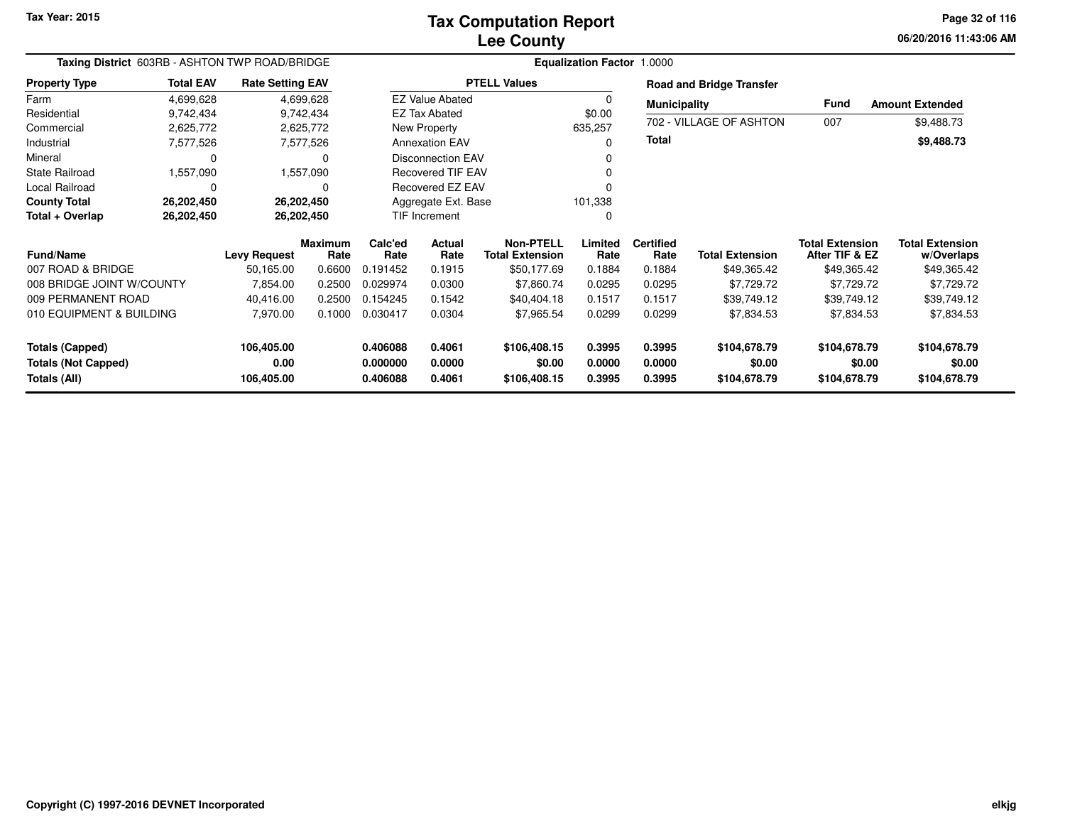**Tax Year: 2015**

# Tax Computation Report
## Lee County

06/20/2016 11:43:06 AM

**Taxing District** 603RB - ASHTON TWP ROAD/BRIDGE

**Equalization Factor** 1.0000

| Property Type | Total EAV | Rate Setting EAV |
|---|---|---|
| Farm | 4,699,628 | 4,699,628 |
| Residential | 9,742,434 | 9,742,434 |
| Commercial | 2,625,772 | 2,625,772 |
| Industrial | 7,577,526 | 7,577,526 |
| Mineral | 0 | 0 |
| State Railroad | 1,557,090 | 1,557,090 |
| Local Railroad | 0 | 0 |
| **County Total** | **26,202,450** | **26,202,450** |
| **Total + Overlap** | **26,202,450** | **26,202,450** |

| PTELL Values | |
|---|---|
| EZ Value Abated | 0 |
| EZ Tax Abated | $0.00 |
| New Property | 635,257 |
| Annexation EAV | 0 |
| Disconnection EAV | 0 |
| Recovered TIF EAV | 0 |
| Recovered EZ EAV | 0 |
| Aggregate Ext. Base | 101,338 |
| TIF Increment | 0 |

**Road and Bridge Transfer**

| Municipality | Fund | Amount Extended |
|---|---|---|
| 702 - VILLAGE OF ASHTON | 007 | $9,488.73 |
| **Total** | | **$9,488.73** |

| Fund/Name | Levy Request | Maximum Rate | Calc'ed Rate | Actual Rate | Non-PTELL Total Extension | Limited Rate | Certified Rate | Total Extension | Total Extension After TIF & EZ | Total Extension w/Overlaps |
|---|---|---|---|---|---|---|---|---|---|---|
| 007 ROAD & BRIDGE | 50,165.00 | 0.6600 | 0.191452 | 0.1915 | $50,177.69 | 0.1884 | 0.1884 | $49,365.42 | $49,365.42 | $49,365.42 |
| 008 BRIDGE JOINT W/COUNTY | 7,854.00 | 0.2500 | 0.029974 | 0.0300 | $7,860.74 | 0.0295 | 0.0295 | $7,729.72 | $7,729.72 | $7,729.72 |
| 009 PERMANENT ROAD | 40,416.00 | 0.2500 | 0.154245 | 0.1542 | $40,404.18 | 0.1517 | 0.1517 | $39,749.12 | $39,749.12 | $39,749.12 |
| 010 EQUIPMENT & BUILDING | 7,970.00 | 0.1000 | 0.030417 | 0.0304 | $7,965.54 | 0.0299 | 0.0299 | $7,834.53 | $7,834.53 | $7,834.53 |
| **Totals (Capped)** | **106,405.00** | | **0.406088** | **0.4061** | **$106,408.15** | **0.3995** | **0.3995** | **$104,678.79** | **$104,678.79** | **$104,678.79** |
| **Totals (Not Capped)** | **0.00** | | **0.000000** | **0.0000** | **$0.00** | **0.0000** | **0.0000** | **$0.00** | **$0.00** | **$0.00** |
| **Totals (All)** | **106,405.00** | | **0.406088** | **0.4061** | **$106,408.15** | **0.3995** | **0.3995** | **$104,678.79** | **$104,678.79** | **$104,678.79** |

Copyright (C) 1997-2016 DEVNET Incorporated

elkjg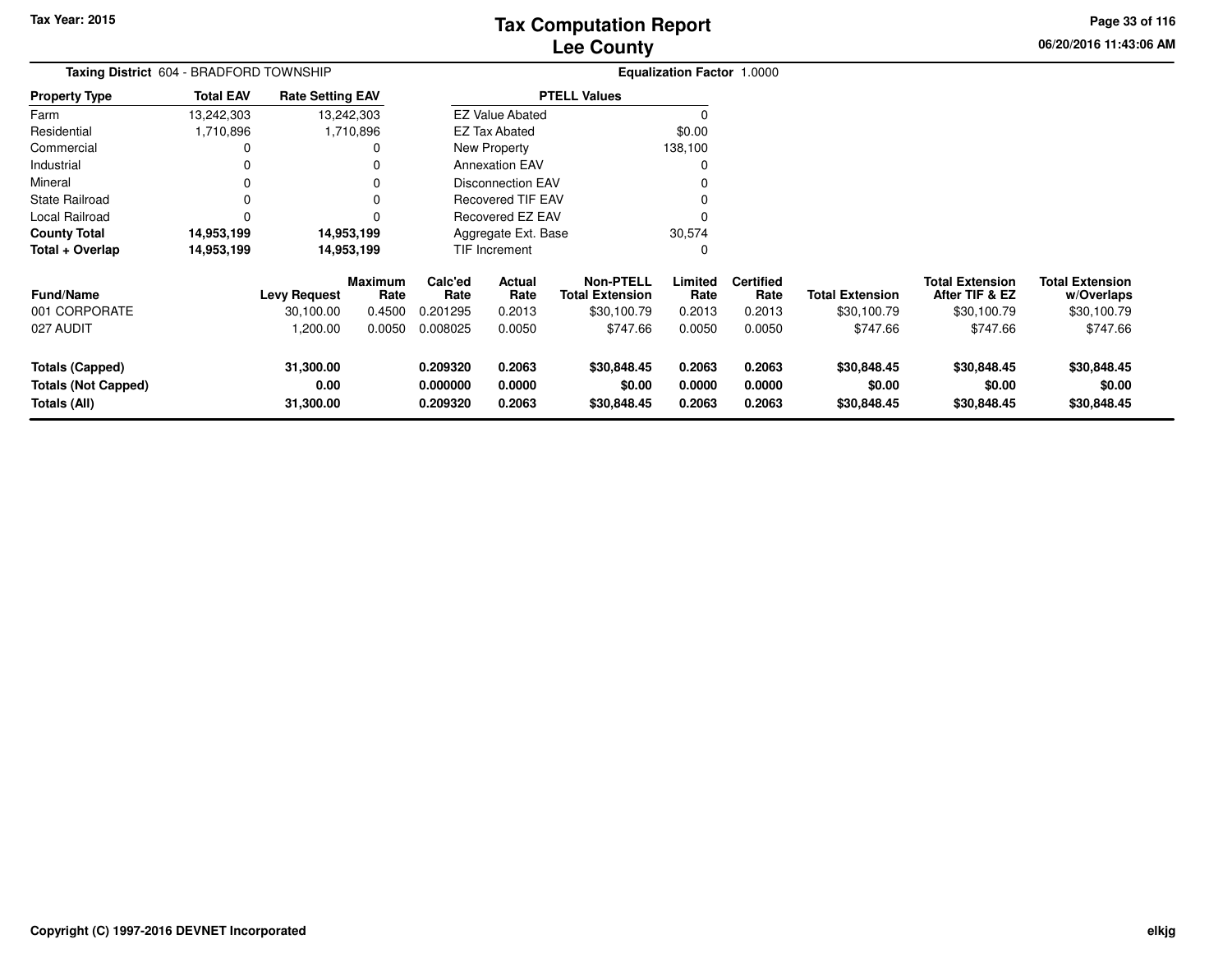Tax Year: 2015

# Tax Computation Report
## Lee County

06/20/2016 11:43:06 AM

**Taxing District** 604 - BRADFORD TOWNSHIP

**Equalization Factor** 1.0000

| Property Type | Total EAV | Rate Setting EAV |
|---|---|---|
| Farm | 13,242,303 | 13,242,303 |
| Residential | 1,710,896 | 1,710,896 |
| Commercial | 0 | 0 |
| Industrial | 0 | 0 |
| Mineral | 0 | 0 |
| State Railroad | 0 | 0 |
| Local Railroad | 0 | 0 |
| **County Total** | **14,953,199** | **14,953,199** |
| **Total + Overlap** | **14,953,199** | **14,953,199** |

| PTELL Values | |
|---|---|
| EZ Value Abated | 0 |
| EZ Tax Abated | $0.00 |
| New Property | 138,100 |
| Annexation EAV | 0 |
| Disconnection EAV | 0 |
| Recovered TIF EAV | 0 |
| Recovered EZ EAV | 0 |
| Aggregate Ext. Base | 30,574 |
| TIF Increment | 0 |

| Fund/Name | Levy Request | Maximum Rate | Calc'ed Rate | Actual Rate | Non-PTELL Total Extension | Limited Rate | Certified Rate | Total Extension | Total Extension After TIF & EZ | Total Extension w/Overlaps |
|---|---|---|---|---|---|---|---|---|---|---|
| 001 CORPORATE | 30,100.00 | 0.4500 | 0.201295 | 0.2013 | $30,100.79 | 0.2013 | 0.2013 | $30,100.79 | $30,100.79 | $30,100.79 |
| 027 AUDIT | 1,200.00 | 0.0050 | 0.008025 | 0.0050 | $747.66 | 0.0050 | 0.0050 | $747.66 | $747.66 | $747.66 |
| **Totals (Capped)** | **31,300.00** | | **0.209320** | **0.2063** | **$30,848.45** | **0.2063** | **0.2063** | **$30,848.45** | **$30,848.45** | **$30,848.45** |
| **Totals (Not Capped)** | **0.00** | | **0.000000** | **0.0000** | **$0.00** | **0.0000** | **0.0000** | **$0.00** | **$0.00** | **$0.00** |
| **Totals (All)** | **31,300.00** | | **0.209320** | **0.2063** | **$30,848.45** | **0.2063** | **0.2063** | **$30,848.45** | **$30,848.45** | **$30,848.45** |

Copyright (C) 1997-2016 DEVNET Incorporated

elkjg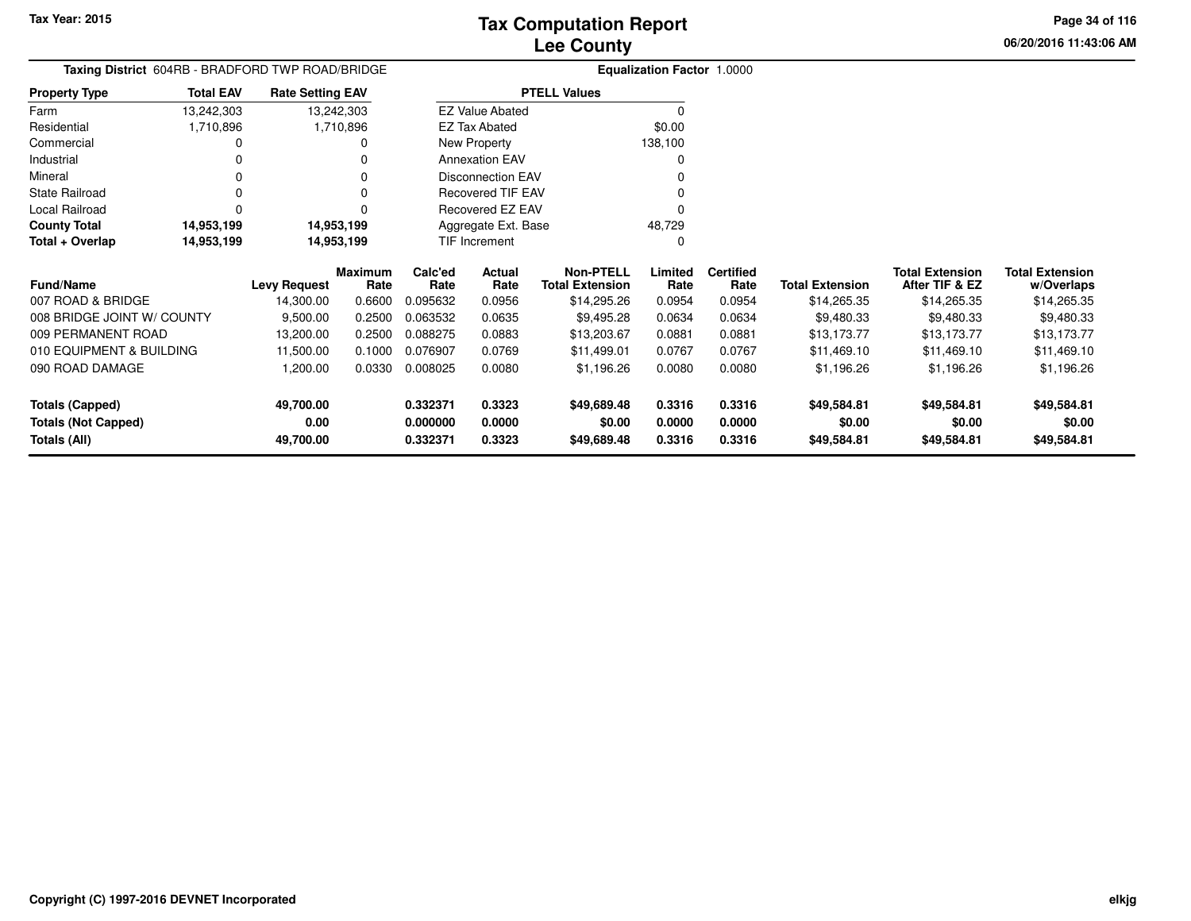Tax Year: 2015

# Tax Computation Report
## Lee County

06/20/2016 11:43:06 AM

**Taxing District** 604RB - BRADFORD TWP ROAD/BRIDGE

**Equalization Factor** 1.0000

| Property Type | Total EAV | Rate Setting EAV |
|---|---|---|
| Farm | 13,242,303 | 13,242,303 |
| Residential | 1,710,896 | 1,710,896 |
| Commercial | 0 | 0 |
| Industrial | 0 | 0 |
| Mineral | 0 | 0 |
| State Railroad | 0 | 0 |
| Local Railroad | 0 | 0 |
| **County Total** | **14,953,199** | **14,953,199** |
| **Total + Overlap** | **14,953,199** | **14,953,199** |

| PTELL Values | |
|---|---|
| EZ Value Abated | 0 |
| EZ Tax Abated | $0.00 |
| New Property | 138,100 |
| Annexation EAV | 0 |
| Disconnection EAV | 0 |
| Recovered TIF EAV | 0 |
| Recovered EZ EAV | 0 |
| Aggregate Ext. Base | 48,729 |
| TIF Increment | 0 |

| Fund/Name | Levy Request | Maximum Rate | Calc'ed Rate | Actual Rate | Non-PTELL Total Extension | Limited Rate | Certified Rate | Total Extension | Total Extension After TIF & EZ | Total Extension w/Overlaps |
|---|---|---|---|---|---|---|---|---|---|---|
| 007 ROAD & BRIDGE | 14,300.00 | 0.6600 | 0.095632 | 0.0956 | $14,295.26 | 0.0954 | 0.0954 | $14,265.35 | $14,265.35 | $14,265.35 |
| 008 BRIDGE JOINT W/ COUNTY | 9,500.00 | 0.2500 | 0.063532 | 0.0635 | $9,495.28 | 0.0634 | 0.0634 | $9,480.33 | $9,480.33 | $9,480.33 |
| 009 PERMANENT ROAD | 13,200.00 | 0.2500 | 0.088275 | 0.0883 | $13,203.67 | 0.0881 | 0.0881 | $13,173.77 | $13,173.77 | $13,173.77 |
| 010 EQUIPMENT & BUILDING | 11,500.00 | 0.1000 | 0.076907 | 0.0769 | $11,499.01 | 0.0767 | 0.0767 | $11,469.10 | $11,469.10 | $11,469.10 |
| 090 ROAD DAMAGE | 1,200.00 | 0.0330 | 0.008025 | 0.0080 | $1,196.26 | 0.0080 | 0.0080 | $1,196.26 | $1,196.26 | $1,196.26 |
| **Totals (Capped)** | **49,700.00** | | **0.332371** | **0.3323** | **$49,689.48** | **0.3316** | **0.3316** | **$49,584.81** | **$49,584.81** | **$49,584.81** |
| **Totals (Not Capped)** | **0.00** | | **0.000000** | **0.0000** | **$0.00** | **0.0000** | **0.0000** | **$0.00** | **$0.00** | **$0.00** |
| **Totals (All)** | **49,700.00** | | **0.332371** | **0.3323** | **$49,689.48** | **0.3316** | **0.3316** | **$49,584.81** | **$49,584.81** | **$49,584.81** |

Copyright (C) 1997-2016 DEVNET Incorporated

elkjg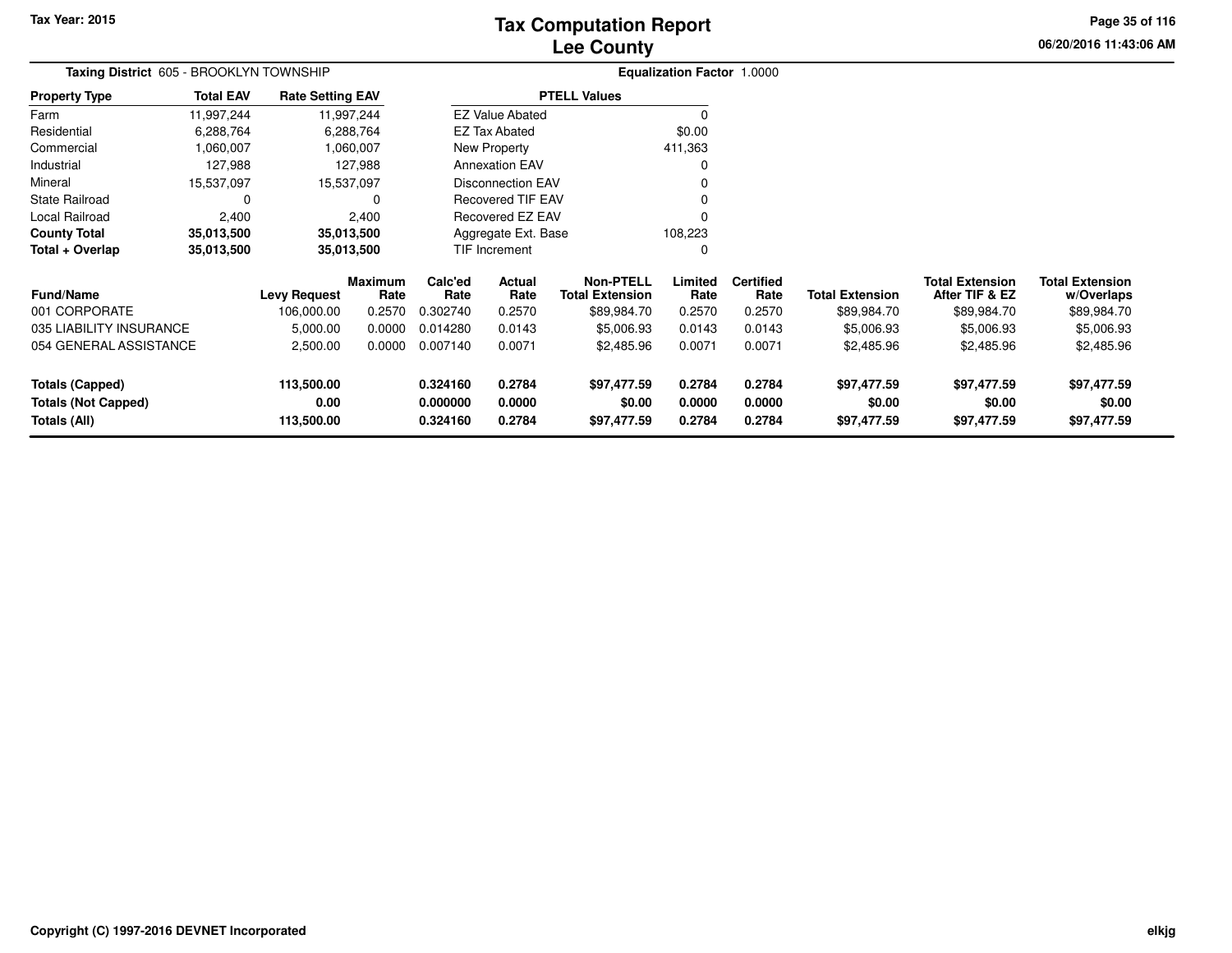Tax Year: 2015

# Tax Computation Report
## Lee County

06/20/2016 11:43:06 AM

**Taxing District** 605 - BROOKLYN TOWNSHIP

**Equalization Factor** 1.0000

| Property Type | Total EAV | Rate Setting EAV |
|---|---|---|
| Farm | 11,997,244 | 11,997,244 |
| Residential | 6,288,764 | 6,288,764 |
| Commercial | 1,060,007 | 1,060,007 |
| Industrial | 127,988 | 127,988 |
| Mineral | 15,537,097 | 15,537,097 |
| State Railroad | 0 | 0 |
| Local Railroad | 2,400 | 2,400 |
| **County Total** | **35,013,500** | **35,013,500** |
| **Total + Overlap** | **35,013,500** | **35,013,500** |

| PTELL Values | |
|---|---|
| EZ Value Abated | 0 |
| EZ Tax Abated | $0.00 |
| New Property | 411,363 |
| Annexation EAV | 0 |
| Disconnection EAV | 0 |
| Recovered TIF EAV | 0 |
| Recovered EZ EAV | 0 |
| Aggregate Ext. Base | 108,223 |
| TIF Increment | 0 |

| Fund/Name | Levy Request | Maximum Rate | Calc'ed Rate | Actual Rate | Non-PTELL Total Extension | Limited Rate | Certified Rate | Total Extension | Total Extension After TIF & EZ | Total Extension w/Overlaps |
|---|---|---|---|---|---|---|---|---|---|---|
| 001 CORPORATE | 106,000.00 | 0.2570 | 0.302740 | 0.2570 | $89,984.70 | 0.2570 | 0.2570 | $89,984.70 | $89,984.70 | $89,984.70 |
| 035 LIABILITY INSURANCE | 5,000.00 | 0.0000 | 0.014280 | 0.0143 | $5,006.93 | 0.0143 | 0.0143 | $5,006.93 | $5,006.93 | $5,006.93 |
| 054 GENERAL ASSISTANCE | 2,500.00 | 0.0000 | 0.007140 | 0.0071 | $2,485.96 | 0.0071 | 0.0071 | $2,485.96 | $2,485.96 | $2,485.96 |
| **Totals (Capped)** | **113,500.00** | | **0.324160** | **0.2784** | **$97,477.59** | **0.2784** | **0.2784** | **$97,477.59** | **$97,477.59** | **$97,477.59** |
| **Totals (Not Capped)** | **0.00** | | **0.000000** | **0.0000** | **$0.00** | **0.0000** | **0.0000** | **$0.00** | **$0.00** | **$0.00** |
| **Totals (All)** | **113,500.00** | | **0.324160** | **0.2784** | **$97,477.59** | **0.2784** | **0.2784** | **$97,477.59** | **$97,477.59** | **$97,477.59** |

Copyright (C) 1997-2016 DEVNET Incorporated

elkjg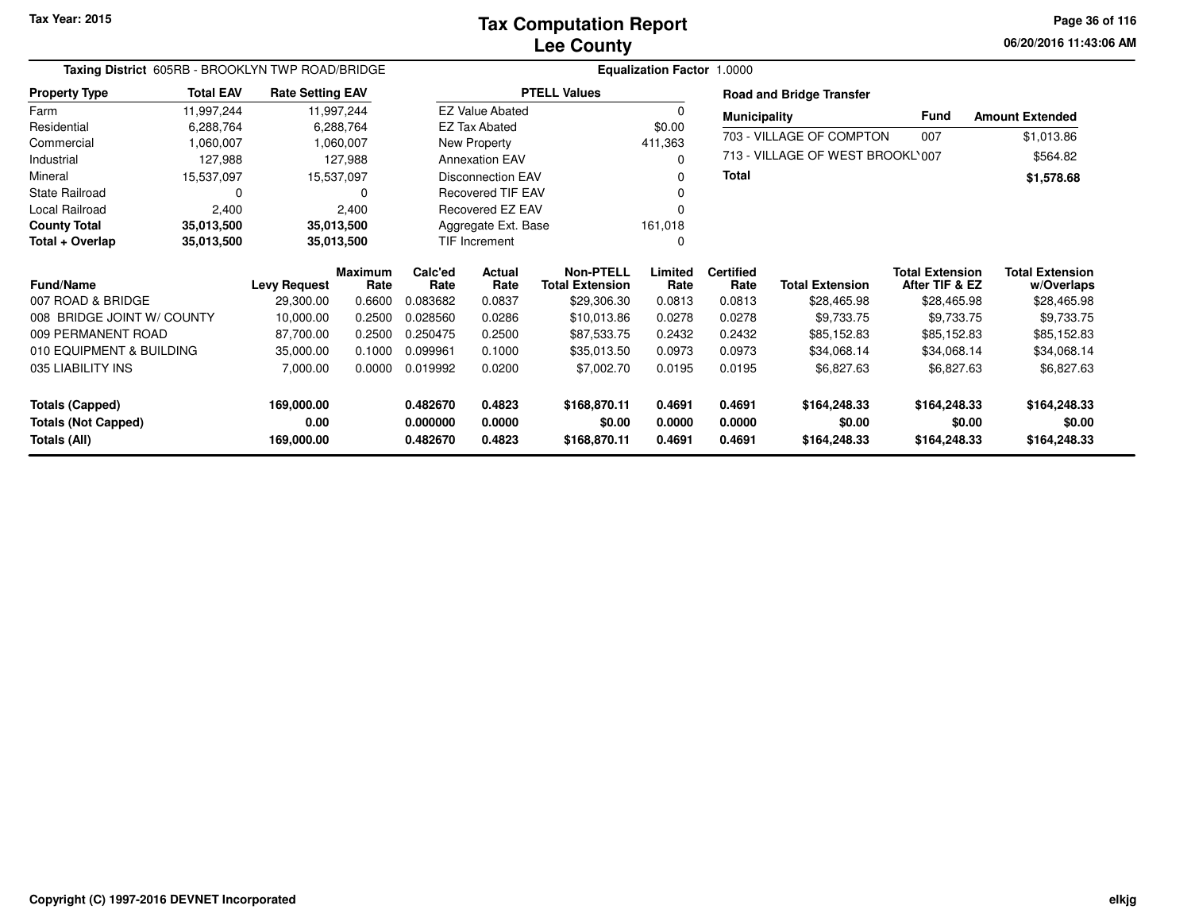Tax Year: 2015

# Tax Computation Report
## Lee County

**Taxing District** 605RB - BROOKLYN TWP ROAD/BRIDGE **Equalization Factor** 1.0000

| Property Type | Total EAV | Rate Setting EAV |
|---|---|---|
| Farm | 11,997,244 | 11,997,244 |
| Residential | 6,288,764 | 6,288,764 |
| Commercial | 1,060,007 | 1,060,007 |
| Industrial | 127,988 | 127,988 |
| Mineral | 15,537,097 | 15,537,097 |
| State Railroad | 0 | 0 |
| Local Railroad | 2,400 | 2,400 |
| **County Total** | **35,013,500** | **35,013,500** |
| **Total + Overlap** | **35,013,500** | **35,013,500** |

| PTELL Values | |
|---|---|
| EZ Value Abated | 0 |
| EZ Tax Abated | $0.00 |
| New Property | 411,363 |
| Annexation EAV | 0 |
| Disconnection EAV | 0 |
| Recovered TIF EAV | 0 |
| Recovered EZ EAV | 0 |
| Aggregate Ext. Base | 161,018 |
| TIF Increment | 0 |

**Road and Bridge Transfer**

| Municipality | Fund | Amount Extended |
|---|---|---|
| 703 - VILLAGE OF COMPTON | 007 | $1,013.86 |
| 713 - VILLAGE OF WEST BROOKLY | 007 | $564.82 |
| **Total** | | **$1,578.68** |

| Fund/Name | Levy Request | Maximum Rate | Calc'ed Rate | Actual Rate | Non-PTELL Total Extension | Limited Rate | Certified Rate | Total Extension | Total Extension After TIF & EZ | Total Extension w/Overlaps |
|---|---|---|---|---|---|---|---|---|---|---|
| 007 ROAD & BRIDGE | 29,300.00 | 0.6600 | 0.083682 | 0.0837 | $29,306.30 | 0.0813 | 0.0813 | $28,465.98 | $28,465.98 | $28,465.98 |
| 008 BRIDGE JOINT W/ COUNTY | 10,000.00 | 0.2500 | 0.028560 | 0.0286 | $10,013.86 | 0.0278 | 0.0278 | $9,733.75 | $9,733.75 | $9,733.75 |
| 009 PERMANENT ROAD | 87,700.00 | 0.2500 | 0.250475 | 0.2500 | $87,533.75 | 0.2432 | 0.2432 | $85,152.83 | $85,152.83 | $85,152.83 |
| 010 EQUIPMENT & BUILDING | 35,000.00 | 0.1000 | 0.099961 | 0.1000 | $35,013.50 | 0.0973 | 0.0973 | $34,068.14 | $34,068.14 | $34,068.14 |
| 035 LIABILITY INS | 7,000.00 | 0.0000 | 0.019992 | 0.0200 | $7,002.70 | 0.0195 | 0.0195 | $6,827.63 | $6,827.63 | $6,827.63 |
| **Totals (Capped)** | **169,000.00** | | **0.482670** | **0.4823** | **$168,870.11** | **0.4691** | **0.4691** | **$164,248.33** | **$164,248.33** | **$164,248.33** |
| **Totals (Not Capped)** | **0.00** | | **0.000000** | **0.0000** | **$0.00** | **0.0000** | **0.0000** | **$0.00** | **$0.00** | **$0.00** |
| **Totals (All)** | **169,000.00** | | **0.482670** | **0.4823** | **$168,870.11** | **0.4691** | **0.4691** | **$164,248.33** | **$164,248.33** | **$164,248.33** |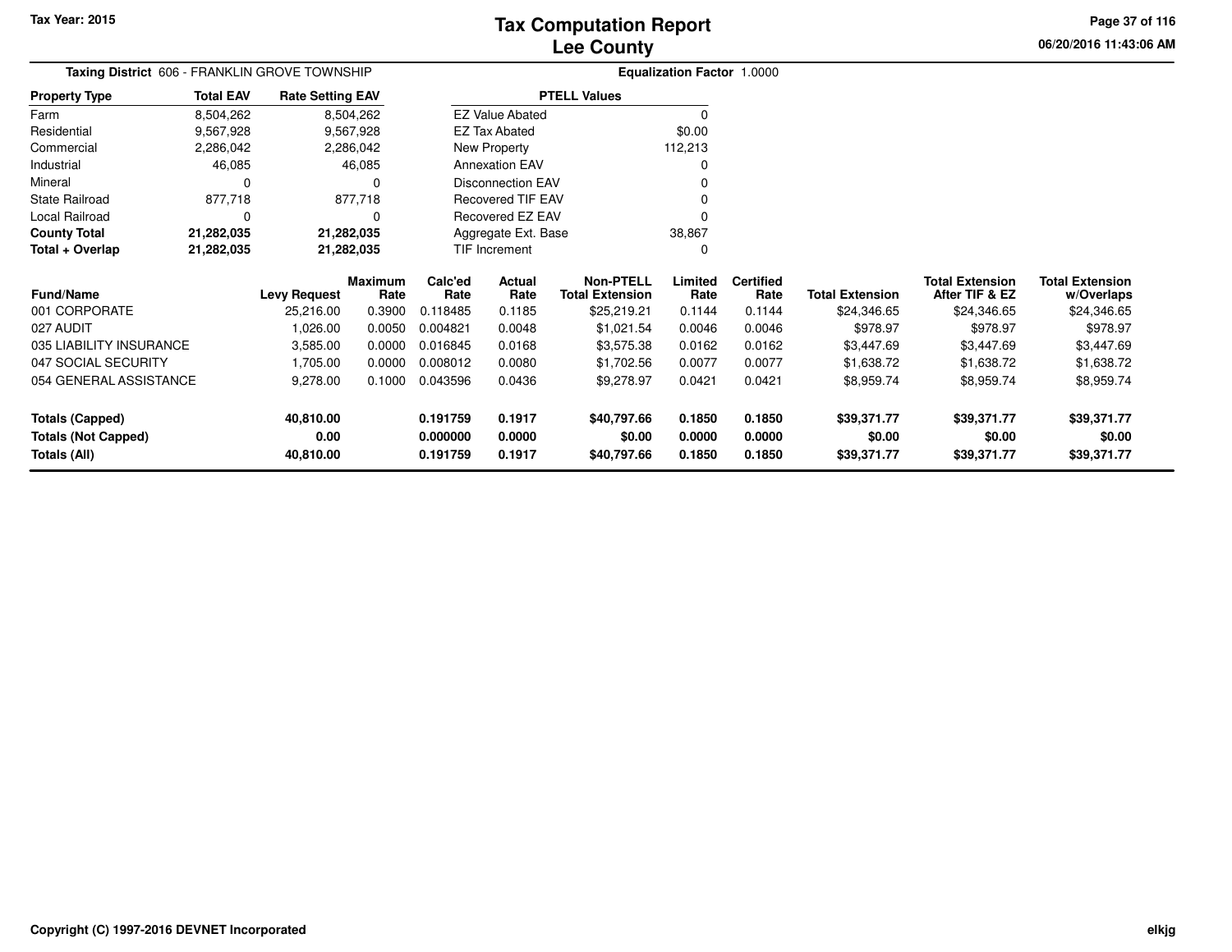# Tax Computation Report
## Lee County

Tax Year: 2015

**Taxing District** 606 - FRANKLIN GROVE TOWNSHIP

**Equalization Factor** 1.0000

| Property Type | Total EAV | Rate Setting EAV |
|---|---|---|
| Farm | 8,504,262 | 8,504,262 |
| Residential | 9,567,928 | 9,567,928 |
| Commercial | 2,286,042 | 2,286,042 |
| Industrial | 46,085 | 46,085 |
| Mineral | 0 | 0 |
| State Railroad | 877,718 | 877,718 |
| Local Railroad | 0 | 0 |
| **County Total** | **21,282,035** | **21,282,035** |
| **Total + Overlap** | **21,282,035** | **21,282,035** |

| PTELL Values | |
|---|---|
| EZ Value Abated | 0 |
| EZ Tax Abated | $0.00 |
| New Property | 112,213 |
| Annexation EAV | 0 |
| Disconnection EAV | 0 |
| Recovered TIF EAV | 0 |
| Recovered EZ EAV | 0 |
| Aggregate Ext. Base | 38,867 |
| TIF Increment | 0 |

| Fund/Name | Levy Request | Maximum Rate | Calc'ed Rate | Actual Rate | Non-PTELL Total Extension | Limited Rate | Certified Rate | Total Extension | Total Extension After TIF & EZ | Total Extension w/Overlaps |
|---|---|---|---|---|---|---|---|---|---|---|
| 001 CORPORATE | 25,216.00 | 0.3900 | 0.118485 | 0.1185 | $25,219.21 | 0.1144 | 0.1144 | $24,346.65 | $24,346.65 | $24,346.65 |
| 027 AUDIT | 1,026.00 | 0.0050 | 0.004821 | 0.0048 | $1,021.54 | 0.0046 | 0.0046 | $978.97 | $978.97 | $978.97 |
| 035 LIABILITY INSURANCE | 3,585.00 | 0.0000 | 0.016845 | 0.0168 | $3,575.38 | 0.0162 | 0.0162 | $3,447.69 | $3,447.69 | $3,447.69 |
| 047 SOCIAL SECURITY | 1,705.00 | 0.0000 | 0.008012 | 0.0080 | $1,702.56 | 0.0077 | 0.0077 | $1,638.72 | $1,638.72 | $1,638.72 |
| 054 GENERAL ASSISTANCE | 9,278.00 | 0.1000 | 0.043596 | 0.0436 | $9,278.97 | 0.0421 | 0.0421 | $8,959.74 | $8,959.74 | $8,959.74 |
| **Totals (Capped)** | **40,810.00** | | **0.191759** | **0.1917** | **$40,797.66** | **0.1850** | **0.1850** | **$39,371.77** | **$39,371.77** | **$39,371.77** |
| **Totals (Not Capped)** | **0.00** | | **0.000000** | **0.0000** | **$0.00** | **0.0000** | **0.0000** | **$0.00** | **$0.00** | **$0.00** |
| **Totals (All)** | **40,810.00** | | **0.191759** | **0.1917** | **$40,797.66** | **0.1850** | **0.1850** | **$39,371.77** | **$39,371.77** | **$39,371.77** |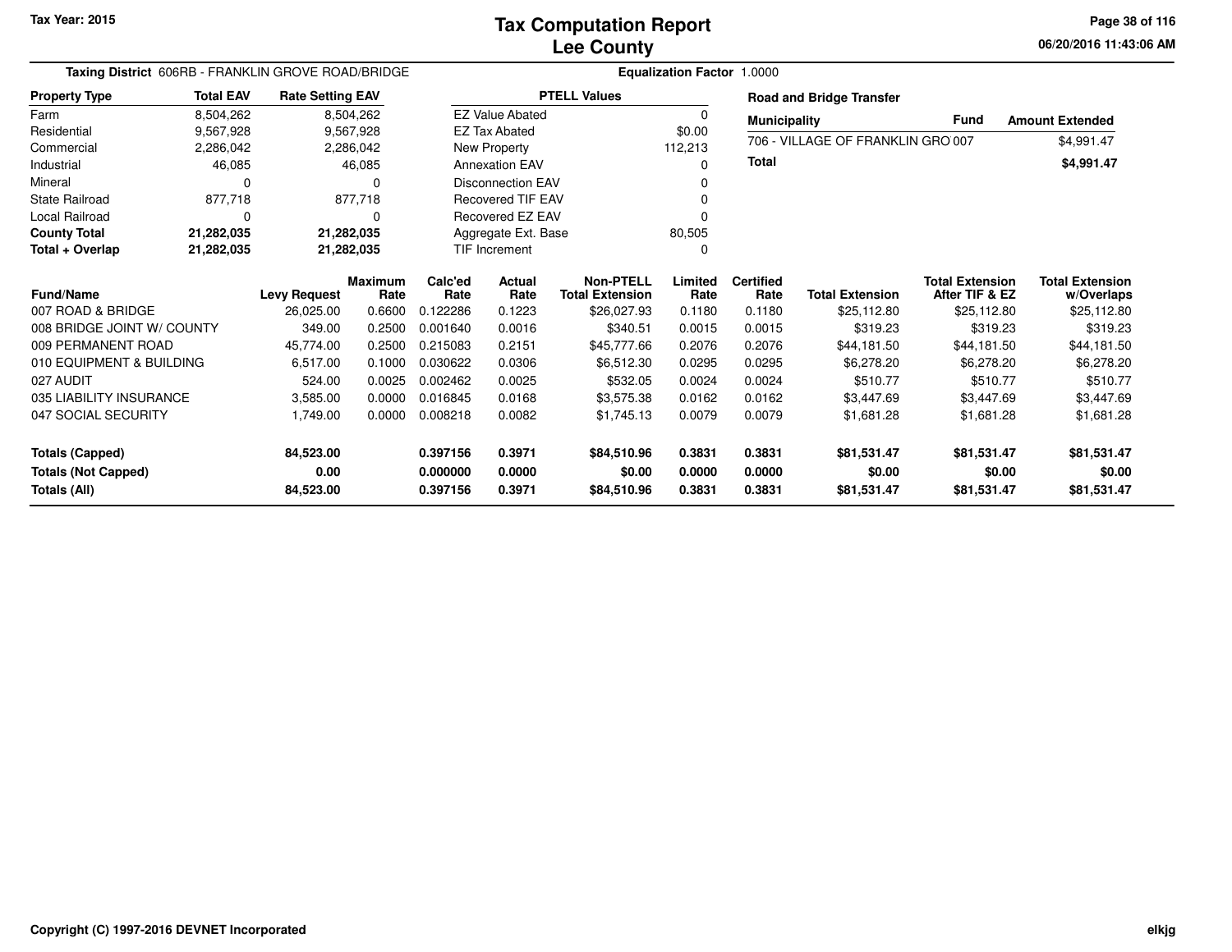# Tax Computation Report
## Lee County

Tax Year: 2015

**Taxing District** 606RB - FRANKLIN GROVE ROAD/BRIDGE

**Equalization Factor** 1.0000

| Property Type | Total EAV | Rate Setting EAV |
|---|---|---|
| Farm | 8,504,262 | 8,504,262 |
| Residential | 9,567,928 | 9,567,928 |
| Commercial | 2,286,042 | 2,286,042 |
| Industrial | 46,085 | 46,085 |
| Mineral | 0 | 0 |
| State Railroad | 877,718 | 877,718 |
| Local Railroad | 0 | 0 |
| **County Total** | **21,282,035** | **21,282,035** |
| **Total + Overlap** | **21,282,035** | **21,282,035** |

| PTELL Values | |
|---|---|
| EZ Value Abated | 0 |
| EZ Tax Abated | $0.00 |
| New Property | 112,213 |
| Annexation EAV | 0 |
| Disconnection EAV | 0 |
| Recovered TIF EAV | 0 |
| Recovered EZ EAV | 0 |
| Aggregate Ext. Base | 80,505 |
| TIF Increment | 0 |

**Road and Bridge Transfer**

| Municipality | Fund | Amount Extended |
|---|---|---|
| 706 - VILLAGE OF FRANKLIN GRO | 007 | $4,991.47 |
| **Total** | | **$4,991.47** |

| Fund/Name | Levy Request | Maximum Rate | Calc'ed Rate | Actual Rate | Non-PTELL Total Extension | Limited Rate | Certified Rate | Total Extension | Total Extension After TIF & EZ | Total Extension w/Overlaps |
|---|---|---|---|---|---|---|---|---|---|---|
| 007 ROAD & BRIDGE | 26,025.00 | 0.6600 | 0.122286 | 0.1223 | $26,027.93 | 0.1180 | 0.1180 | $25,112.80 | $25,112.80 | $25,112.80 |
| 008 BRIDGE JOINT W/ COUNTY | 349.00 | 0.2500 | 0.001640 | 0.0016 | $340.51 | 0.0015 | 0.0015 | $319.23 | $319.23 | $319.23 |
| 009 PERMANENT ROAD | 45,774.00 | 0.2500 | 0.215083 | 0.2151 | $45,777.66 | 0.2076 | 0.2076 | $44,181.50 | $44,181.50 | $44,181.50 |
| 010 EQUIPMENT & BUILDING | 6,517.00 | 0.1000 | 0.030622 | 0.0306 | $6,512.30 | 0.0295 | 0.0295 | $6,278.20 | $6,278.20 | $6,278.20 |
| 027 AUDIT | 524.00 | 0.0025 | 0.002462 | 0.0025 | $532.05 | 0.0024 | 0.0024 | $510.77 | $510.77 | $510.77 |
| 035 LIABILITY INSURANCE | 3,585.00 | 0.0000 | 0.016845 | 0.0168 | $3,575.38 | 0.0162 | 0.0162 | $3,447.69 | $3,447.69 | $3,447.69 |
| 047 SOCIAL SECURITY | 1,749.00 | 0.0000 | 0.008218 | 0.0082 | $1,745.13 | 0.0079 | 0.0079 | $1,681.28 | $1,681.28 | $1,681.28 |
| **Totals (Capped)** | **84,523.00** | | **0.397156** | **0.3971** | **$84,510.96** | **0.3831** | **0.3831** | **$81,531.47** | **$81,531.47** | **$81,531.47** |
| **Totals (Not Capped)** | **0.00** | | **0.000000** | **0.0000** | **$0.00** | **0.0000** | **0.0000** | **$0.00** | **$0.00** | **$0.00** |
| **Totals (All)** | **84,523.00** | | **0.397156** | **0.3971** | **$84,510.96** | **0.3831** | **0.3831** | **$81,531.47** | **$81,531.47** | **$81,531.47** |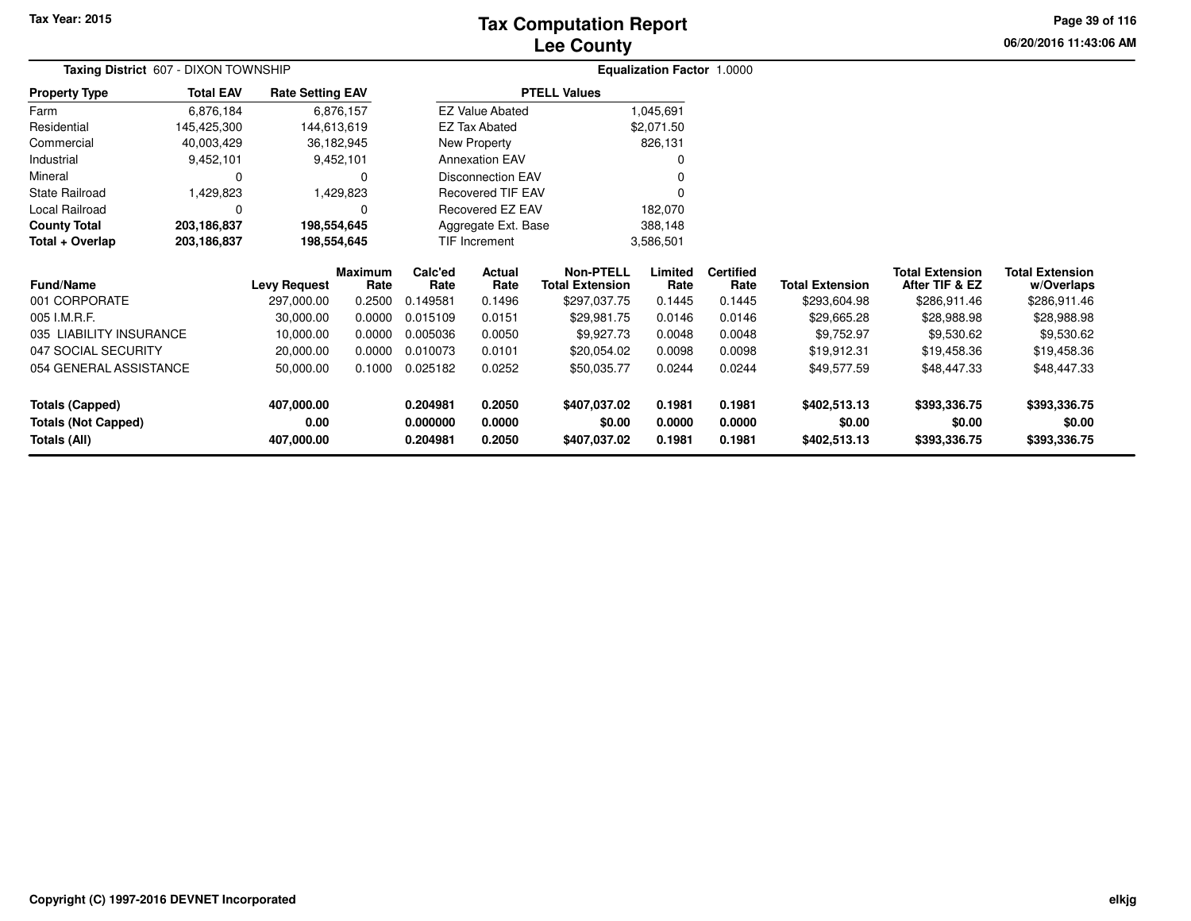Tax Year: 2015

# Tax Computation Report
## Lee County

06/20/2016 11:43:06 AM

**Taxing District** 607 - DIXON TOWNSHIP

**Equalization Factor** 1.0000

| Property Type | Total EAV | Rate Setting EAV |
|---|---|---|
| Farm | 6,876,184 | 6,876,157 |
| Residential | 145,425,300 | 144,613,619 |
| Commercial | 40,003,429 | 36,182,945 |
| Industrial | 9,452,101 | 9,452,101 |
| Mineral | 0 | 0 |
| State Railroad | 1,429,823 | 1,429,823 |
| Local Railroad | 0 | 0 |
| **County Total** | **203,186,837** | **198,554,645** |
| **Total + Overlap** | **203,186,837** | **198,554,645** |

| PTELL Values | |
|---|---|
| EZ Value Abated | 1,045,691 |
| EZ Tax Abated | $2,071.50 |
| New Property | 826,131 |
| Annexation EAV | 0 |
| Disconnection EAV | 0 |
| Recovered TIF EAV | 0 |
| Recovered EZ EAV | 182,070 |
| Aggregate Ext. Base | 388,148 |
| TIF Increment | 3,586,501 |

| Fund/Name | Levy Request | Maximum Rate | Calc'ed Rate | Actual Rate | Non-PTELL Total Extension | Limited Rate | Certified Rate | Total Extension | Total Extension After TIF & EZ | Total Extension w/Overlaps |
|---|---|---|---|---|---|---|---|---|---|---|
| 001 CORPORATE | 297,000.00 | 0.2500 | 0.149581 | 0.1496 | $297,037.75 | 0.1445 | 0.1445 | $293,604.98 | $286,911.46 | $286,911.46 |
| 005 I.M.R.F. | 30,000.00 | 0.0000 | 0.015109 | 0.0151 | $29,981.75 | 0.0146 | 0.0146 | $29,665.28 | $28,988.98 | $28,988.98 |
| 035 LIABILITY INSURANCE | 10,000.00 | 0.0000 | 0.005036 | 0.0050 | $9,927.73 | 0.0048 | 0.0048 | $9,752.97 | $9,530.62 | $9,530.62 |
| 047 SOCIAL SECURITY | 20,000.00 | 0.0000 | 0.010073 | 0.0101 | $20,054.02 | 0.0098 | 0.0098 | $19,912.31 | $19,458.36 | $19,458.36 |
| 054 GENERAL ASSISTANCE | 50,000.00 | 0.1000 | 0.025182 | 0.0252 | $50,035.77 | 0.0244 | 0.0244 | $49,577.59 | $48,447.33 | $48,447.33 |
| **Totals (Capped)** | **407,000.00** | | **0.204981** | **0.2050** | **$407,037.02** | **0.1981** | **0.1981** | **$402,513.13** | **$393,336.75** | **$393,336.75** |
| **Totals (Not Capped)** | **0.00** | | **0.000000** | **0.0000** | **$0.00** | **0.0000** | **0.0000** | **$0.00** | **$0.00** | **$0.00** |
| **Totals (All)** | **407,000.00** | | **0.204981** | **0.2050** | **$407,037.02** | **0.1981** | **0.1981** | **$402,513.13** | **$393,336.75** | **$393,336.75** |

Copyright (C) 1997-2016 DEVNET Incorporated

elkjg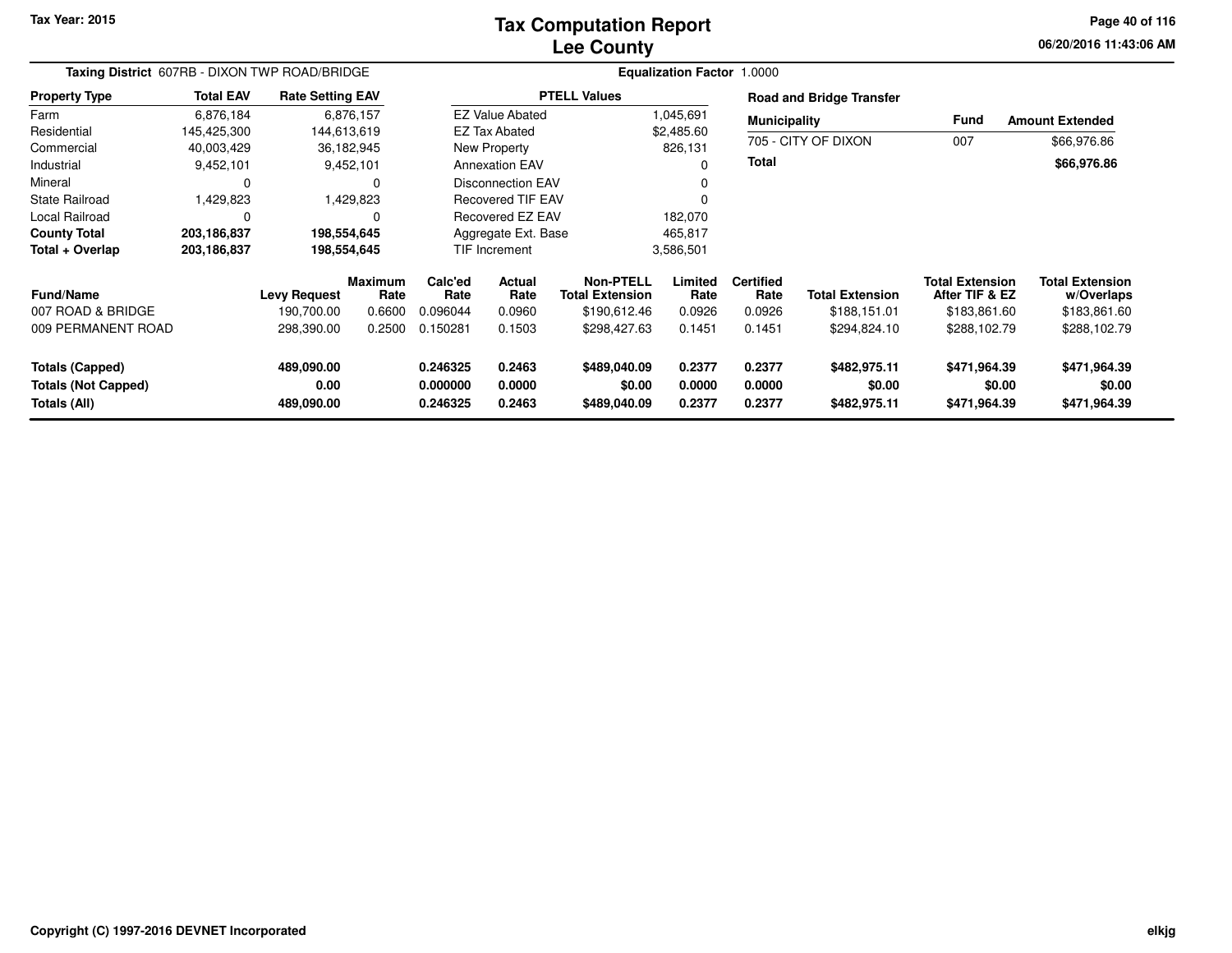**Tax Year: 2015**

# Tax Computation Report
## Lee County

06/20/2016 11:43:06 AM

**Taxing District** 607RB - DIXON TWP ROAD/BRIDGE

**Equalization Factor** 1.0000

| Property Type | Total EAV | Rate Setting EAV |
|---|---|---|
| Farm | 6,876,184 | 6,876,157 |
| Residential | 145,425,300 | 144,613,619 |
| Commercial | 40,003,429 | 36,182,945 |
| Industrial | 9,452,101 | 9,452,101 |
| Mineral | 0 | 0 |
| State Railroad | 1,429,823 | 1,429,823 |
| Local Railroad | 0 | 0 |
| **County Total** | **203,186,837** | **198,554,645** |
| **Total + Overlap** | **203,186,837** | **198,554,645** |

| PTELL Values | |
|---|---|
| EZ Value Abated | 1,045,691 |
| EZ Tax Abated | $2,485.60 |
| New Property | 826,131 |
| Annexation EAV | 0 |
| Disconnection EAV | 0 |
| Recovered TIF EAV | 0 |
| Recovered EZ EAV | 182,070 |
| Aggregate Ext. Base | 465,817 |
| TIF Increment | 3,586,501 |

**Road and Bridge Transfer**

| Municipality | Fund | Amount Extended |
|---|---|---|
| 705 - CITY OF DIXON | 007 | $66,976.86 |
| **Total** | | **$66,976.86** |

| Fund/Name | Levy Request | Maximum Rate | Calc'ed Rate | Actual Rate | Non-PTELL Total Extension | Limited Rate | Certified Rate | Total Extension | Total Extension After TIF & EZ | Total Extension w/Overlaps |
|---|---|---|---|---|---|---|---|---|---|---|
| 007 ROAD & BRIDGE | 190,700.00 | 0.6600 | 0.096044 | 0.0960 | $190,612.46 | 0.0926 | 0.0926 | $188,151.01 | $183,861.60 | $183,861.60 |
| 009 PERMANENT ROAD | 298,390.00 | 0.2500 | 0.150281 | 0.1503 | $298,427.63 | 0.1451 | 0.1451 | $294,824.10 | $288,102.79 | $288,102.79 |
| **Totals (Capped)** | **489,090.00** | | **0.246325** | **0.2463** | **$489,040.09** | **0.2377** | **0.2377** | **$482,975.11** | **$471,964.39** | **$471,964.39** |
| **Totals (Not Capped)** | **0.00** | | **0.000000** | **0.0000** | **$0.00** | **0.0000** | **0.0000** | **$0.00** | **$0.00** | **$0.00** |
| **Totals (All)** | **489,090.00** | | **0.246325** | **0.2463** | **$489,040.09** | **0.2377** | **0.2377** | **$482,975.11** | **$471,964.39** | **$471,964.39** |

**Copyright (C) 1997-2016 DEVNET Incorporated**

elkjg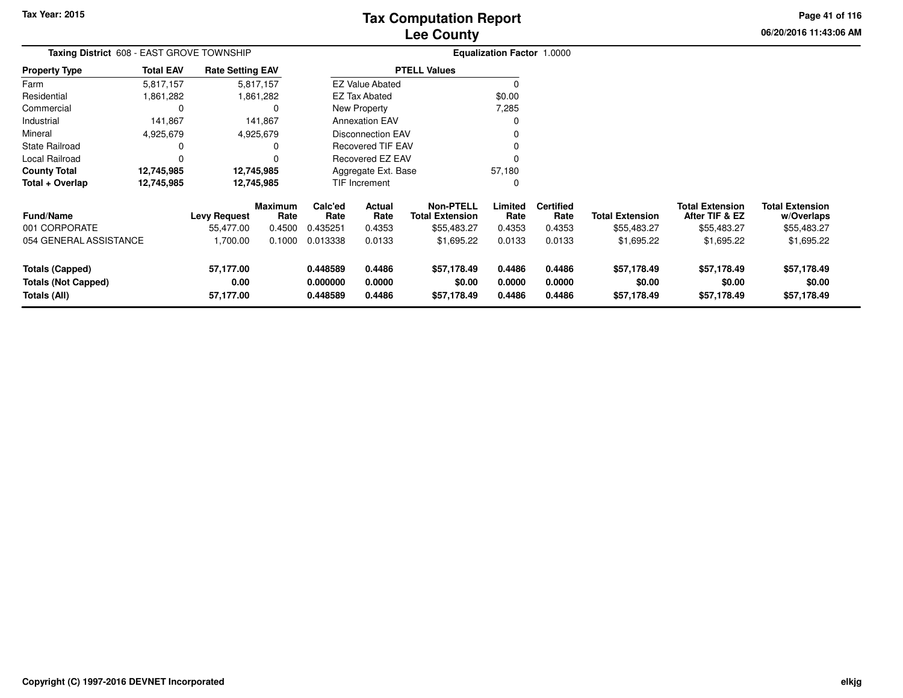# Tax Computation Report
## Lee County

Tax Year: 2015

06/20/2016 11:43:06 AM

**Taxing District** 608 - EAST GROVE TOWNSHIP

**Equalization Factor** 1.0000

| Property Type | Total EAV | Rate Setting EAV |
|---|---|---|
| Farm | 5,817,157 | 5,817,157 |
| Residential | 1,861,282 | 1,861,282 |
| Commercial | 0 | 0 |
| Industrial | 141,867 | 141,867 |
| Mineral | 4,925,679 | 4,925,679 |
| State Railroad | 0 | 0 |
| Local Railroad | 0 | 0 |
| **County Total** | **12,745,985** | **12,745,985** |
| **Total + Overlap** | **12,745,985** | **12,745,985** |

| PTELL Values | |
|---|---|
| EZ Value Abated | 0 |
| EZ Tax Abated | $0.00 |
| New Property | 7,285 |
| Annexation EAV | 0 |
| Disconnection EAV | 0 |
| Recovered TIF EAV | 0 |
| Recovered EZ EAV | 0 |
| Aggregate Ext. Base | 57,180 |
| TIF Increment | 0 |

| Fund/Name | Levy Request | Maximum Rate | Calc'ed Rate | Actual Rate | Non-PTELL Total Extension | Limited Rate | Certified Rate | Total Extension | Total Extension After TIF & EZ | Total Extension w/Overlaps |
|---|---|---|---|---|---|---|---|---|---|---|
| 001 CORPORATE | 55,477.00 | 0.4500 | 0.435251 | 0.4353 | $55,483.27 | 0.4353 | 0.4353 | $55,483.27 | $55,483.27 | $55,483.27 |
| 054 GENERAL ASSISTANCE | 1,700.00 | 0.1000 | 0.013338 | 0.0133 | $1,695.22 | 0.0133 | 0.0133 | $1,695.22 | $1,695.22 | $1,695.22 |
| **Totals (Capped)** | **57,177.00** | | **0.448589** | **0.4486** | **$57,178.49** | **0.4486** | **0.4486** | **$57,178.49** | **$57,178.49** | **$57,178.49** |
| **Totals (Not Capped)** | **0.00** | | **0.000000** | **0.0000** | **$0.00** | **0.0000** | **0.0000** | **$0.00** | **$0.00** | **$0.00** |
| **Totals (All)** | **57,177.00** | | **0.448589** | **0.4486** | **$57,178.49** | **0.4486** | **0.4486** | **$57,178.49** | **$57,178.49** | **$57,178.49** |

Copyright (C) 1997-2016 DEVNET Incorporated

elkjg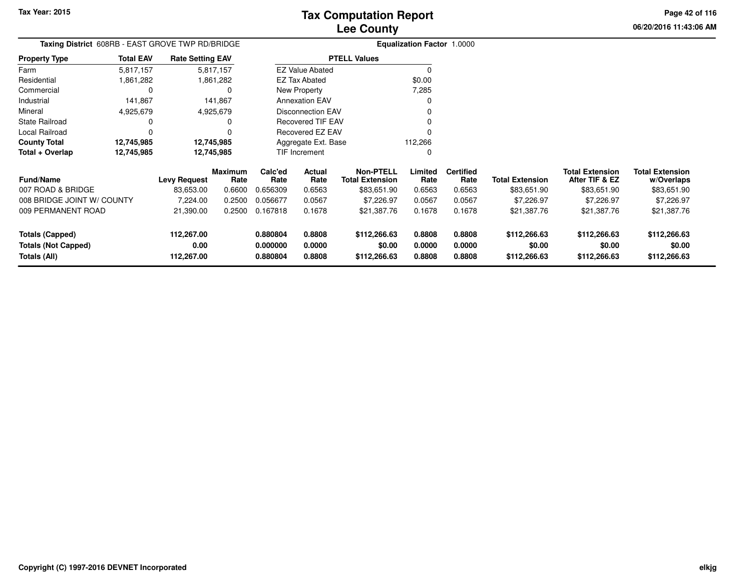Tax Year: 2015

# Tax Computation Report
## Lee County

**Taxing District** 608RB - EAST GROVE TWP RD/BRIDGE

**Equalization Factor** 1.0000

| Property Type | Total EAV | Rate Setting EAV |
|---|---|---|
| Farm | 5,817,157 | 5,817,157 |
| Residential | 1,861,282 | 1,861,282 |
| Commercial | 0 | 0 |
| Industrial | 141,867 | 141,867 |
| Mineral | 4,925,679 | 4,925,679 |
| State Railroad | 0 | 0 |
| Local Railroad | 0 | 0 |
| **County Total** | **12,745,985** | **12,745,985** |
| **Total + Overlap** | **12,745,985** | **12,745,985** |

| PTELL Values | |
|---|---|
| EZ Value Abated | 0 |
| EZ Tax Abated | $0.00 |
| New Property | 7,285 |
| Annexation EAV | 0 |
| Disconnection EAV | 0 |
| Recovered TIF EAV | 0 |
| Recovered EZ EAV | 0 |
| Aggregate Ext. Base | 112,266 |
| TIF Increment | 0 |

| Fund/Name | Levy Request | Maximum Rate | Calc'ed Rate | Actual Rate | Non-PTELL Total Extension | Limited Rate | Certified Rate | Total Extension | Total Extension After TIF & EZ | Total Extension w/Overlaps |
|---|---|---|---|---|---|---|---|---|---|---|
| 007 ROAD & BRIDGE | 83,653.00 | 0.6600 | 0.656309 | 0.6563 | $83,651.90 | 0.6563 | 0.6563 | $83,651.90 | $83,651.90 | $83,651.90 |
| 008 BRIDGE JOINT W/ COUNTY | 7,224.00 | 0.2500 | 0.056677 | 0.0567 | $7,226.97 | 0.0567 | 0.0567 | $7,226.97 | $7,226.97 | $7,226.97 |
| 009 PERMANENT ROAD | 21,390.00 | 0.2500 | 0.167818 | 0.1678 | $21,387.76 | 0.1678 | 0.1678 | $21,387.76 | $21,387.76 | $21,387.76 |
| **Totals (Capped)** | **112,267.00** | | **0.880804** | **0.8808** | **$112,266.63** | **0.8808** | **0.8808** | **$112,266.63** | **$112,266.63** | **$112,266.63** |
| **Totals (Not Capped)** | **0.00** | | **0.000000** | **0.0000** | **$0.00** | **0.0000** | **0.0000** | **$0.00** | **$0.00** | **$0.00** |
| **Totals (All)** | **112,267.00** | | **0.880804** | **0.8808** | **$112,266.63** | **0.8808** | **0.8808** | **$112,266.63** | **$112,266.63** | **$112,266.63** |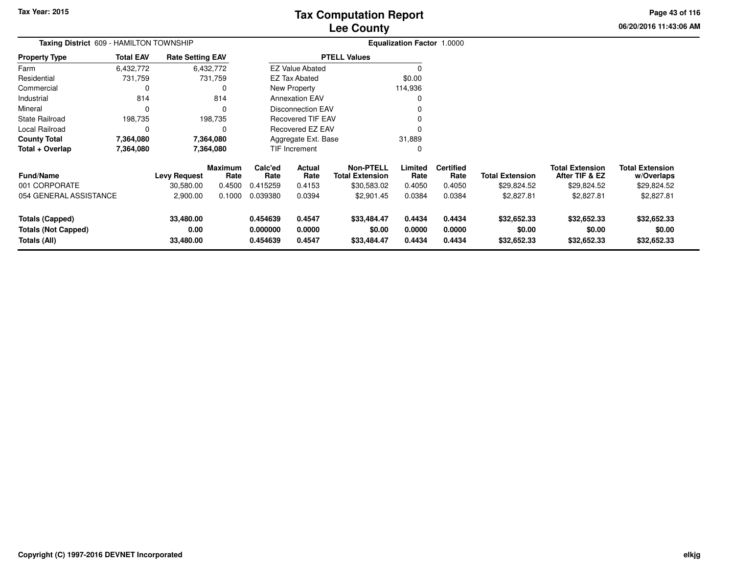**Tax Year: 2015**

# Tax Computation Report
# Lee County

06/20/2016 11:43:06 AM

**Taxing District** 609 - HAMILTON TOWNSHIP

**Equalization Factor** 1.0000

| Property Type | Total EAV | Rate Setting EAV |
|---|---|---|
| Farm | 6,432,772 | 6,432,772 |
| Residential | 731,759 | 731,759 |
| Commercial | 0 | 0 |
| Industrial | 814 | 814 |
| Mineral | 0 | 0 |
| State Railroad | 198,735 | 198,735 |
| Local Railroad | 0 | 0 |
| **County Total** | **7,364,080** | **7,364,080** |
| **Total + Overlap** | **7,364,080** | **7,364,080** |

| PTELL Values | |
|---|---|
| EZ Value Abated | 0 |
| EZ Tax Abated | $0.00 |
| New Property | 114,936 |
| Annexation EAV | 0 |
| Disconnection EAV | 0 |
| Recovered TIF EAV | 0 |
| Recovered EZ EAV | 0 |
| Aggregate Ext. Base | 31,889 |
| TIF Increment | 0 |

| Fund/Name | Levy Request | Maximum Rate | Calc'ed Rate | Actual Rate | Non-PTELL Total Extension | Limited Rate | Certified Rate | Total Extension | Total Extension After TIF & EZ | Total Extension w/Overlaps |
|---|---|---|---|---|---|---|---|---|---|---|
| 001 CORPORATE | 30,580.00 | 0.4500 | 0.415259 | 0.4153 | $30,583.02 | 0.4050 | 0.4050 | $29,824.52 | $29,824.52 | $29,824.52 |
| 054 GENERAL ASSISTANCE | 2,900.00 | 0.1000 | 0.039380 | 0.0394 | $2,901.45 | 0.0384 | 0.0384 | $2,827.81 | $2,827.81 | $2,827.81 |
| **Totals (Capped)** | **33,480.00** | | **0.454639** | **0.4547** | **$33,484.47** | **0.4434** | **0.4434** | **$32,652.33** | **$32,652.33** | **$32,652.33** |
| **Totals (Not Capped)** | **0.00** | | **0.000000** | **0.0000** | **$0.00** | **0.0000** | **0.0000** | **$0.00** | **$0.00** | **$0.00** |
| **Totals (All)** | **33,480.00** | | **0.454639** | **0.4547** | **$33,484.47** | **0.4434** | **0.4434** | **$32,652.33** | **$32,652.33** | **$32,652.33** |

**Copyright (C) 1997-2016 DEVNET Incorporated**

**elkjg**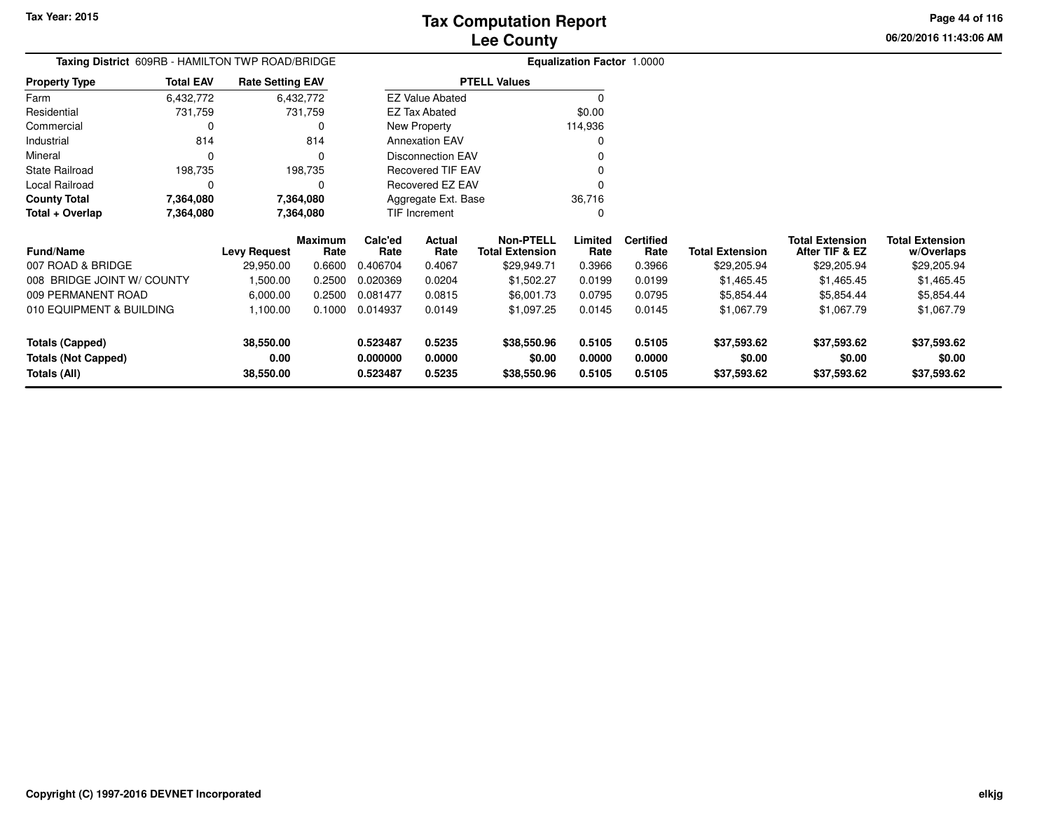# Tax Computation Report
## Lee County

Tax Year: 2015

**Taxing District** 609RB - HAMILTON TWP ROAD/BRIDGE

**Equalization Factor** 1.0000

| Property Type | Total EAV | Rate Setting EAV |
|---|---|---|
| Farm | 6,432,772 | 6,432,772 |
| Residential | 731,759 | 731,759 |
| Commercial | 0 | 0 |
| Industrial | 814 | 814 |
| Mineral | 0 | 0 |
| State Railroad | 198,735 | 198,735 |
| Local Railroad | 0 | 0 |
| **County Total** | **7,364,080** | **7,364,080** |
| **Total + Overlap** | **7,364,080** | **7,364,080** |

| PTELL Values | |
|---|---|
| EZ Value Abated | 0 |
| EZ Tax Abated | $0.00 |
| New Property | 114,936 |
| Annexation EAV | 0 |
| Disconnection EAV | 0 |
| Recovered TIF EAV | 0 |
| Recovered EZ EAV | 0 |
| Aggregate Ext. Base | 36,716 |
| TIF Increment | 0 |

| Fund/Name | Levy Request | Maximum Rate | Calc'ed Rate | Actual Rate | Non-PTELL Total Extension | Limited Rate | Certified Rate | Total Extension | Total Extension After TIF & EZ | Total Extension w/Overlaps |
|---|---|---|---|---|---|---|---|---|---|---|
| 007 ROAD & BRIDGE | 29,950.00 | 0.6600 | 0.406704 | 0.4067 | $29,949.71 | 0.3966 | 0.3966 | $29,205.94 | $29,205.94 | $29,205.94 |
| 008 BRIDGE JOINT W/ COUNTY | 1,500.00 | 0.2500 | 0.020369 | 0.0204 | $1,502.27 | 0.0199 | 0.0199 | $1,465.45 | $1,465.45 | $1,465.45 |
| 009 PERMANENT ROAD | 6,000.00 | 0.2500 | 0.081477 | 0.0815 | $6,001.73 | 0.0795 | 0.0795 | $5,854.44 | $5,854.44 | $5,854.44 |
| 010 EQUIPMENT & BUILDING | 1,100.00 | 0.1000 | 0.014937 | 0.0149 | $1,097.25 | 0.0145 | 0.0145 | $1,067.79 | $1,067.79 | $1,067.79 |
| **Totals (Capped)** | **38,550.00** | | **0.523487** | **0.5235** | **$38,550.96** | **0.5105** | **0.5105** | **$37,593.62** | **$37,593.62** | **$37,593.62** |
| **Totals (Not Capped)** | **0.00** | | **0.000000** | **0.0000** | **$0.00** | **0.0000** | **0.0000** | **$0.00** | **$0.00** | **$0.00** |
| **Totals (All)** | **38,550.00** | | **0.523487** | **0.5235** | **$38,550.96** | **0.5105** | **0.5105** | **$37,593.62** | **$37,593.62** | **$37,593.62** |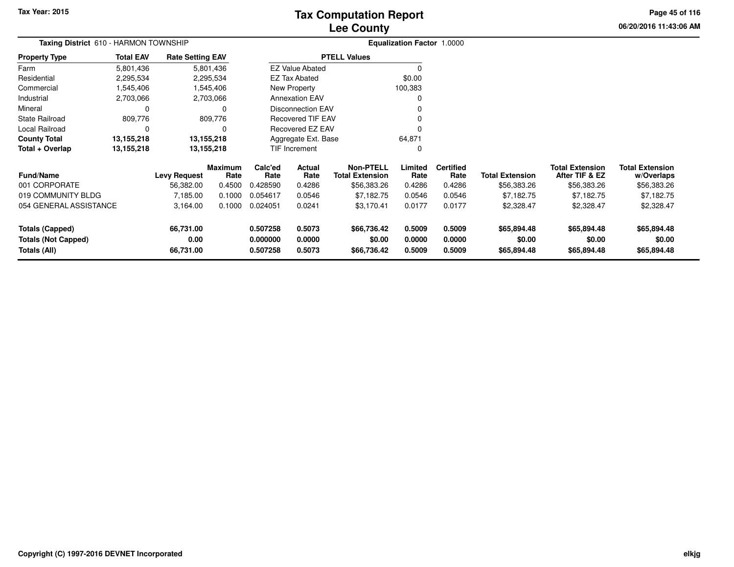Tax Year: 2015

# Tax Computation Report
## Lee County

**Taxing District** 610 - HARMON TOWNSHIP

**Equalization Factor** 1.0000

| Property Type | Total EAV | Rate Setting EAV |
|---|---|---|
| Farm | 5,801,436 | 5,801,436 |
| Residential | 2,295,534 | 2,295,534 |
| Commercial | 1,545,406 | 1,545,406 |
| Industrial | 2,703,066 | 2,703,066 |
| Mineral | 0 | 0 |
| State Railroad | 809,776 | 809,776 |
| Local Railroad | 0 | 0 |
| **County Total** | **13,155,218** | **13,155,218** |
| **Total + Overlap** | **13,155,218** | **13,155,218** |

| PTELL Values | |
|---|---|
| EZ Value Abated | 0 |
| EZ Tax Abated | $0.00 |
| New Property | 100,383 |
| Annexation EAV | 0 |
| Disconnection EAV | 0 |
| Recovered TIF EAV | 0 |
| Recovered EZ EAV | 0 |
| Aggregate Ext. Base | 64,871 |
| TIF Increment | 0 |

| Fund/Name | Levy Request | Maximum Rate | Calc'ed Rate | Actual Rate | Non-PTELL Total Extension | Limited Rate | Certified Rate | Total Extension | Total Extension After TIF & EZ | Total Extension w/Overlaps |
|---|---|---|---|---|---|---|---|---|---|---|
| 001 CORPORATE | 56,382.00 | 0.4500 | 0.428590 | 0.4286 | $56,383.26 | 0.4286 | 0.4286 | $56,383.26 | $56,383.26 | $56,383.26 |
| 019 COMMUNITY BLDG | 7,185.00 | 0.1000 | 0.054617 | 0.0546 | $7,182.75 | 0.0546 | 0.0546 | $7,182.75 | $7,182.75 | $7,182.75 |
| 054 GENERAL ASSISTANCE | 3,164.00 | 0.1000 | 0.024051 | 0.0241 | $3,170.41 | 0.0177 | 0.0177 | $2,328.47 | $2,328.47 | $2,328.47 |
| **Totals (Capped)** | **66,731.00** | | **0.507258** | **0.5073** | **$66,736.42** | **0.5009** | **0.5009** | **$65,894.48** | **$65,894.48** | **$65,894.48** |
| **Totals (Not Capped)** | **0.00** | | **0.000000** | **0.0000** | **$0.00** | **0.0000** | **0.0000** | **$0.00** | **$0.00** | **$0.00** |
| **Totals (All)** | **66,731.00** | | **0.507258** | **0.5073** | **$66,736.42** | **0.5009** | **0.5009** | **$65,894.48** | **$65,894.48** | **$65,894.48** |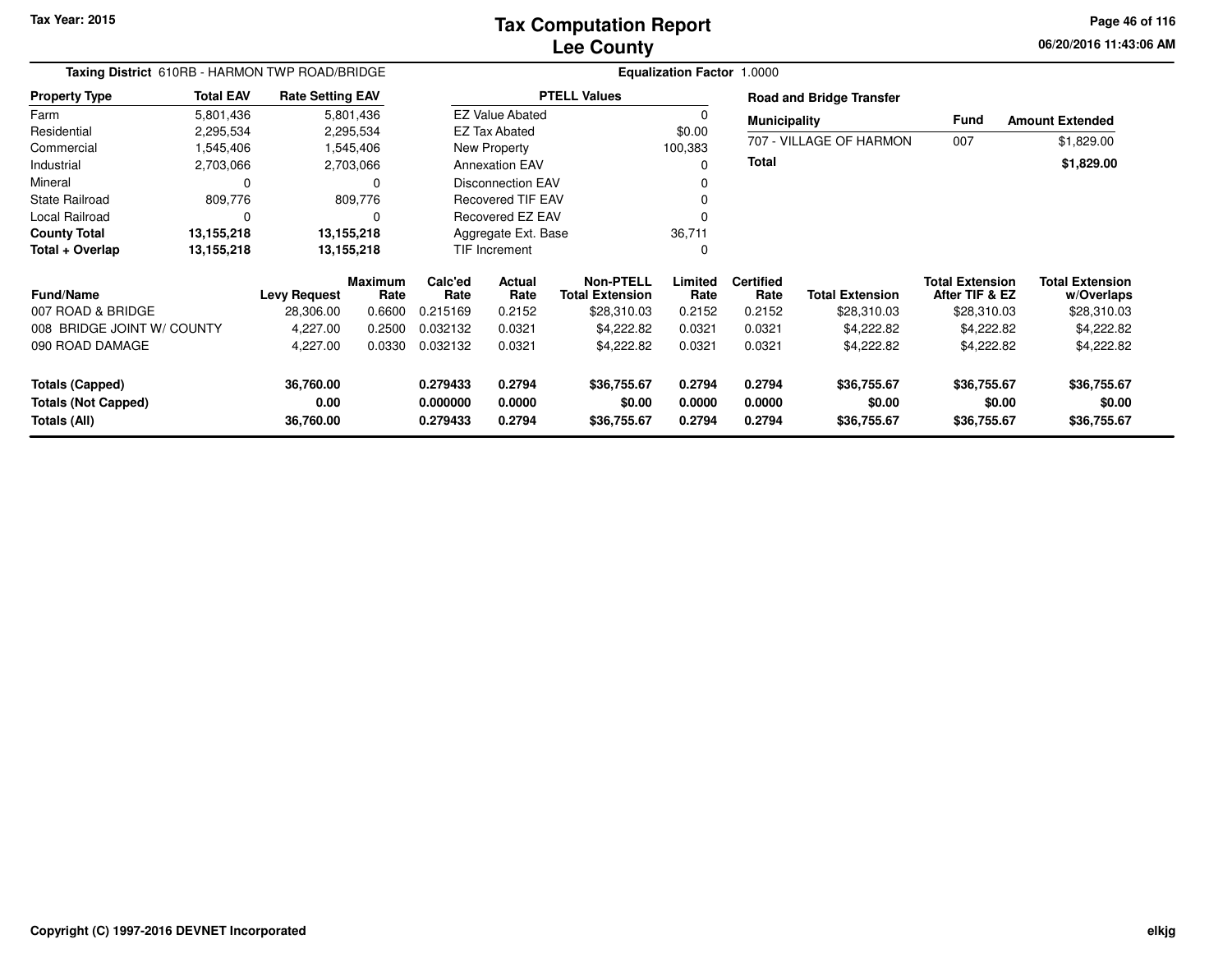**Tax Year: 2015**

# Tax Computation Report
## Lee County

06/20/2016 11:43:06 AM

**Taxing District** 610RB - HARMON TWP ROAD/BRIDGE **Equalization Factor** 1.0000

| Property Type | Total EAV | Rate Setting EAV |
|---|---|---|
| Farm | 5,801,436 | 5,801,436 |
| Residential | 2,295,534 | 2,295,534 |
| Commercial | 1,545,406 | 1,545,406 |
| Industrial | 2,703,066 | 2,703,066 |
| Mineral | 0 | 0 |
| State Railroad | 809,776 | 809,776 |
| Local Railroad | 0 | 0 |
| **County Total** | **13,155,218** | **13,155,218** |
| **Total + Overlap** | **13,155,218** | **13,155,218** |

| PTELL Values | |
|---|---|
| EZ Value Abated | 0 |
| EZ Tax Abated | $0.00 |
| New Property | 100,383 |
| Annexation EAV | 0 |
| Disconnection EAV | 0 |
| Recovered TIF EAV | 0 |
| Recovered EZ EAV | 0 |
| Aggregate Ext. Base | 36,711 |
| TIF Increment | 0 |

**Road and Bridge Transfer**

| Municipality | Fund | Amount Extended |
|---|---|---|
| 707 - VILLAGE OF HARMON | 007 | $1,829.00 |
| **Total** | | **$1,829.00** |

| Fund/Name | Levy Request | Maximum Rate | Calc'ed Rate | Actual Rate | Non-PTELL Total Extension | Limited Rate | Certified Rate | Total Extension | Total Extension After TIF & EZ | Total Extension w/Overlaps |
|---|---|---|---|---|---|---|---|---|---|---|
| 007 ROAD & BRIDGE | 28,306.00 | 0.6600 | 0.215169 | 0.2152 | $28,310.03 | 0.2152 | 0.2152 | $28,310.03 | $28,310.03 | $28,310.03 |
| 008 BRIDGE JOINT W/ COUNTY | 4,227.00 | 0.2500 | 0.032132 | 0.0321 | $4,222.82 | 0.0321 | 0.0321 | $4,222.82 | $4,222.82 | $4,222.82 |
| 090 ROAD DAMAGE | 4,227.00 | 0.0330 | 0.032132 | 0.0321 | $4,222.82 | 0.0321 | 0.0321 | $4,222.82 | $4,222.82 | $4,222.82 |
| **Totals (Capped)** | **36,760.00** | | **0.279433** | **0.2794** | **$36,755.67** | **0.2794** | **0.2794** | **$36,755.67** | **$36,755.67** | **$36,755.67** |
| **Totals (Not Capped)** | **0.00** | | **0.000000** | **0.0000** | **$0.00** | **0.0000** | **0.0000** | **$0.00** | **$0.00** | **$0.00** |
| **Totals (All)** | **36,760.00** | | **0.279433** | **0.2794** | **$36,755.67** | **0.2794** | **0.2794** | **$36,755.67** | **$36,755.67** | **$36,755.67** |

Copyright (C) 1997-2016 DEVNET Incorporated elkjg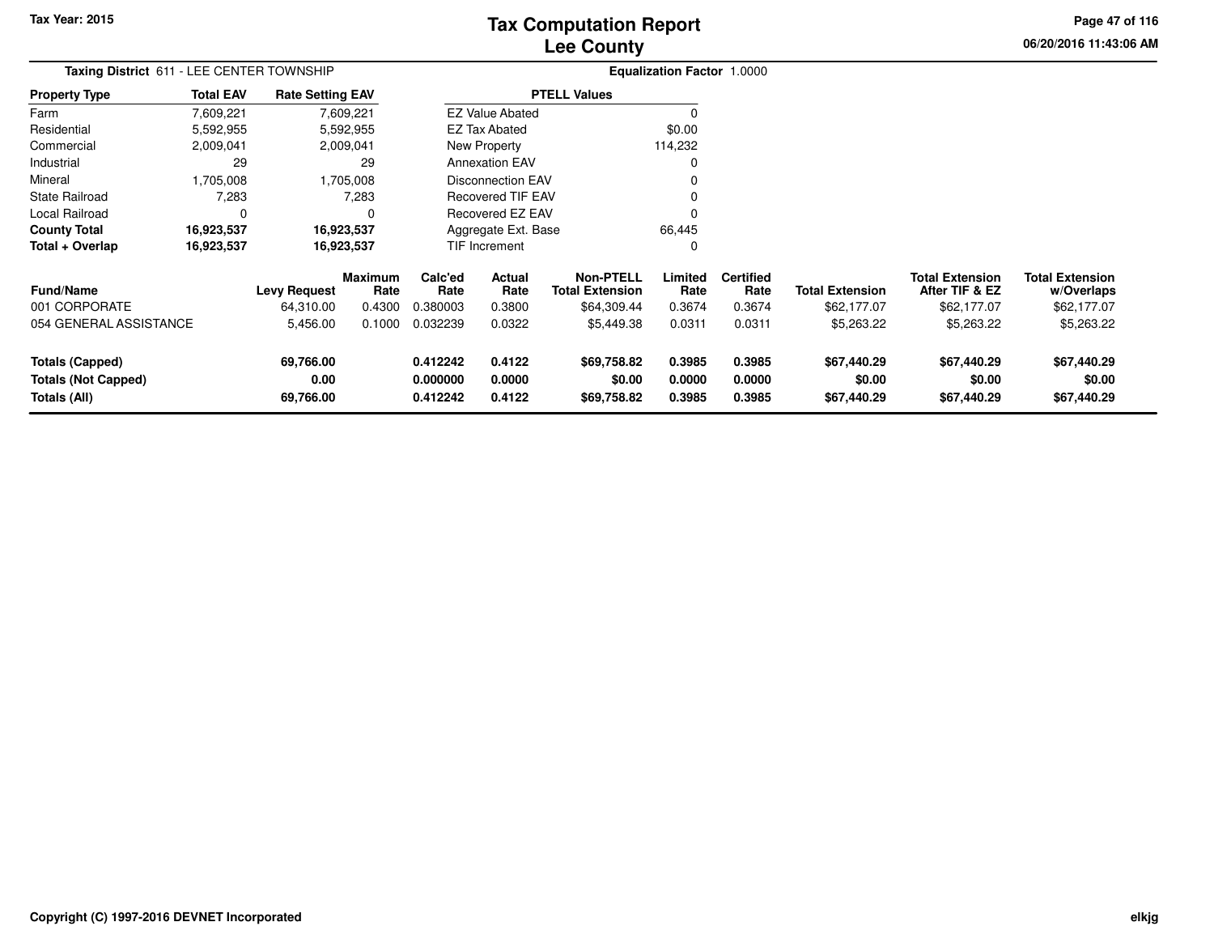# Tax Computation Report
## Lee County

Tax Year: 2015

06/20/2016 11:43:06 AM

**Taxing District** 611 - LEE CENTER TOWNSHIP

**Equalization Factor** 1.0000

| Property Type | Total EAV | Rate Setting EAV |
|---|---|---|
| Farm | 7,609,221 | 7,609,221 |
| Residential | 5,592,955 | 5,592,955 |
| Commercial | 2,009,041 | 2,009,041 |
| Industrial | 29 | 29 |
| Mineral | 1,705,008 | 1,705,008 |
| State Railroad | 7,283 | 7,283 |
| Local Railroad | 0 | 0 |
| **County Total** | **16,923,537** | **16,923,537** |
| **Total + Overlap** | **16,923,537** | **16,923,537** |

| PTELL Values | |
|---|---|
| EZ Value Abated | 0 |
| EZ Tax Abated | $0.00 |
| New Property | 114,232 |
| Annexation EAV | 0 |
| Disconnection EAV | 0 |
| Recovered TIF EAV | 0 |
| Recovered EZ EAV | 0 |
| Aggregate Ext. Base | 66,445 |
| TIF Increment | 0 |

| Fund/Name | Levy Request | Maximum Rate | Calc'ed Rate | Actual Rate | Non-PTELL Total Extension | Limited Rate | Certified Rate | Total Extension | Total Extension After TIF & EZ | Total Extension w/Overlaps |
|---|---|---|---|---|---|---|---|---|---|---|
| 001 CORPORATE | 64,310.00 | 0.4300 | 0.380003 | 0.3800 | $64,309.44 | 0.3674 | 0.3674 | $62,177.07 | $62,177.07 | $62,177.07 |
| 054 GENERAL ASSISTANCE | 5,456.00 | 0.1000 | 0.032239 | 0.0322 | $5,449.38 | 0.0311 | 0.0311 | $5,263.22 | $5,263.22 | $5,263.22 |
| **Totals (Capped)** | **69,766.00** | | **0.412242** | **0.4122** | **$69,758.82** | **0.3985** | **0.3985** | **$67,440.29** | **$67,440.29** | **$67,440.29** |
| **Totals (Not Capped)** | **0.00** | | **0.000000** | **0.0000** | **$0.00** | **0.0000** | **0.0000** | **$0.00** | **$0.00** | **$0.00** |
| **Totals (All)** | **69,766.00** | | **0.412242** | **0.4122** | **$69,758.82** | **0.3985** | **0.3985** | **$67,440.29** | **$67,440.29** | **$67,440.29** |

Copyright (C) 1997-2016 DEVNET Incorporated

elkjg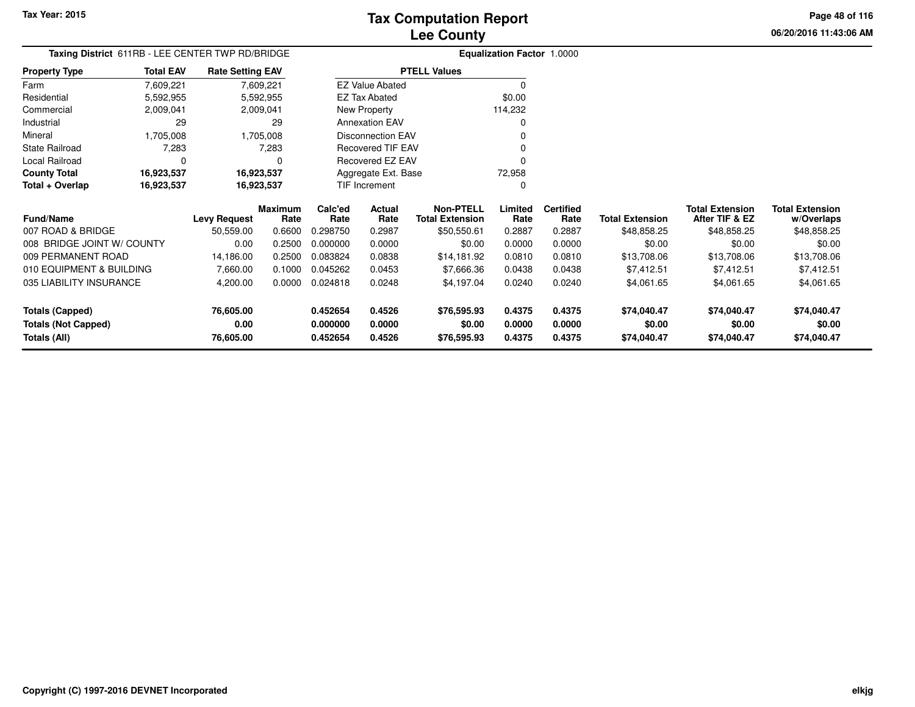Tax Year: 2015

# Tax Computation Report
## Lee County

06/20/2016 11:43:06 AM

**Taxing District** 611RB - LEE CENTER TWP RD/BRIDGE

**Equalization Factor** 1.0000

| Property Type | Total EAV | Rate Setting EAV |
|---|---|---|
| Farm | 7,609,221 | 7,609,221 |
| Residential | 5,592,955 | 5,592,955 |
| Commercial | 2,009,041 | 2,009,041 |
| Industrial | 29 | 29 |
| Mineral | 1,705,008 | 1,705,008 |
| State Railroad | 7,283 | 7,283 |
| Local Railroad | 0 | 0 |
| **County Total** | **16,923,537** | **16,923,537** |
| **Total + Overlap** | **16,923,537** | **16,923,537** |

| PTELL Values | |
|---|---|
| EZ Value Abated | 0 |
| EZ Tax Abated | $0.00 |
| New Property | 114,232 |
| Annexation EAV | 0 |
| Disconnection EAV | 0 |
| Recovered TIF EAV | 0 |
| Recovered EZ EAV | 0 |
| Aggregate Ext. Base | 72,958 |
| TIF Increment | 0 |

| Fund/Name | Levy Request | Maximum Rate | Calc'ed Rate | Actual Rate | Non-PTELL Total Extension | Limited Rate | Certified Rate | Total Extension | Total Extension After TIF & EZ | Total Extension w/Overlaps |
|---|---|---|---|---|---|---|---|---|---|---|
| 007 ROAD & BRIDGE | 50,559.00 | 0.6600 | 0.298750 | 0.2987 | $50,550.61 | 0.2887 | 0.2887 | $48,858.25 | $48,858.25 | $48,858.25 |
| 008 BRIDGE JOINT W/ COUNTY | 0.00 | 0.2500 | 0.000000 | 0.0000 | $0.00 | 0.0000 | 0.0000 | $0.00 | $0.00 | $0.00 |
| 009 PERMANENT ROAD | 14,186.00 | 0.2500 | 0.083824 | 0.0838 | $14,181.92 | 0.0810 | 0.0810 | $13,708.06 | $13,708.06 | $13,708.06 |
| 010 EQUIPMENT & BUILDING | 7,660.00 | 0.1000 | 0.045262 | 0.0453 | $7,666.36 | 0.0438 | 0.0438 | $7,412.51 | $7,412.51 | $7,412.51 |
| 035 LIABILITY INSURANCE | 4,200.00 | 0.0000 | 0.024818 | 0.0248 | $4,197.04 | 0.0240 | 0.0240 | $4,061.65 | $4,061.65 | $4,061.65 |
| **Totals (Capped)** | **76,605.00** | | **0.452654** | **0.4526** | **$76,595.93** | **0.4375** | **0.4375** | **$74,040.47** | **$74,040.47** | **$74,040.47** |
| **Totals (Not Capped)** | **0.00** | | **0.000000** | **0.0000** | **$0.00** | **0.0000** | **0.0000** | **$0.00** | **$0.00** | **$0.00** |
| **Totals (All)** | **76,605.00** | | **0.452654** | **0.4526** | **$76,595.93** | **0.4375** | **0.4375** | **$74,040.47** | **$74,040.47** | **$74,040.47** |

Copyright (C) 1997-2016 DEVNET Incorporated

elkjg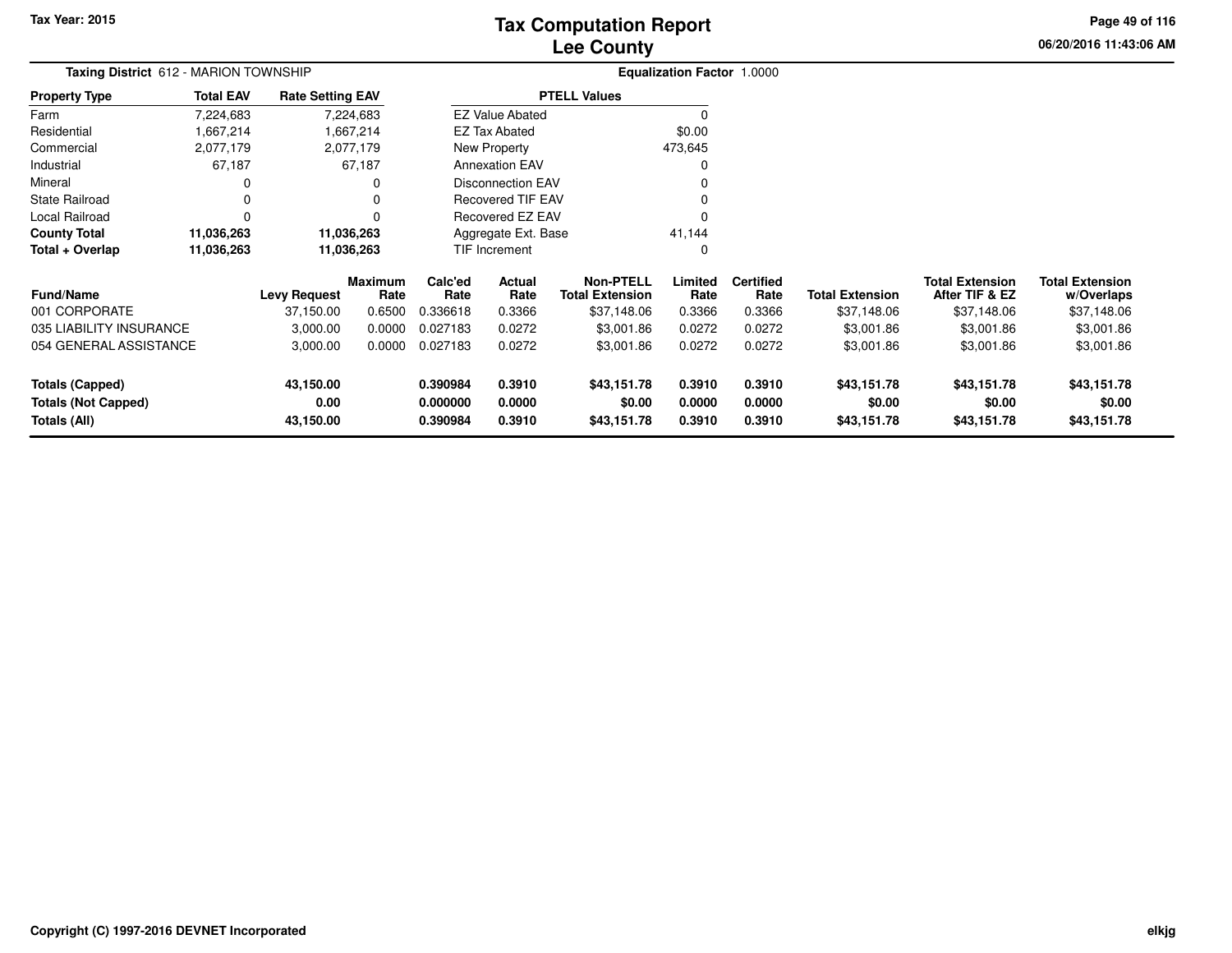**Tax Year: 2015**

# Tax Computation Report
## Lee County

06/20/2016 11:43:06 AM

**Taxing District** 612 - MARION TOWNSHIP

**Equalization Factor** 1.0000

| Property Type | Total EAV | Rate Setting EAV |
|---|---|---|
| Farm | 7,224,683 | 7,224,683 |
| Residential | 1,667,214 | 1,667,214 |
| Commercial | 2,077,179 | 2,077,179 |
| Industrial | 67,187 | 67,187 |
| Mineral | 0 | 0 |
| State Railroad | 0 | 0 |
| Local Railroad | 0 | 0 |
| **County Total** | **11,036,263** | **11,036,263** |
| **Total + Overlap** | **11,036,263** | **11,036,263** |

| PTELL Values | |
|---|---|
| EZ Value Abated | 0 |
| EZ Tax Abated | $0.00 |
| New Property | 473,645 |
| Annexation EAV | 0 |
| Disconnection EAV | 0 |
| Recovered TIF EAV | 0 |
| Recovered EZ EAV | 0 |
| Aggregate Ext. Base | 41,144 |
| TIF Increment | 0 |

| Fund/Name | Levy Request | Maximum Rate | Calc'ed Rate | Actual Rate | Non-PTELL Total Extension | Limited Rate | Certified Rate | Total Extension | Total Extension After TIF & EZ | Total Extension w/Overlaps |
|---|---|---|---|---|---|---|---|---|---|---|
| 001 CORPORATE | 37,150.00 | 0.6500 | 0.336618 | 0.3366 | $37,148.06 | 0.3366 | 0.3366 | $37,148.06 | $37,148.06 | $37,148.06 |
| 035 LIABILITY INSURANCE | 3,000.00 | 0.0000 | 0.027183 | 0.0272 | $3,001.86 | 0.0272 | 0.0272 | $3,001.86 | $3,001.86 | $3,001.86 |
| 054 GENERAL ASSISTANCE | 3,000.00 | 0.0000 | 0.027183 | 0.0272 | $3,001.86 | 0.0272 | 0.0272 | $3,001.86 | $3,001.86 | $3,001.86 |
| **Totals (Capped)** | **43,150.00** | | **0.390984** | **0.3910** | **$43,151.78** | **0.3910** | **0.3910** | **$43,151.78** | **$43,151.78** | **$43,151.78** |
| **Totals (Not Capped)** | **0.00** | | **0.000000** | **0.0000** | **$0.00** | **0.0000** | **0.0000** | **$0.00** | **$0.00** | **$0.00** |
| **Totals (All)** | **43,150.00** | | **0.390984** | **0.3910** | **$43,151.78** | **0.3910** | **0.3910** | **$43,151.78** | **$43,151.78** | **$43,151.78** |

**Copyright (C) 1997-2016 DEVNET Incorporated**

**elkjg**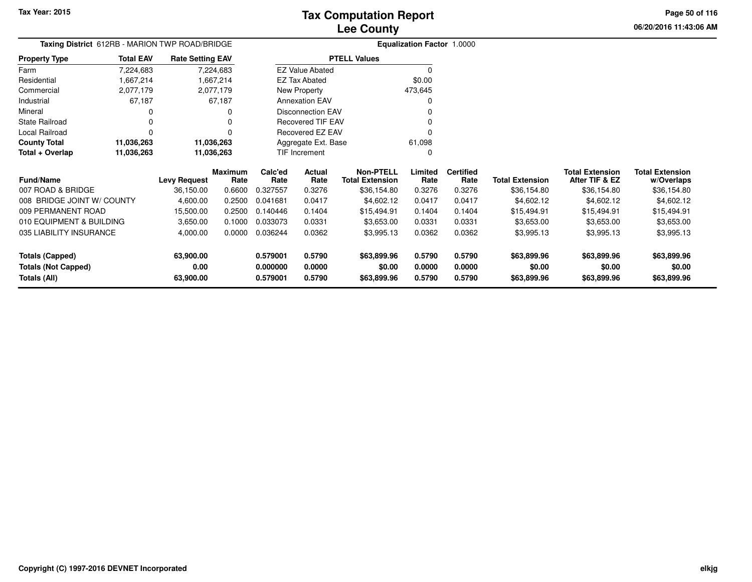# Tax Computation Report
## Lee County

Tax Year: 2015

06/20/2016 11:43:06 AM

**Taxing District** 612RB - MARION TWP ROAD/BRIDGE

**Equalization Factor** 1.0000

| Property Type | Total EAV | Rate Setting EAV |
|---|---|---|
| Farm | 7,224,683 | 7,224,683 |
| Residential | 1,667,214 | 1,667,214 |
| Commercial | 2,077,179 | 2,077,179 |
| Industrial | 67,187 | 67,187 |
| Mineral | 0 | 0 |
| State Railroad | 0 | 0 |
| Local Railroad | 0 | 0 |
| **County Total** | **11,036,263** | **11,036,263** |
| **Total + Overlap** | **11,036,263** | **11,036,263** |

| PTELL Values | |
|---|---|
| EZ Value Abated | 0 |
| EZ Tax Abated | $0.00 |
| New Property | 473,645 |
| Annexation EAV | 0 |
| Disconnection EAV | 0 |
| Recovered TIF EAV | 0 |
| Recovered EZ EAV | 0 |
| Aggregate Ext. Base | 61,098 |
| TIF Increment | 0 |

| Fund/Name | Levy Request | Maximum Rate | Calc'ed Rate | Actual Rate | Non-PTELL Total Extension | Limited Rate | Certified Rate | Total Extension | Total Extension After TIF & EZ | Total Extension w/Overlaps |
|---|---|---|---|---|---|---|---|---|---|---|
| 007 ROAD & BRIDGE | 36,150.00 | 0.6600 | 0.327557 | 0.3276 | $36,154.80 | 0.3276 | 0.3276 | $36,154.80 | $36,154.80 | $36,154.80 |
| 008 BRIDGE JOINT W/ COUNTY | 4,600.00 | 0.2500 | 0.041681 | 0.0417 | $4,602.12 | 0.0417 | 0.0417 | $4,602.12 | $4,602.12 | $4,602.12 |
| 009 PERMANENT ROAD | 15,500.00 | 0.2500 | 0.140446 | 0.1404 | $15,494.91 | 0.1404 | 0.1404 | $15,494.91 | $15,494.91 | $15,494.91 |
| 010 EQUIPMENT & BUILDING | 3,650.00 | 0.1000 | 0.033073 | 0.0331 | $3,653.00 | 0.0331 | 0.0331 | $3,653.00 | $3,653.00 | $3,653.00 |
| 035 LIABILITY INSURANCE | 4,000.00 | 0.0000 | 0.036244 | 0.0362 | $3,995.13 | 0.0362 | 0.0362 | $3,995.13 | $3,995.13 | $3,995.13 |
| **Totals (Capped)** | **63,900.00** | | **0.579001** | **0.5790** | **$63,899.96** | **0.5790** | **0.5790** | **$63,899.96** | **$63,899.96** | **$63,899.96** |
| **Totals (Not Capped)** | **0.00** | | **0.000000** | **0.0000** | **$0.00** | **0.0000** | **0.0000** | **$0.00** | **$0.00** | **$0.00** |
| **Totals (All)** | **63,900.00** | | **0.579001** | **0.5790** | **$63,899.96** | **0.5790** | **0.5790** | **$63,899.96** | **$63,899.96** | **$63,899.96** |

Copyright (C) 1997-2016 DEVNET Incorporated

elkjg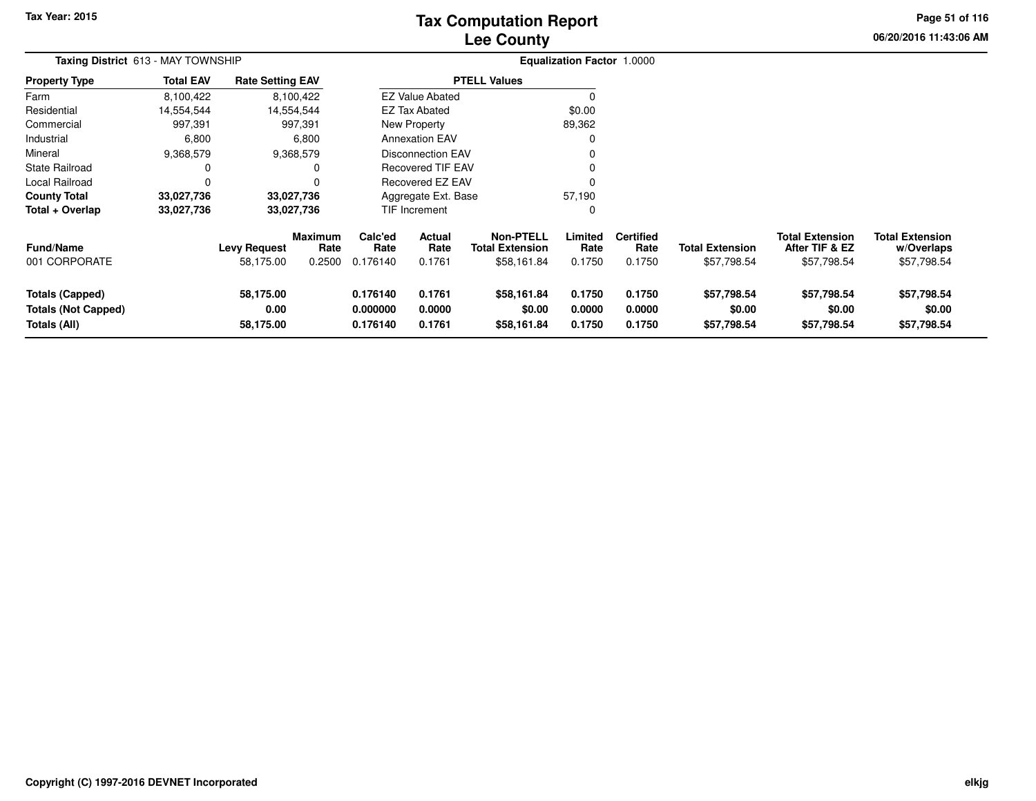# Tax Computation Report
# Lee County

**Tax Year: 2015**

**Taxing District** 613 - MAY TOWNSHIP

**Equalization Factor** 1.0000

| Property Type | Total EAV | Rate Setting EAV |
|---|---|---|
| Farm | 8,100,422 | 8,100,422 |
| Residential | 14,554,544 | 14,554,544 |
| Commercial | 997,391 | 997,391 |
| Industrial | 6,800 | 6,800 |
| Mineral | 9,368,579 | 9,368,579 |
| State Railroad | 0 | 0 |
| Local Railroad | 0 | 0 |
| **County Total** | **33,027,736** | **33,027,736** |
| **Total + Overlap** | **33,027,736** | **33,027,736** |

| PTELL Values | |
|---|---|
| EZ Value Abated | 0 |
| EZ Tax Abated | $0.00 |
| New Property | 89,362 |
| Annexation EAV | 0 |
| Disconnection EAV | 0 |
| Recovered TIF EAV | 0 |
| Recovered EZ EAV | 0 |
| Aggregate Ext. Base | 57,190 |
| TIF Increment | 0 |

| Fund/Name | Levy Request | Maximum Rate | Calc'ed Rate | Actual Rate | Non-PTELL Total Extension | Limited Rate | Certified Rate | Total Extension | Total Extension After TIF & EZ | Total Extension w/Overlaps |
|---|---|---|---|---|---|---|---|---|---|---|
| 001 CORPORATE | 58,175.00 | 0.2500 | 0.176140 | 0.1761 | $58,161.84 | 0.1750 | 0.1750 | $57,798.54 | $57,798.54 | $57,798.54 |
| **Totals (Capped)** | **58,175.00** | | **0.176140** | **0.1761** | **$58,161.84** | **0.1750** | **0.1750** | **$57,798.54** | **$57,798.54** | **$57,798.54** |
| **Totals (Not Capped)** | **0.00** | | **0.000000** | **0.0000** | **$0.00** | **0.0000** | **0.0000** | **$0.00** | **$0.00** | **$0.00** |
| **Totals (All)** | **58,175.00** | | **0.176140** | **0.1761** | **$58,161.84** | **0.1750** | **0.1750** | **$57,798.54** | **$57,798.54** | **$57,798.54** |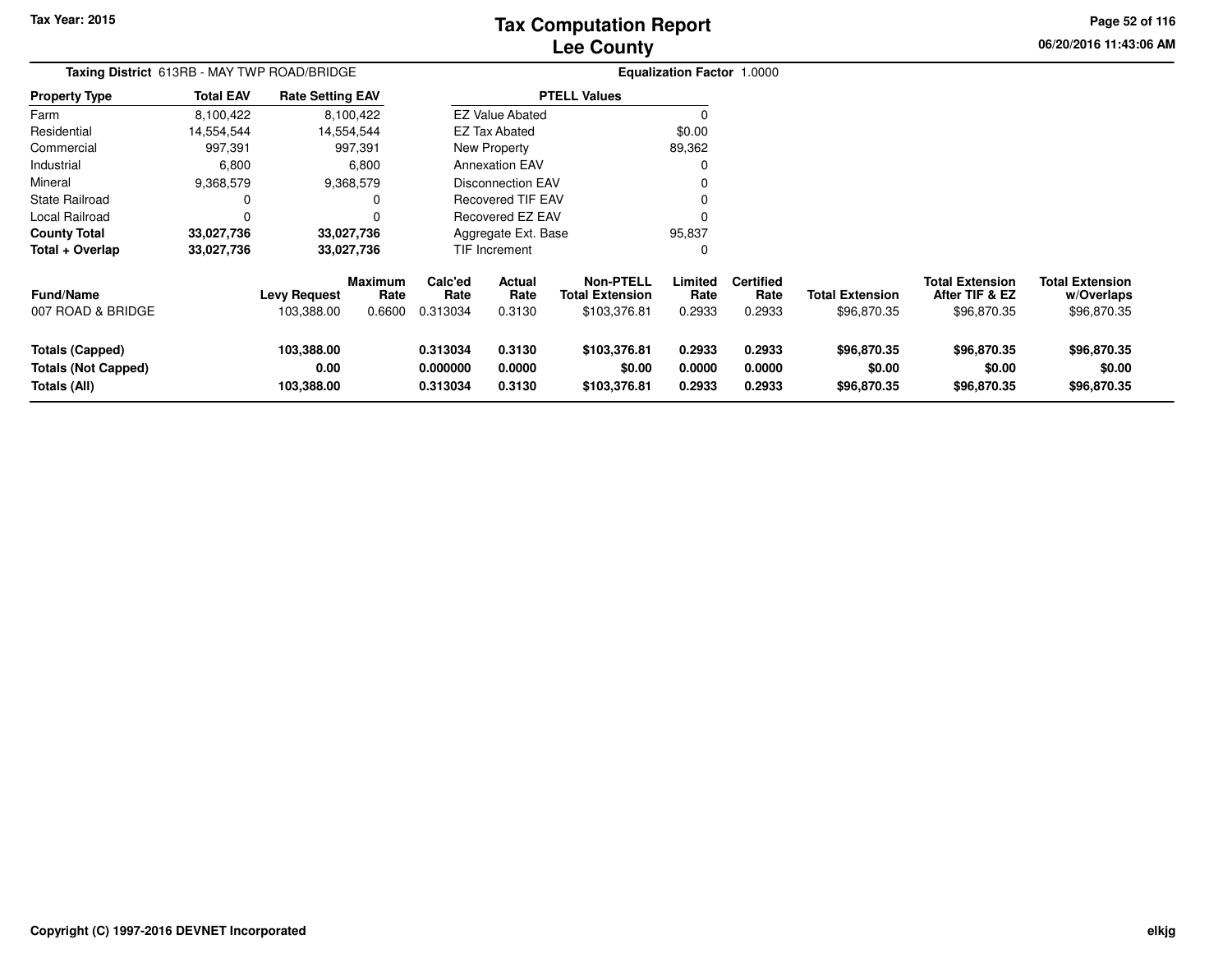**Tax Year: 2015**

# Tax Computation Report
## Lee County

06/20/2016 11:43:06 AM

**Taxing District** 613RB - MAY TWP ROAD/BRIDGE

**Equalization Factor** 1.0000

| Property Type | Total EAV | Rate Setting EAV |
|---|---|---|
| Farm | 8,100,422 | 8,100,422 |
| Residential | 14,554,544 | 14,554,544 |
| Commercial | 997,391 | 997,391 |
| Industrial | 6,800 | 6,800 |
| Mineral | 9,368,579 | 9,368,579 |
| State Railroad | 0 | 0 |
| Local Railroad | 0 | 0 |
| **County Total** | **33,027,736** | **33,027,736** |
| **Total + Overlap** | **33,027,736** | **33,027,736** |

| PTELL Values | |
|---|---|
| EZ Value Abated | 0 |
| EZ Tax Abated | $0.00 |
| New Property | 89,362 |
| Annexation EAV | 0 |
| Disconnection EAV | 0 |
| Recovered TIF EAV | 0 |
| Recovered EZ EAV | 0 |
| Aggregate Ext. Base | 95,837 |
| TIF Increment | 0 |

| Fund/Name | Levy Request | Maximum Rate | Calc'ed Rate | Actual Rate | Non-PTELL Total Extension | Limited Rate | Certified Rate | Total Extension | Total Extension After TIF & EZ | Total Extension w/Overlaps |
|---|---|---|---|---|---|---|---|---|---|---|
| 007 ROAD & BRIDGE | 103,388.00 | 0.6600 | 0.313034 | 0.3130 | $103,376.81 | 0.2933 | 0.2933 | $96,870.35 | $96,870.35 | $96,870.35 |
| **Totals (Capped)** | **103,388.00** | | **0.313034** | **0.3130** | **$103,376.81** | **0.2933** | **0.2933** | **$96,870.35** | **$96,870.35** | **$96,870.35** |
| **Totals (Not Capped)** | **0.00** | | **0.000000** | **0.0000** | **$0.00** | **0.0000** | **0.0000** | **$0.00** | **$0.00** | **$0.00** |
| **Totals (All)** | **103,388.00** | | **0.313034** | **0.3130** | **$103,376.81** | **0.2933** | **0.2933** | **$96,870.35** | **$96,870.35** | **$96,870.35** |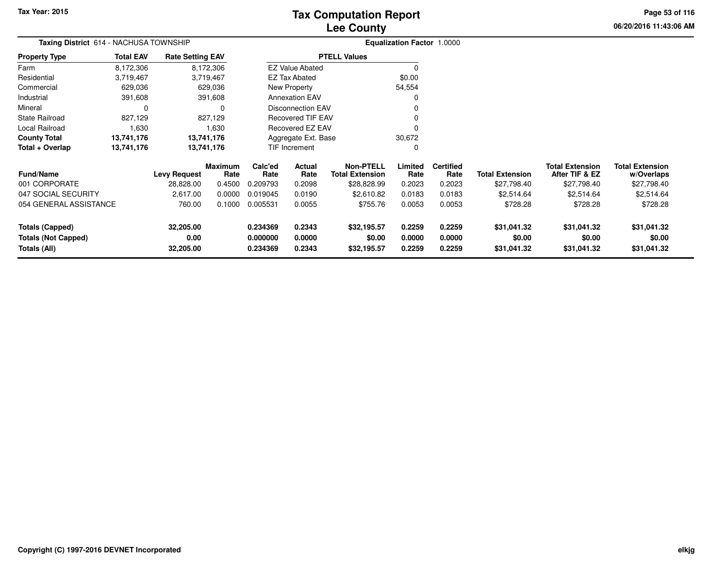Tax Year: 2015

# Tax Computation Report
## Lee County

**Taxing District** 614 - NACHUSA TOWNSHIP

**Equalization Factor** 1.0000

| Property Type | Total EAV | Rate Setting EAV |
|---|---|---|
| Farm | 8,172,306 | 8,172,306 |
| Residential | 3,719,467 | 3,719,467 |
| Commercial | 629,036 | 629,036 |
| Industrial | 391,608 | 391,608 |
| Mineral | 0 | 0 |
| State Railroad | 827,129 | 827,129 |
| Local Railroad | 1,630 | 1,630 |
| **County Total** | **13,741,176** | **13,741,176** |
| **Total + Overlap** | **13,741,176** | **13,741,176** |

| PTELL Values | |
|---|---|
| EZ Value Abated | 0 |
| EZ Tax Abated | $0.00 |
| New Property | 54,554 |
| Annexation EAV | 0 |
| Disconnection EAV | 0 |
| Recovered TIF EAV | 0 |
| Recovered EZ EAV | 0 |
| Aggregate Ext. Base | 30,672 |
| TIF Increment | 0 |

| Fund/Name | Levy Request | Maximum Rate | Calc'ed Rate | Actual Rate | Non-PTELL Total Extension | Limited Rate | Certified Rate | Total Extension | Total Extension After TIF & EZ | Total Extension w/Overlaps |
|---|---|---|---|---|---|---|---|---|---|---|
| 001 CORPORATE | 28,828.00 | 0.4500 | 0.209793 | 0.2098 | $28,828.99 | 0.2023 | 0.2023 | $27,798.40 | $27,798.40 | $27,798.40 |
| 047 SOCIAL SECURITY | 2,617.00 | 0.0000 | 0.019045 | 0.0190 | $2,610.82 | 0.0183 | 0.0183 | $2,514.64 | $2,514.64 | $2,514.64 |
| 054 GENERAL ASSISTANCE | 760.00 | 0.1000 | 0.005531 | 0.0055 | $755.76 | 0.0053 | 0.0053 | $728.28 | $728.28 | $728.28 |
| **Totals (Capped)** | **32,205.00** | | **0.234369** | **0.2343** | **$32,195.57** | **0.2259** | **0.2259** | **$31,041.32** | **$31,041.32** | **$31,041.32** |
| **Totals (Not Capped)** | **0.00** | | **0.000000** | **0.0000** | **$0.00** | **0.0000** | **0.0000** | **$0.00** | **$0.00** | **$0.00** |
| **Totals (All)** | **32,205.00** | | **0.234369** | **0.2343** | **$32,195.57** | **0.2259** | **0.2259** | **$31,041.32** | **$31,041.32** | **$31,041.32** |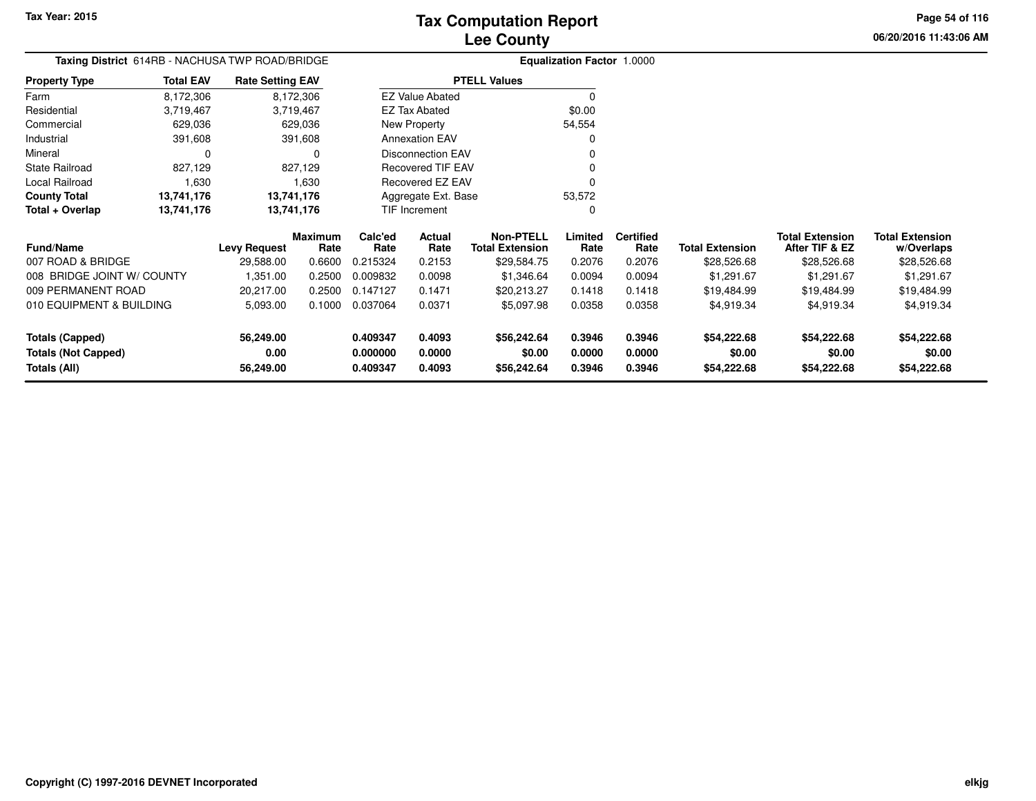# Tax Computation Report
## Lee County

Tax Year: 2015

**Taxing District** 614RB - NACHUSA TWP ROAD/BRIDGE

**Equalization Factor** 1.0000

| Property Type | Total EAV | Rate Setting EAV |
|---|---|---|
| Farm | 8,172,306 | 8,172,306 |
| Residential | 3,719,467 | 3,719,467 |
| Commercial | 629,036 | 629,036 |
| Industrial | 391,608 | 391,608 |
| Mineral | 0 | 0 |
| State Railroad | 827,129 | 827,129 |
| Local Railroad | 1,630 | 1,630 |
| **County Total** | **13,741,176** | **13,741,176** |
| **Total + Overlap** | **13,741,176** | **13,741,176** |

| PTELL Values | |
|---|---|
| EZ Value Abated | 0 |
| EZ Tax Abated | $0.00 |
| New Property | 54,554 |
| Annexation EAV | 0 |
| Disconnection EAV | 0 |
| Recovered TIF EAV | 0 |
| Recovered EZ EAV | 0 |
| Aggregate Ext. Base | 53,572 |
| TIF Increment | 0 |

| Fund/Name | Levy Request | Maximum Rate | Calc'ed Rate | Actual Rate | Non-PTELL Total Extension | Limited Rate | Certified Rate | Total Extension | Total Extension After TIF & EZ | Total Extension w/Overlaps |
|---|---|---|---|---|---|---|---|---|---|---|
| 007 ROAD & BRIDGE | 29,588.00 | 0.6600 | 0.215324 | 0.2153 | $29,584.75 | 0.2076 | 0.2076 | $28,526.68 | $28,526.68 | $28,526.68 |
| 008 BRIDGE JOINT W/ COUNTY | 1,351.00 | 0.2500 | 0.009832 | 0.0098 | $1,346.64 | 0.0094 | 0.0094 | $1,291.67 | $1,291.67 | $1,291.67 |
| 009 PERMANENT ROAD | 20,217.00 | 0.2500 | 0.147127 | 0.1471 | $20,213.27 | 0.1418 | 0.1418 | $19,484.99 | $19,484.99 | $19,484.99 |
| 010 EQUIPMENT & BUILDING | 5,093.00 | 0.1000 | 0.037064 | 0.0371 | $5,097.98 | 0.0358 | 0.0358 | $4,919.34 | $4,919.34 | $4,919.34 |
| **Totals (Capped)** | **56,249.00** | | **0.409347** | **0.4093** | **$56,242.64** | **0.3946** | **0.3946** | **$54,222.68** | **$54,222.68** | **$54,222.68** |
| **Totals (Not Capped)** | **0.00** | | **0.000000** | **0.0000** | **$0.00** | **0.0000** | **0.0000** | **$0.00** | **$0.00** | **$0.00** |
| **Totals (All)** | **56,249.00** | | **0.409347** | **0.4093** | **$56,242.64** | **0.3946** | **0.3946** | **$54,222.68** | **$54,222.68** | **$54,222.68** |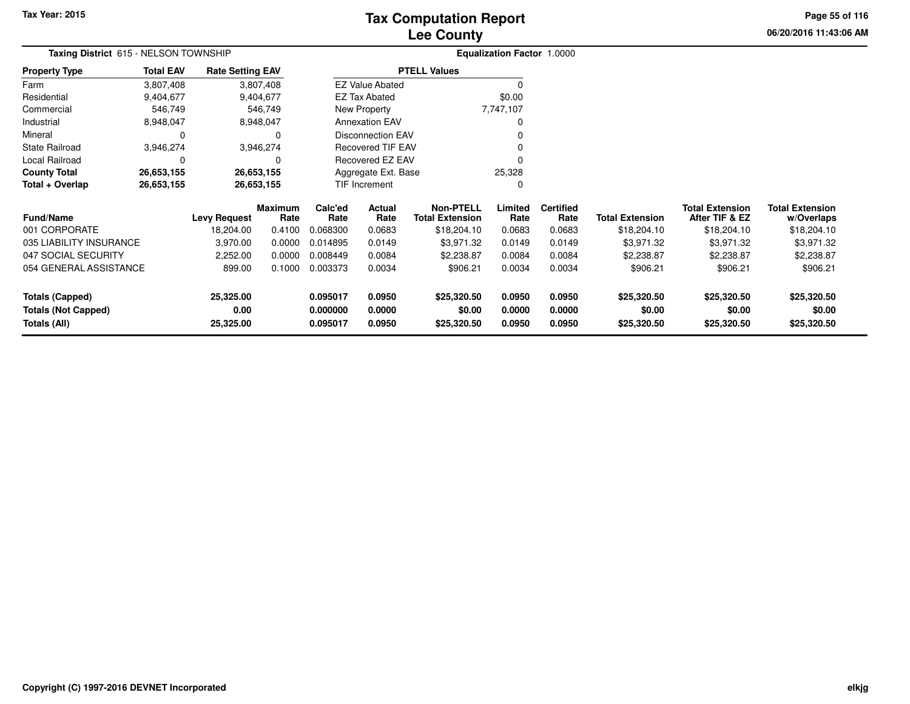# Tax Computation Report
## Lee County

Tax Year: 2015

06/20/2016 11:43:06 AM

**Taxing District** 615 - NELSON TOWNSHIP

**Equalization Factor** 1.0000

| Property Type | Total EAV | Rate Setting EAV |
|---|---|---|
| Farm | 3,807,408 | 3,807,408 |
| Residential | 9,404,677 | 9,404,677 |
| Commercial | 546,749 | 546,749 |
| Industrial | 8,948,047 | 8,948,047 |
| Mineral | 0 | 0 |
| State Railroad | 3,946,274 | 3,946,274 |
| Local Railroad | 0 | 0 |
| **County Total** | **26,653,155** | **26,653,155** |
| **Total + Overlap** | **26,653,155** | **26,653,155** |

| PTELL Values | |
|---|---|
| EZ Value Abated | 0 |
| EZ Tax Abated | $0.00 |
| New Property | 7,747,107 |
| Annexation EAV | 0 |
| Disconnection EAV | 0 |
| Recovered TIF EAV | 0 |
| Recovered EZ EAV | 0 |
| Aggregate Ext. Base | 25,328 |
| TIF Increment | 0 |

| Fund/Name | Levy Request | Maximum Rate | Calc'ed Rate | Actual Rate | Non-PTELL Total Extension | Limited Rate | Certified Rate | Total Extension | Total Extension After TIF & EZ | Total Extension w/Overlaps |
|---|---|---|---|---|---|---|---|---|---|---|
| 001 CORPORATE | 18,204.00 | 0.4100 | 0.068300 | 0.0683 | $18,204.10 | 0.0683 | 0.0683 | $18,204.10 | $18,204.10 | $18,204.10 |
| 035 LIABILITY INSURANCE | 3,970.00 | 0.0000 | 0.014895 | 0.0149 | $3,971.32 | 0.0149 | 0.0149 | $3,971.32 | $3,971.32 | $3,971.32 |
| 047 SOCIAL SECURITY | 2,252.00 | 0.0000 | 0.008449 | 0.0084 | $2,238.87 | 0.0084 | 0.0084 | $2,238.87 | $2,238.87 | $2,238.87 |
| 054 GENERAL ASSISTANCE | 899.00 | 0.1000 | 0.003373 | 0.0034 | $906.21 | 0.0034 | 0.0034 | $906.21 | $906.21 | $906.21 |
| **Totals (Capped)** | **25,325.00** | | **0.095017** | **0.0950** | **$25,320.50** | **0.0950** | **0.0950** | **$25,320.50** | **$25,320.50** | **$25,320.50** |
| **Totals (Not Capped)** | **0.00** | | **0.000000** | **0.0000** | **$0.00** | **0.0000** | **0.0000** | **$0.00** | **$0.00** | **$0.00** |
| **Totals (All)** | **25,325.00** | | **0.095017** | **0.0950** | **$25,320.50** | **0.0950** | **0.0950** | **$25,320.50** | **$25,320.50** | **$25,320.50** |

Copyright (C) 1997-2016 DEVNET Incorporated

elkjg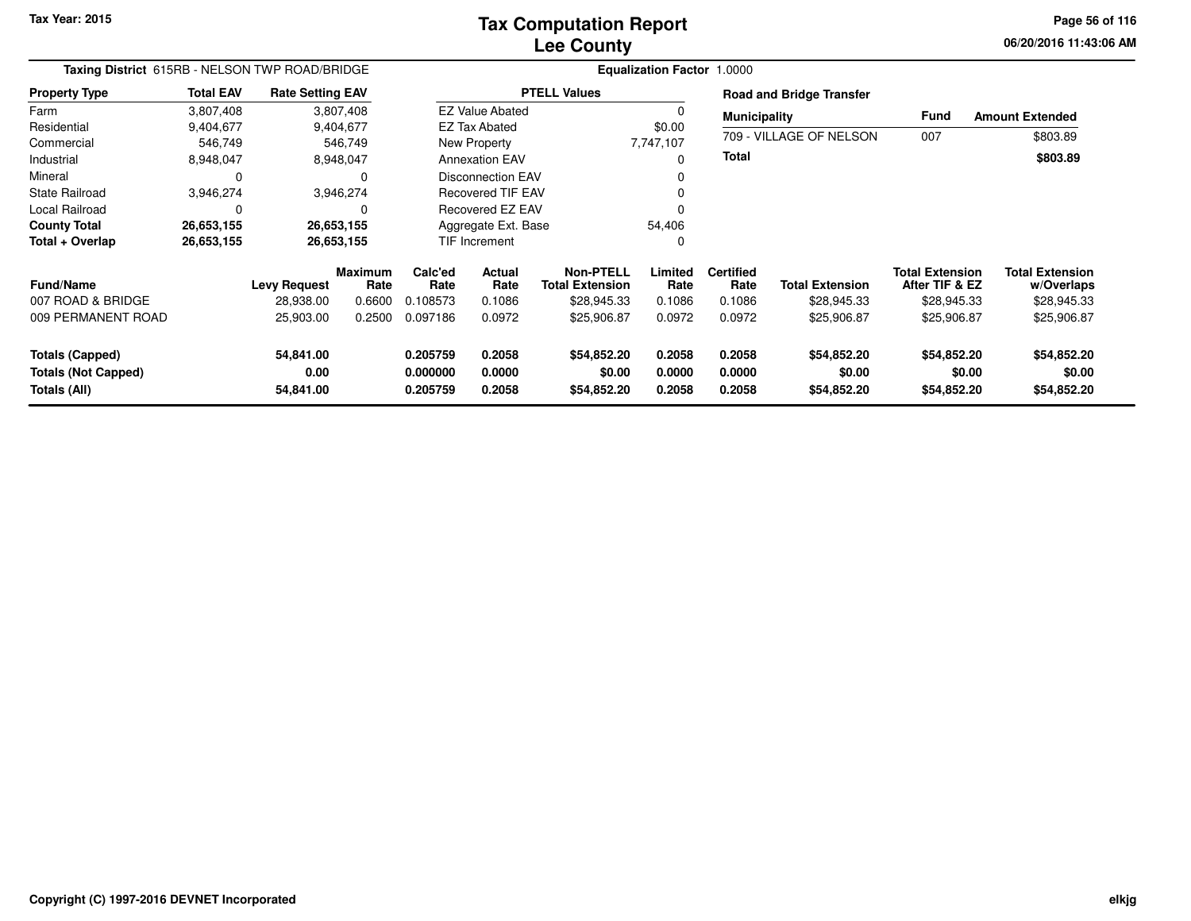# Tax Computation Report
## Lee County

Tax Year: 2015

**Taxing District** 615RB - NELSON TWP ROAD/BRIDGE

**Equalization Factor** 1.0000

| Property Type | Total EAV | Rate Setting EAV |
|---|---|---|
| Farm | 3,807,408 | 3,807,408 |
| Residential | 9,404,677 | 9,404,677 |
| Commercial | 546,749 | 546,749 |
| Industrial | 8,948,047 | 8,948,047 |
| Mineral | 0 | 0 |
| State Railroad | 3,946,274 | 3,946,274 |
| Local Railroad | 0 | 0 |
| **County Total** | **26,653,155** | **26,653,155** |
| **Total + Overlap** | **26,653,155** | **26,653,155** |

| PTELL Values | |
|---|---|
| EZ Value Abated | 0 |
| EZ Tax Abated | $0.00 |
| New Property | 7,747,107 |
| Annexation EAV | 0 |
| Disconnection EAV | 0 |
| Recovered TIF EAV | 0 |
| Recovered EZ EAV | 0 |
| Aggregate Ext. Base | 54,406 |
| TIF Increment | 0 |

**Road and Bridge Transfer**

| Municipality | Fund | Amount Extended |
|---|---|---|
| 709 - VILLAGE OF NELSON | 007 | $803.89 |
| **Total** | | **$803.89** |

| Fund/Name | Levy Request | Maximum Rate | Calc'ed Rate | Actual Rate | Non-PTELL Total Extension | Limited Rate | Certified Rate | Total Extension | Total Extension After TIF & EZ | Total Extension w/Overlaps |
|---|---|---|---|---|---|---|---|---|---|---|
| 007 ROAD & BRIDGE | 28,938.00 | 0.6600 | 0.108573 | 0.1086 | $28,945.33 | 0.1086 | 0.1086 | $28,945.33 | $28,945.33 | $28,945.33 |
| 009 PERMANENT ROAD | 25,903.00 | 0.2500 | 0.097186 | 0.0972 | $25,906.87 | 0.0972 | 0.0972 | $25,906.87 | $25,906.87 | $25,906.87 |
| **Totals (Capped)** | **54,841.00** | | **0.205759** | **0.2058** | **$54,852.20** | **0.2058** | **0.2058** | **$54,852.20** | **$54,852.20** | **$54,852.20** |
| **Totals (Not Capped)** | **0.00** | | **0.000000** | **0.0000** | **$0.00** | **0.0000** | **0.0000** | **$0.00** | **$0.00** | **$0.00** |
| **Totals (All)** | **54,841.00** | | **0.205759** | **0.2058** | **$54,852.20** | **0.2058** | **0.2058** | **$54,852.20** | **$54,852.20** | **$54,852.20** |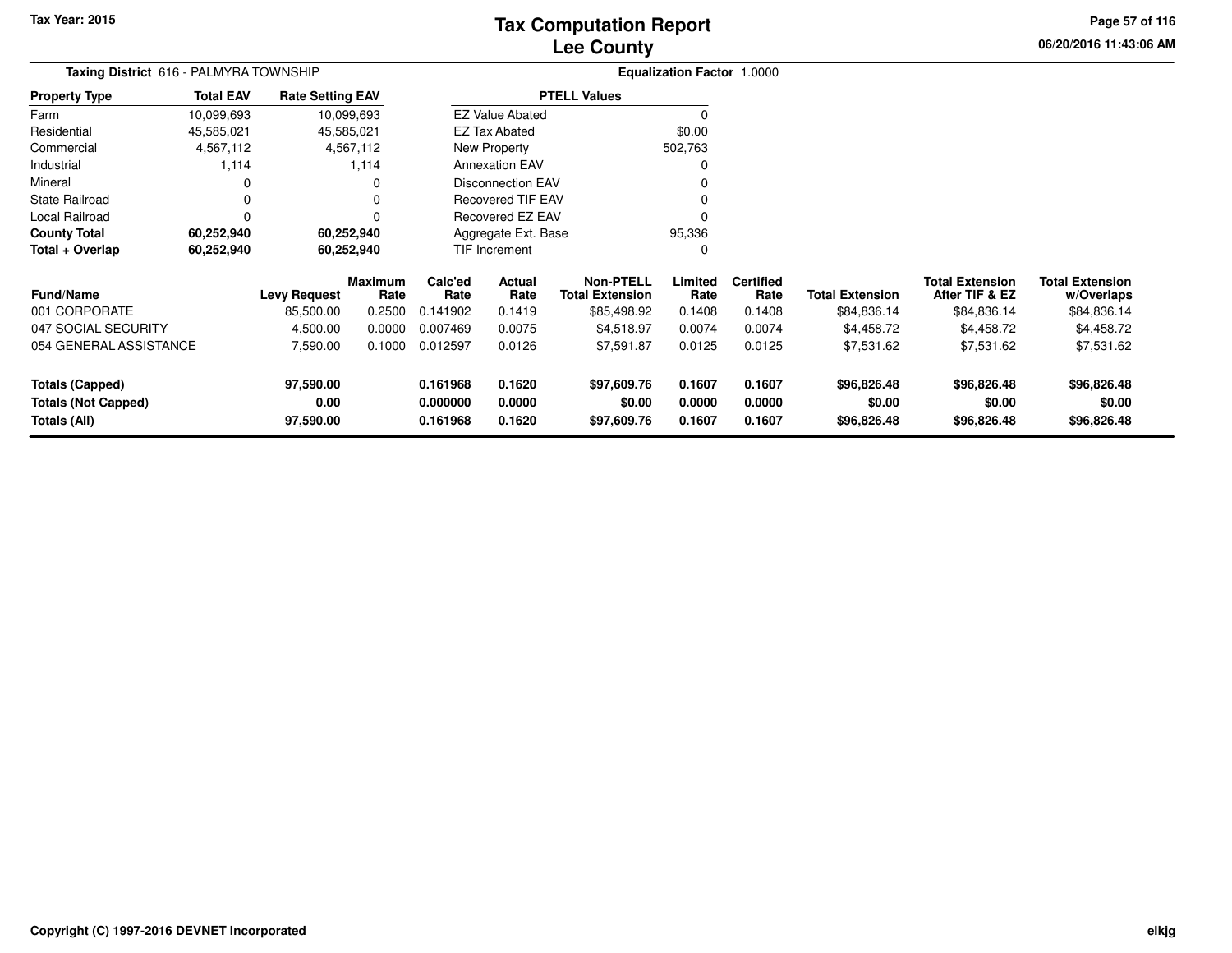# Tax Computation Report
## Lee County

Tax Year: 2015

06/20/2016 11:43:06 AM

**Taxing District** 616 - PALMYRA TOWNSHIP

**Equalization Factor** 1.0000

| Property Type | Total EAV | Rate Setting EAV |
|---|---|---|
| Farm | 10,099,693 | 10,099,693 |
| Residential | 45,585,021 | 45,585,021 |
| Commercial | 4,567,112 | 4,567,112 |
| Industrial | 1,114 | 1,114 |
| Mineral | 0 | 0 |
| State Railroad | 0 | 0 |
| Local Railroad | 0 | 0 |
| **County Total** | **60,252,940** | **60,252,940** |
| **Total + Overlap** | **60,252,940** | **60,252,940** |

| PTELL Values | |
|---|---|
| EZ Value Abated | 0 |
| EZ Tax Abated | $0.00 |
| New Property | 502,763 |
| Annexation EAV | 0 |
| Disconnection EAV | 0 |
| Recovered TIF EAV | 0 |
| Recovered EZ EAV | 0 |
| Aggregate Ext. Base | 95,336 |
| TIF Increment | 0 |

| Fund/Name | Levy Request | Maximum Rate | Calc'ed Rate | Actual Rate | Non-PTELL Total Extension | Limited Rate | Certified Rate | Total Extension | Total Extension After TIF & EZ | Total Extension w/Overlaps |
|---|---|---|---|---|---|---|---|---|---|---|
| 001 CORPORATE | 85,500.00 | 0.2500 | 0.141902 | 0.1419 | $85,498.92 | 0.1408 | 0.1408 | $84,836.14 | $84,836.14 | $84,836.14 |
| 047 SOCIAL SECURITY | 4,500.00 | 0.0000 | 0.007469 | 0.0075 | $4,518.97 | 0.0074 | 0.0074 | $4,458.72 | $4,458.72 | $4,458.72 |
| 054 GENERAL ASSISTANCE | 7,590.00 | 0.1000 | 0.012597 | 0.0126 | $7,591.87 | 0.0125 | 0.0125 | $7,531.62 | $7,531.62 | $7,531.62 |
| **Totals (Capped)** | **97,590.00** | | **0.161968** | **0.1620** | **$97,609.76** | **0.1607** | **0.1607** | **$96,826.48** | **$96,826.48** | **$96,826.48** |
| **Totals (Not Capped)** | **0.00** | | **0.000000** | **0.0000** | **$0.00** | **0.0000** | **0.0000** | **$0.00** | **$0.00** | **$0.00** |
| **Totals (All)** | **97,590.00** | | **0.161968** | **0.1620** | **$97,609.76** | **0.1607** | **0.1607** | **$96,826.48** | **$96,826.48** | **$96,826.48** |

Copyright (C) 1997-2016 DEVNET Incorporated

elkjg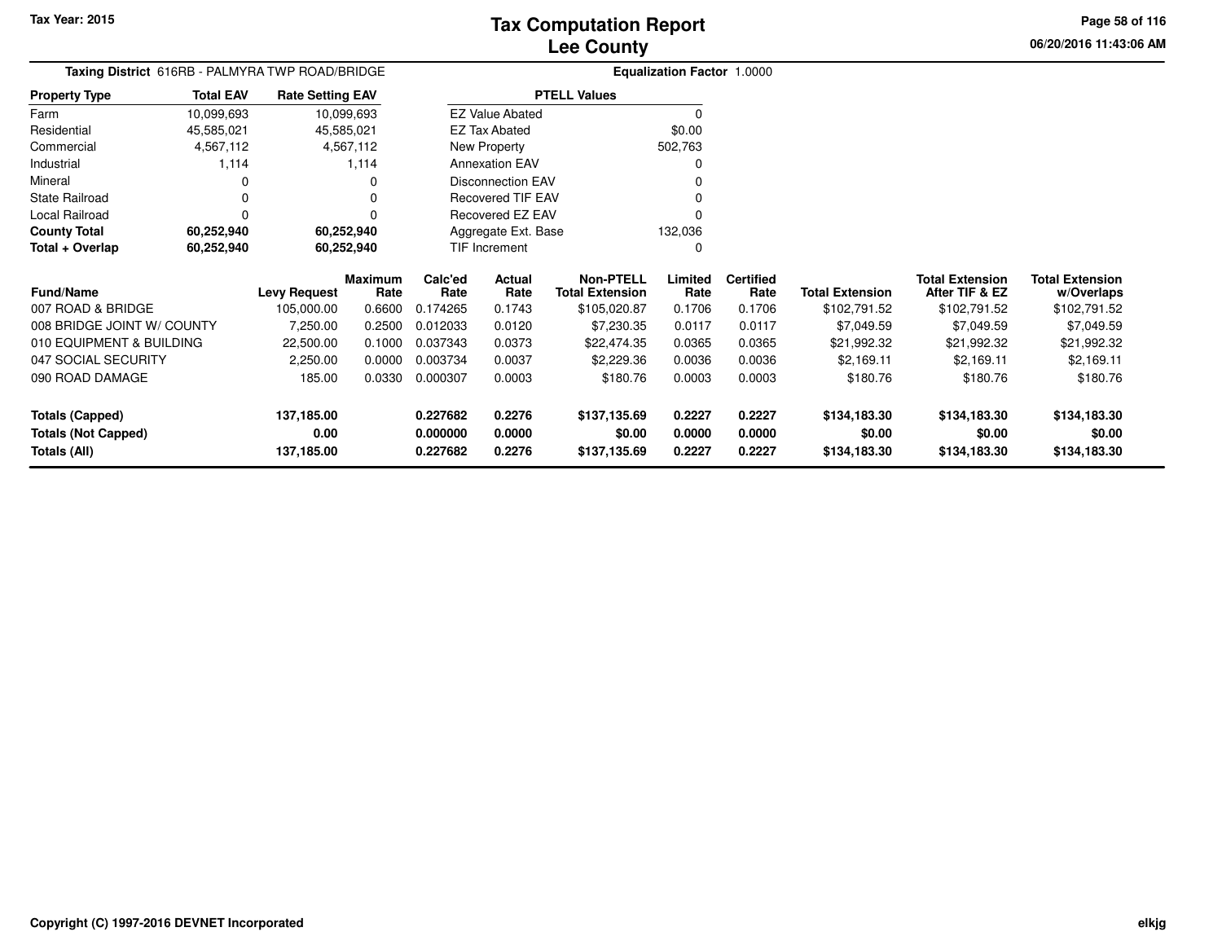# Tax Computation Report
## Lee County

**Taxing District** 616RB - PALMYRA TWP ROAD/BRIDGE

**Equalization Factor** 1.0000

| Property Type | Total EAV | Rate Setting EAV |
|---|---|---|
| Farm | 10,099,693 | 10,099,693 |
| Residential | 45,585,021 | 45,585,021 |
| Commercial | 4,567,112 | 4,567,112 |
| Industrial | 1,114 | 1,114 |
| Mineral | 0 | 0 |
| State Railroad | 0 | 0 |
| Local Railroad | 0 | 0 |
| **County Total** | **60,252,940** | **60,252,940** |
| **Total + Overlap** | **60,252,940** | **60,252,940** |

| PTELL Values | |
|---|---|
| EZ Value Abated | 0 |
| EZ Tax Abated | $0.00 |
| New Property | 502,763 |
| Annexation EAV | 0 |
| Disconnection EAV | 0 |
| Recovered TIF EAV | 0 |
| Recovered EZ EAV | 0 |
| Aggregate Ext. Base | 132,036 |
| TIF Increment | 0 |

| Fund/Name | Levy Request | Maximum Rate | Calc'ed Rate | Actual Rate | Non-PTELL Total Extension | Limited Rate | Certified Rate | Total Extension | Total Extension After TIF & EZ | Total Extension w/Overlaps |
|---|---|---|---|---|---|---|---|---|---|---|
| 007 ROAD & BRIDGE | 105,000.00 | 0.6600 | 0.174265 | 0.1743 | $105,020.87 | 0.1706 | 0.1706 | $102,791.52 | $102,791.52 | $102,791.52 |
| 008 BRIDGE JOINT W/ COUNTY | 7,250.00 | 0.2500 | 0.012033 | 0.0120 | $7,230.35 | 0.0117 | 0.0117 | $7,049.59 | $7,049.59 | $7,049.59 |
| 010 EQUIPMENT & BUILDING | 22,500.00 | 0.1000 | 0.037343 | 0.0373 | $22,474.35 | 0.0365 | 0.0365 | $21,992.32 | $21,992.32 | $21,992.32 |
| 047 SOCIAL SECURITY | 2,250.00 | 0.0000 | 0.003734 | 0.0037 | $2,229.36 | 0.0036 | 0.0036 | $2,169.11 | $2,169.11 | $2,169.11 |
| 090 ROAD DAMAGE | 185.00 | 0.0330 | 0.000307 | 0.0003 | $180.76 | 0.0003 | 0.0003 | $180.76 | $180.76 | $180.76 |
| **Totals (Capped)** | **137,185.00** | | **0.227682** | **0.2276** | **$137,135.69** | **0.2227** | **0.2227** | **$134,183.30** | **$134,183.30** | **$134,183.30** |
| **Totals (Not Capped)** | **0.00** | | **0.000000** | **0.0000** | **$0.00** | **0.0000** | **0.0000** | **$0.00** | **$0.00** | **$0.00** |
| **Totals (All)** | **137,185.00** | | **0.227682** | **0.2276** | **$137,135.69** | **0.2227** | **0.2227** | **$134,183.30** | **$134,183.30** | **$134,183.30** |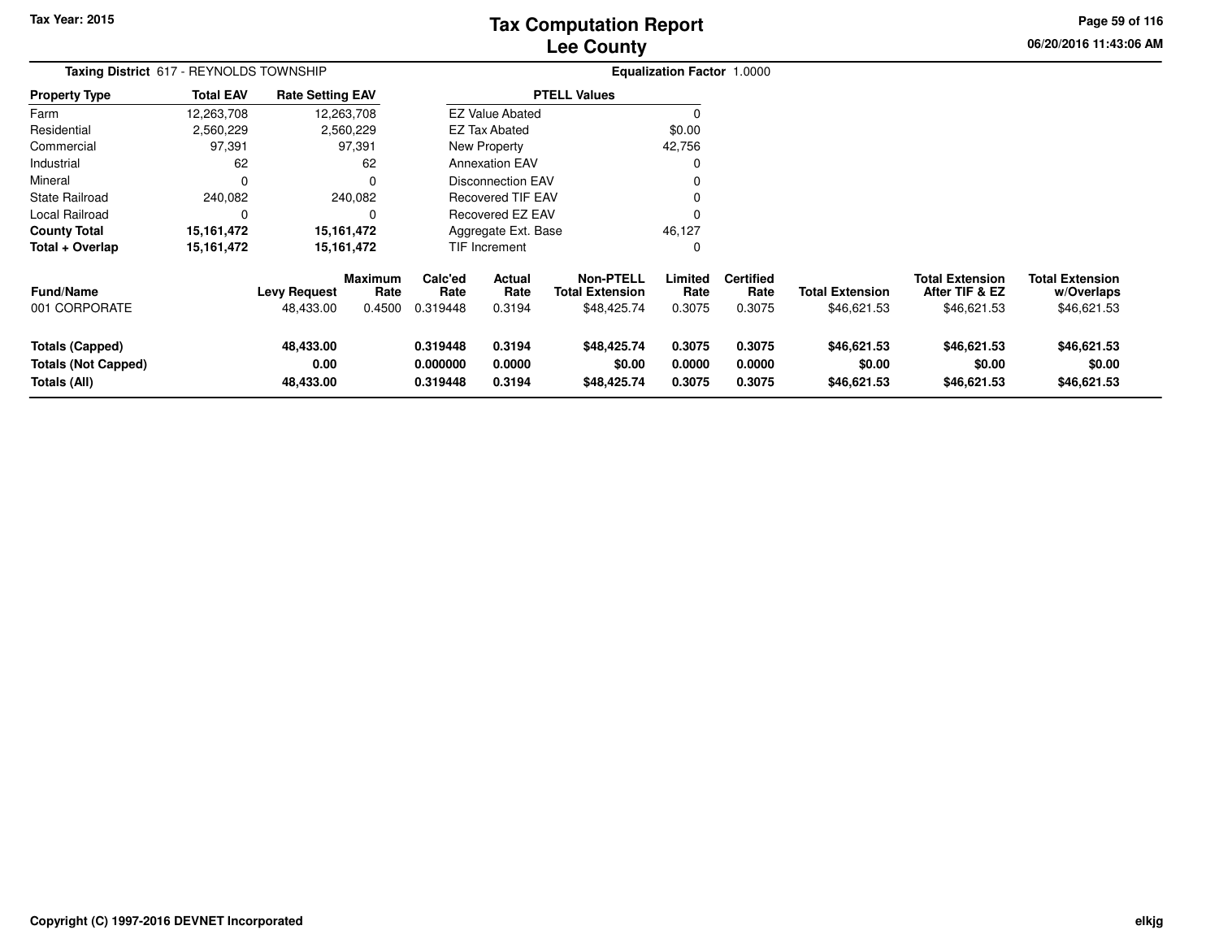# Tax Computation Report
## Lee County

Tax Year: 2015

06/20/2016 11:43:06 AM

**Taxing District** 617 - REYNOLDS TOWNSHIP

**Equalization Factor** 1.0000

| Property Type | Total EAV | Rate Setting EAV |
|---|---|---|
| Farm | 12,263,708 | 12,263,708 |
| Residential | 2,560,229 | 2,560,229 |
| Commercial | 97,391 | 97,391 |
| Industrial | 62 | 62 |
| Mineral | 0 | 0 |
| State Railroad | 240,082 | 240,082 |
| Local Railroad | 0 | 0 |
| **County Total** | **15,161,472** | **15,161,472** |
| **Total + Overlap** | **15,161,472** | **15,161,472** |

| PTELL Values | |
|---|---|
| EZ Value Abated | 0 |
| EZ Tax Abated | $0.00 |
| New Property | 42,756 |
| Annexation EAV | 0 |
| Disconnection EAV | 0 |
| Recovered TIF EAV | 0 |
| Recovered EZ EAV | 0 |
| Aggregate Ext. Base | 46,127 |
| TIF Increment | 0 |

| Fund/Name | Levy Request | Maximum Rate | Calc'ed Rate | Actual Rate | Non-PTELL Total Extension | Limited Rate | Certified Rate | Total Extension | Total Extension After TIF & EZ | Total Extension w/Overlaps |
|---|---|---|---|---|---|---|---|---|---|---|
| 001 CORPORATE | 48,433.00 | 0.4500 | 0.319448 | 0.3194 | $48,425.74 | 0.3075 | 0.3075 | $46,621.53 | $46,621.53 | $46,621.53 |
| **Totals (Capped)** | **48,433.00** | | **0.319448** | **0.3194** | **$48,425.74** | **0.3075** | **0.3075** | **$46,621.53** | **$46,621.53** | **$46,621.53** |
| **Totals (Not Capped)** | **0.00** | | **0.000000** | **0.0000** | **$0.00** | **0.0000** | **0.0000** | **$0.00** | **$0.00** | **$0.00** |
| **Totals (All)** | **48,433.00** | | **0.319448** | **0.3194** | **$48,425.74** | **0.3075** | **0.3075** | **$46,621.53** | **$46,621.53** | **$46,621.53** |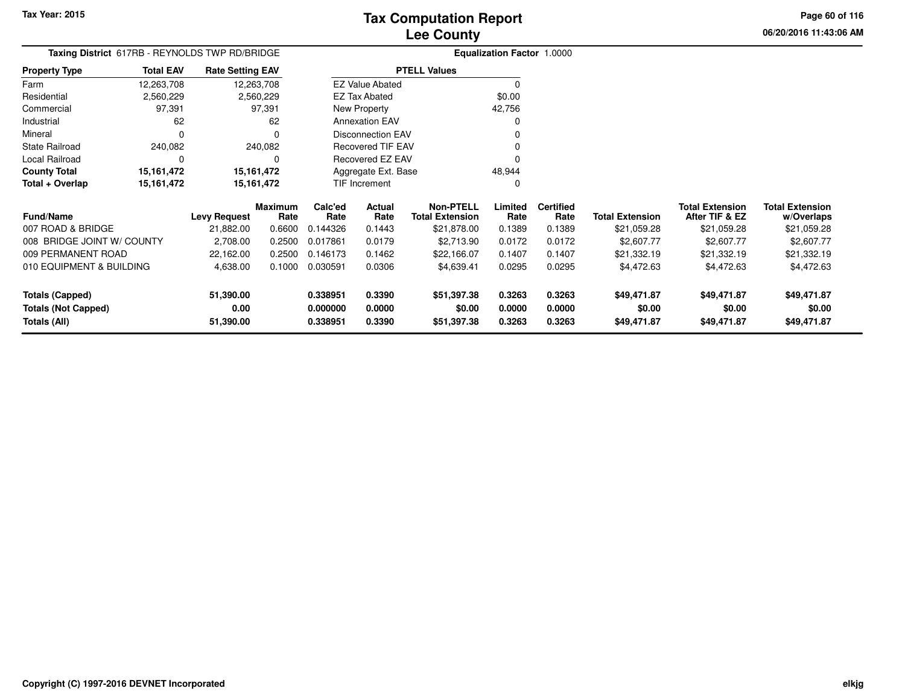Tax Year: 2015

# Tax Computation Report
## Lee County

06/20/2016 11:43:06 AM

**Taxing District** 617RB - REYNOLDS TWP RD/BRIDGE

**Equalization Factor** 1.0000

| Property Type | Total EAV | Rate Setting EAV |
|---|---|---|
| Farm | 12,263,708 | 12,263,708 |
| Residential | 2,560,229 | 2,560,229 |
| Commercial | 97,391 | 97,391 |
| Industrial | 62 | 62 |
| Mineral | 0 | 0 |
| State Railroad | 240,082 | 240,082 |
| Local Railroad | 0 | 0 |
| **County Total** | **15,161,472** | **15,161,472** |
| **Total + Overlap** | **15,161,472** | **15,161,472** |

| PTELL Values | |
|---|---|
| EZ Value Abated | 0 |
| EZ Tax Abated | $0.00 |
| New Property | 42,756 |
| Annexation EAV | 0 |
| Disconnection EAV | 0 |
| Recovered TIF EAV | 0 |
| Recovered EZ EAV | 0 |
| Aggregate Ext. Base | 48,944 |
| TIF Increment | 0 |

| Fund/Name | Levy Request | Maximum Rate | Calc'ed Rate | Actual Rate | Non-PTELL Total Extension | Limited Rate | Certified Rate | Total Extension | Total Extension After TIF & EZ | Total Extension w/Overlaps |
|---|---|---|---|---|---|---|---|---|---|---|
| 007 ROAD & BRIDGE | 21,882.00 | 0.6600 | 0.144326 | 0.1443 | $21,878.00 | 0.1389 | 0.1389 | $21,059.28 | $21,059.28 | $21,059.28 |
| 008 BRIDGE JOINT W/ COUNTY | 2,708.00 | 0.2500 | 0.017861 | 0.0179 | $2,713.90 | 0.0172 | 0.0172 | $2,607.77 | $2,607.77 | $2,607.77 |
| 009 PERMANENT ROAD | 22,162.00 | 0.2500 | 0.146173 | 0.1462 | $22,166.07 | 0.1407 | 0.1407 | $21,332.19 | $21,332.19 | $21,332.19 |
| 010 EQUIPMENT & BUILDING | 4,638.00 | 0.1000 | 0.030591 | 0.0306 | $4,639.41 | 0.0295 | 0.0295 | $4,472.63 | $4,472.63 | $4,472.63 |
| **Totals (Capped)** | **51,390.00** | | **0.338951** | **0.3390** | **$51,397.38** | **0.3263** | **0.3263** | **$49,471.87** | **$49,471.87** | **$49,471.87** |
| **Totals (Not Capped)** | **0.00** | | **0.000000** | **0.0000** | **$0.00** | **0.0000** | **0.0000** | **$0.00** | **$0.00** | **$0.00** |
| **Totals (All)** | **51,390.00** | | **0.338951** | **0.3390** | **$51,397.38** | **0.3263** | **0.3263** | **$49,471.87** | **$49,471.87** | **$49,471.87** |

Copyright (C) 1997-2016 DEVNET Incorporated

elkjg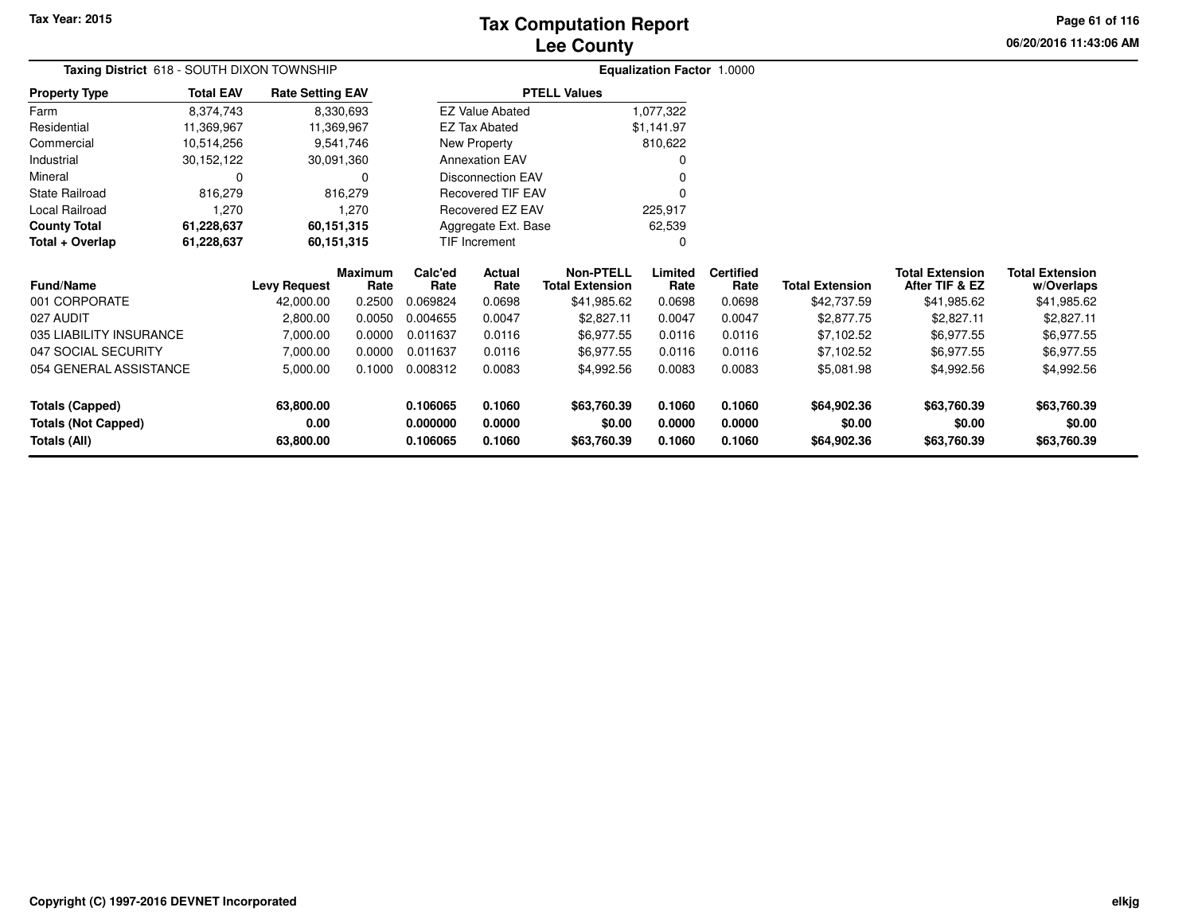Tax Year: 2015

# Tax Computation Report
## Lee County

06/20/2016 11:43:06 AM

**Taxing District** 618 - SOUTH DIXON TOWNSHIP

**Equalization Factor** 1.0000

| Property Type | Total EAV | Rate Setting EAV |
|---|---|---|
| Farm | 8,374,743 | 8,330,693 |
| Residential | 11,369,967 | 11,369,967 |
| Commercial | 10,514,256 | 9,541,746 |
| Industrial | 30,152,122 | 30,091,360 |
| Mineral | 0 | 0 |
| State Railroad | 816,279 | 816,279 |
| Local Railroad | 1,270 | 1,270 |
| **County Total** | **61,228,637** | **60,151,315** |
| **Total + Overlap** | **61,228,637** | **60,151,315** |

| PTELL Values | |
|---|---|
| EZ Value Abated | 1,077,322 |
| EZ Tax Abated | $1,141.97 |
| New Property | 810,622 |
| Annexation EAV | 0 |
| Disconnection EAV | 0 |
| Recovered TIF EAV | 0 |
| Recovered EZ EAV | 225,917 |
| Aggregate Ext. Base | 62,539 |
| TIF Increment | 0 |

| Fund/Name | Levy Request | Maximum Rate | Calc'ed Rate | Actual Rate | Non-PTELL Total Extension | Limited Rate | Certified Rate | Total Extension | Total Extension After TIF & EZ | Total Extension w/Overlaps |
|---|---|---|---|---|---|---|---|---|---|---|
| 001 CORPORATE | 42,000.00 | 0.2500 | 0.069824 | 0.0698 | $41,985.62 | 0.0698 | 0.0698 | $42,737.59 | $41,985.62 | $41,985.62 |
| 027 AUDIT | 2,800.00 | 0.0050 | 0.004655 | 0.0047 | $2,827.11 | 0.0047 | 0.0047 | $2,877.75 | $2,827.11 | $2,827.11 |
| 035 LIABILITY INSURANCE | 7,000.00 | 0.0000 | 0.011637 | 0.0116 | $6,977.55 | 0.0116 | 0.0116 | $7,102.52 | $6,977.55 | $6,977.55 |
| 047 SOCIAL SECURITY | 7,000.00 | 0.0000 | 0.011637 | 0.0116 | $6,977.55 | 0.0116 | 0.0116 | $7,102.52 | $6,977.55 | $6,977.55 |
| 054 GENERAL ASSISTANCE | 5,000.00 | 0.1000 | 0.008312 | 0.0083 | $4,992.56 | 0.0083 | 0.0083 | $5,081.98 | $4,992.56 | $4,992.56 |
| **Totals (Capped)** | **63,800.00** | | **0.106065** | **0.1060** | **$63,760.39** | **0.1060** | **0.1060** | **$64,902.36** | **$63,760.39** | **$63,760.39** |
| **Totals (Not Capped)** | **0.00** | | **0.000000** | **0.0000** | **$0.00** | **0.0000** | **0.0000** | **$0.00** | **$0.00** | **$0.00** |
| **Totals (All)** | **63,800.00** | | **0.106065** | **0.1060** | **$63,760.39** | **0.1060** | **0.1060** | **$64,902.36** | **$63,760.39** | **$63,760.39** |

Copyright (C) 1997-2016 DEVNET Incorporated

elkjg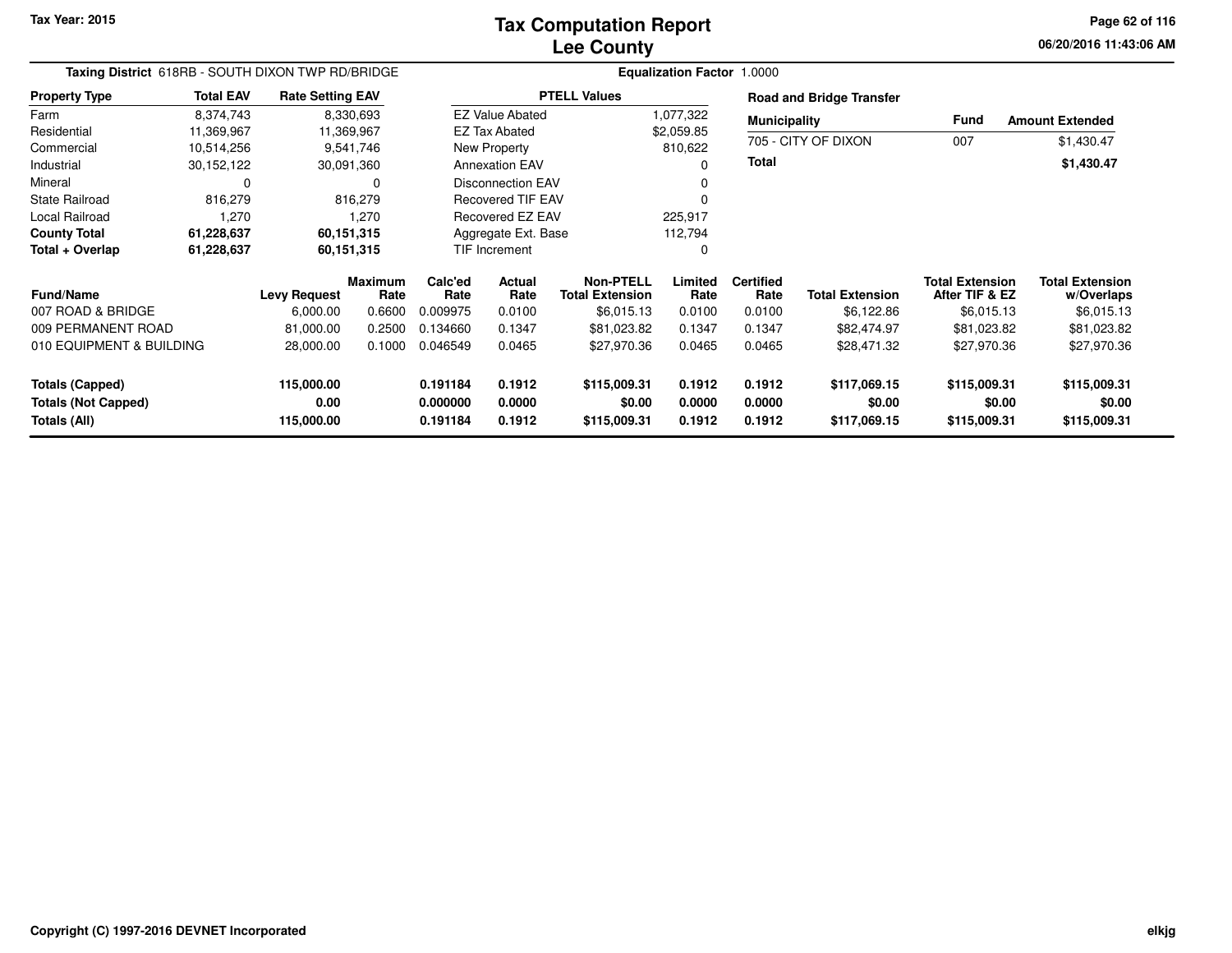# Tax Computation Report
# Lee County

Tax Year: 2015

06/20/2016 11:43:06 AM

**Taxing District** 618RB - SOUTH DIXON TWP RD/BRIDGE

**Equalization Factor** 1.0000

| Property Type | Total EAV | Rate Setting EAV |
|---|---|---|
| Farm | 8,374,743 | 8,330,693 |
| Residential | 11,369,967 | 11,369,967 |
| Commercial | 10,514,256 | 9,541,746 |
| Industrial | 30,152,122 | 30,091,360 |
| Mineral | 0 | 0 |
| State Railroad | 816,279 | 816,279 |
| Local Railroad | 1,270 | 1,270 |
| **County Total** | **61,228,637** | **60,151,315** |
| **Total + Overlap** | **61,228,637** | **60,151,315** |

| PTELL Values | |
|---|---|
| EZ Value Abated | 1,077,322 |
| EZ Tax Abated | $2,059.85 |
| New Property | 810,622 |
| Annexation EAV | 0 |
| Disconnection EAV | 0 |
| Recovered TIF EAV | 0 |
| Recovered EZ EAV | 225,917 |
| Aggregate Ext. Base | 112,794 |
| TIF Increment | 0 |

**Road and Bridge Transfer**

| Municipality | Fund | Amount Extended |
|---|---|---|
| 705 - CITY OF DIXON | 007 | $1,430.47 |
| **Total** | | **$1,430.47** |

| Fund/Name | Levy Request | Maximum Rate | Calc'ed Rate | Actual Rate | Non-PTELL Total Extension | Limited Rate | Certified Rate | Total Extension | Total Extension After TIF & EZ | Total Extension w/Overlaps |
|---|---|---|---|---|---|---|---|---|---|---|
| 007 ROAD & BRIDGE | 6,000.00 | 0.6600 | 0.009975 | 0.0100 | $6,015.13 | 0.0100 | 0.0100 | $6,122.86 | $6,015.13 | $6,015.13 |
| 009 PERMANENT ROAD | 81,000.00 | 0.2500 | 0.134660 | 0.1347 | $81,023.82 | 0.1347 | 0.1347 | $82,474.97 | $81,023.82 | $81,023.82 |
| 010 EQUIPMENT & BUILDING | 28,000.00 | 0.1000 | 0.046549 | 0.0465 | $27,970.36 | 0.0465 | 0.0465 | $28,471.32 | $27,970.36 | $27,970.36 |
| **Totals (Capped)** | **115,000.00** | | **0.191184** | **0.1912** | **$115,009.31** | **0.1912** | **0.1912** | **$117,069.15** | **$115,009.31** | **$115,009.31** |
| **Totals (Not Capped)** | **0.00** | | **0.000000** | **0.0000** | **$0.00** | **0.0000** | **0.0000** | **$0.00** | **$0.00** | **$0.00** |
| **Totals (All)** | **115,000.00** | | **0.191184** | **0.1912** | **$115,009.31** | **0.1912** | **0.1912** | **$117,069.15** | **$115,009.31** | **$115,009.31** |

Copyright (C) 1997-2016 DEVNET Incorporated

elkjg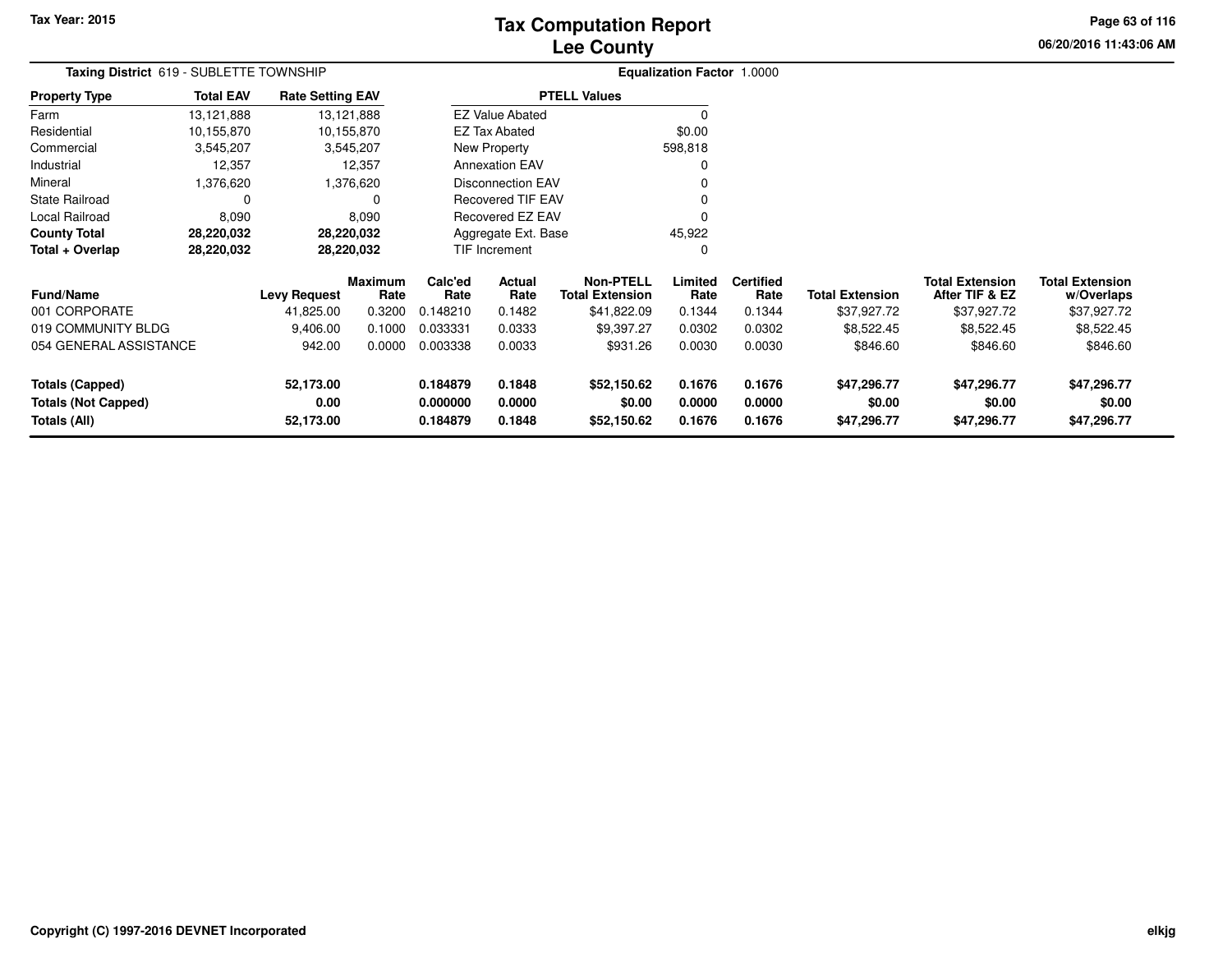# Tax Computation Report
## Lee County

Tax Year: 2015

06/20/2016 11:43:06 AM

**Taxing District** 619 - SUBLETTE TOWNSHIP

**Equalization Factor** 1.0000

| Property Type | Total EAV | Rate Setting EAV |
|---|---|---|
| Farm | 13,121,888 | 13,121,888 |
| Residential | 10,155,870 | 10,155,870 |
| Commercial | 3,545,207 | 3,545,207 |
| Industrial | 12,357 | 12,357 |
| Mineral | 1,376,620 | 1,376,620 |
| State Railroad | 0 | 0 |
| Local Railroad | 8,090 | 8,090 |
| **County Total** | **28,220,032** | **28,220,032** |
| **Total + Overlap** | **28,220,032** | **28,220,032** |

| PTELL Values | |
|---|---|
| EZ Value Abated | 0 |
| EZ Tax Abated | $0.00 |
| New Property | 598,818 |
| Annexation EAV | 0 |
| Disconnection EAV | 0 |
| Recovered TIF EAV | 0 |
| Recovered EZ EAV | 0 |
| Aggregate Ext. Base | 45,922 |
| TIF Increment | 0 |

| Fund/Name | Levy Request | Maximum Rate | Calc'ed Rate | Actual Rate | Non-PTELL Total Extension | Limited Rate | Certified Rate | Total Extension | Total Extension After TIF & EZ | Total Extension w/Overlaps |
|---|---|---|---|---|---|---|---|---|---|---|
| 001 CORPORATE | 41,825.00 | 0.3200 | 0.148210 | 0.1482 | $41,822.09 | 0.1344 | 0.1344 | $37,927.72 | $37,927.72 | $37,927.72 |
| 019 COMMUNITY BLDG | 9,406.00 | 0.1000 | 0.033331 | 0.0333 | $9,397.27 | 0.0302 | 0.0302 | $8,522.45 | $8,522.45 | $8,522.45 |
| 054 GENERAL ASSISTANCE | 942.00 | 0.0000 | 0.003338 | 0.0033 | $931.26 | 0.0030 | 0.0030 | $846.60 | $846.60 | $846.60 |
| **Totals (Capped)** | **52,173.00** | | **0.184879** | **0.1848** | **$52,150.62** | **0.1676** | **0.1676** | **$47,296.77** | **$47,296.77** | **$47,296.77** |
| **Totals (Not Capped)** | **0.00** | | **0.000000** | **0.0000** | **$0.00** | **0.0000** | **0.0000** | **$0.00** | **$0.00** | **$0.00** |
| **Totals (All)** | **52,173.00** | | **0.184879** | **0.1848** | **$52,150.62** | **0.1676** | **0.1676** | **$47,296.77** | **$47,296.77** | **$47,296.77** |

Copyright (C) 1997-2016 DEVNET Incorporated

elkjg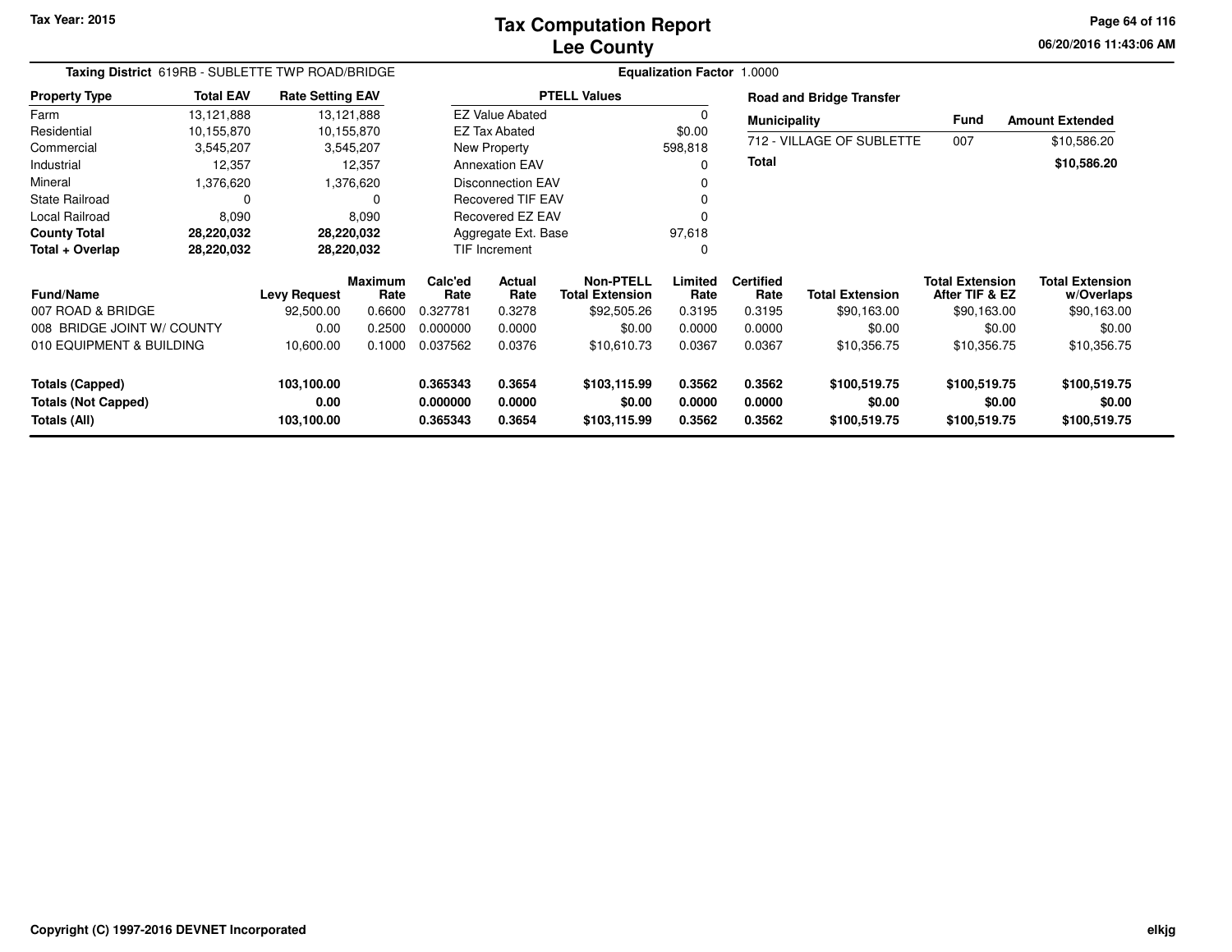# Tax Computation Report
# Lee County

Tax Year: 2015

06/20/2016 11:43:06 AM

**Taxing District** 619RB - SUBLETTE TWP ROAD/BRIDGE

**Equalization Factor** 1.0000

| Property Type | Total EAV | Rate Setting EAV |
|---|---|---|
| Farm | 13,121,888 | 13,121,888 |
| Residential | 10,155,870 | 10,155,870 |
| Commercial | 3,545,207 | 3,545,207 |
| Industrial | 12,357 | 12,357 |
| Mineral | 1,376,620 | 1,376,620 |
| State Railroad | 0 | 0 |
| Local Railroad | 8,090 | 8,090 |
| **County Total** | **28,220,032** | **28,220,032** |
| **Total + Overlap** | **28,220,032** | **28,220,032** |

| PTELL Values | |
|---|---|
| EZ Value Abated | 0 |
| EZ Tax Abated | $0.00 |
| New Property | 598,818 |
| Annexation EAV | 0 |
| Disconnection EAV | 0 |
| Recovered TIF EAV | 0 |
| Recovered EZ EAV | 0 |
| Aggregate Ext. Base | 97,618 |
| TIF Increment | 0 |

**Road and Bridge Transfer**

| Municipality | Fund | Amount Extended |
|---|---|---|
| 712 - VILLAGE OF SUBLETTE | 007 | $10,586.20 |
| **Total** | | **$10,586.20** |

| Fund/Name | Levy Request | Maximum Rate | Calc'ed Rate | Actual Rate | Non-PTELL Total Extension | Limited Rate | Certified Rate | Total Extension | Total Extension After TIF & EZ | Total Extension w/Overlaps |
|---|---|---|---|---|---|---|---|---|---|---|
| 007 ROAD & BRIDGE | 92,500.00 | 0.6600 | 0.327781 | 0.3278 | $92,505.26 | 0.3195 | 0.3195 | $90,163.00 | $90,163.00 | $90,163.00 |
| 008 BRIDGE JOINT W/ COUNTY | 0.00 | 0.2500 | 0.000000 | 0.0000 | $0.00 | 0.0000 | 0.0000 | $0.00 | $0.00 | $0.00 |
| 010 EQUIPMENT & BUILDING | 10,600.00 | 0.1000 | 0.037562 | 0.0376 | $10,610.73 | 0.0367 | 0.0367 | $10,356.75 | $10,356.75 | $10,356.75 |
| **Totals (Capped)** | **103,100.00** | | **0.365343** | **0.3654** | **$103,115.99** | **0.3562** | **0.3562** | **$100,519.75** | **$100,519.75** | **$100,519.75** |
| **Totals (Not Capped)** | **0.00** | | **0.000000** | **0.0000** | **$0.00** | **0.0000** | **0.0000** | **$0.00** | **$0.00** | **$0.00** |
| **Totals (All)** | **103,100.00** | | **0.365343** | **0.3654** | **$103,115.99** | **0.3562** | **0.3562** | **$100,519.75** | **$100,519.75** | **$100,519.75** |

Copyright (C) 1997-2016 DEVNET Incorporated

elkjg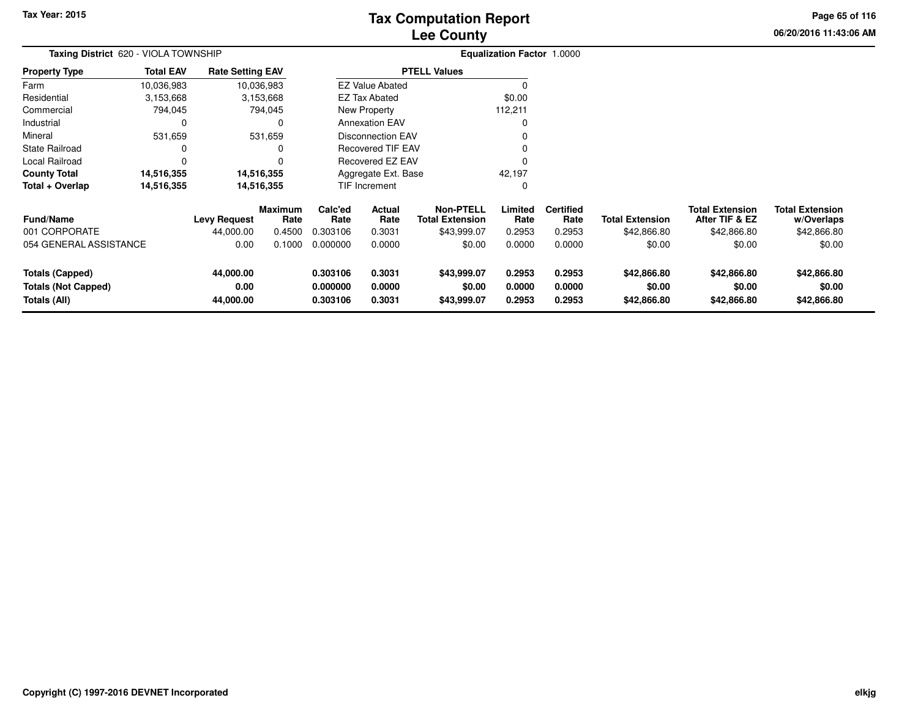# Tax Computation Report
# Lee County

Tax Year: 2015

06/20/2016 11:43:06 AM

**Taxing District** 620 - VIOLA TOWNSHIP

**Equalization Factor** 1.0000

| Property Type | Total EAV | Rate Setting EAV |
|---|---|---|
| Farm | 10,036,983 | 10,036,983 |
| Residential | 3,153,668 | 3,153,668 |
| Commercial | 794,045 | 794,045 |
| Industrial | 0 | 0 |
| Mineral | 531,659 | 531,659 |
| State Railroad | 0 | 0 |
| Local Railroad | 0 | 0 |
| **County Total** | **14,516,355** | **14,516,355** |
| **Total + Overlap** | **14,516,355** | **14,516,355** |

| PTELL Values | |
|---|---|
| EZ Value Abated | 0 |
| EZ Tax Abated | $0.00 |
| New Property | 112,211 |
| Annexation EAV | 0 |
| Disconnection EAV | 0 |
| Recovered TIF EAV | 0 |
| Recovered EZ EAV | 0 |
| Aggregate Ext. Base | 42,197 |
| TIF Increment | 0 |

| Fund/Name | Levy Request | Maximum Rate | Calc'ed Rate | Actual Rate | Non-PTELL Total Extension | Limited Rate | Certified Rate | Total Extension | Total Extension After TIF & EZ | Total Extension w/Overlaps |
|---|---|---|---|---|---|---|---|---|---|---|
| 001 CORPORATE | 44,000.00 | 0.4500 | 0.303106 | 0.3031 | $43,999.07 | 0.2953 | 0.2953 | $42,866.80 | $42,866.80 | $42,866.80 |
| 054 GENERAL ASSISTANCE | 0.00 | 0.1000 | 0.000000 | 0.0000 | $0.00 | 0.0000 | 0.0000 | $0.00 | $0.00 | $0.00 |
| **Totals (Capped)** | **44,000.00** | | **0.303106** | **0.3031** | **$43,999.07** | **0.2953** | **0.2953** | **$42,866.80** | **$42,866.80** | **$42,866.80** |
| **Totals (Not Capped)** | **0.00** | | **0.000000** | **0.0000** | **$0.00** | **0.0000** | **0.0000** | **$0.00** | **$0.00** | **$0.00** |
| **Totals (All)** | **44,000.00** | | **0.303106** | **0.3031** | **$43,999.07** | **0.2953** | **0.2953** | **$42,866.80** | **$42,866.80** | **$42,866.80** |

**Copyright (C) 1997-2016 DEVNET Incorporated**

elkjg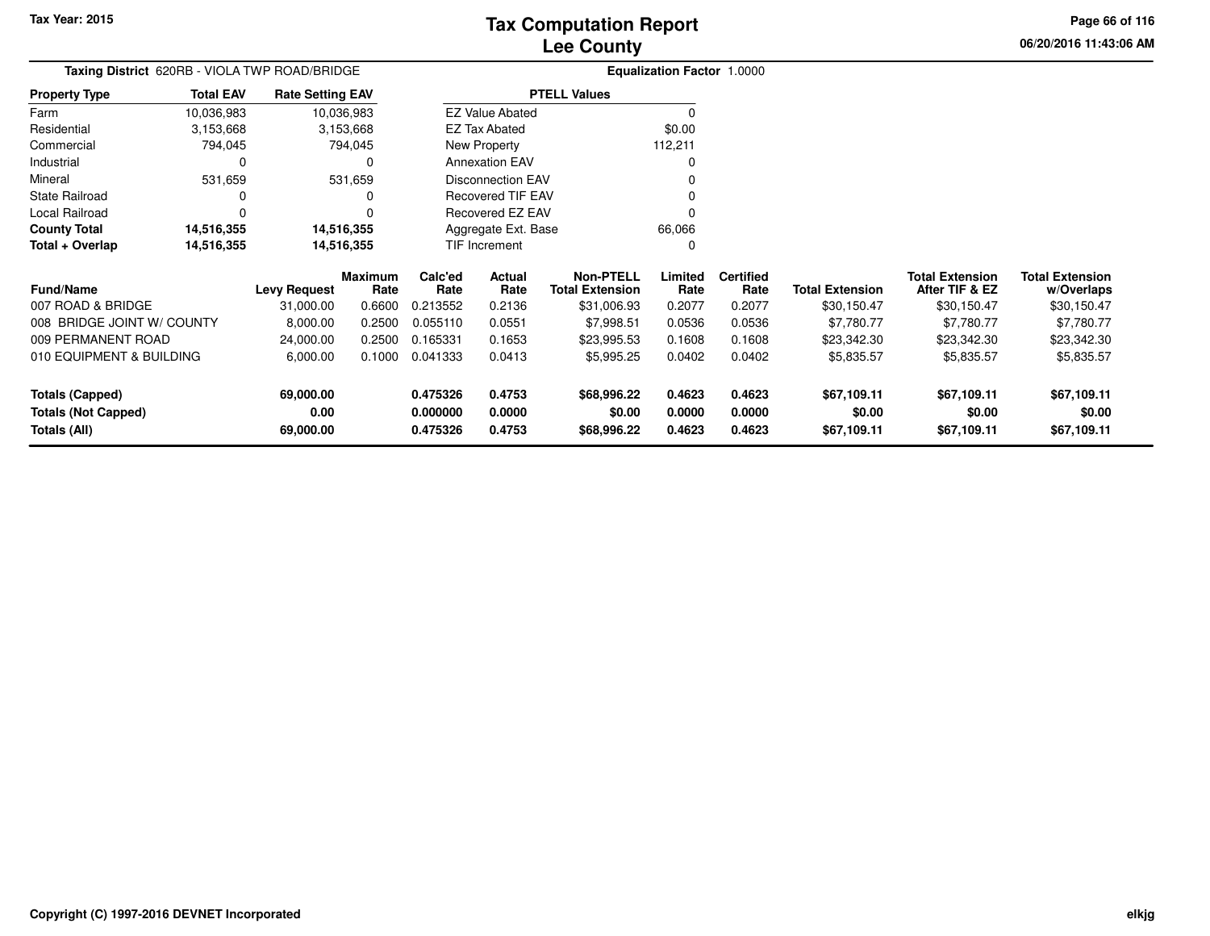# Tax Computation Report
## Lee County

Tax Year: 2015

06/20/2016 11:43:06 AM

**Taxing District** 620RB - VIOLA TWP ROAD/BRIDGE

**Equalization Factor** 1.0000

| Property Type | Total EAV | Rate Setting EAV |
|---|---|---|
| Farm | 10,036,983 | 10,036,983 |
| Residential | 3,153,668 | 3,153,668 |
| Commercial | 794,045 | 794,045 |
| Industrial | 0 | 0 |
| Mineral | 531,659 | 531,659 |
| State Railroad | 0 | 0 |
| Local Railroad | 0 | 0 |
| **County Total** | **14,516,355** | **14,516,355** |
| **Total + Overlap** | **14,516,355** | **14,516,355** |

| PTELL Values | |
|---|---|
| EZ Value Abated | 0 |
| EZ Tax Abated | $0.00 |
| New Property | 112,211 |
| Annexation EAV | 0 |
| Disconnection EAV | 0 |
| Recovered TIF EAV | 0 |
| Recovered EZ EAV | 0 |
| Aggregate Ext. Base | 66,066 |
| TIF Increment | 0 |

| Fund/Name | Levy Request | Maximum Rate | Calc'ed Rate | Actual Rate | Non-PTELL Total Extension | Limited Rate | Certified Rate | Total Extension | Total Extension After TIF & EZ | Total Extension w/Overlaps |
|---|---|---|---|---|---|---|---|---|---|---|
| 007 ROAD & BRIDGE | 31,000.00 | 0.6600 | 0.213552 | 0.2136 | $31,006.93 | 0.2077 | 0.2077 | $30,150.47 | $30,150.47 | $30,150.47 |
| 008 BRIDGE JOINT W/ COUNTY | 8,000.00 | 0.2500 | 0.055110 | 0.0551 | $7,998.51 | 0.0536 | 0.0536 | $7,780.77 | $7,780.77 | $7,780.77 |
| 009 PERMANENT ROAD | 24,000.00 | 0.2500 | 0.165331 | 0.1653 | $23,995.53 | 0.1608 | 0.1608 | $23,342.30 | $23,342.30 | $23,342.30 |
| 010 EQUIPMENT & BUILDING | 6,000.00 | 0.1000 | 0.041333 | 0.0413 | $5,995.25 | 0.0402 | 0.0402 | $5,835.57 | $5,835.57 | $5,835.57 |
| **Totals (Capped)** | **69,000.00** | | **0.475326** | **0.4753** | **$68,996.22** | **0.4623** | **0.4623** | **$67,109.11** | **$67,109.11** | **$67,109.11** |
| **Totals (Not Capped)** | **0.00** | | **0.000000** | **0.0000** | **$0.00** | **0.0000** | **0.0000** | **$0.00** | **$0.00** | **$0.00** |
| **Totals (All)** | **69,000.00** | | **0.475326** | **0.4753** | **$68,996.22** | **0.4623** | **0.4623** | **$67,109.11** | **$67,109.11** | **$67,109.11** |

Copyright (C) 1997-2016 DEVNET Incorporated

elkjg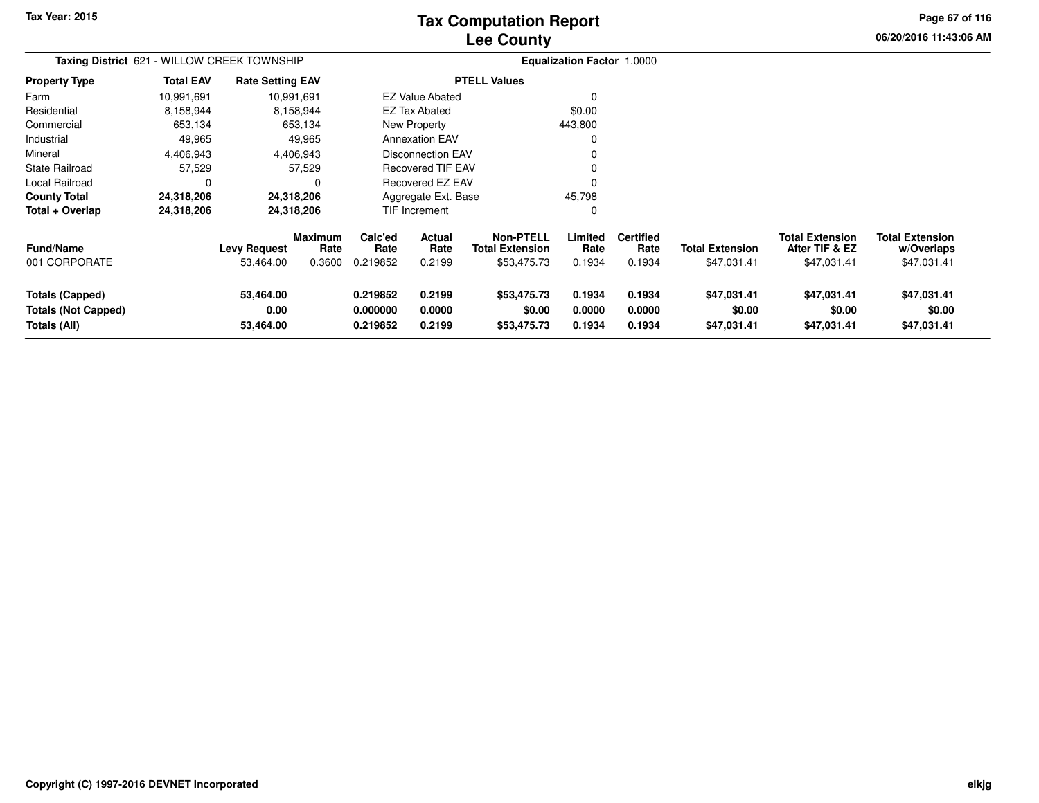Tax Year: 2015

# Tax Computation Report
# Lee County

06/20/2016 11:43:06 AM

**Taxing District** 621 - WILLOW CREEK TOWNSHIP **Equalization Factor** 1.0000

| Property Type | Total EAV | Rate Setting EAV |
|---|---|---|
| Farm | 10,991,691 | 10,991,691 |
| Residential | 8,158,944 | 8,158,944 |
| Commercial | 653,134 | 653,134 |
| Industrial | 49,965 | 49,965 |
| Mineral | 4,406,943 | 4,406,943 |
| State Railroad | 57,529 | 57,529 |
| Local Railroad | 0 | 0 |
| **County Total** | **24,318,206** | **24,318,206** |
| **Total + Overlap** | **24,318,206** | **24,318,206** |

| PTELL Values | |
|---|---|
| EZ Value Abated | 0 |
| EZ Tax Abated | $0.00 |
| New Property | 443,800 |
| Annexation EAV | 0 |
| Disconnection EAV | 0 |
| Recovered TIF EAV | 0 |
| Recovered EZ EAV | 0 |
| Aggregate Ext. Base | 45,798 |
| TIF Increment | 0 |

| Fund/Name | Levy Request | Maximum Rate | Calc'ed Rate | Actual Rate | Non-PTELL Total Extension | Limited Rate | Certified Rate | Total Extension | Total Extension After TIF & EZ | Total Extension w/Overlaps |
|---|---|---|---|---|---|---|---|---|---|---|
| 001 CORPORATE | 53,464.00 | 0.3600 | 0.219852 | 0.2199 | $53,475.73 | 0.1934 | 0.1934 | $47,031.41 | $47,031.41 | $47,031.41 |
| **Totals (Capped)** | **53,464.00** | | **0.219852** | **0.2199** | **$53,475.73** | **0.1934** | **0.1934** | **$47,031.41** | **$47,031.41** | **$47,031.41** |
| **Totals (Not Capped)** | **0.00** | | **0.000000** | **0.0000** | **$0.00** | **0.0000** | **0.0000** | **$0.00** | **$0.00** | **$0.00** |
| **Totals (All)** | **53,464.00** | | **0.219852** | **0.2199** | **$53,475.73** | **0.1934** | **0.1934** | **$47,031.41** | **$47,031.41** | **$47,031.41** |

Copyright (C) 1997-2016 DEVNET Incorporated

elkjg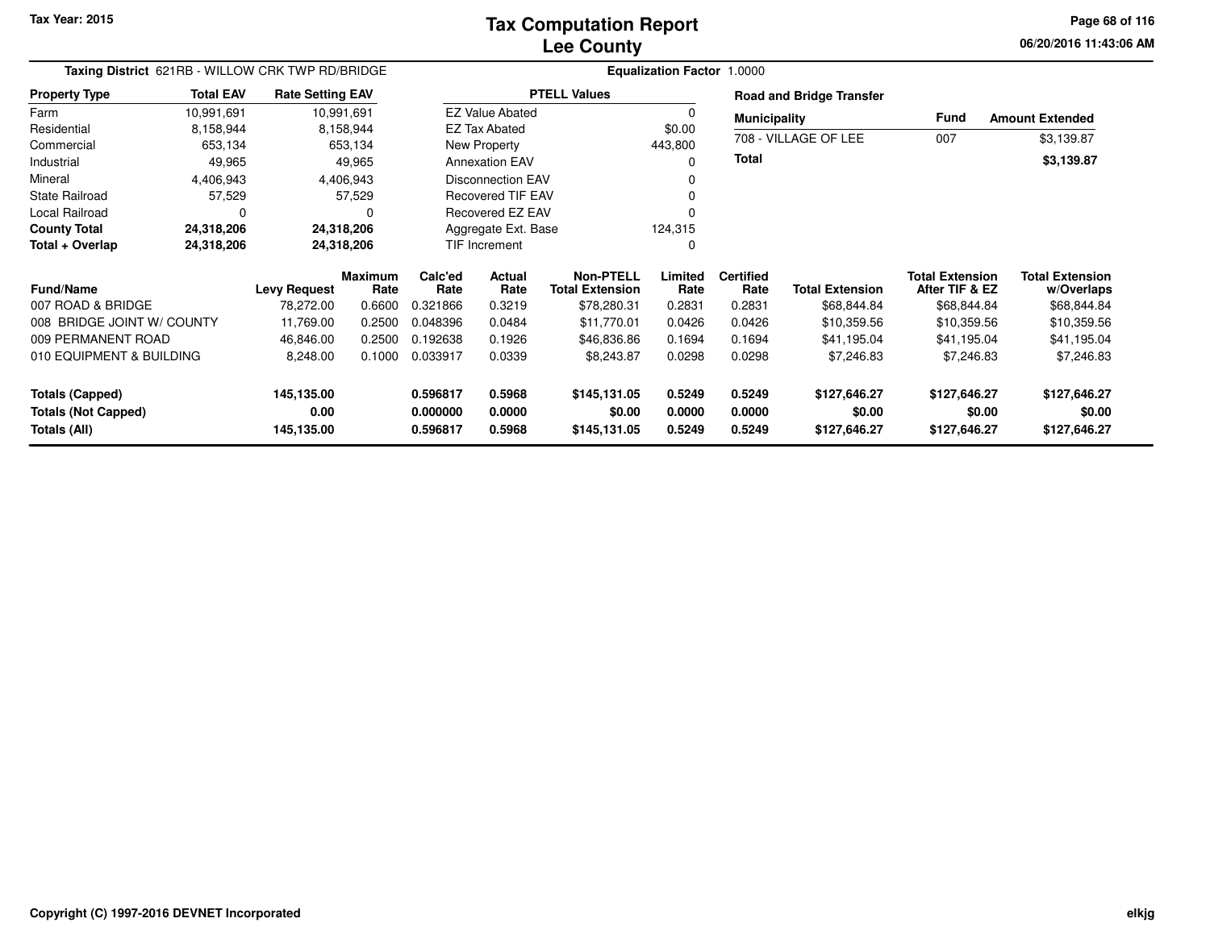# Tax Computation Report
## Lee County

Tax Year: 2015

06/20/2016 11:43:06 AM

**Taxing District** 621RB - WILLOW CRK TWP RD/BRIDGE

**Equalization Factor** 1.0000

| Property Type | Total EAV | Rate Setting EAV |
|---|---|---|
| Farm | 10,991,691 | 10,991,691 |
| Residential | 8,158,944 | 8,158,944 |
| Commercial | 653,134 | 653,134 |
| Industrial | 49,965 | 49,965 |
| Mineral | 4,406,943 | 4,406,943 |
| State Railroad | 57,529 | 57,529 |
| Local Railroad | 0 | 0 |
| **County Total** | **24,318,206** | **24,318,206** |
| **Total + Overlap** | **24,318,206** | **24,318,206** |

| PTELL Values | |
|---|---|
| EZ Value Abated | 0 |
| EZ Tax Abated | $0.00 |
| New Property | 443,800 |
| Annexation EAV | 0 |
| Disconnection EAV | 0 |
| Recovered TIF EAV | 0 |
| Recovered EZ EAV | 0 |
| Aggregate Ext. Base | 124,315 |
| TIF Increment | 0 |

**Road and Bridge Transfer**

| Municipality | Fund | Amount Extended |
|---|---|---|
| 708 - VILLAGE OF LEE | 007 | $3,139.87 |
| **Total** | | **$3,139.87** |

| Fund/Name | Levy Request | Maximum Rate | Calc'ed Rate | Actual Rate | Non-PTELL Total Extension | Limited Rate | Certified Rate | Total Extension | Total Extension After TIF & EZ | Total Extension w/Overlaps |
|---|---|---|---|---|---|---|---|---|---|---|
| 007 ROAD & BRIDGE | 78,272.00 | 0.6600 | 0.321866 | 0.3219 | $78,280.31 | 0.2831 | 0.2831 | $68,844.84 | $68,844.84 | $68,844.84 |
| 008 BRIDGE JOINT W/ COUNTY | 11,769.00 | 0.2500 | 0.048396 | 0.0484 | $11,770.01 | 0.0426 | 0.0426 | $10,359.56 | $10,359.56 | $10,359.56 |
| 009 PERMANENT ROAD | 46,846.00 | 0.2500 | 0.192638 | 0.1926 | $46,836.86 | 0.1694 | 0.1694 | $41,195.04 | $41,195.04 | $41,195.04 |
| 010 EQUIPMENT & BUILDING | 8,248.00 | 0.1000 | 0.033917 | 0.0339 | $8,243.87 | 0.0298 | 0.0298 | $7,246.83 | $7,246.83 | $7,246.83 |
| **Totals (Capped)** | **145,135.00** | | **0.596817** | **0.5968** | **$145,131.05** | **0.5249** | **0.5249** | **$127,646.27** | **$127,646.27** | **$127,646.27** |
| **Totals (Not Capped)** | **0.00** | | **0.000000** | **0.0000** | **$0.00** | **0.0000** | **0.0000** | **$0.00** | **$0.00** | **$0.00** |
| **Totals (All)** | **145,135.00** | | **0.596817** | **0.5968** | **$145,131.05** | **0.5249** | **0.5249** | **$127,646.27** | **$127,646.27** | **$127,646.27** |

Copyright (C) 1997-2016 DEVNET Incorporated

elkjg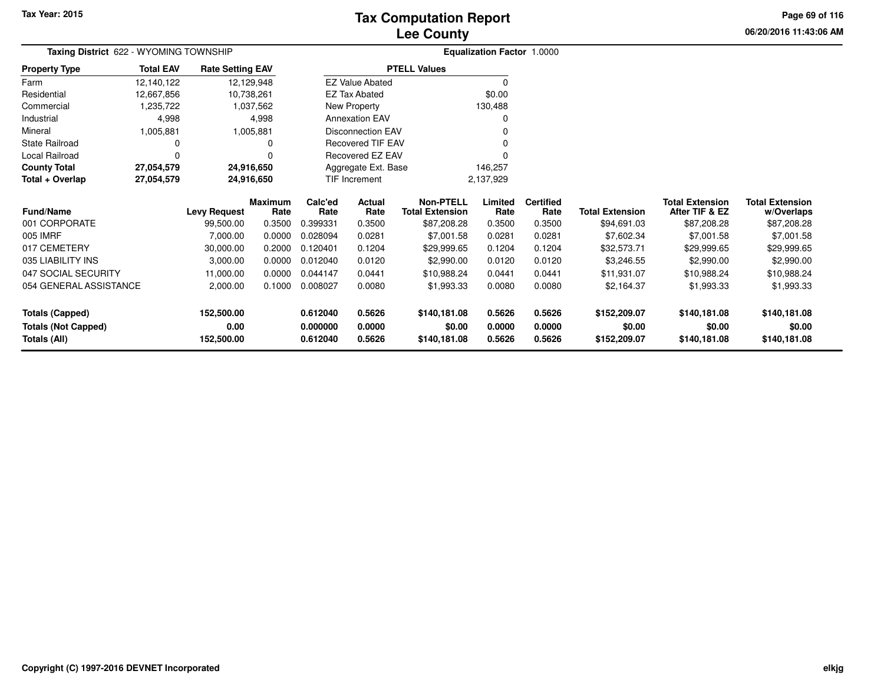# Tax Computation Report
## Lee County

Tax Year: 2015

06/20/2016 11:43:06 AM

**Taxing District** 622 - WYOMING TOWNSHIP

**Equalization Factor** 1.0000

| Property Type | Total EAV | Rate Setting EAV |
|---|---|---|
| Farm | 12,140,122 | 12,129,948 |
| Residential | 12,667,856 | 10,738,261 |
| Commercial | 1,235,722 | 1,037,562 |
| Industrial | 4,998 | 4,998 |
| Mineral | 1,005,881 | 1,005,881 |
| State Railroad | 0 | 0 |
| Local Railroad | 0 | 0 |
| **County Total** | **27,054,579** | **24,916,650** |
| **Total + Overlap** | **27,054,579** | **24,916,650** |

| PTELL Values | |
|---|---|
| EZ Value Abated | 0 |
| EZ Tax Abated | $0.00 |
| New Property | 130,488 |
| Annexation EAV | 0 |
| Disconnection EAV | 0 |
| Recovered TIF EAV | 0 |
| Recovered EZ EAV | 0 |
| Aggregate Ext. Base | 146,257 |
| TIF Increment | 2,137,929 |

| Fund/Name | Levy Request | Maximum Rate | Calc'ed Rate | Actual Rate | Non-PTELL Total Extension | Limited Rate | Certified Rate | Total Extension | Total Extension After TIF & EZ | Total Extension w/Overlaps |
|---|---|---|---|---|---|---|---|---|---|---|
| 001 CORPORATE | 99,500.00 | 0.3500 | 0.399331 | 0.3500 | $87,208.28 | 0.3500 | 0.3500 | $94,691.03 | $87,208.28 | $87,208.28 |
| 005 IMRF | 7,000.00 | 0.0000 | 0.028094 | 0.0281 | $7,001.58 | 0.0281 | 0.0281 | $7,602.34 | $7,001.58 | $7,001.58 |
| 017 CEMETERY | 30,000.00 | 0.2000 | 0.120401 | 0.1204 | $29,999.65 | 0.1204 | 0.1204 | $32,573.71 | $29,999.65 | $29,999.65 |
| 035 LIABILITY INS | 3,000.00 | 0.0000 | 0.012040 | 0.0120 | $2,990.00 | 0.0120 | 0.0120 | $3,246.55 | $2,990.00 | $2,990.00 |
| 047 SOCIAL SECURITY | 11,000.00 | 0.0000 | 0.044147 | 0.0441 | $10,988.24 | 0.0441 | 0.0441 | $11,931.07 | $10,988.24 | $10,988.24 |
| 054 GENERAL ASSISTANCE | 2,000.00 | 0.1000 | 0.008027 | 0.0080 | $1,993.33 | 0.0080 | 0.0080 | $2,164.37 | $1,993.33 | $1,993.33 |
| **Totals (Capped)** | **152,500.00** | | **0.612040** | **0.5626** | **$140,181.08** | **0.5626** | **0.5626** | **$152,209.07** | **$140,181.08** | **$140,181.08** |
| **Totals (Not Capped)** | **0.00** | | **0.000000** | **0.0000** | **$0.00** | **0.0000** | **0.0000** | **$0.00** | **$0.00** | **$0.00** |
| **Totals (All)** | **152,500.00** | | **0.612040** | **0.5626** | **$140,181.08** | **0.5626** | **0.5626** | **$152,209.07** | **$140,181.08** | **$140,181.08** |

Copyright (C) 1997-2016 DEVNET Incorporated

elkjg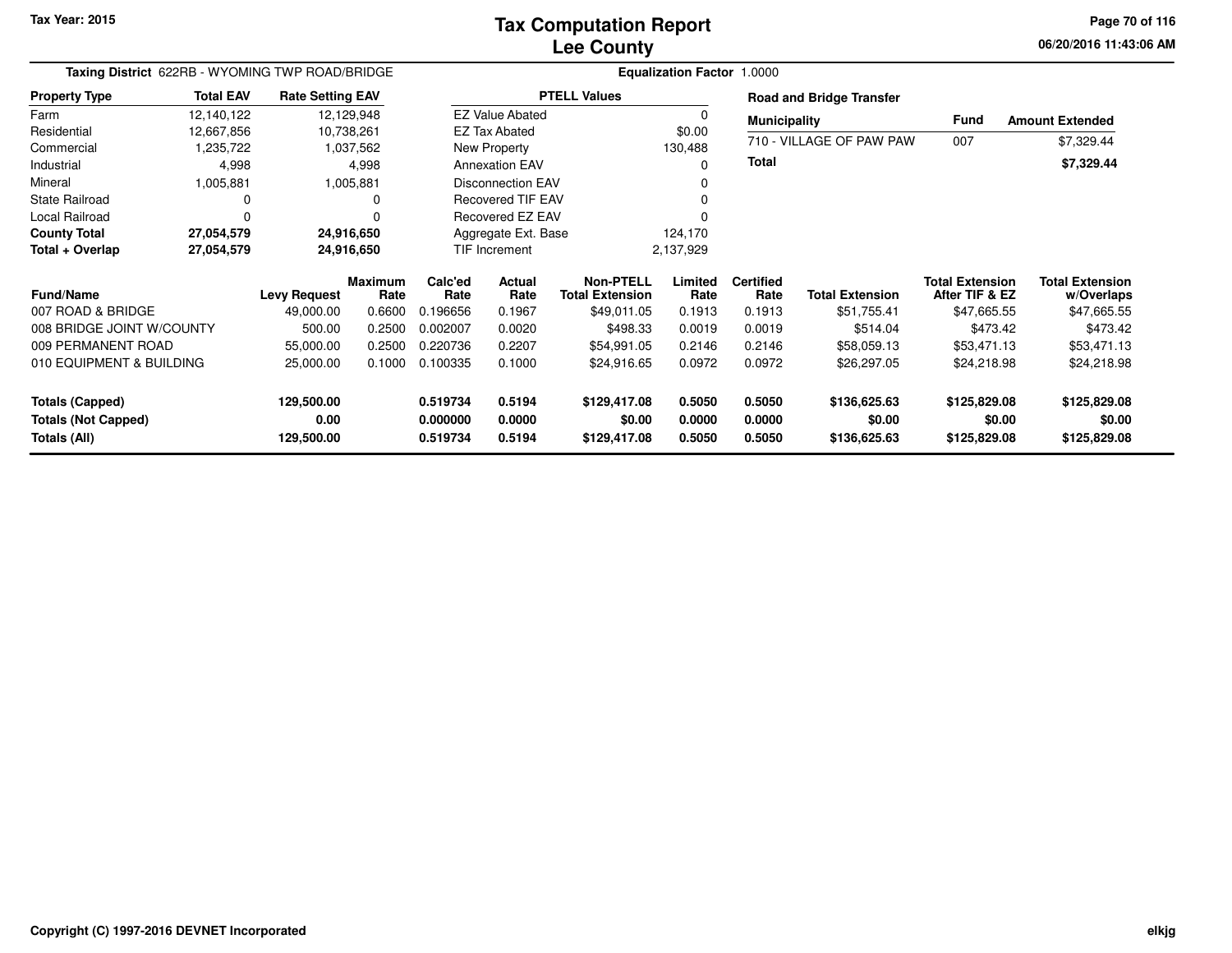**Tax Year: 2015**

# Tax Computation Report
## Lee County

**Taxing District** 622RB - WYOMING TWP ROAD/BRIDGE

**Equalization Factor** 1.0000

| Property Type | Total EAV | Rate Setting EAV |
|---|---|---|
| Farm | 12,140,122 | 12,129,948 |
| Residential | 12,667,856 | 10,738,261 |
| Commercial | 1,235,722 | 1,037,562 |
| Industrial | 4,998 | 4,998 |
| Mineral | 1,005,881 | 1,005,881 |
| State Railroad | 0 | 0 |
| Local Railroad | 0 | 0 |
| **County Total** | **27,054,579** | **24,916,650** |
| **Total + Overlap** | **27,054,579** | **24,916,650** |

| PTELL Values | |
|---|---|
| EZ Value Abated | 0 |
| EZ Tax Abated | $0.00 |
| New Property | 130,488 |
| Annexation EAV | 0 |
| Disconnection EAV | 0 |
| Recovered TIF EAV | 0 |
| Recovered EZ EAV | 0 |
| Aggregate Ext. Base | 124,170 |
| TIF Increment | 2,137,929 |

**Road and Bridge Transfer**

| Municipality | Fund | Amount Extended |
|---|---|---|
| 710 - VILLAGE OF PAW PAW | 007 | $7,329.44 |
| **Total** | | **$7,329.44** |

| Fund/Name | Levy Request | Maximum Rate | Calc'ed Rate | Actual Rate | Non-PTELL Total Extension | Limited Rate | Certified Rate | Total Extension | Total Extension After TIF & EZ | Total Extension w/Overlaps |
|---|---|---|---|---|---|---|---|---|---|---|
| 007 ROAD & BRIDGE | 49,000.00 | 0.6600 | 0.196656 | 0.1967 | $49,011.05 | 0.1913 | 0.1913 | $51,755.41 | $47,665.55 | $47,665.55 |
| 008 BRIDGE JOINT W/COUNTY | 500.00 | 0.2500 | 0.002007 | 0.0020 | $498.33 | 0.0019 | 0.0019 | $514.04 | $473.42 | $473.42 |
| 009 PERMANENT ROAD | 55,000.00 | 0.2500 | 0.220736 | 0.2207 | $54,991.05 | 0.2146 | 0.2146 | $58,059.13 | $53,471.13 | $53,471.13 |
| 010 EQUIPMENT & BUILDING | 25,000.00 | 0.1000 | 0.100335 | 0.1000 | $24,916.65 | 0.0972 | 0.0972 | $26,297.05 | $24,218.98 | $24,218.98 |
| **Totals (Capped)** | **129,500.00** | | **0.519734** | **0.5194** | **$129,417.08** | **0.5050** | **0.5050** | **$136,625.63** | **$125,829.08** | **$125,829.08** |
| **Totals (Not Capped)** | **0.00** | | **0.000000** | **0.0000** | **$0.00** | **0.0000** | **0.0000** | **$0.00** | **$0.00** | **$0.00** |
| **Totals (All)** | **129,500.00** | | **0.519734** | **0.5194** | **$129,417.08** | **0.5050** | **0.5050** | **$136,625.63** | **$125,829.08** | **$125,829.08** |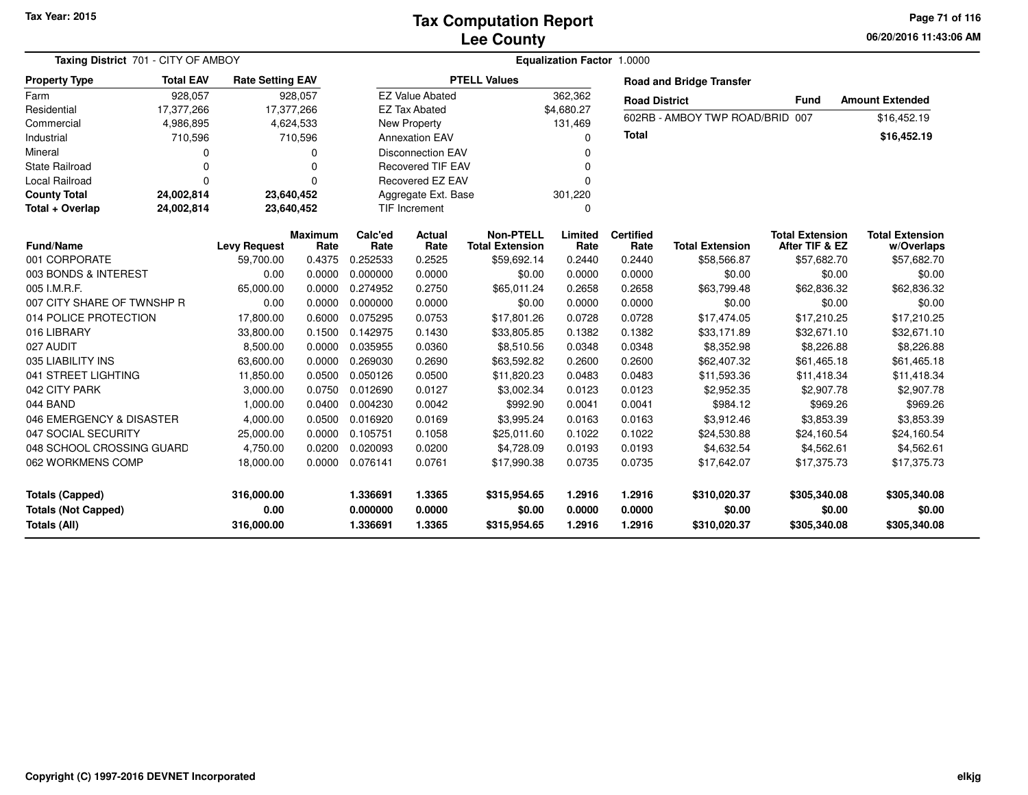# Tax Computation Report
# Lee County

Tax Year: 2015

06/20/2016 11:43:06 AM

**Taxing District** 701 - CITY OF AMBOY

**Equalization Factor** 1.0000

| Property Type | Total EAV | Rate Setting EAV |
|---|---|---|
| Farm | 928,057 | 928,057 |
| Residential | 17,377,266 | 17,377,266 |
| Commercial | 4,986,895 | 4,624,533 |
| Industrial | 710,596 | 710,596 |
| Mineral | 0 | 0 |
| State Railroad | 0 | 0 |
| Local Railroad | 0 | 0 |
| **County Total** | **24,002,814** | **23,640,452** |
| **Total + Overlap** | **24,002,814** | **23,640,452** |

| PTELL Values | |
|---|---|
| EZ Value Abated | 362,362 |
| EZ Tax Abated | $4,680.27 |
| New Property | 131,469 |
| Annexation EAV | 0 |
| Disconnection EAV | 0 |
| Recovered TIF EAV | 0 |
| Recovered EZ EAV | 0 |
| Aggregate Ext. Base | 301,220 |
| TIF Increment | 0 |

**Road and Bridge Transfer**

| Road District | Fund | Amount Extended |
|---|---|---|
| 602RB - AMBOY TWP ROAD/BRID | 007 | $16,452.19 |
| **Total** | | **$16,452.19** |

| Fund/Name | Levy Request | Maximum Rate | Calc'ed Rate | Actual Rate | Non-PTELL Total Extension | Limited Rate | Certified Rate | Total Extension | Total Extension After TIF & EZ | Total Extension w/Overlaps |
|---|---|---|---|---|---|---|---|---|---|---|
| 001 CORPORATE | 59,700.00 | 0.4375 | 0.252533 | 0.2525 | $59,692.14 | 0.2440 | 0.2440 | $58,566.87 | $57,682.70 | $57,682.70 |
| 003 BONDS & INTEREST | 0.00 | 0.0000 | 0.000000 | 0.0000 | $0.00 | 0.0000 | 0.0000 | $0.00 | $0.00 | $0.00 |
| 005 I.M.R.F. | 65,000.00 | 0.0000 | 0.274952 | 0.2750 | $65,011.24 | 0.2658 | 0.2658 | $63,799.48 | $62,836.32 | $62,836.32 |
| 007 CITY SHARE OF TWNSHP R | 0.00 | 0.0000 | 0.000000 | 0.0000 | $0.00 | 0.0000 | 0.0000 | $0.00 | $0.00 | $0.00 |
| 014 POLICE PROTECTION | 17,800.00 | 0.6000 | 0.075295 | 0.0753 | $17,801.26 | 0.0728 | 0.0728 | $17,474.05 | $17,210.25 | $17,210.25 |
| 016 LIBRARY | 33,800.00 | 0.1500 | 0.142975 | 0.1430 | $33,805.85 | 0.1382 | 0.1382 | $33,171.89 | $32,671.10 | $32,671.10 |
| 027 AUDIT | 8,500.00 | 0.0000 | 0.035955 | 0.0360 | $8,510.56 | 0.0348 | 0.0348 | $8,352.98 | $8,226.88 | $8,226.88 |
| 035 LIABILITY INS | 63,600.00 | 0.0000 | 0.269030 | 0.2690 | $63,592.82 | 0.2600 | 0.2600 | $62,407.32 | $61,465.18 | $61,465.18 |
| 041 STREET LIGHTING | 11,850.00 | 0.0500 | 0.050126 | 0.0500 | $11,820.23 | 0.0483 | 0.0483 | $11,593.36 | $11,418.34 | $11,418.34 |
| 042 CITY PARK | 3,000.00 | 0.0750 | 0.012690 | 0.0127 | $3,002.34 | 0.0123 | 0.0123 | $2,952.35 | $2,907.78 | $2,907.78 |
| 044 BAND | 1,000.00 | 0.0400 | 0.004230 | 0.0042 | $992.90 | 0.0041 | 0.0041 | $984.12 | $969.26 | $969.26 |
| 046 EMERGENCY & DISASTER | 4,000.00 | 0.0500 | 0.016920 | 0.0169 | $3,995.24 | 0.0163 | 0.0163 | $3,912.46 | $3,853.39 | $3,853.39 |
| 047 SOCIAL SECURITY | 25,000.00 | 0.0000 | 0.105751 | 0.1058 | $25,011.60 | 0.1022 | 0.1022 | $24,530.88 | $24,160.54 | $24,160.54 |
| 048 SCHOOL CROSSING GUARD | 4,750.00 | 0.0200 | 0.020093 | 0.0200 | $4,728.09 | 0.0193 | 0.0193 | $4,632.54 | $4,562.61 | $4,562.61 |
| 062 WORKMENS COMP | 18,000.00 | 0.0000 | 0.076141 | 0.0761 | $17,990.38 | 0.0735 | 0.0735 | $17,642.07 | $17,375.73 | $17,375.73 |
| **Totals (Capped)** | **316,000.00** | | **1.336691** | **1.3365** | **$315,954.65** | **1.2916** | **1.2916** | **$310,020.37** | **$305,340.08** | **$305,340.08** |
| **Totals (Not Capped)** | **0.00** | | **0.000000** | **0.0000** | **$0.00** | **0.0000** | **0.0000** | **$0.00** | **$0.00** | **$0.00** |
| **Totals (All)** | **316,000.00** | | **1.336691** | **1.3365** | **$315,954.65** | **1.2916** | **1.2916** | **$310,020.37** | **$305,340.08** | **$305,340.08** |

Copyright (C) 1997-2016 DEVNET Incorporated

elkjg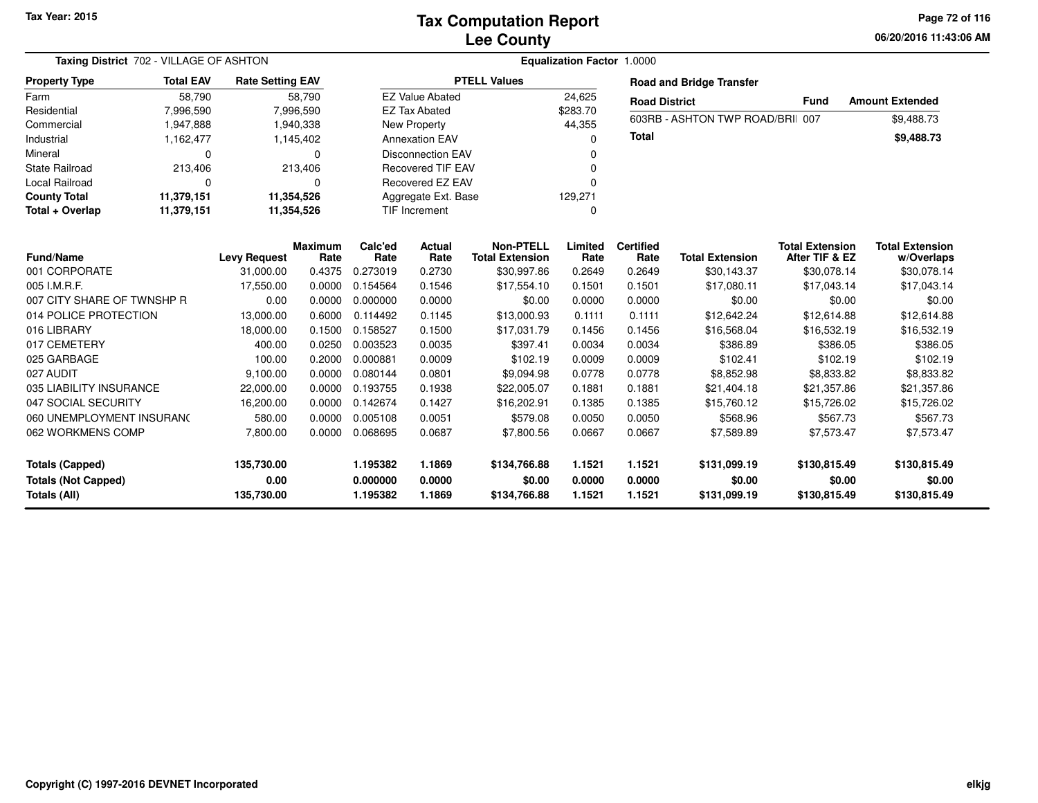# Tax Computation Report
## Lee County

Tax Year: 2015

**Taxing District** 702 - VILLAGE OF ASHTON

**Equalization Factor** 1.0000

| Property Type | Total EAV | Rate Setting EAV |
|---|---|---|
| Farm | 58,790 | 58,790 |
| Residential | 7,996,590 | 7,996,590 |
| Commercial | 1,947,888 | 1,940,338 |
| Industrial | 1,162,477 | 1,145,402 |
| Mineral | 0 | 0 |
| State Railroad | 213,406 | 213,406 |
| Local Railroad | 0 | 0 |
| **County Total** | **11,379,151** | **11,354,526** |
| **Total + Overlap** | **11,379,151** | **11,354,526** |

| PTELL Values | |
|---|---|
| EZ Value Abated | 24,625 |
| EZ Tax Abated | $283.70 |
| New Property | 44,355 |
| Annexation EAV | 0 |
| Disconnection EAV | 0 |
| Recovered TIF EAV | 0 |
| Recovered EZ EAV | 0 |
| Aggregate Ext. Base | 129,271 |
| TIF Increment | 0 |

**Road and Bridge Transfer**

| Road District | Fund | Amount Extended |
|---|---|---|
| 603RB - ASHTON TWP ROAD/BRII | 007 | $9,488.73 |
| **Total** | | **$9,488.73** |

| Fund/Name | Levy Request | Maximum Rate | Calc'ed Rate | Actual Rate | Non-PTELL Total Extension | Limited Rate | Certified Rate | Total Extension | Total Extension After TIF & EZ | Total Extension w/Overlaps |
|---|---|---|---|---|---|---|---|---|---|---|
| 001 CORPORATE | 31,000.00 | 0.4375 | 0.273019 | 0.2730 | $30,997.86 | 0.2649 | 0.2649 | $30,143.37 | $30,078.14 | $30,078.14 |
| 005 I.M.R.F. | 17,550.00 | 0.0000 | 0.154564 | 0.1546 | $17,554.10 | 0.1501 | 0.1501 | $17,080.11 | $17,043.14 | $17,043.14 |
| 007 CITY SHARE OF TWNSHP R | 0.00 | 0.0000 | 0.000000 | 0.0000 | $0.00 | 0.0000 | 0.0000 | $0.00 | $0.00 | $0.00 |
| 014 POLICE PROTECTION | 13,000.00 | 0.6000 | 0.114492 | 0.1145 | $13,000.93 | 0.1111 | 0.1111 | $12,642.24 | $12,614.88 | $12,614.88 |
| 016 LIBRARY | 18,000.00 | 0.1500 | 0.158527 | 0.1500 | $17,031.79 | 0.1456 | 0.1456 | $16,568.04 | $16,532.19 | $16,532.19 |
| 017 CEMETERY | 400.00 | 0.0250 | 0.003523 | 0.0035 | $397.41 | 0.0034 | 0.0034 | $386.89 | $386.05 | $386.05 |
| 025 GARBAGE | 100.00 | 0.2000 | 0.000881 | 0.0009 | $102.19 | 0.0009 | 0.0009 | $102.41 | $102.19 | $102.19 |
| 027 AUDIT | 9,100.00 | 0.0000 | 0.080144 | 0.0801 | $9,094.98 | 0.0778 | 0.0778 | $8,852.98 | $8,833.82 | $8,833.82 |
| 035 LIABILITY INSURANCE | 22,000.00 | 0.0000 | 0.193755 | 0.1938 | $22,005.07 | 0.1881 | 0.1881 | $21,404.18 | $21,357.86 | $21,357.86 |
| 047 SOCIAL SECURITY | 16,200.00 | 0.0000 | 0.142674 | 0.1427 | $16,202.91 | 0.1385 | 0.1385 | $15,760.12 | $15,726.02 | $15,726.02 |
| 060 UNEMPLOYMENT INSURANC | 580.00 | 0.0000 | 0.005108 | 0.0051 | $579.08 | 0.0050 | 0.0050 | $568.96 | $567.73 | $567.73 |
| 062 WORKMENS COMP | 7,800.00 | 0.0000 | 0.068695 | 0.0687 | $7,800.56 | 0.0667 | 0.0667 | $7,589.89 | $7,573.47 | $7,573.47 |
| **Totals (Capped)** | **135,730.00** | | **1.195382** | **1.1869** | **$134,766.88** | **1.1521** | **1.1521** | **$131,099.19** | **$130,815.49** | **$130,815.49** |
| **Totals (Not Capped)** | **0.00** | | **0.000000** | **0.0000** | **$0.00** | **0.0000** | **0.0000** | **$0.00** | **$0.00** | **$0.00** |
| **Totals (All)** | **135,730.00** | | **1.195382** | **1.1869** | **$134,766.88** | **1.1521** | **1.1521** | **$131,099.19** | **$130,815.49** | **$130,815.49** |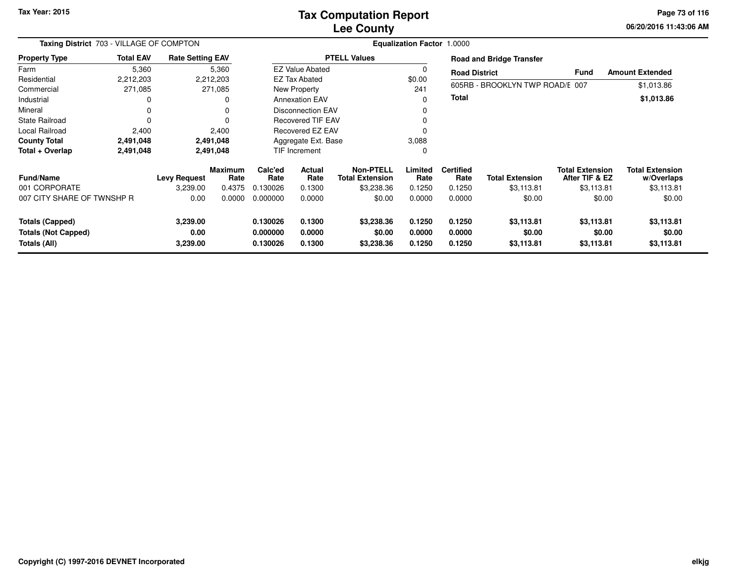Tax Year: 2015

# Tax Computation Report
## Lee County

06/20/2016 11:43:06 AM

**Taxing District** 703 - VILLAGE OF COMPTON

**Equalization Factor** 1.0000

| Property Type | Total EAV | Rate Setting EAV |
|---|---|---|
| Farm | 5,360 | 5,360 |
| Residential | 2,212,203 | 2,212,203 |
| Commercial | 271,085 | 271,085 |
| Industrial | 0 | 0 |
| Mineral | 0 | 0 |
| State Railroad | 0 | 0 |
| Local Railroad | 2,400 | 2,400 |
| **County Total** | **2,491,048** | **2,491,048** |
| **Total + Overlap** | **2,491,048** | **2,491,048** |

| PTELL Values | |
|---|---|
| EZ Value Abated | 0 |
| EZ Tax Abated | $0.00 |
| New Property | 241 |
| Annexation EAV | 0 |
| Disconnection EAV | 0 |
| Recovered TIF EAV | 0 |
| Recovered EZ EAV | 0 |
| Aggregate Ext. Base | 3,088 |
| TIF Increment | 0 |

**Road and Bridge Transfer**

| Road District | Fund | Amount Extended |
|---|---|---|
| 605RB - BROOKLYN TWP ROAD/E | 007 | $1,013.86 |
| **Total** | | **$1,013.86** |

| Fund/Name | Levy Request | Maximum Rate | Calc'ed Rate | Actual Rate | Non-PTELL Total Extension | Limited Rate | Certified Rate | Total Extension | Total Extension After TIF & EZ | Total Extension w/Overlaps |
|---|---|---|---|---|---|---|---|---|---|---|
| 001 CORPORATE | 3,239.00 | 0.4375 | 0.130026 | 0.1300 | $3,238.36 | 0.1250 | 0.1250 | $3,113.81 | $3,113.81 | $3,113.81 |
| 007 CITY SHARE OF TWNSHP R | 0.00 | 0.0000 | 0.000000 | 0.0000 | $0.00 | 0.0000 | 0.0000 | $0.00 | $0.00 | $0.00 |
| **Totals (Capped)** | **3,239.00** | | **0.130026** | **0.1300** | **$3,238.36** | **0.1250** | **0.1250** | **$3,113.81** | **$3,113.81** | **$3,113.81** |
| **Totals (Not Capped)** | **0.00** | | **0.000000** | **0.0000** | **$0.00** | **0.0000** | **0.0000** | **$0.00** | **$0.00** | **$0.00** |
| **Totals (All)** | **3,239.00** | | **0.130026** | **0.1300** | **$3,238.36** | **0.1250** | **0.1250** | **$3,113.81** | **$3,113.81** | **$3,113.81** |

Copyright (C) 1997-2016 DEVNET Incorporated

elkjg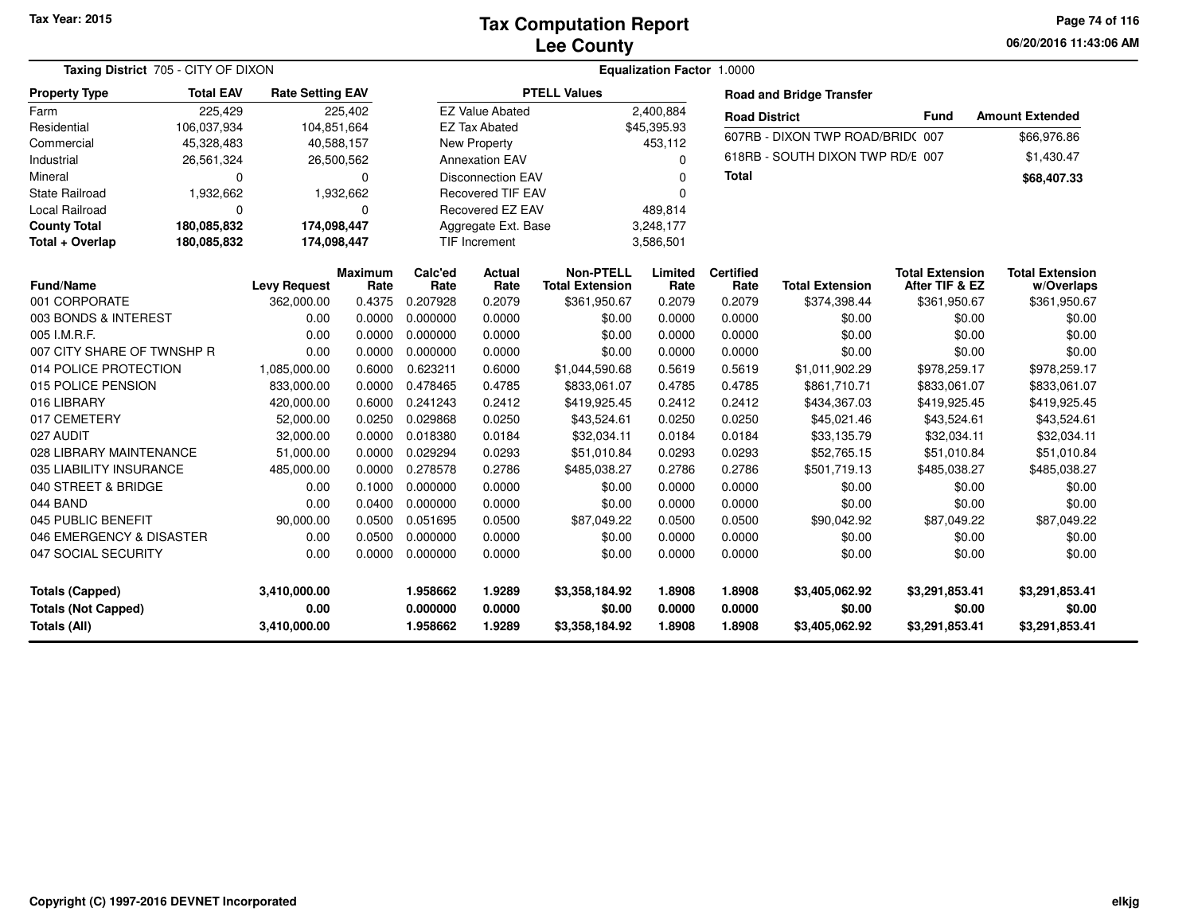# Tax Computation Report
## Lee County

Tax Year: 2015

06/20/2016 11:43:06 AM

**Taxing District** 705 - CITY OF DIXON

**Equalization Factor** 1.0000

| Property Type | Total EAV | Rate Setting EAV |
|---|---|---|
| Farm | 225,429 | 225,402 |
| Residential | 106,037,934 | 104,851,664 |
| Commercial | 45,328,483 | 40,588,157 |
| Industrial | 26,561,324 | 26,500,562 |
| Mineral | 0 | 0 |
| State Railroad | 1,932,662 | 1,932,662 |
| Local Railroad | 0 | 0 |
| **County Total** | **180,085,832** | **174,098,447** |
| **Total + Overlap** | **180,085,832** | **174,098,447** |

| PTELL Values | |
|---|---|
| EZ Value Abated | 2,400,884 |
| EZ Tax Abated | $45,395.93 |
| New Property | 453,112 |
| Annexation EAV | 0 |
| Disconnection EAV | 0 |
| Recovered TIF EAV | 0 |
| Recovered EZ EAV | 489,814 |
| Aggregate Ext. Base | 3,248,177 |
| TIF Increment | 3,586,501 |

**Road and Bridge Transfer**

| Road District | Fund | Amount Extended |
|---|---|---|
| 607RB - DIXON TWP ROAD/BRID( | 007 | $66,976.86 |
| 618RB - SOUTH DIXON TWP RD/E | 007 | $1,430.47 |
| **Total** | | **$68,407.33** |

| Fund/Name | Levy Request | Maximum Rate | Calc'ed Rate | Actual Rate | Non-PTELL Total Extension | Limited Rate | Certified Rate | Total Extension | Total Extension After TIF & EZ | Total Extension w/Overlaps |
|---|---|---|---|---|---|---|---|---|---|---|
| 001 CORPORATE | 362,000.00 | 0.4375 | 0.207928 | 0.2079 | $361,950.67 | 0.2079 | 0.2079 | $374,398.44 | $361,950.67 | $361,950.67 |
| 003 BONDS & INTEREST | 0.00 | 0.0000 | 0.000000 | 0.0000 | $0.00 | 0.0000 | 0.0000 | $0.00 | $0.00 | $0.00 |
| 005 I.M.R.F. | 0.00 | 0.0000 | 0.000000 | 0.0000 | $0.00 | 0.0000 | 0.0000 | $0.00 | $0.00 | $0.00 |
| 007 CITY SHARE OF TWNSHP R | 0.00 | 0.0000 | 0.000000 | 0.0000 | $0.00 | 0.0000 | 0.0000 | $0.00 | $0.00 | $0.00 |
| 014 POLICE PROTECTION | 1,085,000.00 | 0.6000 | 0.623211 | 0.6000 | $1,044,590.68 | 0.5619 | 0.5619 | $1,011,902.29 | $978,259.17 | $978,259.17 |
| 015 POLICE PENSION | 833,000.00 | 0.0000 | 0.478465 | 0.4785 | $833,061.07 | 0.4785 | 0.4785 | $861,710.71 | $833,061.07 | $833,061.07 |
| 016 LIBRARY | 420,000.00 | 0.6000 | 0.241243 | 0.2412 | $419,925.45 | 0.2412 | 0.2412 | $434,367.03 | $419,925.45 | $419,925.45 |
| 017 CEMETERY | 52,000.00 | 0.0250 | 0.029868 | 0.0250 | $43,524.61 | 0.0250 | 0.0250 | $45,021.46 | $43,524.61 | $43,524.61 |
| 027 AUDIT | 32,000.00 | 0.0000 | 0.018380 | 0.0184 | $32,034.11 | 0.0184 | 0.0184 | $33,135.79 | $32,034.11 | $32,034.11 |
| 028 LIBRARY MAINTENANCE | 51,000.00 | 0.0000 | 0.029294 | 0.0293 | $51,010.84 | 0.0293 | 0.0293 | $52,765.15 | $51,010.84 | $51,010.84 |
| 035 LIABILITY INSURANCE | 485,000.00 | 0.0000 | 0.278578 | 0.2786 | $485,038.27 | 0.2786 | 0.2786 | $501,719.13 | $485,038.27 | $485,038.27 |
| 040 STREET & BRIDGE | 0.00 | 0.1000 | 0.000000 | 0.0000 | $0.00 | 0.0000 | 0.0000 | $0.00 | $0.00 | $0.00 |
| 044 BAND | 0.00 | 0.0400 | 0.000000 | 0.0000 | $0.00 | 0.0000 | 0.0000 | $0.00 | $0.00 | $0.00 |
| 045 PUBLIC BENEFIT | 90,000.00 | 0.0500 | 0.051695 | 0.0500 | $87,049.22 | 0.0500 | 0.0500 | $90,042.92 | $87,049.22 | $87,049.22 |
| 046 EMERGENCY & DISASTER | 0.00 | 0.0500 | 0.000000 | 0.0000 | $0.00 | 0.0000 | 0.0000 | $0.00 | $0.00 | $0.00 |
| 047 SOCIAL SECURITY | 0.00 | 0.0000 | 0.000000 | 0.0000 | $0.00 | 0.0000 | 0.0000 | $0.00 | $0.00 | $0.00 |
| **Totals (Capped)** | **3,410,000.00** | | **1.958662** | **1.9289** | **$3,358,184.92** | **1.8908** | **1.8908** | **$3,405,062.92** | **$3,291,853.41** | **$3,291,853.41** |
| **Totals (Not Capped)** | **0.00** | | **0.000000** | **0.0000** | **$0.00** | **0.0000** | **0.0000** | **$0.00** | **$0.00** | **$0.00** |
| **Totals (All)** | **3,410,000.00** | | **1.958662** | **1.9289** | **$3,358,184.92** | **1.8908** | **1.8908** | **$3,405,062.92** | **$3,291,853.41** | **$3,291,853.41** |

Copyright (C) 1997-2016 DEVNET Incorporated

elkjg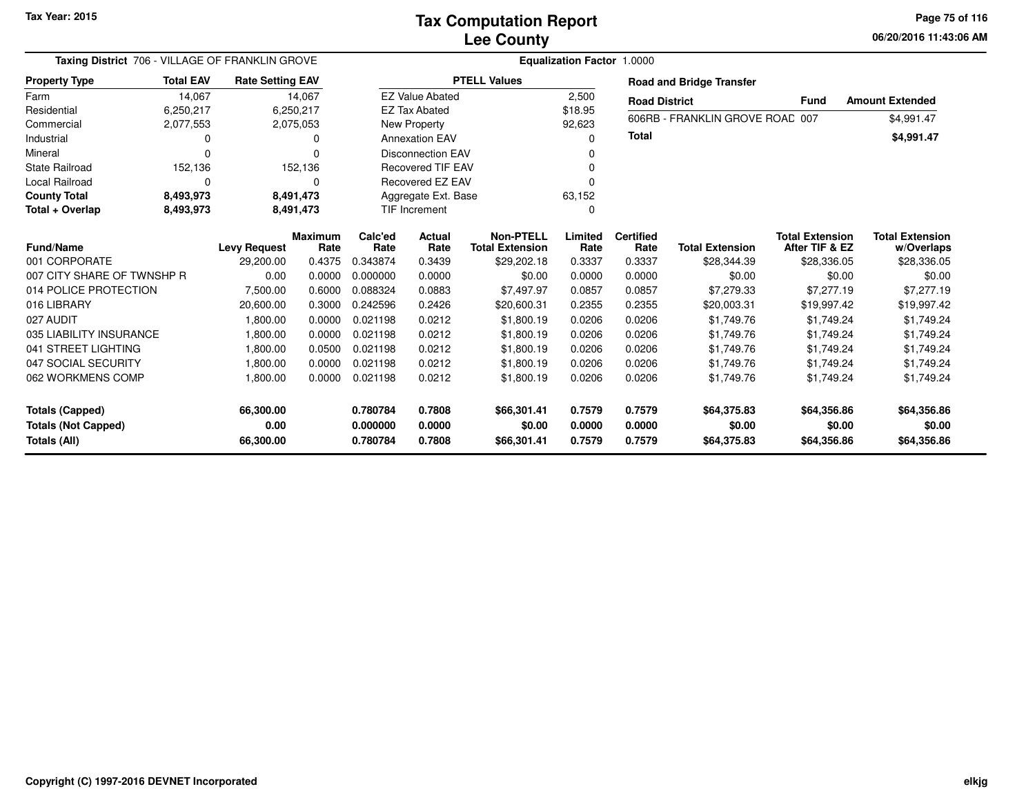# Tax Computation Report
# Lee County

Tax Year: 2015

**Taxing District** 706 - VILLAGE OF FRANKLIN GROVE

**Equalization Factor** 1.0000

| Property Type | Total EAV | Rate Setting EAV |
|---|---|---|
| Farm | 14,067 | 14,067 |
| Residential | 6,250,217 | 6,250,217 |
| Commercial | 2,077,553 | 2,075,053 |
| Industrial | 0 | 0 |
| Mineral | 0 | 0 |
| State Railroad | 152,136 | 152,136 |
| Local Railroad | 0 | 0 |
| **County Total** | **8,493,973** | **8,491,473** |
| **Total + Overlap** | **8,493,973** | **8,491,473** |

| PTELL Values | |
|---|---|
| EZ Value Abated | 2,500 |
| EZ Tax Abated | $18.95 |
| New Property | 92,623 |
| Annexation EAV | 0 |
| Disconnection EAV | 0 |
| Recovered TIF EAV | 0 |
| Recovered EZ EAV | 0 |
| Aggregate Ext. Base | 63,152 |
| TIF Increment | 0 |

**Road and Bridge Transfer**

| Road District | Fund | Amount Extended |
|---|---|---|
| 606RB - FRANKLIN GROVE ROAD | 007 | $4,991.47 |
| **Total** | | **$4,991.47** |

| Fund/Name | Levy Request | Maximum Rate | Calc'ed Rate | Actual Rate | Non-PTELL Total Extension | Limited Rate | Certified Rate | Total Extension | Total Extension After TIF & EZ | Total Extension w/Overlaps |
|---|---|---|---|---|---|---|---|---|---|---|
| 001 CORPORATE | 29,200.00 | 0.4375 | 0.343874 | 0.3439 | $29,202.18 | 0.3337 | 0.3337 | $28,344.39 | $28,336.05 | $28,336.05 |
| 007 CITY SHARE OF TWNSHP R | 0.00 | 0.0000 | 0.000000 | 0.0000 | $0.00 | 0.0000 | 0.0000 | $0.00 | $0.00 | $0.00 |
| 014 POLICE PROTECTION | 7,500.00 | 0.6000 | 0.088324 | 0.0883 | $7,497.97 | 0.0857 | 0.0857 | $7,279.33 | $7,277.19 | $7,277.19 |
| 016 LIBRARY | 20,600.00 | 0.3000 | 0.242596 | 0.2426 | $20,600.31 | 0.2355 | 0.2355 | $20,003.31 | $19,997.42 | $19,997.42 |
| 027 AUDIT | 1,800.00 | 0.0000 | 0.021198 | 0.0212 | $1,800.19 | 0.0206 | 0.0206 | $1,749.76 | $1,749.24 | $1,749.24 |
| 035 LIABILITY INSURANCE | 1,800.00 | 0.0000 | 0.021198 | 0.0212 | $1,800.19 | 0.0206 | 0.0206 | $1,749.76 | $1,749.24 | $1,749.24 |
| 041 STREET LIGHTING | 1,800.00 | 0.0500 | 0.021198 | 0.0212 | $1,800.19 | 0.0206 | 0.0206 | $1,749.76 | $1,749.24 | $1,749.24 |
| 047 SOCIAL SECURITY | 1,800.00 | 0.0000 | 0.021198 | 0.0212 | $1,800.19 | 0.0206 | 0.0206 | $1,749.76 | $1,749.24 | $1,749.24 |
| 062 WORKMENS COMP | 1,800.00 | 0.0000 | 0.021198 | 0.0212 | $1,800.19 | 0.0206 | 0.0206 | $1,749.76 | $1,749.24 | $1,749.24 |
| **Totals (Capped)** | **66,300.00** | | **0.780784** | **0.7808** | **$66,301.41** | **0.7579** | **0.7579** | **$64,375.83** | **$64,356.86** | **$64,356.86** |
| **Totals (Not Capped)** | **0.00** | | **0.000000** | **0.0000** | **$0.00** | **0.0000** | **0.0000** | **$0.00** | **$0.00** | **$0.00** |
| **Totals (All)** | **66,300.00** | | **0.780784** | **0.7808** | **$66,301.41** | **0.7579** | **0.7579** | **$64,375.83** | **$64,356.86** | **$64,356.86** |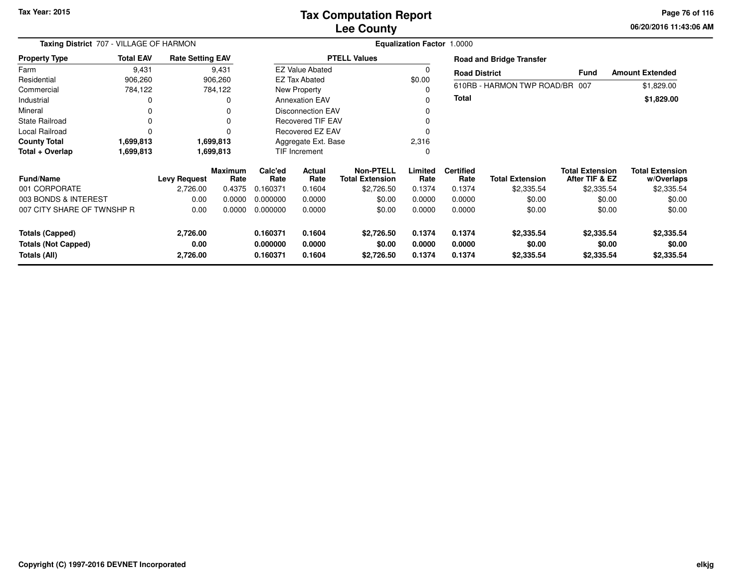# Tax Computation Report
## Lee County

Tax Year: 2015

**Taxing District** 707 - VILLAGE OF HARMON

**Equalization Factor** 1.0000

| Property Type | Total EAV | Rate Setting EAV |
|---|---|---|
| Farm | 9,431 | 9,431 |
| Residential | 906,260 | 906,260 |
| Commercial | 784,122 | 784,122 |
| Industrial | 0 | 0 |
| Mineral | 0 | 0 |
| State Railroad | 0 | 0 |
| Local Railroad | 0 | 0 |
| **County Total** | **1,699,813** | **1,699,813** |
| **Total + Overlap** | **1,699,813** | **1,699,813** |

| PTELL Values | |
|---|---|
| EZ Value Abated | 0 |
| EZ Tax Abated | $0.00 |
| New Property | 0 |
| Annexation EAV | 0 |
| Disconnection EAV | 0 |
| Recovered TIF EAV | 0 |
| Recovered EZ EAV | 0 |
| Aggregate Ext. Base | 2,316 |
| TIF Increment | 0 |

**Road and Bridge Transfer**

| Road District | Fund | Amount Extended |
|---|---|---|
| 610RB - HARMON TWP ROAD/BR | 007 | $1,829.00 |
| **Total** | | **$1,829.00** |

| Fund/Name | Levy Request | Maximum Rate | Calc'ed Rate | Actual Rate | Non-PTELL Total Extension | Limited Rate | Certified Rate | Total Extension | Total Extension After TIF & EZ | Total Extension w/Overlaps |
|---|---|---|---|---|---|---|---|---|---|---|
| 001 CORPORATE | 2,726.00 | 0.4375 | 0.160371 | 0.1604 | $2,726.50 | 0.1374 | 0.1374 | $2,335.54 | $2,335.54 | $2,335.54 |
| 003 BONDS & INTEREST | 0.00 | 0.0000 | 0.000000 | 0.0000 | $0.00 | 0.0000 | 0.0000 | $0.00 | $0.00 | $0.00 |
| 007 CITY SHARE OF TWNSHP R | 0.00 | 0.0000 | 0.000000 | 0.0000 | $0.00 | 0.0000 | 0.0000 | $0.00 | $0.00 | $0.00 |
| **Totals (Capped)** | **2,726.00** | | **0.160371** | **0.1604** | **$2,726.50** | **0.1374** | **0.1374** | **$2,335.54** | **$2,335.54** | **$2,335.54** |
| **Totals (Not Capped)** | **0.00** | | **0.000000** | **0.0000** | **$0.00** | **0.0000** | **0.0000** | **$0.00** | **$0.00** | **$0.00** |
| **Totals (All)** | **2,726.00** | | **0.160371** | **0.1604** | **$2,726.50** | **0.1374** | **0.1374** | **$2,335.54** | **$2,335.54** | **$2,335.54** |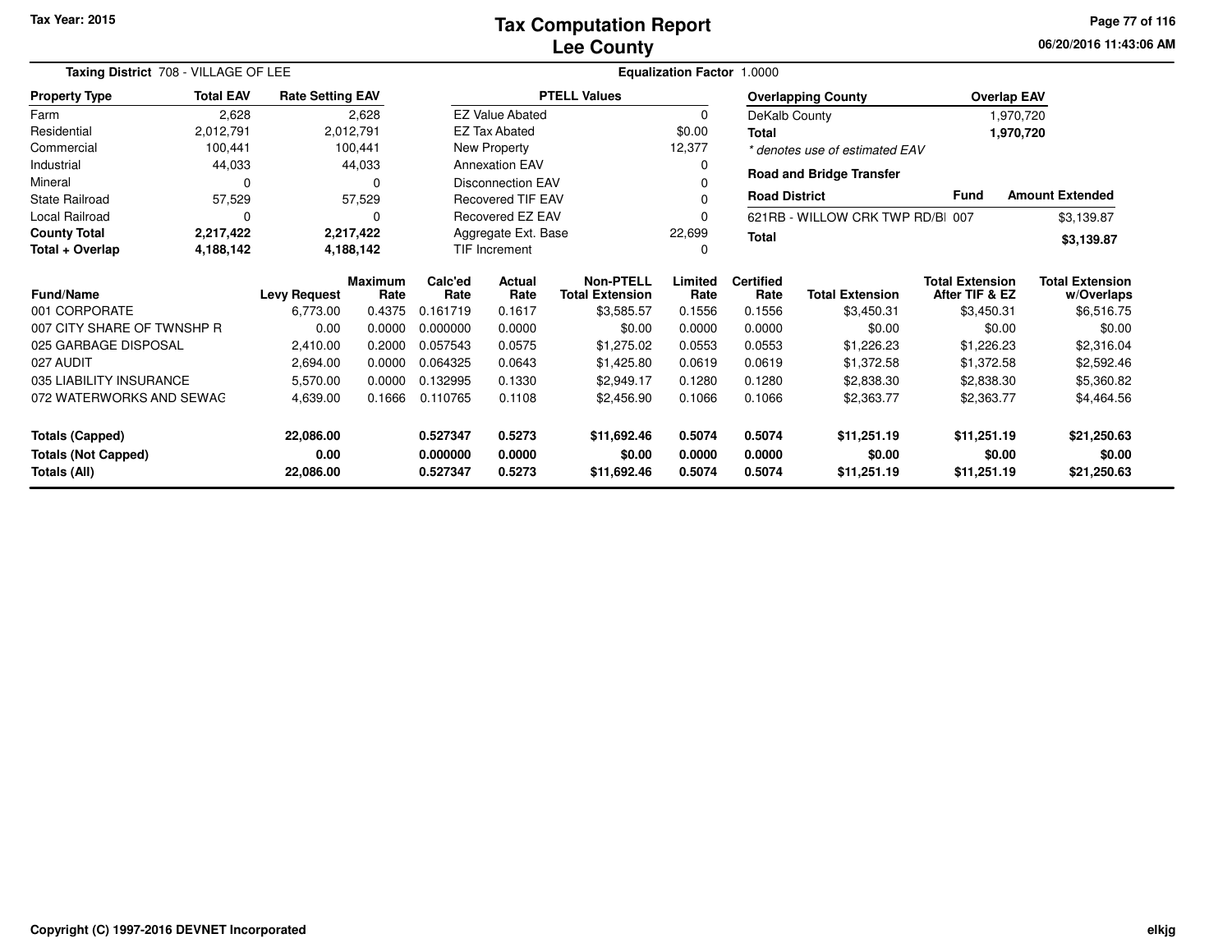Tax Year: 2015

# Tax Computation Report
## Lee County

06/20/2016 11:43:06 AM

**Taxing District** 708 - VILLAGE OF LEE | **Equalization Factor** 1.0000

| Property Type | Total EAV | Rate Setting EAV |
|---|---|---|
| Farm | 2,628 | 2,628 |
| Residential | 2,012,791 | 2,012,791 |
| Commercial | 100,441 | 100,441 |
| Industrial | 44,033 | 44,033 |
| Mineral | 0 | 0 |
| State Railroad | 57,529 | 57,529 |
| Local Railroad | 0 | 0 |
| **County Total** | **2,217,422** | **2,217,422** |
| **Total + Overlap** | **4,188,142** | **4,188,142** |

| PTELL Values | |
|---|---|
| EZ Value Abated | 0 |
| EZ Tax Abated | $0.00 |
| New Property | 12,377 |
| Annexation EAV | 0 |
| Disconnection EAV | 0 |
| Recovered TIF EAV | 0 |
| Recovered EZ EAV | 0 |
| Aggregate Ext. Base | 22,699 |
| TIF Increment | 0 |

| Overlapping County | Overlap EAV |
|---|---|
| DeKalb County | 1,970,720 |
| **Total** | **1,970,720** |

*\* denotes use of estimated EAV*

**Road and Bridge Transfer**

| Road District | Fund | Amount Extended |
|---|---|---|
| 621RB - WILLOW CRK TWP RD/BI | 007 | $3,139.87 |
| **Total** | | **$3,139.87** |

| Fund/Name | Levy Request | Maximum Rate | Calc'ed Rate | Actual Rate | Non-PTELL Total Extension | Limited Rate | Certified Rate | Total Extension | Total Extension After TIF & EZ | Total Extension w/Overlaps |
|---|---|---|---|---|---|---|---|---|---|---|
| 001 CORPORATE | 6,773.00 | 0.4375 | 0.161719 | 0.1617 | $3,585.57 | 0.1556 | 0.1556 | $3,450.31 | $3,450.31 | $6,516.75 |
| 007 CITY SHARE OF TWNSHP R | 0.00 | 0.0000 | 0.000000 | 0.0000 | $0.00 | 0.0000 | 0.0000 | $0.00 | $0.00 | $0.00 |
| 025 GARBAGE DISPOSAL | 2,410.00 | 0.2000 | 0.057543 | 0.0575 | $1,275.02 | 0.0553 | 0.0553 | $1,226.23 | $1,226.23 | $2,316.04 |
| 027 AUDIT | 2,694.00 | 0.0000 | 0.064325 | 0.0643 | $1,425.80 | 0.0619 | 0.0619 | $1,372.58 | $1,372.58 | $2,592.46 |
| 035 LIABILITY INSURANCE | 5,570.00 | 0.0000 | 0.132995 | 0.1330 | $2,949.17 | 0.1280 | 0.1280 | $2,838.30 | $2,838.30 | $5,360.82 |
| 072 WATERWORKS AND SEWAG | 4,639.00 | 0.1666 | 0.110765 | 0.1108 | $2,456.90 | 0.1066 | 0.1066 | $2,363.77 | $2,363.77 | $4,464.56 |
| **Totals (Capped)** | **22,086.00** | | **0.527347** | **0.5273** | **$11,692.46** | **0.5074** | **0.5074** | **$11,251.19** | **$11,251.19** | **$21,250.63** |
| **Totals (Not Capped)** | **0.00** | | **0.000000** | **0.0000** | **$0.00** | **0.0000** | **0.0000** | **$0.00** | **$0.00** | **$0.00** |
| **Totals (All)** | **22,086.00** | | **0.527347** | **0.5273** | **$11,692.46** | **0.5074** | **0.5074** | **$11,251.19** | **$11,251.19** | **$21,250.63** |

Copyright (C) 1997-2016 DEVNET Incorporated

elkjg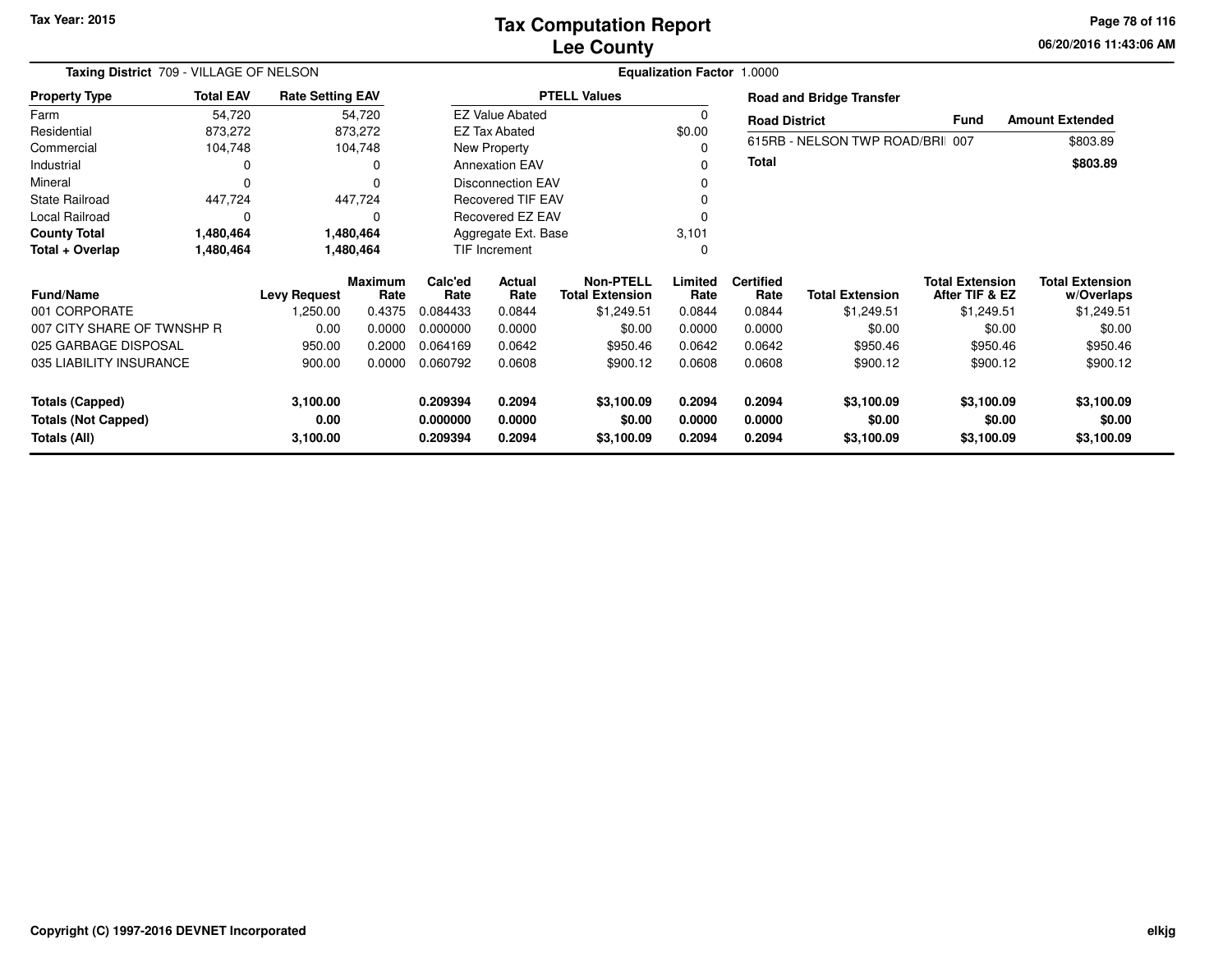# Tax Computation Report
## Lee County

Tax Year: 2015

06/20/2016 11:43:06 AM

**Taxing District** 709 - VILLAGE OF NELSON

**Equalization Factor** 1.0000

| Property Type | Total EAV | Rate Setting EAV |
|---|---|---|
| Farm | 54,720 | 54,720 |
| Residential | 873,272 | 873,272 |
| Commercial | 104,748 | 104,748 |
| Industrial | 0 | 0 |
| Mineral | 0 | 0 |
| State Railroad | 447,724 | 447,724 |
| Local Railroad | 0 | 0 |
| **County Total** | **1,480,464** | **1,480,464** |
| **Total + Overlap** | **1,480,464** | **1,480,464** |

| PTELL Values | |
|---|---|
| EZ Value Abated | 0 |
| EZ Tax Abated | $0.00 |
| New Property | 0 |
| Annexation EAV | 0 |
| Disconnection EAV | 0 |
| Recovered TIF EAV | 0 |
| Recovered EZ EAV | 0 |
| Aggregate Ext. Base | 3,101 |
| TIF Increment | 0 |

**Road and Bridge Transfer**

| Road District | Fund | Amount Extended |
|---|---|---|
| 615RB - NELSON TWP ROAD/BRI | 007 | $803.89 |
| **Total** | | **$803.89** |

| Fund/Name | Levy Request | Maximum Rate | Calc'ed Rate | Actual Rate | Non-PTELL Total Extension | Limited Rate | Certified Rate | Total Extension | Total Extension After TIF & EZ | Total Extension w/Overlaps |
|---|---|---|---|---|---|---|---|---|---|---|
| 001 CORPORATE | 1,250.00 | 0.4375 | 0.084433 | 0.0844 | $1,249.51 | 0.0844 | 0.0844 | $1,249.51 | $1,249.51 | $1,249.51 |
| 007 CITY SHARE OF TWNSHP R | 0.00 | 0.0000 | 0.000000 | 0.0000 | $0.00 | 0.0000 | 0.0000 | $0.00 | $0.00 | $0.00 |
| 025 GARBAGE DISPOSAL | 950.00 | 0.2000 | 0.064169 | 0.0642 | $950.46 | 0.0642 | 0.0642 | $950.46 | $950.46 | $950.46 |
| 035 LIABILITY INSURANCE | 900.00 | 0.0000 | 0.060792 | 0.0608 | $900.12 | 0.0608 | 0.0608 | $900.12 | $900.12 | $900.12 |
| **Totals (Capped)** | **3,100.00** | | **0.209394** | **0.2094** | **$3,100.09** | **0.2094** | **0.2094** | **$3,100.09** | **$3,100.09** | **$3,100.09** |
| **Totals (Not Capped)** | **0.00** | | **0.000000** | **0.0000** | **$0.00** | **0.0000** | **0.0000** | **$0.00** | **$0.00** | **$0.00** |
| **Totals (All)** | **3,100.00** | | **0.209394** | **0.2094** | **$3,100.09** | **0.2094** | **0.2094** | **$3,100.09** | **$3,100.09** | **$3,100.09** |

Copyright (C) 1997-2016 DEVNET Incorporated

elkjg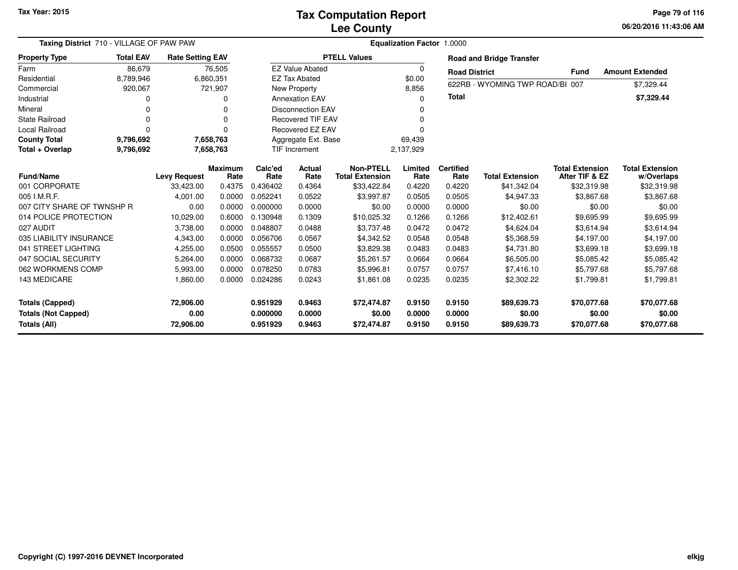Tax Year: 2015

# Tax Computation Report
## Lee County

**Taxing District** 710 - VILLAGE OF PAW PAW **Equalization Factor** 1.0000

| Property Type | Total EAV | Rate Setting EAV |
|---|---|---|
| Farm | 86,679 | 76,505 |
| Residential | 8,789,946 | 6,860,351 |
| Commercial | 920,067 | 721,907 |
| Industrial | 0 | 0 |
| Mineral | 0 | 0 |
| State Railroad | 0 | 0 |
| Local Railroad | 0 | 0 |
| **County Total** | **9,796,692** | **7,658,763** |
| **Total + Overlap** | **9,796,692** | **7,658,763** |

| PTELL Values | |
|---|---|
| EZ Value Abated | 0 |
| EZ Tax Abated | $0.00 |
| New Property | 8,856 |
| Annexation EAV | 0 |
| Disconnection EAV | 0 |
| Recovered TIF EAV | 0 |
| Recovered EZ EAV | 0 |
| Aggregate Ext. Base | 69,439 |
| TIF Increment | 2,137,929 |

**Road and Bridge Transfer**

| Road District | Fund | Amount Extended |
|---|---|---|
| 622RB - WYOMING TWP ROAD/BI | 007 | $7,329.44 |
| **Total** | | **$7,329.44** |

| Fund/Name | Levy Request | Maximum Rate | Calc'ed Rate | Actual Rate | Non-PTELL Total Extension | Limited Rate | Certified Rate | Total Extension | Total Extension After TIF & EZ | Total Extension w/Overlaps |
|---|---|---|---|---|---|---|---|---|---|---|
| 001 CORPORATE | 33,423.00 | 0.4375 | 0.436402 | 0.4364 | $33,422.84 | 0.4220 | 0.4220 | $41,342.04 | $32,319.98 | $32,319.98 |
| 005 I.M.R.F. | 4,001.00 | 0.0000 | 0.052241 | 0.0522 | $3,997.87 | 0.0505 | 0.0505 | $4,947.33 | $3,867.68 | $3,867.68 |
| 007 CITY SHARE OF TWNSHP R | 0.00 | 0.0000 | 0.000000 | 0.0000 | $0.00 | 0.0000 | 0.0000 | $0.00 | $0.00 | $0.00 |
| 014 POLICE PROTECTION | 10,029.00 | 0.6000 | 0.130948 | 0.1309 | $10,025.32 | 0.1266 | 0.1266 | $12,402.61 | $9,695.99 | $9,695.99 |
| 027 AUDIT | 3,738.00 | 0.0000 | 0.048807 | 0.0488 | $3,737.48 | 0.0472 | 0.0472 | $4,624.04 | $3,614.94 | $3,614.94 |
| 035 LIABILITY INSURANCE | 4,343.00 | 0.0000 | 0.056706 | 0.0567 | $4,342.52 | 0.0548 | 0.0548 | $5,368.59 | $4,197.00 | $4,197.00 |
| 041 STREET LIGHTING | 4,255.00 | 0.0500 | 0.055557 | 0.0500 | $3,829.38 | 0.0483 | 0.0483 | $4,731.80 | $3,699.18 | $3,699.18 |
| 047 SOCIAL SECURITY | 5,264.00 | 0.0000 | 0.068732 | 0.0687 | $5,261.57 | 0.0664 | 0.0664 | $6,505.00 | $5,085.42 | $5,085.42 |
| 062 WORKMENS COMP | 5,993.00 | 0.0000 | 0.078250 | 0.0783 | $5,996.81 | 0.0757 | 0.0757 | $7,416.10 | $5,797.68 | $5,797.68 |
| 143 MEDICARE | 1,860.00 | 0.0000 | 0.024286 | 0.0243 | $1,861.08 | 0.0235 | 0.0235 | $2,302.22 | $1,799.81 | $1,799.81 |
| **Totals (Capped)** | **72,906.00** | | **0.951929** | **0.9463** | **$72,474.87** | **0.9150** | **0.9150** | **$89,639.73** | **$70,077.68** | **$70,077.68** |
| **Totals (Not Capped)** | **0.00** | | **0.000000** | **0.0000** | **$0.00** | **0.0000** | **0.0000** | **$0.00** | **$0.00** | **$0.00** |
| **Totals (All)** | **72,906.00** | | **0.951929** | **0.9463** | **$72,474.87** | **0.9150** | **0.9150** | **$89,639.73** | **$70,077.68** | **$70,077.68** |

Copyright (C) 1997-2016 DEVNET Incorporated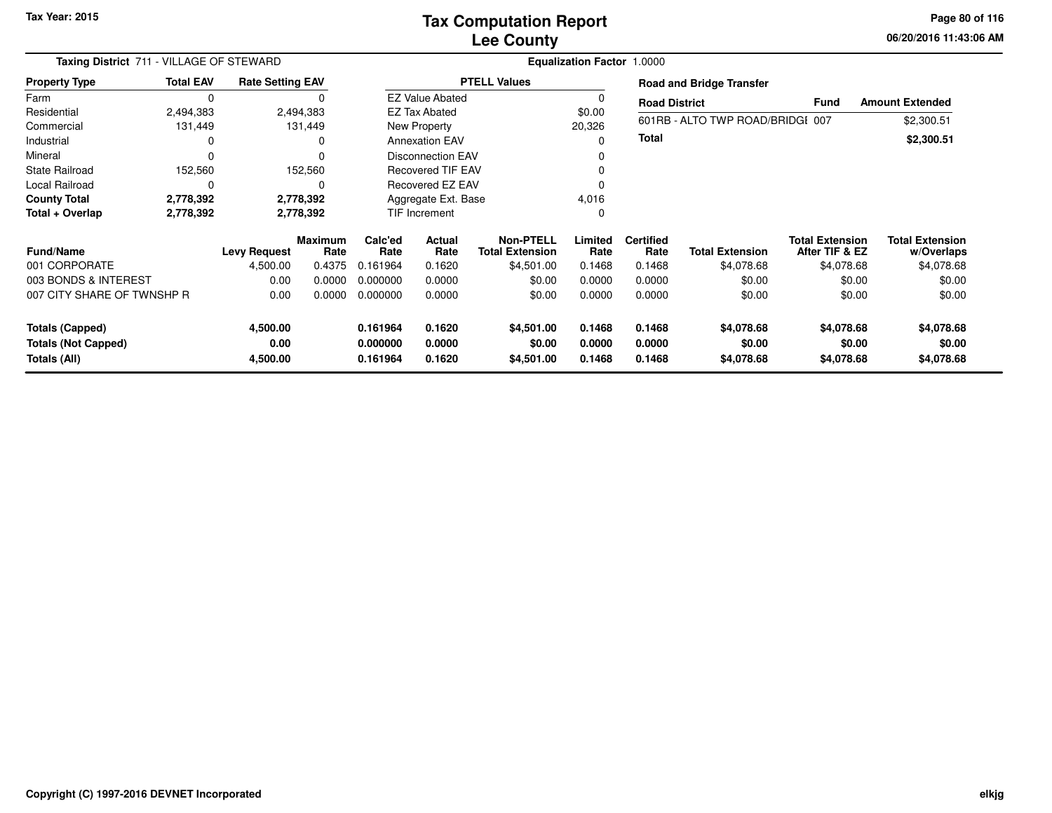Tax Year: 2015

# Tax Computation Report
## Lee County

06/20/2016 11:43:06 AM

**Taxing District** 711 - VILLAGE OF STEWARD

**Equalization Factor** 1.0000

| Property Type | Total EAV | Rate Setting EAV |
|---|---|---|
| Farm | 0 | 0 |
| Residential | 2,494,383 | 2,494,383 |
| Commercial | 131,449 | 131,449 |
| Industrial | 0 | 0 |
| Mineral | 0 | 0 |
| State Railroad | 152,560 | 152,560 |
| Local Railroad | 0 | 0 |
| **County Total** | **2,778,392** | **2,778,392** |
| **Total + Overlap** | **2,778,392** | **2,778,392** |

| PTELL Values | |
|---|---|
| EZ Value Abated | 0 |
| EZ Tax Abated | $0.00 |
| New Property | 20,326 |
| Annexation EAV | 0 |
| Disconnection EAV | 0 |
| Recovered TIF EAV | 0 |
| Recovered EZ EAV | 0 |
| Aggregate Ext. Base | 4,016 |
| TIF Increment | 0 |

**Road and Bridge Transfer**

| Road District | Fund | Amount Extended |
|---|---|---|
| 601RB - ALTO TWP ROAD/BRIDGI | 007 | $2,300.51 |
| **Total** | | **$2,300.51** |

| Fund/Name | Levy Request | Maximum Rate | Calc'ed Rate | Actual Rate | Non-PTELL Total Extension | Limited Rate | Certified Rate | Total Extension | Total Extension After TIF & EZ | Total Extension w/Overlaps |
|---|---|---|---|---|---|---|---|---|---|---|
| 001 CORPORATE | 4,500.00 | 0.4375 | 0.161964 | 0.1620 | $4,501.00 | 0.1468 | 0.1468 | $4,078.68 | $4,078.68 | $4,078.68 |
| 003 BONDS & INTEREST | 0.00 | 0.0000 | 0.000000 | 0.0000 | $0.00 | 0.0000 | 0.0000 | $0.00 | $0.00 | $0.00 |
| 007 CITY SHARE OF TWNSHP R | 0.00 | 0.0000 | 0.000000 | 0.0000 | $0.00 | 0.0000 | 0.0000 | $0.00 | $0.00 | $0.00 |
| **Totals (Capped)** | **4,500.00** | | **0.161964** | **0.1620** | **$4,501.00** | **0.1468** | **0.1468** | **$4,078.68** | **$4,078.68** | **$4,078.68** |
| **Totals (Not Capped)** | **0.00** | | **0.000000** | **0.0000** | **$0.00** | **0.0000** | **0.0000** | **$0.00** | **$0.00** | **$0.00** |
| **Totals (All)** | **4,500.00** | | **0.161964** | **0.1620** | **$4,501.00** | **0.1468** | **0.1468** | **$4,078.68** | **$4,078.68** | **$4,078.68** |

Copyright (C) 1997-2016 DEVNET Incorporated

elkjg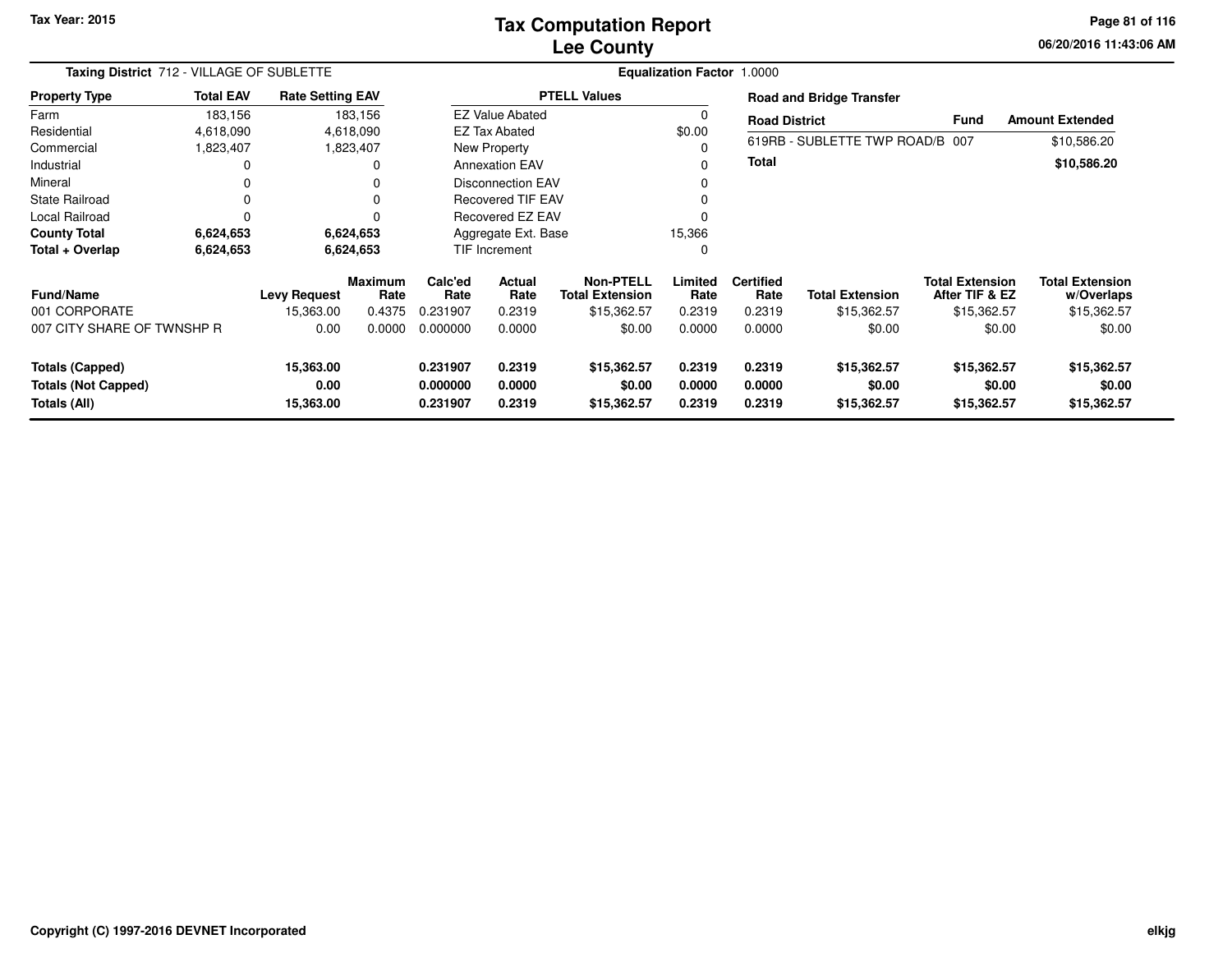# Tax Computation Report
# Lee County

Tax Year: 2015

**Taxing District** 712 - VILLAGE OF SUBLETTE

**Equalization Factor** 1.0000

| Property Type | Total EAV | Rate Setting EAV |
|---|---|---|
| Farm | 183,156 | 183,156 |
| Residential | 4,618,090 | 4,618,090 |
| Commercial | 1,823,407 | 1,823,407 |
| Industrial | 0 | 0 |
| Mineral | 0 | 0 |
| State Railroad | 0 | 0 |
| Local Railroad | 0 | 0 |
| **County Total** | **6,624,653** | **6,624,653** |
| **Total + Overlap** | **6,624,653** | **6,624,653** |

| PTELL Values | |
|---|---|
| EZ Value Abated | 0 |
| EZ Tax Abated | $0.00 |
| New Property | 0 |
| Annexation EAV | 0 |
| Disconnection EAV | 0 |
| Recovered TIF EAV | 0 |
| Recovered EZ EAV | 0 |
| Aggregate Ext. Base | 15,366 |
| TIF Increment | 0 |

**Road and Bridge Transfer**

| Road District | Fund | Amount Extended |
|---|---|---|
| 619RB - SUBLETTE TWP ROAD/B | 007 | $10,586.20 |
| **Total** | | **$10,586.20** |

| Fund/Name | Levy Request | Maximum Rate | Calc'ed Rate | Actual Rate | Non-PTELL Total Extension | Limited Rate | Certified Rate | Total Extension | Total Extension After TIF & EZ | Total Extension w/Overlaps |
|---|---|---|---|---|---|---|---|---|---|---|
| 001 CORPORATE | 15,363.00 | 0.4375 | 0.231907 | 0.2319 | $15,362.57 | 0.2319 | 0.2319 | $15,362.57 | $15,362.57 | $15,362.57 |
| 007 CITY SHARE OF TWNSHP R | 0.00 | 0.0000 | 0.000000 | 0.0000 | $0.00 | 0.0000 | 0.0000 | $0.00 | $0.00 | $0.00 |
| **Totals (Capped)** | **15,363.00** | | **0.231907** | **0.2319** | **$15,362.57** | **0.2319** | **0.2319** | **$15,362.57** | **$15,362.57** | **$15,362.57** |
| **Totals (Not Capped)** | **0.00** | | **0.000000** | **0.0000** | **$0.00** | **0.0000** | **0.0000** | **$0.00** | **$0.00** | **$0.00** |
| **Totals (All)** | **15,363.00** | | **0.231907** | **0.2319** | **$15,362.57** | **0.2319** | **0.2319** | **$15,362.57** | **$15,362.57** | **$15,362.57** |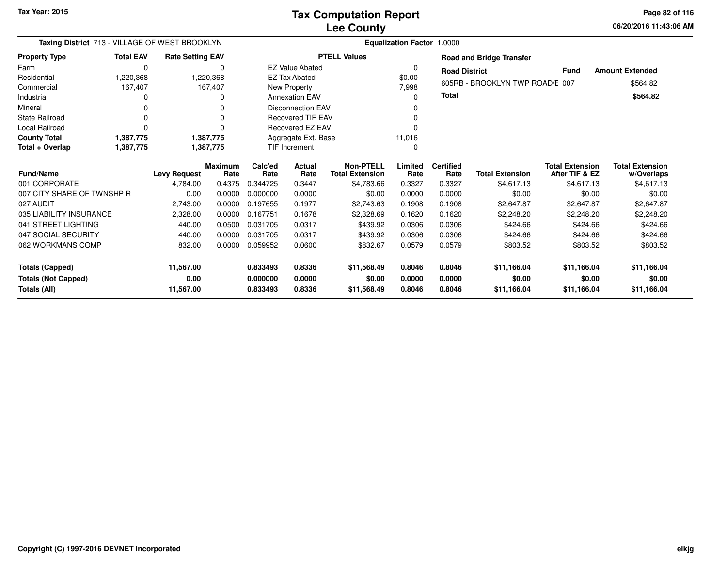# Tax Computation Report
## Lee County

Tax Year: 2015

06/20/2016 11:43:06 AM

**Taxing District** 713 - VILLAGE OF WEST BROOKLYN

**Equalization Factor** 1.0000

| Property Type | Total EAV | Rate Setting EAV |
|---|---|---|
| Farm | 0 | 0 |
| Residential | 1,220,368 | 1,220,368 |
| Commercial | 167,407 | 167,407 |
| Industrial | 0 | 0 |
| Mineral | 0 | 0 |
| State Railroad | 0 | 0 |
| Local Railroad | 0 | 0 |
| **County Total** | **1,387,775** | **1,387,775** |
| **Total + Overlap** | **1,387,775** | **1,387,775** |

| PTELL Values | |
|---|---|
| EZ Value Abated | 0 |
| EZ Tax Abated | $0.00 |
| New Property | 7,998 |
| Annexation EAV | 0 |
| Disconnection EAV | 0 |
| Recovered TIF EAV | 0 |
| Recovered EZ EAV | 0 |
| Aggregate Ext. Base | 11,016 |
| TIF Increment | 0 |

**Road and Bridge Transfer**

| Road District | Fund | Amount Extended |
|---|---|---|
| 605RB - BROOKLYN TWP ROAD/E | 007 | $564.82 |
| **Total** | | **$564.82** |

| Fund/Name | Levy Request | Maximum Rate | Calc'ed Rate | Actual Rate | Non-PTELL Total Extension | Limited Rate | Certified Rate | Total Extension | Total Extension After TIF & EZ | Total Extension w/Overlaps |
|---|---|---|---|---|---|---|---|---|---|---|
| 001 CORPORATE | 4,784.00 | 0.4375 | 0.344725 | 0.3447 | $4,783.66 | 0.3327 | 0.3327 | $4,617.13 | $4,617.13 | $4,617.13 |
| 007 CITY SHARE OF TWNSHP R | 0.00 | 0.0000 | 0.000000 | 0.0000 | $0.00 | 0.0000 | 0.0000 | $0.00 | $0.00 | $0.00 |
| 027 AUDIT | 2,743.00 | 0.0000 | 0.197655 | 0.1977 | $2,743.63 | 0.1908 | 0.1908 | $2,647.87 | $2,647.87 | $2,647.87 |
| 035 LIABILITY INSURANCE | 2,328.00 | 0.0000 | 0.167751 | 0.1678 | $2,328.69 | 0.1620 | 0.1620 | $2,248.20 | $2,248.20 | $2,248.20 |
| 041 STREET LIGHTING | 440.00 | 0.0500 | 0.031705 | 0.0317 | $439.92 | 0.0306 | 0.0306 | $424.66 | $424.66 | $424.66 |
| 047 SOCIAL SECURITY | 440.00 | 0.0000 | 0.031705 | 0.0317 | $439.92 | 0.0306 | 0.0306 | $424.66 | $424.66 | $424.66 |
| 062 WORKMANS COMP | 832.00 | 0.0000 | 0.059952 | 0.0600 | $832.67 | 0.0579 | 0.0579 | $803.52 | $803.52 | $803.52 |
| **Totals (Capped)** | **11,567.00** | | **0.833493** | **0.8336** | **$11,568.49** | **0.8046** | **0.8046** | **$11,166.04** | **$11,166.04** | **$11,166.04** |
| **Totals (Not Capped)** | **0.00** | | **0.000000** | **0.0000** | **$0.00** | **0.0000** | **0.0000** | **$0.00** | **$0.00** | **$0.00** |
| **Totals (All)** | **11,567.00** | | **0.833493** | **0.8336** | **$11,568.49** | **0.8046** | **0.8046** | **$11,166.04** | **$11,166.04** | **$11,166.04** |

Copyright (C) 1997-2016 DEVNET Incorporated

elkjg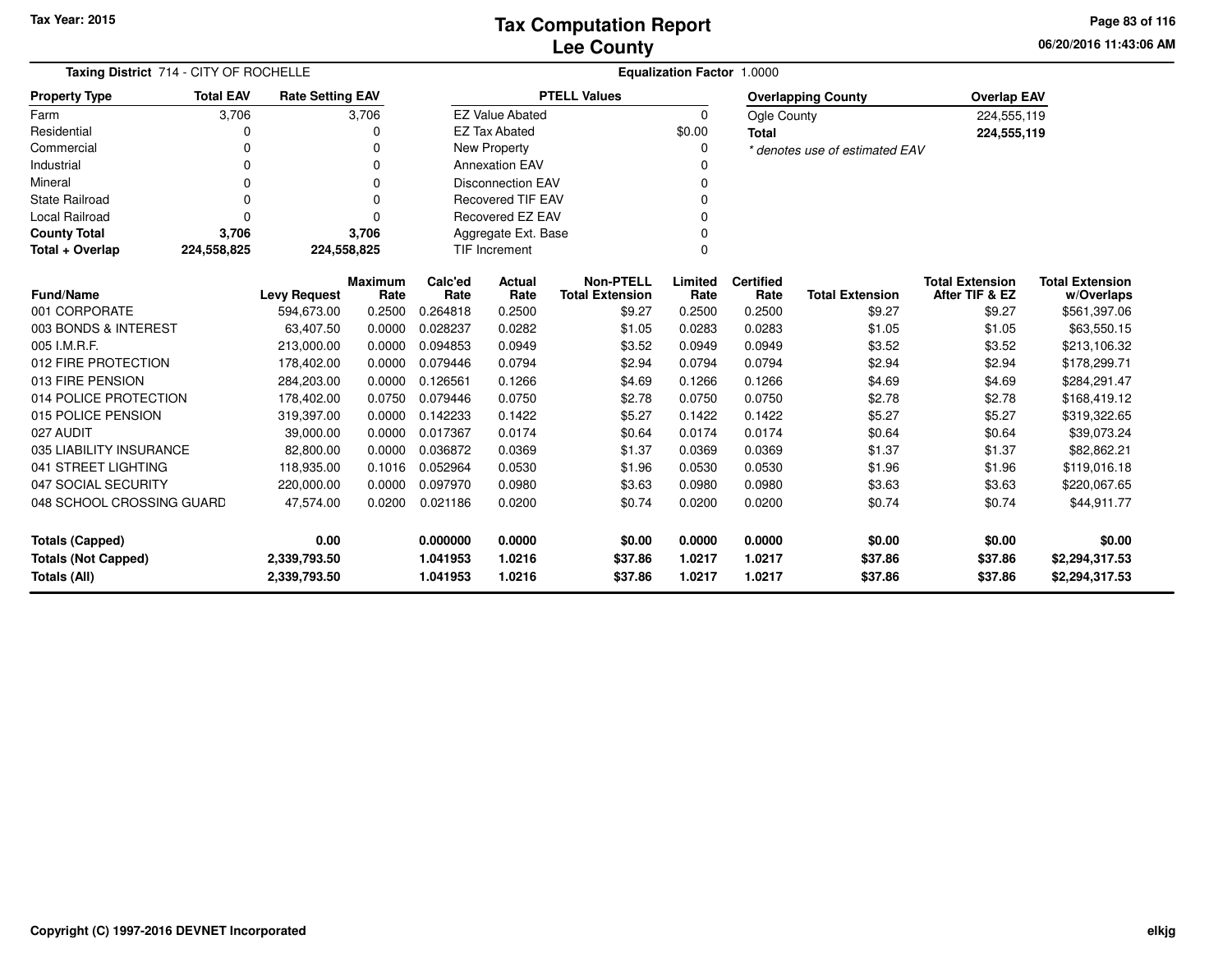# Tax Computation Report
# Lee County

Tax Year: 2015

**Taxing District** 714 - CITY OF ROCHELLE

**Equalization Factor** 1.0000

| Property Type | Total EAV | Rate Setting EAV |
|---|---|---|
| Farm | 3,706 | 3,706 |
| Residential | 0 | 0 |
| Commercial | 0 | 0 |
| Industrial | 0 | 0 |
| Mineral | 0 | 0 |
| State Railroad | 0 | 0 |
| Local Railroad | 0 | 0 |
| **County Total** | **3,706** | **3,706** |
| **Total + Overlap** | **224,558,825** | **224,558,825** |

| PTELL Values | |
|---|---|
| EZ Value Abated | 0 |
| EZ Tax Abated | $0.00 |
| New Property | 0 |
| Annexation EAV | 0 |
| Disconnection EAV | 0 |
| Recovered TIF EAV | 0 |
| Recovered EZ EAV | 0 |
| Aggregate Ext. Base | 0 |
| TIF Increment | 0 |

| Overlapping County | Overlap EAV |
|---|---|
| Ogle County | 224,555,119 |
| **Total** | **224,555,119** |

*\* denotes use of estimated EAV*

| Fund/Name | Levy Request | Maximum Rate | Calc'ed Rate | Actual Rate | Non-PTELL Total Extension | Limited Rate | Certified Rate | Total Extension | Total Extension After TIF & EZ | Total Extension w/Overlaps |
|---|---|---|---|---|---|---|---|---|---|---|
| 001 CORPORATE | 594,673.00 | 0.2500 | 0.264818 | 0.2500 | $9.27 | 0.2500 | 0.2500 | $9.27 | $9.27 | $561,397.06 |
| 003 BONDS & INTEREST | 63,407.50 | 0.0000 | 0.028237 | 0.0282 | $1.05 | 0.0283 | 0.0283 | $1.05 | $1.05 | $63,550.15 |
| 005 I.M.R.F. | 213,000.00 | 0.0000 | 0.094853 | 0.0949 | $3.52 | 0.0949 | 0.0949 | $3.52 | $3.52 | $213,106.32 |
| 012 FIRE PROTECTION | 178,402.00 | 0.0000 | 0.079446 | 0.0794 | $2.94 | 0.0794 | 0.0794 | $2.94 | $2.94 | $178,299.71 |
| 013 FIRE PENSION | 284,203.00 | 0.0000 | 0.126561 | 0.1266 | $4.69 | 0.1266 | 0.1266 | $4.69 | $4.69 | $284,291.47 |
| 014 POLICE PROTECTION | 178,402.00 | 0.0750 | 0.079446 | 0.0750 | $2.78 | 0.0750 | 0.0750 | $2.78 | $2.78 | $168,419.12 |
| 015 POLICE PENSION | 319,397.00 | 0.0000 | 0.142233 | 0.1422 | $5.27 | 0.1422 | 0.1422 | $5.27 | $5.27 | $319,322.65 |
| 027 AUDIT | 39,000.00 | 0.0000 | 0.017367 | 0.0174 | $0.64 | 0.0174 | 0.0174 | $0.64 | $0.64 | $39,073.24 |
| 035 LIABILITY INSURANCE | 82,800.00 | 0.0000 | 0.036872 | 0.0369 | $1.37 | 0.0369 | 0.0369 | $1.37 | $1.37 | $82,862.21 |
| 041 STREET LIGHTING | 118,935.00 | 0.1016 | 0.052964 | 0.0530 | $1.96 | 0.0530 | 0.0530 | $1.96 | $1.96 | $119,016.18 |
| 047 SOCIAL SECURITY | 220,000.00 | 0.0000 | 0.097970 | 0.0980 | $3.63 | 0.0980 | 0.0980 | $3.63 | $3.63 | $220,067.65 |
| 048 SCHOOL CROSSING GUARD | 47,574.00 | 0.0200 | 0.021186 | 0.0200 | $0.74 | 0.0200 | 0.0200 | $0.74 | $0.74 | $44,911.77 |
| **Totals (Capped)** | **0.00** | | **0.000000** | **0.0000** | **$0.00** | **0.0000** | **0.0000** | **$0.00** | **$0.00** | **$0.00** |
| **Totals (Not Capped)** | **2,339,793.50** | | **1.041953** | **1.0216** | **$37.86** | **1.0217** | **1.0217** | **$37.86** | **$37.86** | **$2,294,317.53** |
| **Totals (All)** | **2,339,793.50** | | **1.041953** | **1.0216** | **$37.86** | **1.0217** | **1.0217** | **$37.86** | **$37.86** | **$2,294,317.53** |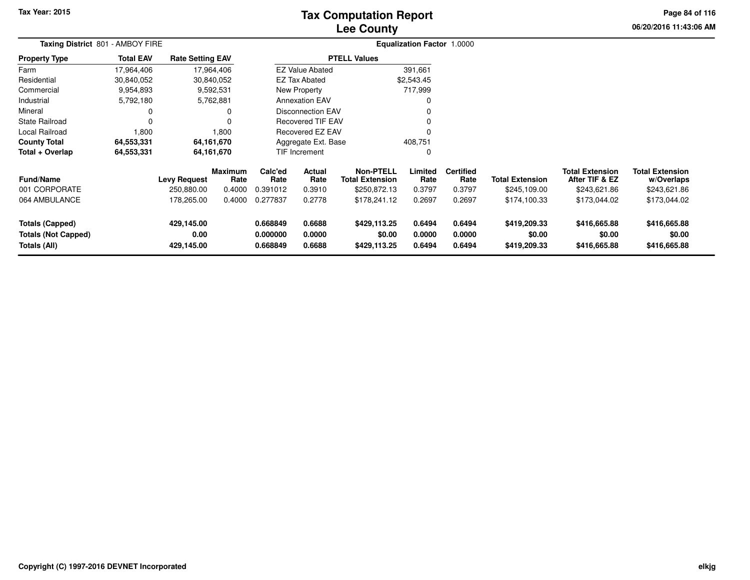Tax Year: 2015

# Tax Computation Report
## Lee County

06/20/2016 11:43:06 AM

**Taxing District** 801 - AMBOY FIRE | **Equalization Factor** 1.0000

| Property Type | Total EAV | Rate Setting EAV |
|---|---|---|
| Farm | 17,964,406 | 17,964,406 |
| Residential | 30,840,052 | 30,840,052 |
| Commercial | 9,954,893 | 9,592,531 |
| Industrial | 5,792,180 | 5,762,881 |
| Mineral | 0 | 0 |
| State Railroad | 0 | 0 |
| Local Railroad | 1,800 | 1,800 |
| **County Total** | **64,553,331** | **64,161,670** |
| **Total + Overlap** | **64,553,331** | **64,161,670** |

| PTELL Values | |
|---|---|
| EZ Value Abated | 391,661 |
| EZ Tax Abated | $2,543.45 |
| New Property | 717,999 |
| Annexation EAV | 0 |
| Disconnection EAV | 0 |
| Recovered TIF EAV | 0 |
| Recovered EZ EAV | 0 |
| Aggregate Ext. Base | 408,751 |
| TIF Increment | 0 |

| Fund/Name | Levy Request | Maximum Rate | Calc'ed Rate | Actual Rate | Non-PTELL Total Extension | Limited Rate | Certified Rate | Total Extension | Total Extension After TIF & EZ | Total Extension w/Overlaps |
|---|---|---|---|---|---|---|---|---|---|---|
| 001 CORPORATE | 250,880.00 | 0.4000 | 0.391012 | 0.3910 | $250,872.13 | 0.3797 | 0.3797 | $245,109.00 | $243,621.86 | $243,621.86 |
| 064 AMBULANCE | 178,265.00 | 0.4000 | 0.277837 | 0.2778 | $178,241.12 | 0.2697 | 0.2697 | $174,100.33 | $173,044.02 | $173,044.02 |
| **Totals (Capped)** | **429,145.00** | | **0.668849** | **0.6688** | **$429,113.25** | **0.6494** | **0.6494** | **$419,209.33** | **$416,665.88** | **$416,665.88** |
| **Totals (Not Capped)** | **0.00** | | **0.000000** | **0.0000** | **$0.00** | **0.0000** | **0.0000** | **$0.00** | **$0.00** | **$0.00** |
| **Totals (All)** | **429,145.00** | | **0.668849** | **0.6688** | **$429,113.25** | **0.6494** | **0.6494** | **$419,209.33** | **$416,665.88** | **$416,665.88** |

Copyright (C) 1997-2016 DEVNET Incorporated

elkjg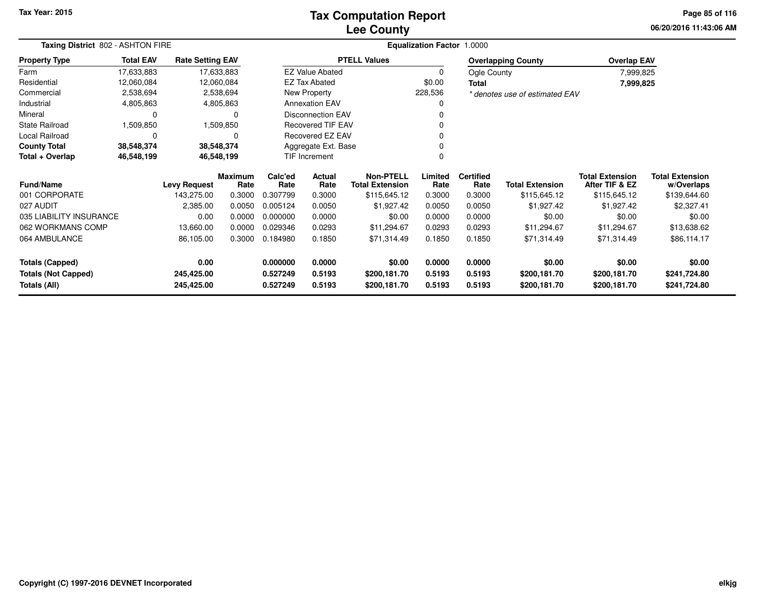# Tax Computation Report
## Lee County

Tax Year: 2015

06/20/2016 11:43:06 AM

**Taxing District** 802 - ASHTON FIRE

**Equalization Factor** 1.0000

| Property Type | Total EAV | Rate Setting EAV |
|---|---|---|
| Farm | 17,633,883 | 17,633,883 |
| Residential | 12,060,084 | 12,060,084 |
| Commercial | 2,538,694 | 2,538,694 |
| Industrial | 4,805,863 | 4,805,863 |
| Mineral | 0 | 0 |
| State Railroad | 1,509,850 | 1,509,850 |
| Local Railroad | 0 | 0 |
| **County Total** | **38,548,374** | **38,548,374** |
| **Total + Overlap** | **46,548,199** | **46,548,199** |

| PTELL Values | |
|---|---|
| EZ Value Abated | 0 |
| EZ Tax Abated | $0.00 |
| New Property | 228,536 |
| Annexation EAV | 0 |
| Disconnection EAV | 0 |
| Recovered TIF EAV | 0 |
| Recovered EZ EAV | 0 |
| Aggregate Ext. Base | 0 |
| TIF Increment | 0 |

| Overlapping County | Overlap EAV |
|---|---|
| Ogle County | 7,999,825 |
| **Total** | **7,999,825** |

*\* denotes use of estimated EAV*

| Fund/Name | Levy Request | Maximum Rate | Calc'ed Rate | Actual Rate | Non-PTELL Total Extension | Limited Rate | Certified Rate | Total Extension | Total Extension After TIF & EZ | Total Extension w/Overlaps |
|---|---|---|---|---|---|---|---|---|---|---|
| 001 CORPORATE | 143,275.00 | 0.3000 | 0.307799 | 0.3000 | $115,645.12 | 0.3000 | 0.3000 | $115,645.12 | $115,645.12 | $139,644.60 |
| 027 AUDIT | 2,385.00 | 0.0050 | 0.005124 | 0.0050 | $1,927.42 | 0.0050 | 0.0050 | $1,927.42 | $1,927.42 | $2,327.41 |
| 035 LIABILITY INSURANCE | 0.00 | 0.0000 | 0.000000 | 0.0000 | $0.00 | 0.0000 | 0.0000 | $0.00 | $0.00 | $0.00 |
| 062 WORKMANS COMP | 13,660.00 | 0.0000 | 0.029346 | 0.0293 | $11,294.67 | 0.0293 | 0.0293 | $11,294.67 | $11,294.67 | $13,638.62 |
| 064 AMBULANCE | 86,105.00 | 0.3000 | 0.184980 | 0.1850 | $71,314.49 | 0.1850 | 0.1850 | $71,314.49 | $71,314.49 | $86,114.17 |
| **Totals (Capped)** | **0.00** | | **0.000000** | **0.0000** | **$0.00** | **0.0000** | **0.0000** | **$0.00** | **$0.00** | **$0.00** |
| **Totals (Not Capped)** | **245,425.00** | | **0.527249** | **0.5193** | **$200,181.70** | **0.5193** | **0.5193** | **$200,181.70** | **$200,181.70** | **$241,724.80** |
| **Totals (All)** | **245,425.00** | | **0.527249** | **0.5193** | **$200,181.70** | **0.5193** | **0.5193** | **$200,181.70** | **$200,181.70** | **$241,724.80** |

Copyright (C) 1997-2016 DEVNET Incorporated

elkjg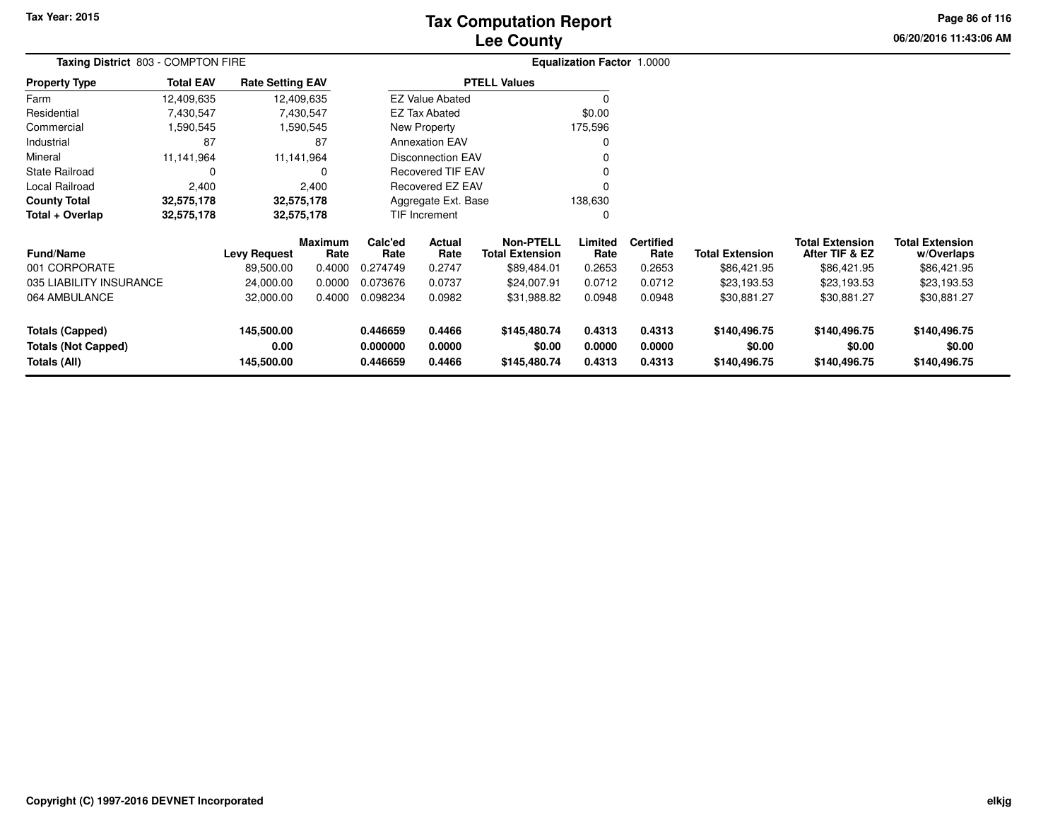Tax Year: 2015

# Tax Computation Report
## Lee County

06/20/2016 11:43:06 AM

**Taxing District** 803 - COMPTON FIRE

**Equalization Factor** 1.0000

| Property Type | Total EAV | Rate Setting EAV |
|---|---|---|
| Farm | 12,409,635 | 12,409,635 |
| Residential | 7,430,547 | 7,430,547 |
| Commercial | 1,590,545 | 1,590,545 |
| Industrial | 87 | 87 |
| Mineral | 11,141,964 | 11,141,964 |
| State Railroad | 0 | 0 |
| Local Railroad | 2,400 | 2,400 |
| **County Total** | **32,575,178** | **32,575,178** |
| **Total + Overlap** | **32,575,178** | **32,575,178** |

| PTELL Values | |
|---|---|
| EZ Value Abated | 0 |
| EZ Tax Abated | $0.00 |
| New Property | 175,596 |
| Annexation EAV | 0 |
| Disconnection EAV | 0 |
| Recovered TIF EAV | 0 |
| Recovered EZ EAV | 0 |
| Aggregate Ext. Base | 138,630 |
| TIF Increment | 0 |

| Fund/Name | Levy Request | Maximum Rate | Calc'ed Rate | Actual Rate | Non-PTELL Total Extension | Limited Rate | Certified Rate | Total Extension | Total Extension After TIF & EZ | Total Extension w/Overlaps |
|---|---|---|---|---|---|---|---|---|---|---|
| 001 CORPORATE | 89,500.00 | 0.4000 | 0.274749 | 0.2747 | $89,484.01 | 0.2653 | 0.2653 | $86,421.95 | $86,421.95 | $86,421.95 |
| 035 LIABILITY INSURANCE | 24,000.00 | 0.0000 | 0.073676 | 0.0737 | $24,007.91 | 0.0712 | 0.0712 | $23,193.53 | $23,193.53 | $23,193.53 |
| 064 AMBULANCE | 32,000.00 | 0.4000 | 0.098234 | 0.0982 | $31,988.82 | 0.0948 | 0.0948 | $30,881.27 | $30,881.27 | $30,881.27 |
| **Totals (Capped)** | **145,500.00** | | **0.446659** | **0.4466** | **$145,480.74** | **0.4313** | **0.4313** | **$140,496.75** | **$140,496.75** | **$140,496.75** |
| **Totals (Not Capped)** | **0.00** | | **0.000000** | **0.0000** | **$0.00** | **0.0000** | **0.0000** | **$0.00** | **$0.00** | **$0.00** |
| **Totals (All)** | **145,500.00** | | **0.446659** | **0.4466** | **$145,480.74** | **0.4313** | **0.4313** | **$140,496.75** | **$140,496.75** | **$140,496.75** |

Copyright (C) 1997-2016 DEVNET Incorporated

elkjg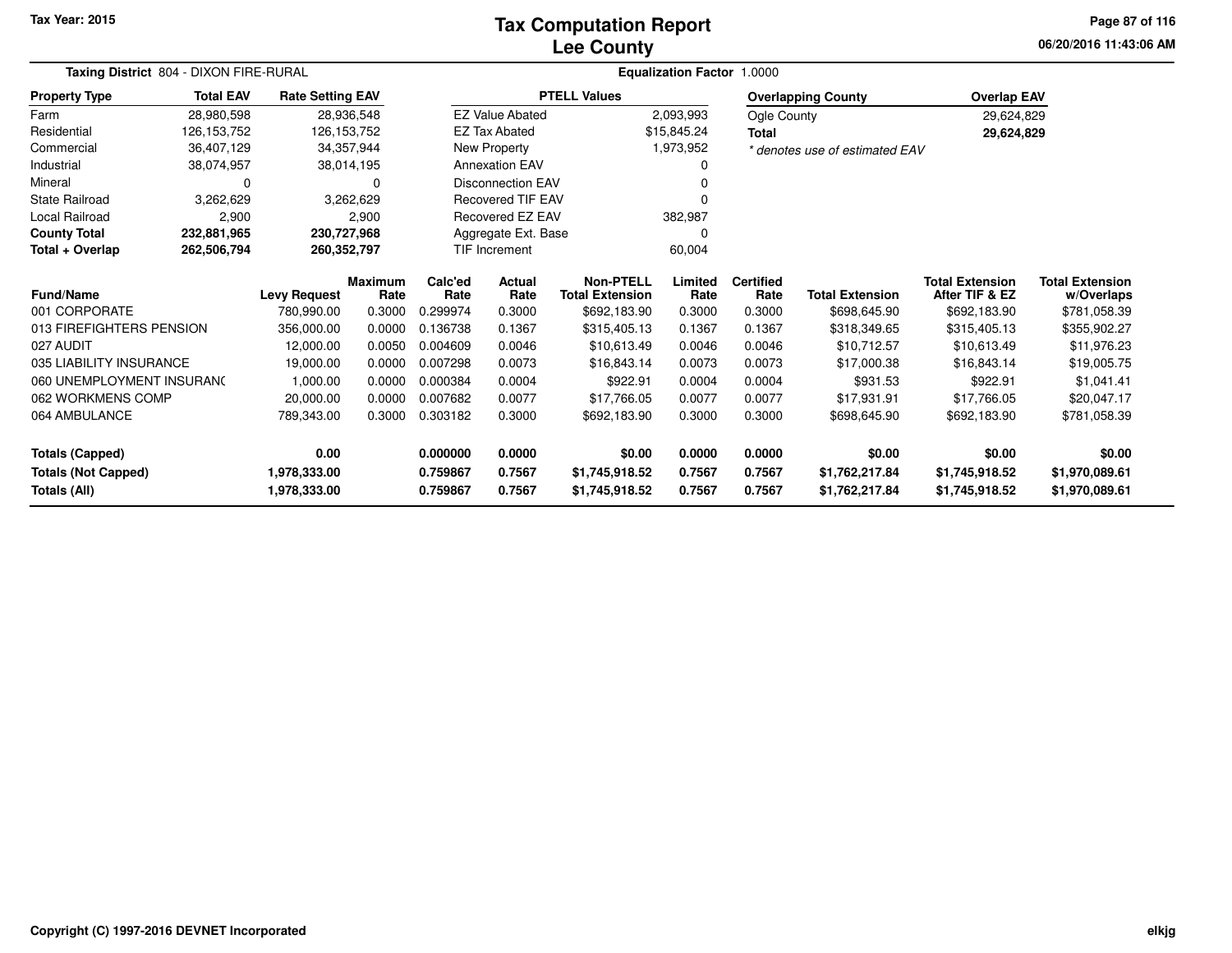# Tax Computation Report

## Lee County

**Tax Year: 2015**

06/20/2016 11:43:06 AM

**Taxing District** 804 - DIXON FIRE-RURAL

**Equalization Factor** 1.0000

| Property Type | Total EAV | Rate Setting EAV |
|---|---|---|
| Farm | 28,980,598 | 28,936,548 |
| Residential | 126,153,752 | 126,153,752 |
| Commercial | 36,407,129 | 34,357,944 |
| Industrial | 38,074,957 | 38,014,195 |
| Mineral | 0 | 0 |
| State Railroad | 3,262,629 | 3,262,629 |
| Local Railroad | 2,900 | 2,900 |
| **County Total** | **232,881,965** | **230,727,968** |
| **Total + Overlap** | **262,506,794** | **260,352,797** |

| PTELL Values | |
|---|---|
| EZ Value Abated | 2,093,993 |
| EZ Tax Abated | $15,845.24 |
| New Property | 1,973,952 |
| Annexation EAV | 0 |
| Disconnection EAV | 0 |
| Recovered TIF EAV | 0 |
| Recovered EZ EAV | 382,987 |
| Aggregate Ext. Base | 0 |
| TIF Increment | 60,004 |

| Overlapping County | Overlap EAV |
|---|---|
| Ogle County | 29,624,829 |
| **Total** | **29,624,829** |

* denotes use of estimated EAV

| Fund/Name | Levy Request | Maximum Rate | Calc'ed Rate | Actual Rate | Non-PTELL Total Extension | Limited Rate | Certified Rate | Total Extension | Total Extension After TIF & EZ | Total Extension w/Overlaps |
|---|---|---|---|---|---|---|---|---|---|---|
| 001 CORPORATE | 780,990.00 | 0.3000 | 0.299974 | 0.3000 | $692,183.90 | 0.3000 | 0.3000 | $698,645.90 | $692,183.90 | $781,058.39 |
| 013 FIREFIGHTERS PENSION | 356,000.00 | 0.0000 | 0.136738 | 0.1367 | $315,405.13 | 0.1367 | 0.1367 | $318,349.65 | $315,405.13 | $355,902.27 |
| 027 AUDIT | 12,000.00 | 0.0050 | 0.004609 | 0.0046 | $10,613.49 | 0.0046 | 0.0046 | $10,712.57 | $10,613.49 | $11,976.23 |
| 035 LIABILITY INSURANCE | 19,000.00 | 0.0000 | 0.007298 | 0.0073 | $16,843.14 | 0.0073 | 0.0073 | $17,000.38 | $16,843.14 | $19,005.75 |
| 060 UNEMPLOYMENT INSURANC | 1,000.00 | 0.0000 | 0.000384 | 0.0004 | $922.91 | 0.0004 | 0.0004 | $931.53 | $922.91 | $1,041.41 |
| 062 WORKMENS COMP | 20,000.00 | 0.0000 | 0.007682 | 0.0077 | $17,766.05 | 0.0077 | 0.0077 | $17,931.91 | $17,766.05 | $20,047.17 |
| 064 AMBULANCE | 789,343.00 | 0.3000 | 0.303182 | 0.3000 | $692,183.90 | 0.3000 | 0.3000 | $698,645.90 | $692,183.90 | $781,058.39 |
| **Totals (Capped)** | **0.00** | | **0.000000** | **0.0000** | **$0.00** | **0.0000** | **0.0000** | **$0.00** | **$0.00** | **$0.00** |
| **Totals (Not Capped)** | **1,978,333.00** | | **0.759867** | **0.7567** | **$1,745,918.52** | **0.7567** | **0.7567** | **$1,762,217.84** | **$1,745,918.52** | **$1,970,089.61** |
| **Totals (All)** | **1,978,333.00** | | **0.759867** | **0.7567** | **$1,745,918.52** | **0.7567** | **0.7567** | **$1,762,217.84** | **$1,745,918.52** | **$1,970,089.61** |

Copyright (C) 1997-2016 DEVNET Incorporated

elkjg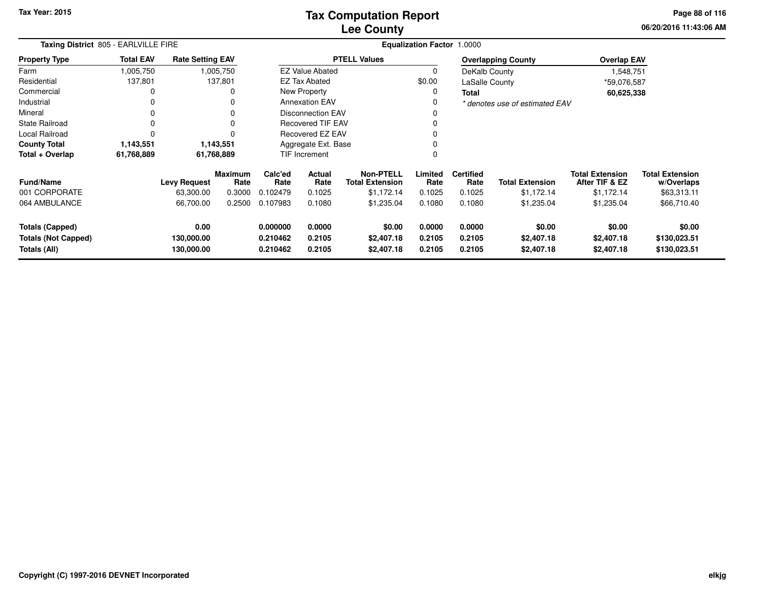# Tax Computation Report
## Lee County

Tax Year: 2015

06/20/2016 11:43:06 AM

**Taxing District** 805 - EARLVILLE FIRE

**Equalization Factor** 1.0000

| Property Type | Total EAV | Rate Setting EAV |
|---|---|---|
| Farm | 1,005,750 | 1,005,750 |
| Residential | 137,801 | 137,801 |
| Commercial | 0 | 0 |
| Industrial | 0 | 0 |
| Mineral | 0 | 0 |
| State Railroad | 0 | 0 |
| Local Railroad | 0 | 0 |
| **County Total** | **1,143,551** | **1,143,551** |
| **Total + Overlap** | **61,768,889** | **61,768,889** |

| PTELL Values | |
|---|---|
| EZ Value Abated | 0 |
| EZ Tax Abated | $0.00 |
| New Property | 0 |
| Annexation EAV | 0 |
| Disconnection EAV | 0 |
| Recovered TIF EAV | 0 |
| Recovered EZ EAV | 0 |
| Aggregate Ext. Base | 0 |
| TIF Increment | 0 |

| Overlapping County | Overlap EAV |
|---|---|
| DeKalb County | 1,548,751 |
| LaSalle County | *59,076,587 |
| **Total** | **60,625,338** |

*\* denotes use of estimated EAV*

| Fund/Name | Levy Request | Maximum Rate | Calc'ed Rate | Actual Rate | Non-PTELL Total Extension | Limited Rate | Certified Rate | Total Extension | Total Extension After TIF & EZ | Total Extension w/Overlaps |
|---|---|---|---|---|---|---|---|---|---|---|
| 001 CORPORATE | 63,300.00 | 0.3000 | 0.102479 | 0.1025 | $1,172.14 | 0.1025 | 0.1025 | $1,172.14 | $1,172.14 | $63,313.11 |
| 064 AMBULANCE | 66,700.00 | 0.2500 | 0.107983 | 0.1080 | $1,235.04 | 0.1080 | 0.1080 | $1,235.04 | $1,235.04 | $66,710.40 |
| **Totals (Capped)** | **0.00** | | **0.000000** | **0.0000** | **$0.00** | **0.0000** | **0.0000** | **$0.00** | **$0.00** | **$0.00** |
| **Totals (Not Capped)** | **130,000.00** | | **0.210462** | **0.2105** | **$2,407.18** | **0.2105** | **0.2105** | **$2,407.18** | **$2,407.18** | **$130,023.51** |
| **Totals (All)** | **130,000.00** | | **0.210462** | **0.2105** | **$2,407.18** | **0.2105** | **0.2105** | **$2,407.18** | **$2,407.18** | **$130,023.51** |

Copyright (C) 1997-2016 DEVNET Incorporated

elkjg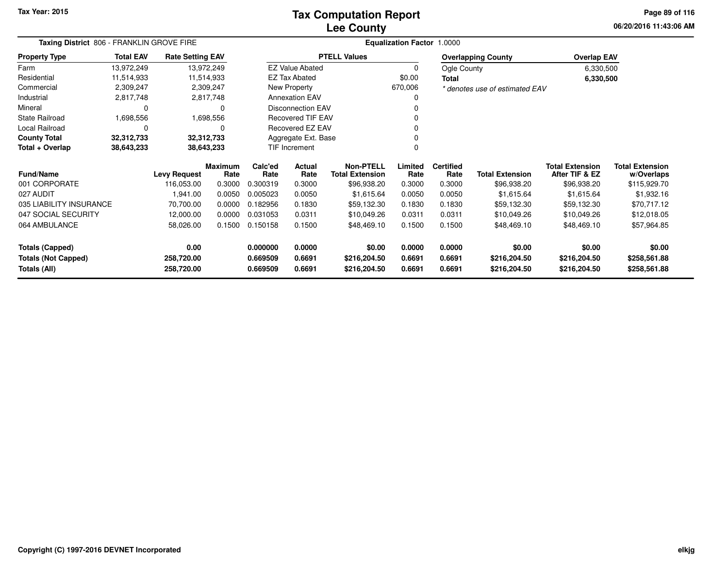# Tax Computation Report
## Lee County

Tax Year: 2015

06/20/2016 11:43:06 AM

**Taxing District** 806 - FRANKLIN GROVE FIRE

**Equalization Factor** 1.0000

| Property Type | Total EAV | Rate Setting EAV |
|---|---|---|
| Farm | 13,972,249 | 13,972,249 |
| Residential | 11,514,933 | 11,514,933 |
| Commercial | 2,309,247 | 2,309,247 |
| Industrial | 2,817,748 | 2,817,748 |
| Mineral | 0 | 0 |
| State Railroad | 1,698,556 | 1,698,556 |
| Local Railroad | 0 | 0 |
| **County Total** | **32,312,733** | **32,312,733** |
| **Total + Overlap** | **38,643,233** | **38,643,233** |

| PTELL Values | |
|---|---|
| EZ Value Abated | 0 |
| EZ Tax Abated | $0.00 |
| New Property | 670,006 |
| Annexation EAV | 0 |
| Disconnection EAV | 0 |
| Recovered TIF EAV | 0 |
| Recovered EZ EAV | 0 |
| Aggregate Ext. Base | 0 |
| TIF Increment | 0 |

| Overlapping County | Overlap EAV |
|---|---|
| Ogle County | 6,330,500 |
| **Total** | **6,330,500** |

*\* denotes use of estimated EAV*

| Fund/Name | Levy Request | Maximum Rate | Calc'ed Rate | Actual Rate | Non-PTELL Total Extension | Limited Rate | Certified Rate | Total Extension | Total Extension After TIF & EZ | Total Extension w/Overlaps |
|---|---|---|---|---|---|---|---|---|---|---|
| 001 CORPORATE | 116,053.00 | 0.3000 | 0.300319 | 0.3000 | $96,938.20 | 0.3000 | 0.3000 | $96,938.20 | $96,938.20 | $115,929.70 |
| 027 AUDIT | 1,941.00 | 0.0050 | 0.005023 | 0.0050 | $1,615.64 | 0.0050 | 0.0050 | $1,615.64 | $1,615.64 | $1,932.16 |
| 035 LIABILITY INSURANCE | 70,700.00 | 0.0000 | 0.182956 | 0.1830 | $59,132.30 | 0.1830 | 0.1830 | $59,132.30 | $59,132.30 | $70,717.12 |
| 047 SOCIAL SECURITY | 12,000.00 | 0.0000 | 0.031053 | 0.0311 | $10,049.26 | 0.0311 | 0.0311 | $10,049.26 | $10,049.26 | $12,018.05 |
| 064 AMBULANCE | 58,026.00 | 0.1500 | 0.150158 | 0.1500 | $48,469.10 | 0.1500 | 0.1500 | $48,469.10 | $48,469.10 | $57,964.85 |
| **Totals (Capped)** | **0.00** | | **0.000000** | **0.0000** | **$0.00** | **0.0000** | **0.0000** | **$0.00** | **$0.00** | **$0.00** |
| **Totals (Not Capped)** | **258,720.00** | | **0.669509** | **0.6691** | **$216,204.50** | **0.6691** | **0.6691** | **$216,204.50** | **$216,204.50** | **$258,561.88** |
| **Totals (All)** | **258,720.00** | | **0.669509** | **0.6691** | **$216,204.50** | **0.6691** | **0.6691** | **$216,204.50** | **$216,204.50** | **$258,561.88** |

Copyright (C) 1997-2016 DEVNET Incorporated

elkjg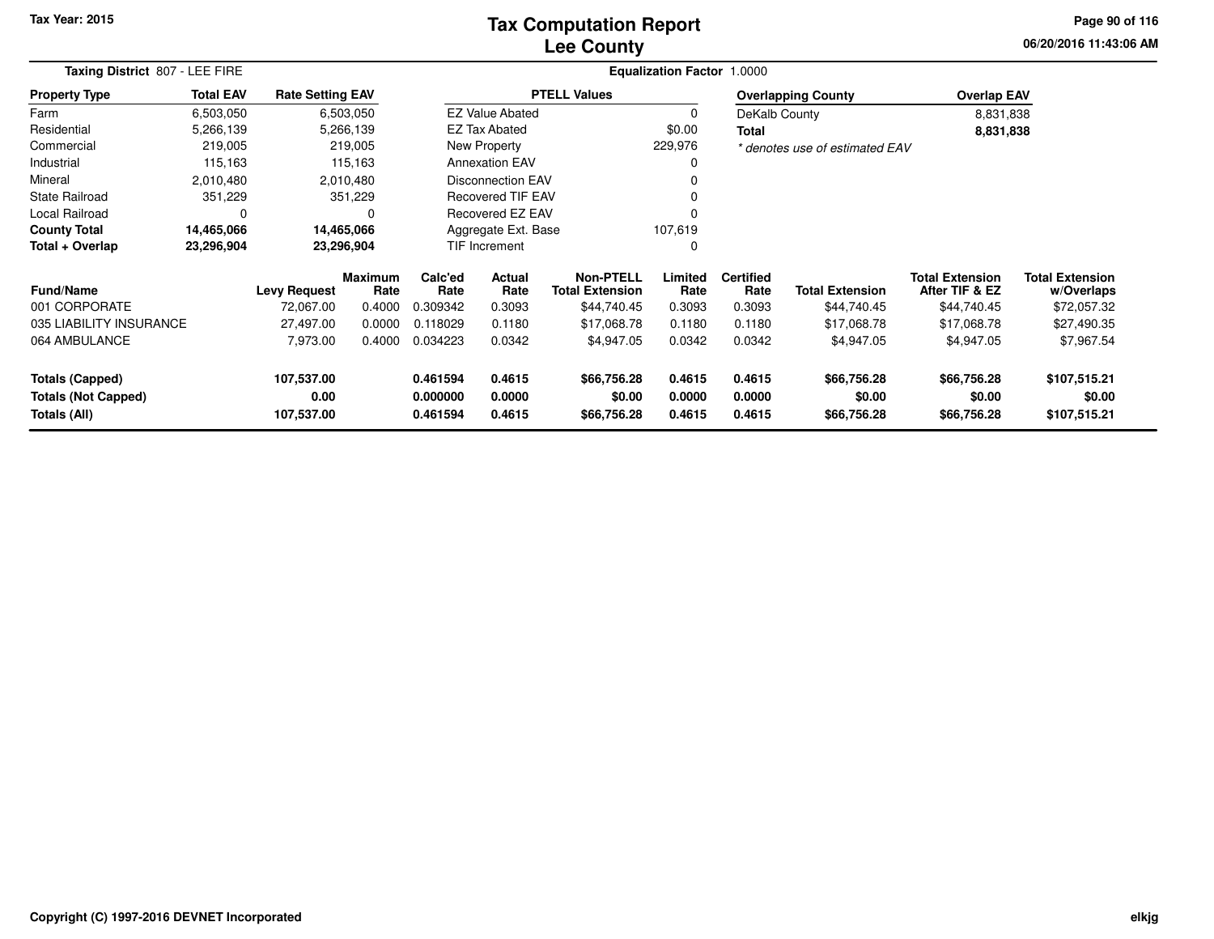**Tax Year: 2015**

# Tax Computation Report
## Lee County

06/20/2016 11:43:06 AM

**Taxing District** 807 - LEE FIRE

**Equalization Factor** 1.0000

| Property Type | Total EAV | Rate Setting EAV |
|---|---|---|
| Farm | 6,503,050 | 6,503,050 |
| Residential | 5,266,139 | 5,266,139 |
| Commercial | 219,005 | 219,005 |
| Industrial | 115,163 | 115,163 |
| Mineral | 2,010,480 | 2,010,480 |
| State Railroad | 351,229 | 351,229 |
| Local Railroad | 0 | 0 |
| **County Total** | **14,465,066** | **14,465,066** |
| **Total + Overlap** | **23,296,904** | **23,296,904** |

| PTELL Values | |
|---|---|
| EZ Value Abated | 0 |
| EZ Tax Abated | $0.00 |
| New Property | 229,976 |
| Annexation EAV | 0 |
| Disconnection EAV | 0 |
| Recovered TIF EAV | 0 |
| Recovered EZ EAV | 0 |
| Aggregate Ext. Base | 107,619 |
| TIF Increment | 0 |

| Overlapping County | Overlap EAV |
|---|---|
| DeKalb County | 8,831,838 |
| **Total** | **8,831,838** |

*\* denotes use of estimated EAV*

| Fund/Name | Levy Request | Maximum Rate | Calc'ed Rate | Actual Rate | Non-PTELL Total Extension | Limited Rate | Certified Rate | Total Extension | Total Extension After TIF & EZ | Total Extension w/Overlaps |
|---|---|---|---|---|---|---|---|---|---|---|
| 001 CORPORATE | 72,067.00 | 0.4000 | 0.309342 | 0.3093 | $44,740.45 | 0.3093 | 0.3093 | $44,740.45 | $44,740.45 | $72,057.32 |
| 035 LIABILITY INSURANCE | 27,497.00 | 0.0000 | 0.118029 | 0.1180 | $17,068.78 | 0.1180 | 0.1180 | $17,068.78 | $17,068.78 | $27,490.35 |
| 064 AMBULANCE | 7,973.00 | 0.4000 | 0.034223 | 0.0342 | $4,947.05 | 0.0342 | 0.0342 | $4,947.05 | $4,947.05 | $7,967.54 |
| **Totals (Capped)** | **107,537.00** | | **0.461594** | **0.4615** | **$66,756.28** | **0.4615** | **0.4615** | **$66,756.28** | **$66,756.28** | **$107,515.21** |
| **Totals (Not Capped)** | **0.00** | | **0.000000** | **0.0000** | **$0.00** | **0.0000** | **0.0000** | **$0.00** | **$0.00** | **$0.00** |
| **Totals (All)** | **107,537.00** | | **0.461594** | **0.4615** | **$66,756.28** | **0.4615** | **0.4615** | **$66,756.28** | **$66,756.28** | **$107,515.21** |

**Copyright (C) 1997-2016 DEVNET Incorporated**

elkjg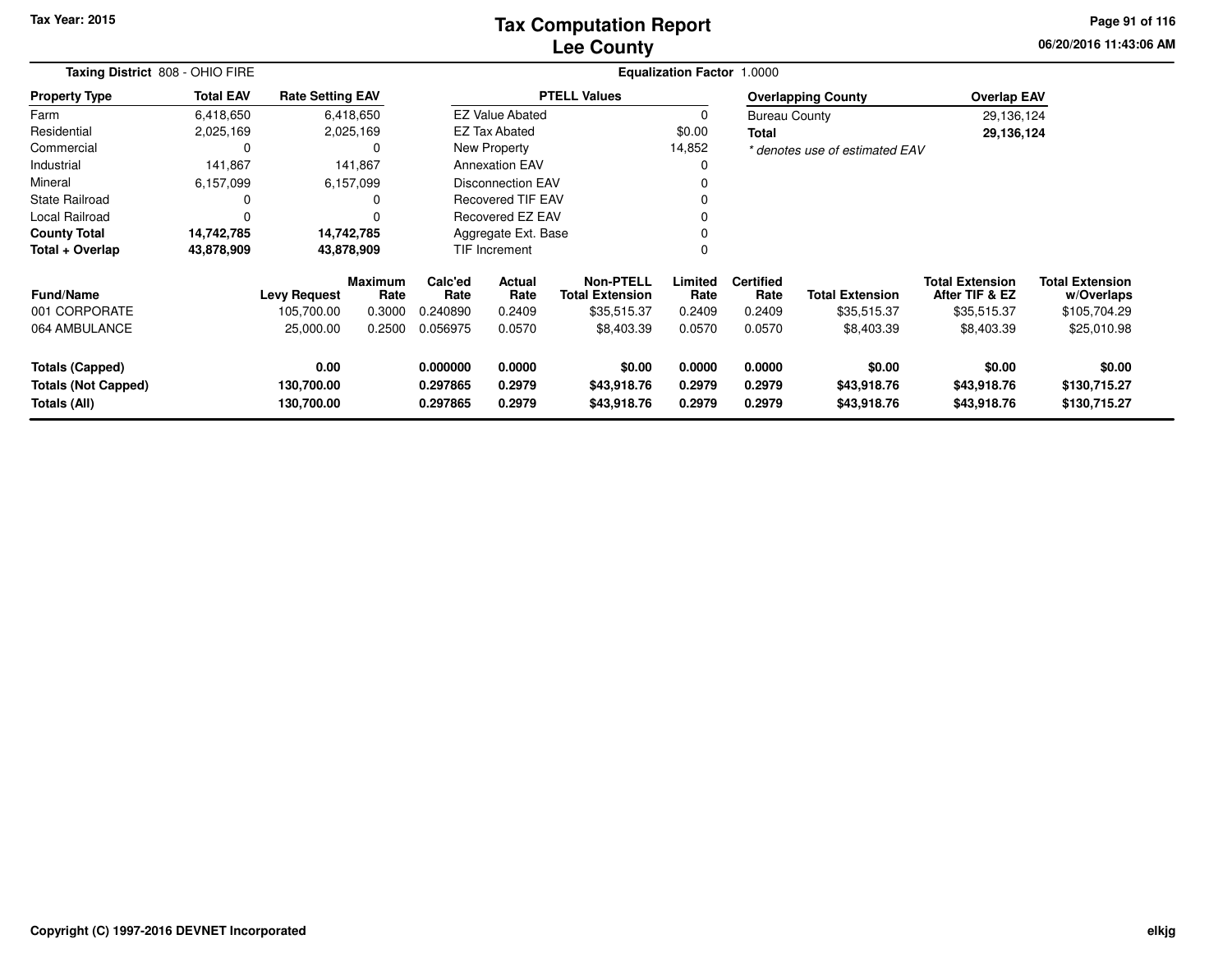# Tax Computation Report
## Lee County

**Tax Year: 2015**

06/20/2016 11:43:06 AM

**Taxing District** 808 - OHIO FIRE

**Equalization Factor** 1.0000

| Property Type | Total EAV | Rate Setting EAV |
|---|---|---|
| Farm | 6,418,650 | 6,418,650 |
| Residential | 2,025,169 | 2,025,169 |
| Commercial | 0 | 0 |
| Industrial | 141,867 | 141,867 |
| Mineral | 6,157,099 | 6,157,099 |
| State Railroad | 0 | 0 |
| Local Railroad | 0 | 0 |
| **County Total** | **14,742,785** | **14,742,785** |
| **Total + Overlap** | **43,878,909** | **43,878,909** |

| PTELL Values | |
|---|---|
| EZ Value Abated | 0 |
| EZ Tax Abated | $0.00 |
| New Property | 14,852 |
| Annexation EAV | 0 |
| Disconnection EAV | 0 |
| Recovered TIF EAV | 0 |
| Recovered EZ EAV | 0 |
| Aggregate Ext. Base | 0 |
| TIF Increment | 0 |

| Overlapping County | Overlap EAV |
|---|---|
| Bureau County | 29,136,124 |
| **Total** | **29,136,124** |

*\* denotes use of estimated EAV*

| Fund/Name | Levy Request | Maximum Rate | Calc'ed Rate | Actual Rate | Non-PTELL Total Extension | Limited Rate | Certified Rate | Total Extension | Total Extension After TIF & EZ | Total Extension w/Overlaps |
|---|---|---|---|---|---|---|---|---|---|---|
| 001 CORPORATE | 105,700.00 | 0.3000 | 0.240890 | 0.2409 | $35,515.37 | 0.2409 | 0.2409 | $35,515.37 | $35,515.37 | $105,704.29 |
| 064 AMBULANCE | 25,000.00 | 0.2500 | 0.056975 | 0.0570 | $8,403.39 | 0.0570 | 0.0570 | $8,403.39 | $8,403.39 | $25,010.98 |
| **Totals (Capped)** | **0.00** | | **0.000000** | **0.0000** | **$0.00** | **0.0000** | **0.0000** | **$0.00** | **$0.00** | **$0.00** |
| **Totals (Not Capped)** | **130,700.00** | | **0.297865** | **0.2979** | **$43,918.76** | **0.2979** | **0.2979** | **$43,918.76** | **$43,918.76** | **$130,715.27** |
| **Totals (All)** | **130,700.00** | | **0.297865** | **0.2979** | **$43,918.76** | **0.2979** | **0.2979** | **$43,918.76** | **$43,918.76** | **$130,715.27** |

Copyright (C) 1997-2016 DEVNET Incorporated

elkjg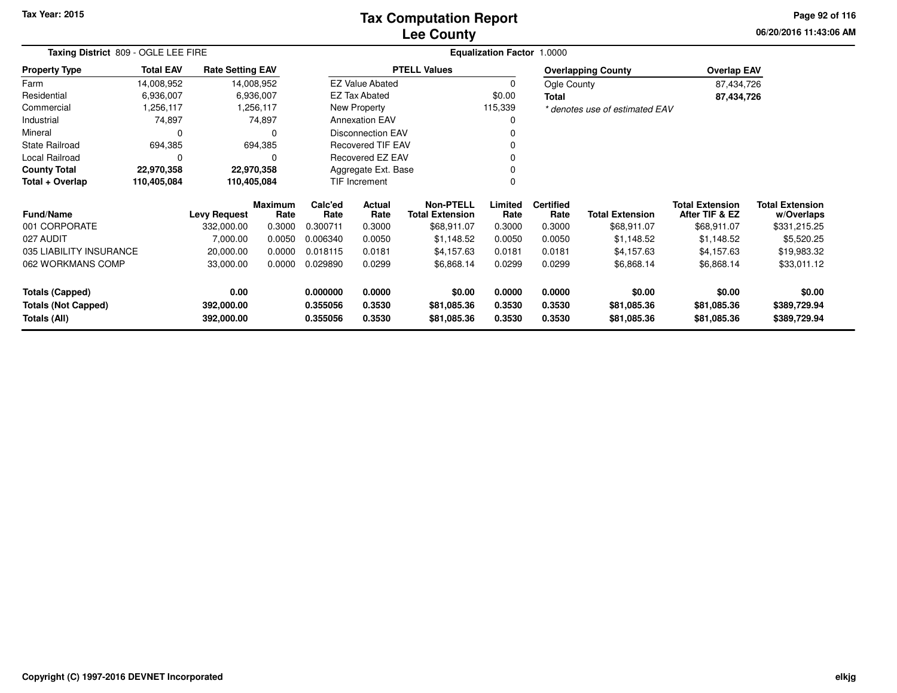# Tax Computation Report
# Lee County

Tax Year: 2015

06/20/2016 11:43:06 AM

**Taxing District** 809 - OGLE LEE FIRE

**Equalization Factor** 1.0000

| Property Type | Total EAV | Rate Setting EAV |
|---|---|---|
| Farm | 14,008,952 | 14,008,952 |
| Residential | 6,936,007 | 6,936,007 |
| Commercial | 1,256,117 | 1,256,117 |
| Industrial | 74,897 | 74,897 |
| Mineral | 0 | 0 |
| State Railroad | 694,385 | 694,385 |
| Local Railroad | 0 | 0 |
| **County Total** | **22,970,358** | **22,970,358** |
| **Total + Overlap** | **110,405,084** | **110,405,084** |

| PTELL Values | |
|---|---|
| EZ Value Abated | 0 |
| EZ Tax Abated | $0.00 |
| New Property | 115,339 |
| Annexation EAV | 0 |
| Disconnection EAV | 0 |
| Recovered TIF EAV | 0 |
| Recovered EZ EAV | 0 |
| Aggregate Ext. Base | 0 |
| TIF Increment | 0 |

| Overlapping County | Overlap EAV |
|---|---|
| Ogle County | 87,434,726 |
| **Total** | **87,434,726** |

*\* denotes use of estimated EAV*

| Fund/Name | Levy Request | Maximum Rate | Calc'ed Rate | Actual Rate | Non-PTELL Total Extension | Limited Rate | Certified Rate | Total Extension | Total Extension After TIF & EZ | Total Extension w/Overlaps |
|---|---|---|---|---|---|---|---|---|---|---|
| 001 CORPORATE | 332,000.00 | 0.3000 | 0.300711 | 0.3000 | $68,911.07 | 0.3000 | 0.3000 | $68,911.07 | $68,911.07 | $331,215.25 |
| 027 AUDIT | 7,000.00 | 0.0050 | 0.006340 | 0.0050 | $1,148.52 | 0.0050 | 0.0050 | $1,148.52 | $1,148.52 | $5,520.25 |
| 035 LIABILITY INSURANCE | 20,000.00 | 0.0000 | 0.018115 | 0.0181 | $4,157.63 | 0.0181 | 0.0181 | $4,157.63 | $4,157.63 | $19,983.32 |
| 062 WORKMANS COMP | 33,000.00 | 0.0000 | 0.029890 | 0.0299 | $6,868.14 | 0.0299 | 0.0299 | $6,868.14 | $6,868.14 | $33,011.12 |
| **Totals (Capped)** | **0.00** | | **0.000000** | **0.0000** | **$0.00** | **0.0000** | **0.0000** | **$0.00** | **$0.00** | **$0.00** |
| **Totals (Not Capped)** | **392,000.00** | | **0.355056** | **0.3530** | **$81,085.36** | **0.3530** | **0.3530** | **$81,085.36** | **$81,085.36** | **$389,729.94** |
| **Totals (All)** | **392,000.00** | | **0.355056** | **0.3530** | **$81,085.36** | **0.3530** | **0.3530** | **$81,085.36** | **$81,085.36** | **$389,729.94** |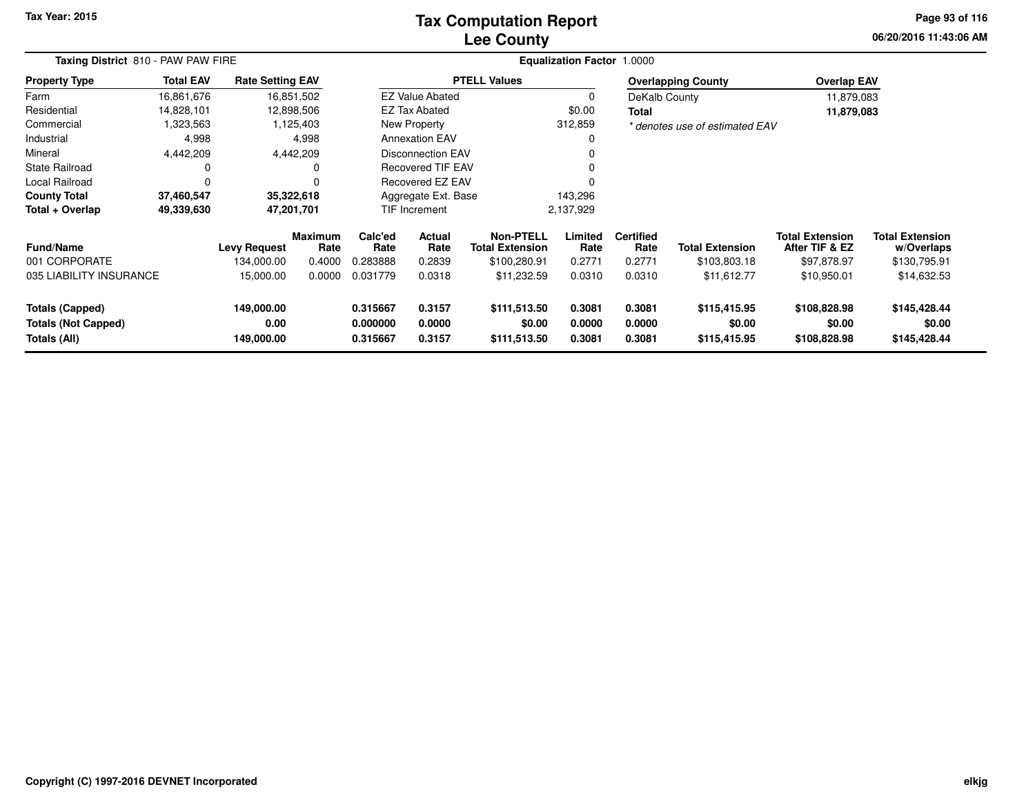# Tax Computation Report
## Lee County

Tax Year: 2015

**Taxing District** 810 - PAW PAW FIRE

**Equalization Factor** 1.0000

| Property Type | Total EAV | Rate Setting EAV |
|---|---|---|
| Farm | 16,861,676 | 16,851,502 |
| Residential | 14,828,101 | 12,898,506 |
| Commercial | 1,323,563 | 1,125,403 |
| Industrial | 4,998 | 4,998 |
| Mineral | 4,442,209 | 4,442,209 |
| State Railroad | 0 | 0 |
| Local Railroad | 0 | 0 |
| **County Total** | **37,460,547** | **35,322,618** |
| **Total + Overlap** | **49,339,630** | **47,201,701** |

| PTELL Values | |
|---|---|
| EZ Value Abated | 0 |
| EZ Tax Abated | $0.00 |
| New Property | 312,859 |
| Annexation EAV | 0 |
| Disconnection EAV | 0 |
| Recovered TIF EAV | 0 |
| Recovered EZ EAV | 0 |
| Aggregate Ext. Base | 143,296 |
| TIF Increment | 2,137,929 |

| Overlapping County | Overlap EAV |
|---|---|
| DeKalb County | 11,879,083 |
| **Total** | **11,879,083** |

*\* denotes use of estimated EAV*

| Fund/Name | Levy Request | Maximum Rate | Calc'ed Rate | Actual Rate | Non-PTELL Total Extension | Limited Rate | Certified Rate | Total Extension | Total Extension After TIF & EZ | Total Extension w/Overlaps |
|---|---|---|---|---|---|---|---|---|---|---|
| 001 CORPORATE | 134,000.00 | 0.4000 | 0.283888 | 0.2839 | $100,280.91 | 0.2771 | 0.2771 | $103,803.18 | $97,878.97 | $130,795.91 |
| 035 LIABILITY INSURANCE | 15,000.00 | 0.0000 | 0.031779 | 0.0318 | $11,232.59 | 0.0310 | 0.0310 | $11,612.77 | $10,950.01 | $14,632.53 |
| **Totals (Capped)** | **149,000.00** | | **0.315667** | **0.3157** | **$111,513.50** | **0.3081** | **0.3081** | **$115,415.95** | **$108,828.98** | **$145,428.44** |
| **Totals (Not Capped)** | **0.00** | | **0.000000** | **0.0000** | **$0.00** | **0.0000** | **0.0000** | **$0.00** | **$0.00** | **$0.00** |
| **Totals (All)** | **149,000.00** | | **0.315667** | **0.3157** | **$111,513.50** | **0.3081** | **0.3081** | **$115,415.95** | **$108,828.98** | **$145,428.44** |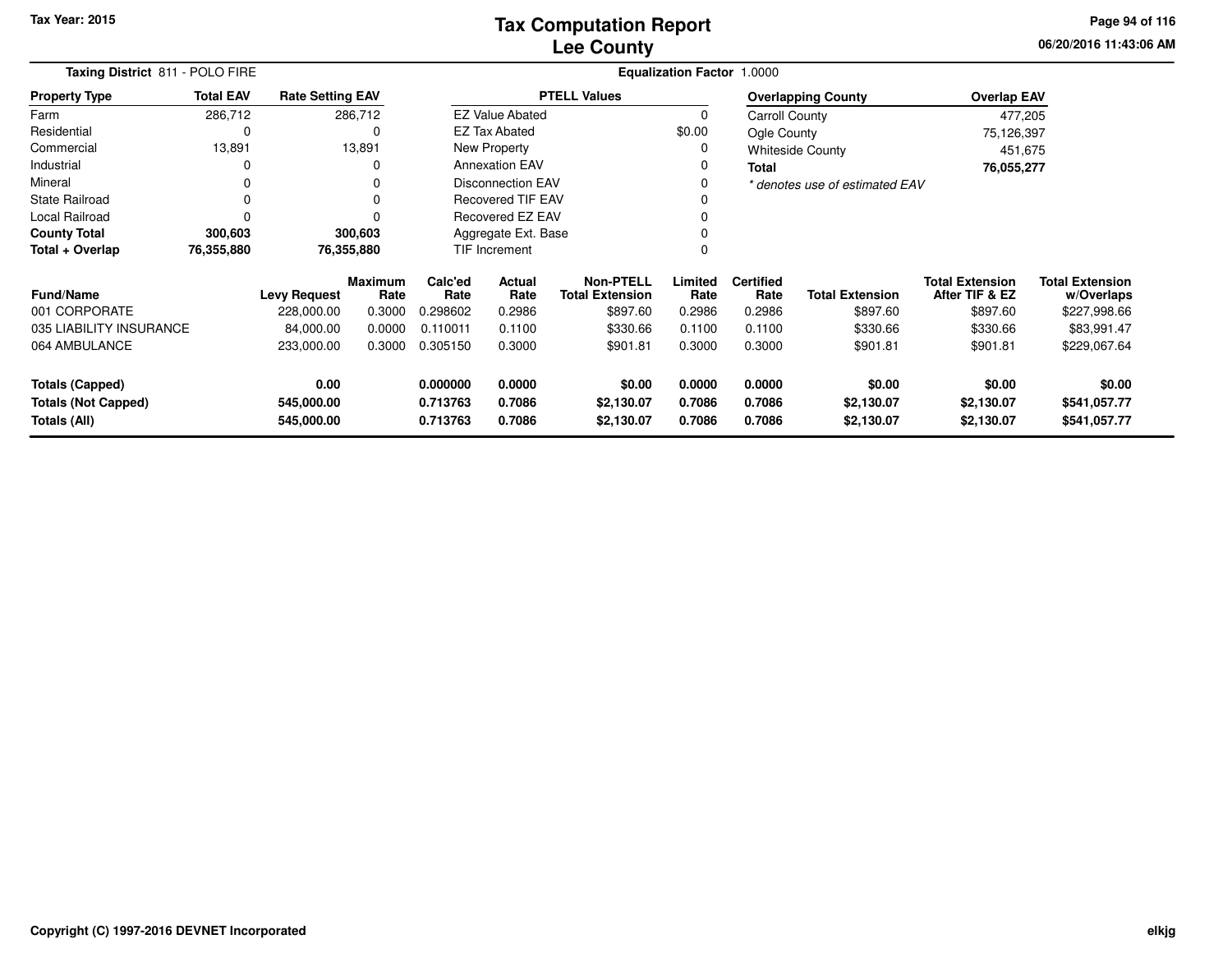**Tax Year: 2015**

# Tax Computation Report
# Lee County

06/20/2016 11:43:06 AM

**Taxing District** 811 - POLO FIRE

**Equalization Factor** 1.0000

| Property Type | Total EAV | Rate Setting EAV |
|---|---|---|
| Farm | 286,712 | 286,712 |
| Residential | 0 | 0 |
| Commercial | 13,891 | 13,891 |
| Industrial | 0 | 0 |
| Mineral | 0 | 0 |
| State Railroad | 0 | 0 |
| Local Railroad | 0 | 0 |
| **County Total** | **300,603** | **300,603** |
| **Total + Overlap** | **76,355,880** | **76,355,880** |

| PTELL Values | |
|---|---|
| EZ Value Abated | 0 |
| EZ Tax Abated | $0.00 |
| New Property | 0 |
| Annexation EAV | 0 |
| Disconnection EAV | 0 |
| Recovered TIF EAV | 0 |
| Recovered EZ EAV | 0 |
| Aggregate Ext. Base | 0 |
| TIF Increment | 0 |

| Overlapping County | Overlap EAV |
|---|---|
| Carroll County | 477,205 |
| Ogle County | 75,126,397 |
| Whiteside County | 451,675 |
| **Total** | **76,055,277** |

*\* denotes use of estimated EAV*

| Fund/Name | Levy Request | Maximum Rate | Calc'ed Rate | Actual Rate | Non-PTELL Total Extension | Limited Rate | Certified Rate | Total Extension | Total Extension After TIF & EZ | Total Extension w/Overlaps |
|---|---|---|---|---|---|---|---|---|---|---|
| 001 CORPORATE | 228,000.00 | 0.3000 | 0.298602 | 0.2986 | $897.60 | 0.2986 | 0.2986 | $897.60 | $897.60 | $227,998.66 |
| 035 LIABILITY INSURANCE | 84,000.00 | 0.0000 | 0.110011 | 0.1100 | $330.66 | 0.1100 | 0.1100 | $330.66 | $330.66 | $83,991.47 |
| 064 AMBULANCE | 233,000.00 | 0.3000 | 0.305150 | 0.3000 | $901.81 | 0.3000 | 0.3000 | $901.81 | $901.81 | $229,067.64 |
| **Totals (Capped)** | **0.00** | | **0.000000** | **0.0000** | **$0.00** | **0.0000** | **0.0000** | **$0.00** | **$0.00** | **$0.00** |
| **Totals (Not Capped)** | **545,000.00** | | **0.713763** | **0.7086** | **$2,130.07** | **0.7086** | **0.7086** | **$2,130.07** | **$2,130.07** | **$541,057.77** |
| **Totals (All)** | **545,000.00** | | **0.713763** | **0.7086** | **$2,130.07** | **0.7086** | **0.7086** | **$2,130.07** | **$2,130.07** | **$541,057.77** |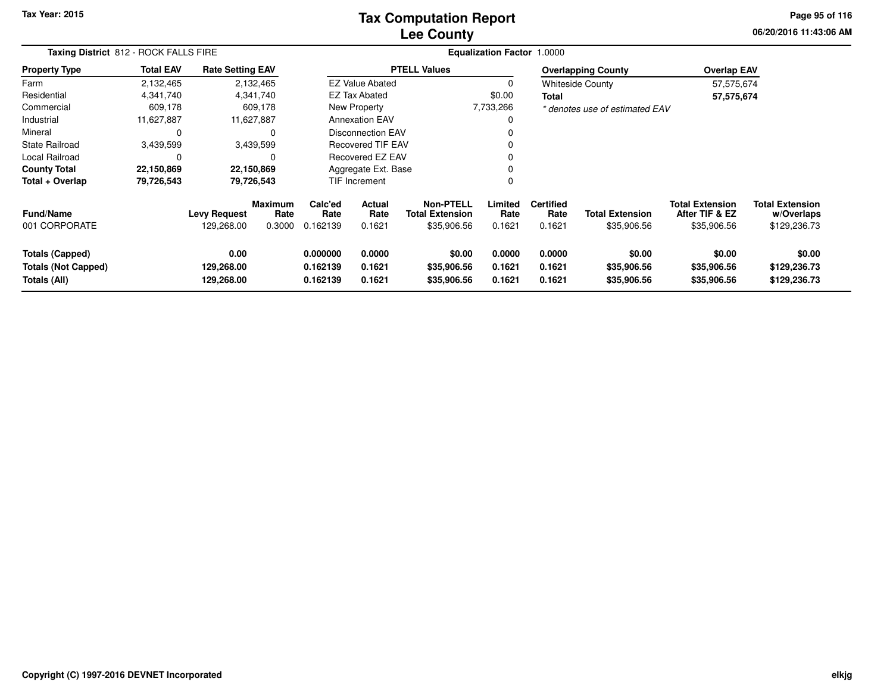# Tax Computation Report
## Lee County

Tax Year: 2015

**Taxing District** 812 - ROCK FALLS FIRE

**Equalization Factor** 1.0000

| Property Type | Total EAV | Rate Setting EAV |
|---|---|---|
| Farm | 2,132,465 | 2,132,465 |
| Residential | 4,341,740 | 4,341,740 |
| Commercial | 609,178 | 609,178 |
| Industrial | 11,627,887 | 11,627,887 |
| Mineral | 0 | 0 |
| State Railroad | 3,439,599 | 3,439,599 |
| Local Railroad | 0 | 0 |
| **County Total** | **22,150,869** | **22,150,869** |
| **Total + Overlap** | **79,726,543** | **79,726,543** |

| PTELL Values | |
|---|---|
| EZ Value Abated | 0 |
| EZ Tax Abated | $0.00 |
| New Property | 7,733,266 |
| Annexation EAV | 0 |
| Disconnection EAV | 0 |
| Recovered TIF EAV | 0 |
| Recovered EZ EAV | 0 |
| Aggregate Ext. Base | 0 |
| TIF Increment | 0 |

| Overlapping County | Overlap EAV |
|---|---|
| Whiteside County | 57,575,674 |
| **Total** | **57,575,674** |

*\* denotes use of estimated EAV*

| Fund/Name | Levy Request | Maximum Rate | Calc'ed Rate | Actual Rate | Non-PTELL Total Extension | Limited Rate | Certified Rate | Total Extension | Total Extension After TIF & EZ | Total Extension w/Overlaps |
|---|---|---|---|---|---|---|---|---|---|---|
| 001 CORPORATE | 129,268.00 | 0.3000 | 0.162139 | 0.1621 | $35,906.56 | 0.1621 | 0.1621 | $35,906.56 | $35,906.56 | $129,236.73 |
| **Totals (Capped)** | **0.00** | | **0.000000** | **0.0000** | **$0.00** | **0.0000** | **0.0000** | **$0.00** | **$0.00** | **$0.00** |
| **Totals (Not Capped)** | **129,268.00** | | **0.162139** | **0.1621** | **$35,906.56** | **0.1621** | **0.1621** | **$35,906.56** | **$35,906.56** | **$129,236.73** |
| **Totals (All)** | **129,268.00** | | **0.162139** | **0.1621** | **$35,906.56** | **0.1621** | **0.1621** | **$35,906.56** | **$35,906.56** | **$129,236.73** |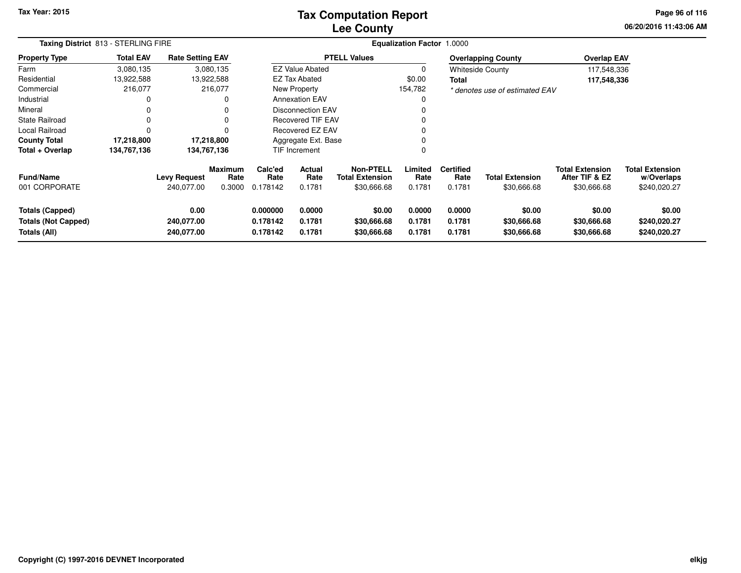Tax Year: 2015

# Tax Computation Report
## Lee County

**Taxing District** 813 - STERLING FIRE

**Equalization Factor** 1.0000

| Property Type | Total EAV | Rate Setting EAV |
|---|---|---|
| Farm | 3,080,135 | 3,080,135 |
| Residential | 13,922,588 | 13,922,588 |
| Commercial | 216,077 | 216,077 |
| Industrial | 0 | 0 |
| Mineral | 0 | 0 |
| State Railroad | 0 | 0 |
| Local Railroad | 0 | 0 |
| **County Total** | **17,218,800** | **17,218,800** |
| **Total + Overlap** | **134,767,136** | **134,767,136** |

| PTELL Values | |
|---|---|
| EZ Value Abated | 0 |
| EZ Tax Abated | $0.00 |
| New Property | 154,782 |
| Annexation EAV | 0 |
| Disconnection EAV | 0 |
| Recovered TIF EAV | 0 |
| Recovered EZ EAV | 0 |
| Aggregate Ext. Base | 0 |
| TIF Increment | 0 |

| Overlapping County | Overlap EAV |
|---|---|
| Whiteside County | 117,548,336 |
| **Total** | **117,548,336** |

*\* denotes use of estimated EAV*

| Fund/Name | Levy Request | Maximum Rate | Calc'ed Rate | Actual Rate | Non-PTELL Total Extension | Limited Rate | Certified Rate | Total Extension | Total Extension After TIF & EZ | Total Extension w/Overlaps |
|---|---|---|---|---|---|---|---|---|---|---|
| 001 CORPORATE | 240,077.00 | 0.3000 | 0.178142 | 0.1781 | $30,666.68 | 0.1781 | 0.1781 | $30,666.68 | $30,666.68 | $240,020.27 |
| **Totals (Capped)** | **0.00** | | **0.000000** | **0.0000** | **$0.00** | **0.0000** | **0.0000** | **$0.00** | **$0.00** | **$0.00** |
| **Totals (Not Capped)** | **240,077.00** | | **0.178142** | **0.1781** | **$30,666.68** | **0.1781** | **0.1781** | **$30,666.68** | **$30,666.68** | **$240,020.27** |
| **Totals (All)** | **240,077.00** | | **0.178142** | **0.1781** | **$30,666.68** | **0.1781** | **0.1781** | **$30,666.68** | **$30,666.68** | **$240,020.27** |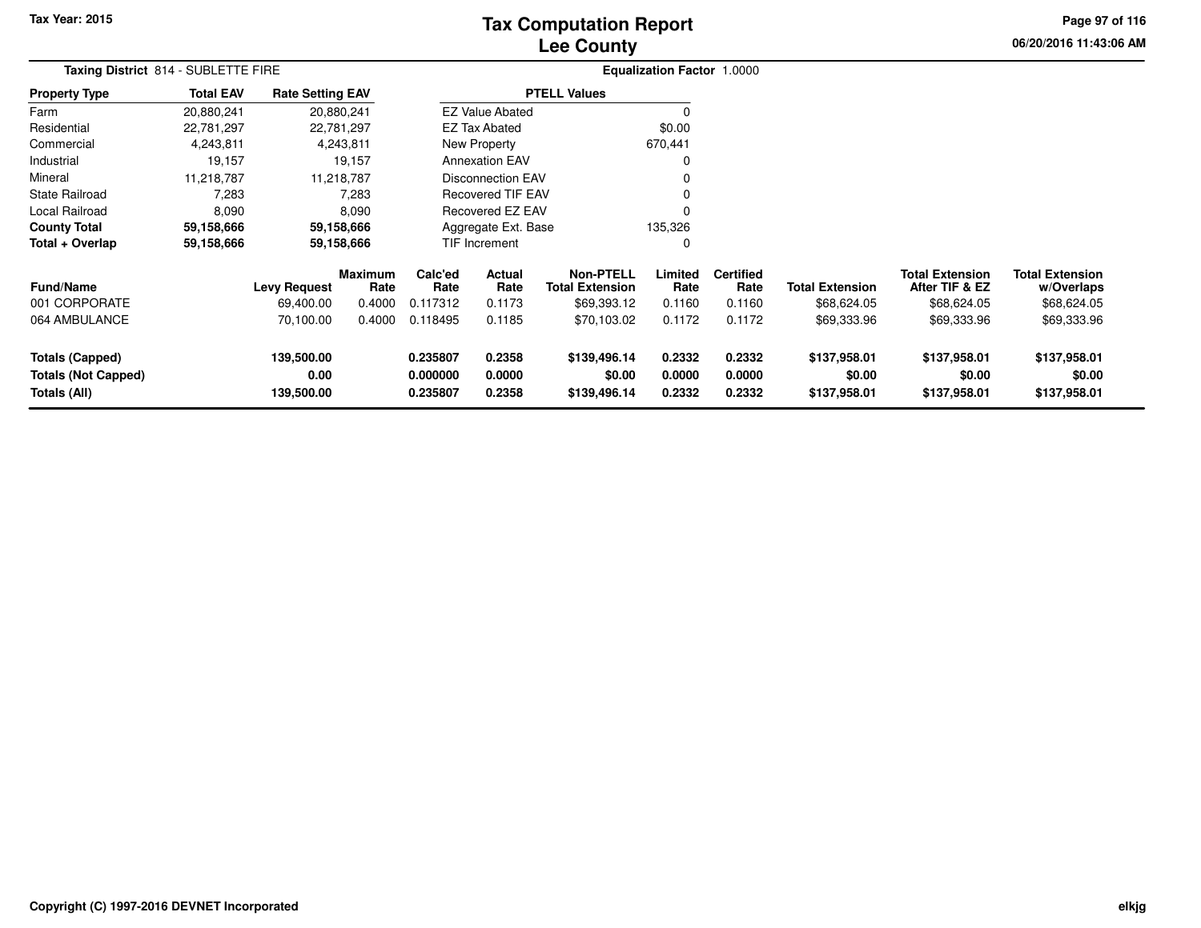# Tax Computation Report
## Lee County

Tax Year: 2015

**Taxing District** 814 - SUBLETTE FIRE

**Equalization Factor** 1.0000

| Property Type | Total EAV | Rate Setting EAV |
|---|---|---|
| Farm | 20,880,241 | 20,880,241 |
| Residential | 22,781,297 | 22,781,297 |
| Commercial | 4,243,811 | 4,243,811 |
| Industrial | 19,157 | 19,157 |
| Mineral | 11,218,787 | 11,218,787 |
| State Railroad | 7,283 | 7,283 |
| Local Railroad | 8,090 | 8,090 |
| **County Total** | **59,158,666** | **59,158,666** |
| **Total + Overlap** | **59,158,666** | **59,158,666** |

| PTELL Values | |
|---|---|
| EZ Value Abated | 0 |
| EZ Tax Abated | $0.00 |
| New Property | 670,441 |
| Annexation EAV | 0 |
| Disconnection EAV | 0 |
| Recovered TIF EAV | 0 |
| Recovered EZ EAV | 0 |
| Aggregate Ext. Base | 135,326 |
| TIF Increment | 0 |

| Fund/Name | Levy Request | Maximum Rate | Calc'ed Rate | Actual Rate | Non-PTELL Total Extension | Limited Rate | Certified Rate | Total Extension | Total Extension After TIF & EZ | Total Extension w/Overlaps |
|---|---|---|---|---|---|---|---|---|---|---|
| 001 CORPORATE | 69,400.00 | 0.4000 | 0.117312 | 0.1173 | $69,393.12 | 0.1160 | 0.1160 | $68,624.05 | $68,624.05 | $68,624.05 |
| 064 AMBULANCE | 70,100.00 | 0.4000 | 0.118495 | 0.1185 | $70,103.02 | 0.1172 | 0.1172 | $69,333.96 | $69,333.96 | $69,333.96 |
| **Totals (Capped)** | **139,500.00** | | **0.235807** | **0.2358** | **$139,496.14** | **0.2332** | **0.2332** | **$137,958.01** | **$137,958.01** | **$137,958.01** |
| **Totals (Not Capped)** | **0.00** | | **0.000000** | **0.0000** | **$0.00** | **0.0000** | **0.0000** | **$0.00** | **$0.00** | **$0.00** |
| **Totals (All)** | **139,500.00** | | **0.235807** | **0.2358** | **$139,496.14** | **0.2332** | **0.2332** | **$137,958.01** | **$137,958.01** | **$137,958.01** |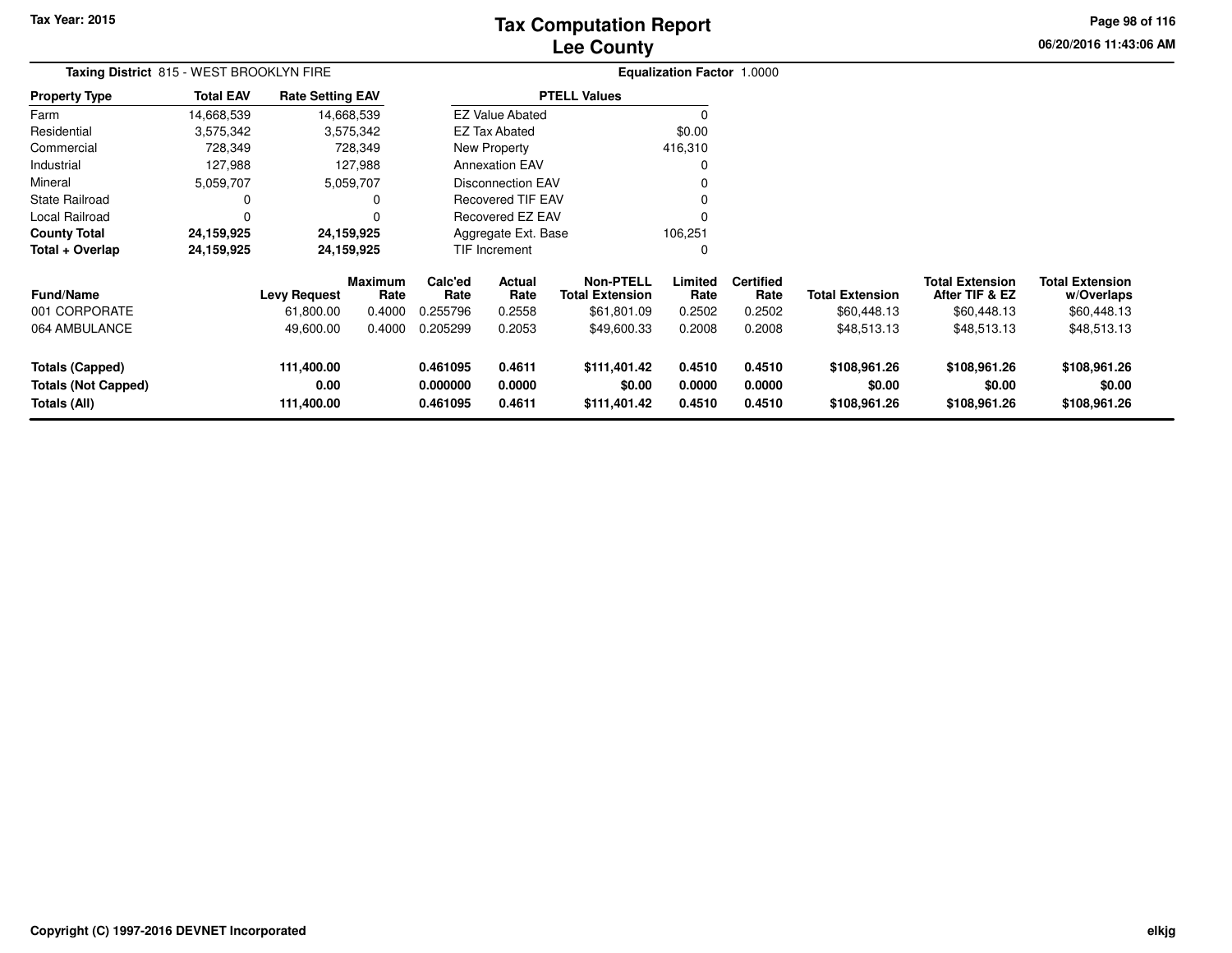# Tax Computation Report
## Lee County

Tax Year: 2015

06/20/2016 11:43:06 AM

**Taxing District** 815 - WEST BROOKLYN FIRE

**Equalization Factor** 1.0000

| Property Type | Total EAV | Rate Setting EAV |
|---|---|---|
| Farm | 14,668,539 | 14,668,539 |
| Residential | 3,575,342 | 3,575,342 |
| Commercial | 728,349 | 728,349 |
| Industrial | 127,988 | 127,988 |
| Mineral | 5,059,707 | 5,059,707 |
| State Railroad | 0 | 0 |
| Local Railroad | 0 | 0 |
| **County Total** | **24,159,925** | **24,159,925** |
| **Total + Overlap** | **24,159,925** | **24,159,925** |

| PTELL Values | |
|---|---|
| EZ Value Abated | 0 |
| EZ Tax Abated | $0.00 |
| New Property | 416,310 |
| Annexation EAV | 0 |
| Disconnection EAV | 0 |
| Recovered TIF EAV | 0 |
| Recovered EZ EAV | 0 |
| Aggregate Ext. Base | 106,251 |
| TIF Increment | 0 |

| Fund/Name | Levy Request | Maximum Rate | Calc'ed Rate | Actual Rate | Non-PTELL Total Extension | Limited Rate | Certified Rate | Total Extension | Total Extension After TIF & EZ | Total Extension w/Overlaps |
|---|---|---|---|---|---|---|---|---|---|---|
| 001 CORPORATE | 61,800.00 | 0.4000 | 0.255796 | 0.2558 | $61,801.09 | 0.2502 | 0.2502 | $60,448.13 | $60,448.13 | $60,448.13 |
| 064 AMBULANCE | 49,600.00 | 0.4000 | 0.205299 | 0.2053 | $49,600.33 | 0.2008 | 0.2008 | $48,513.13 | $48,513.13 | $48,513.13 |
| **Totals (Capped)** | **111,400.00** | | **0.461095** | **0.4611** | **$111,401.42** | **0.4510** | **0.4510** | **$108,961.26** | **$108,961.26** | **$108,961.26** |
| **Totals (Not Capped)** | **0.00** | | **0.000000** | **0.0000** | **$0.00** | **0.0000** | **0.0000** | **$0.00** | **$0.00** | **$0.00** |
| **Totals (All)** | **111,400.00** | | **0.461095** | **0.4611** | **$111,401.42** | **0.4510** | **0.4510** | **$108,961.26** | **$108,961.26** | **$108,961.26** |

Copyright (C) 1997-2016 DEVNET Incorporated

elkjg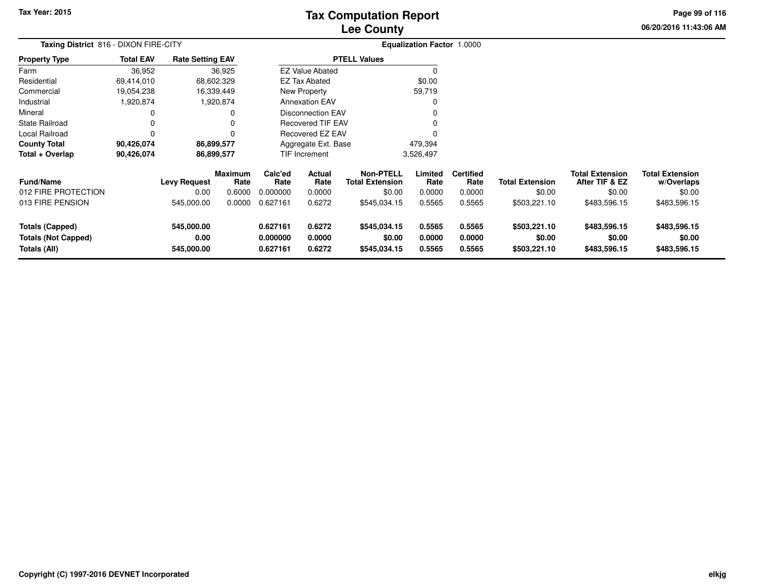# Tax Computation Report
## Lee County

Tax Year: 2015

**Taxing District** 816 - DIXON FIRE-CITY

**Equalization Factor** 1.0000

| Property Type | Total EAV | Rate Setting EAV |
|---|---|---|
| Farm | 36,952 | 36,925 |
| Residential | 69,414,010 | 68,602,329 |
| Commercial | 19,054,238 | 16,339,449 |
| Industrial | 1,920,874 | 1,920,874 |
| Mineral | 0 | 0 |
| State Railroad | 0 | 0 |
| Local Railroad | 0 | 0 |
| **County Total** | **90,426,074** | **86,899,577** |
| **Total + Overlap** | **90,426,074** | **86,899,577** |

| PTELL Values | |
|---|---|
| EZ Value Abated | 0 |
| EZ Tax Abated | $0.00 |
| New Property | 59,719 |
| Annexation EAV | 0 |
| Disconnection EAV | 0 |
| Recovered TIF EAV | 0 |
| Recovered EZ EAV | 0 |
| Aggregate Ext. Base | 479,394 |
| TIF Increment | 3,526,497 |

| Fund/Name | Levy Request | Maximum Rate | Calc'ed Rate | Actual Rate | Non-PTELL Total Extension | Limited Rate | Certified Rate | Total Extension | Total Extension After TIF & EZ | Total Extension w/Overlaps |
|---|---|---|---|---|---|---|---|---|---|---|
| 012 FIRE PROTECTION | 0.00 | 0.6000 | 0.000000 | 0.0000 | $0.00 | 0.0000 | 0.0000 | $0.00 | $0.00 | $0.00 |
| 013 FIRE PENSION | 545,000.00 | 0.0000 | 0.627161 | 0.6272 | $545,034.15 | 0.5565 | 0.5565 | $503,221.10 | $483,596.15 | $483,596.15 |
| **Totals (Capped)** | **545,000.00** | | **0.627161** | **0.6272** | **$545,034.15** | **0.5565** | **0.5565** | **$503,221.10** | **$483,596.15** | **$483,596.15** |
| **Totals (Not Capped)** | **0.00** | | **0.000000** | **0.0000** | **$0.00** | **0.0000** | **0.0000** | **$0.00** | **$0.00** | **$0.00** |
| **Totals (All)** | **545,000.00** | | **0.627161** | **0.6272** | **$545,034.15** | **0.5565** | **0.5565** | **$503,221.10** | **$483,596.15** | **$483,596.15** |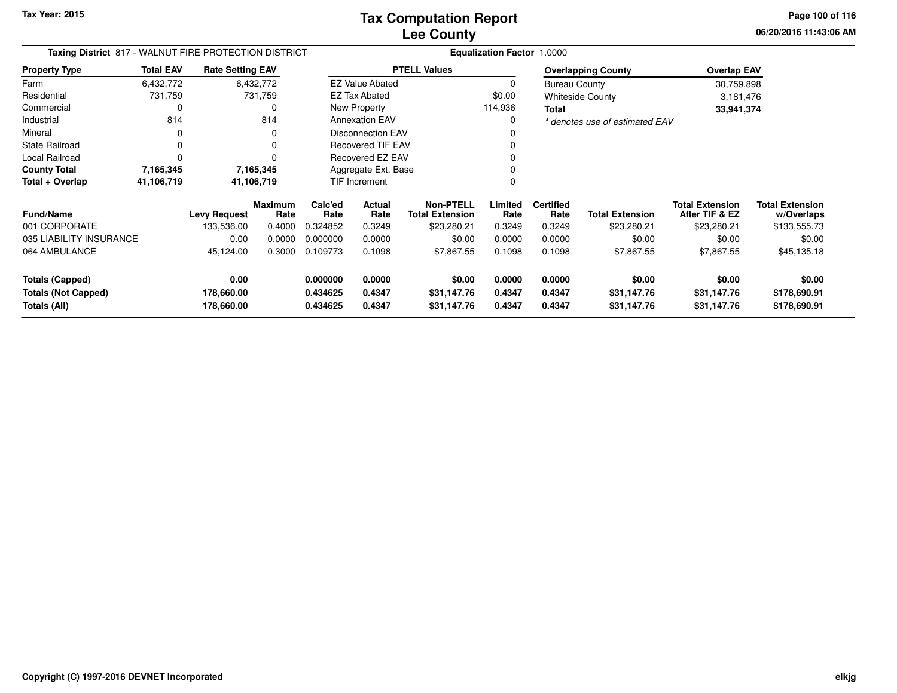# Tax Computation Report
## Lee County

Tax Year: 2015

06/20/2016 11:43:06 AM

**Taxing District** 817 - WALNUT FIRE PROTECTION DISTRICT

**Equalization Factor** 1.0000

| Property Type | Total EAV | Rate Setting EAV |
|---|---|---|
| Farm | 6,432,772 | 6,432,772 |
| Residential | 731,759 | 731,759 |
| Commercial | 0 | 0 |
| Industrial | 814 | 814 |
| Mineral | 0 | 0 |
| State Railroad | 0 | 0 |
| Local Railroad | 0 | 0 |
| **County Total** | **7,165,345** | **7,165,345** |
| **Total + Overlap** | **41,106,719** | **41,106,719** |

| PTELL Values | |
|---|---|
| EZ Value Abated | 0 |
| EZ Tax Abated | $0.00 |
| New Property | 114,936 |
| Annexation EAV | 0 |
| Disconnection EAV | 0 |
| Recovered TIF EAV | 0 |
| Recovered EZ EAV | 0 |
| Aggregate Ext. Base | 0 |
| TIF Increment | 0 |

| Overlapping County | Overlap EAV |
|---|---|
| Bureau County | 30,759,898 |
| Whiteside County | 3,181,476 |
| **Total** | **33,941,374** |

*\* denotes use of estimated EAV*

| Fund/Name | Levy Request | Maximum Rate | Calc'ed Rate | Actual Rate | Non-PTELL Total Extension | Limited Rate | Certified Rate | Total Extension | Total Extension After TIF & EZ | Total Extension w/Overlaps |
|---|---|---|---|---|---|---|---|---|---|---|
| 001 CORPORATE | 133,536.00 | 0.4000 | 0.324852 | 0.3249 | $23,280.21 | 0.3249 | 0.3249 | $23,280.21 | $23,280.21 | $133,555.73 |
| 035 LIABILITY INSURANCE | 0.00 | 0.0000 | 0.000000 | 0.0000 | $0.00 | 0.0000 | 0.0000 | $0.00 | $0.00 | $0.00 |
| 064 AMBULANCE | 45,124.00 | 0.3000 | 0.109773 | 0.1098 | $7,867.55 | 0.1098 | 0.1098 | $7,867.55 | $7,867.55 | $45,135.18 |
| **Totals (Capped)** | **0.00** | | **0.000000** | **0.0000** | **$0.00** | **0.0000** | **0.0000** | **$0.00** | **$0.00** | **$0.00** |
| **Totals (Not Capped)** | **178,660.00** | | **0.434625** | **0.4347** | **$31,147.76** | **0.4347** | **0.4347** | **$31,147.76** | **$31,147.76** | **$178,690.91** |
| **Totals (All)** | **178,660.00** | | **0.434625** | **0.4347** | **$31,147.76** | **0.4347** | **0.4347** | **$31,147.76** | **$31,147.76** | **$178,690.91** |

Copyright (C) 1997-2016 DEVNET Incorporated

elkjg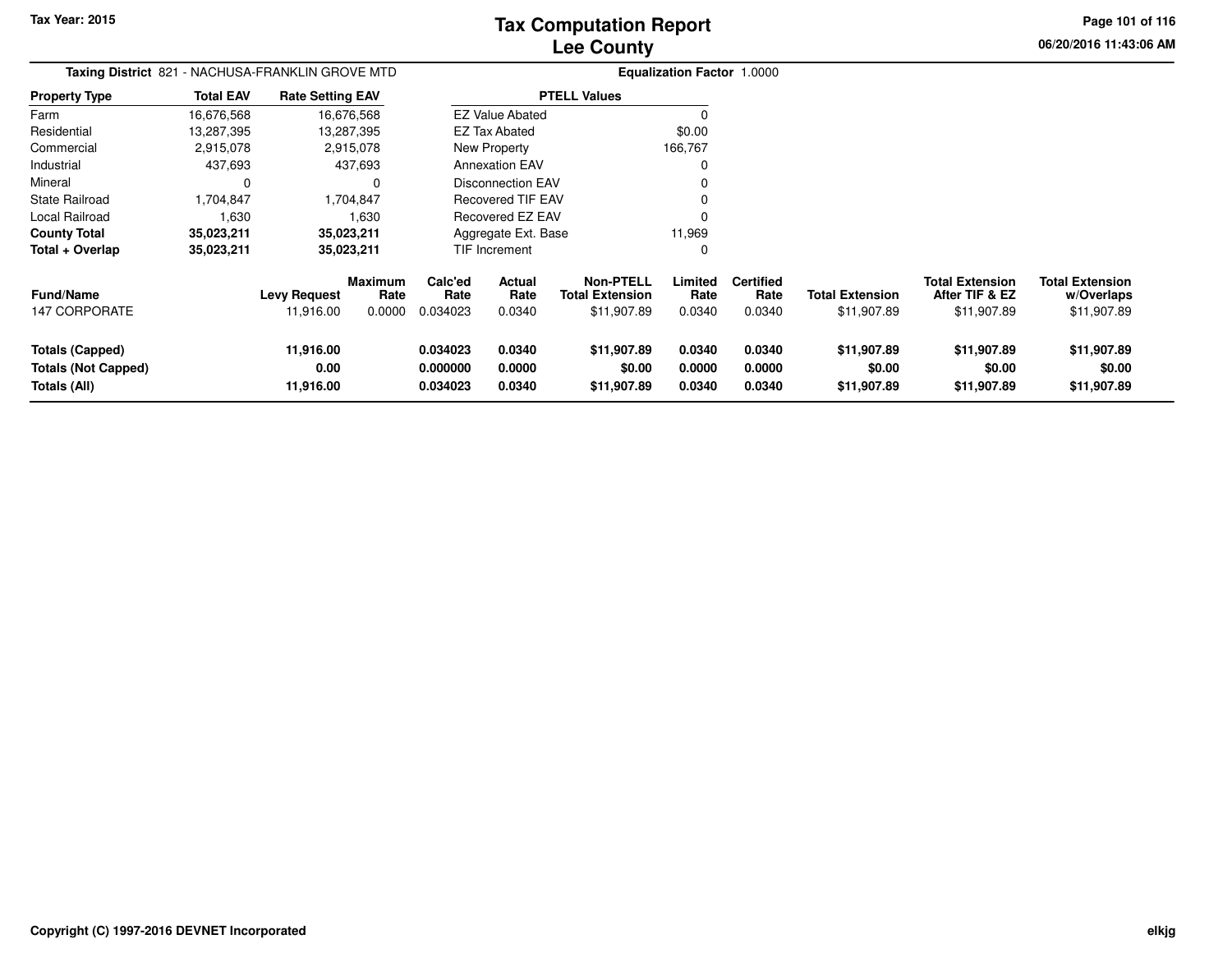# Tax Computation Report
# Lee County

Tax Year: 2015

**Taxing District** 821 - NACHUSA-FRANKLIN GROVE MTD

**Equalization Factor** 1.0000

| Property Type | Total EAV | Rate Setting EAV |
|---|---|---|
| Farm | 16,676,568 | 16,676,568 |
| Residential | 13,287,395 | 13,287,395 |
| Commercial | 2,915,078 | 2,915,078 |
| Industrial | 437,693 | 437,693 |
| Mineral | 0 | 0 |
| State Railroad | 1,704,847 | 1,704,847 |
| Local Railroad | 1,630 | 1,630 |
| **County Total** | **35,023,211** | **35,023,211** |
| **Total + Overlap** | **35,023,211** | **35,023,211** |

| PTELL Values | |
|---|---|
| EZ Value Abated | 0 |
| EZ Tax Abated | $0.00 |
| New Property | 166,767 |
| Annexation EAV | 0 |
| Disconnection EAV | 0 |
| Recovered TIF EAV | 0 |
| Recovered EZ EAV | 0 |
| Aggregate Ext. Base | 11,969 |
| TIF Increment | 0 |

| Fund/Name | Levy Request | Maximum Rate | Calc'ed Rate | Actual Rate | Non-PTELL Total Extension | Limited Rate | Certified Rate | Total Extension | Total Extension After TIF & EZ | Total Extension w/Overlaps |
|---|---|---|---|---|---|---|---|---|---|---|
| 147 CORPORATE | 11,916.00 | 0.0000 | 0.034023 | 0.0340 | $11,907.89 | 0.0340 | 0.0340 | $11,907.89 | $11,907.89 | $11,907.89 |
| **Totals (Capped)** | **11,916.00** | | **0.034023** | **0.0340** | **$11,907.89** | **0.0340** | **0.0340** | **$11,907.89** | **$11,907.89** | **$11,907.89** |
| **Totals (Not Capped)** | **0.00** | | **0.000000** | **0.0000** | **$0.00** | **0.0000** | **0.0000** | **$0.00** | **$0.00** | **$0.00** |
| **Totals (All)** | **11,916.00** | | **0.034023** | **0.0340** | **$11,907.89** | **0.0340** | **0.0340** | **$11,907.89** | **$11,907.89** | **$11,907.89** |

Copyright (C) 1997-2016 DEVNET Incorporated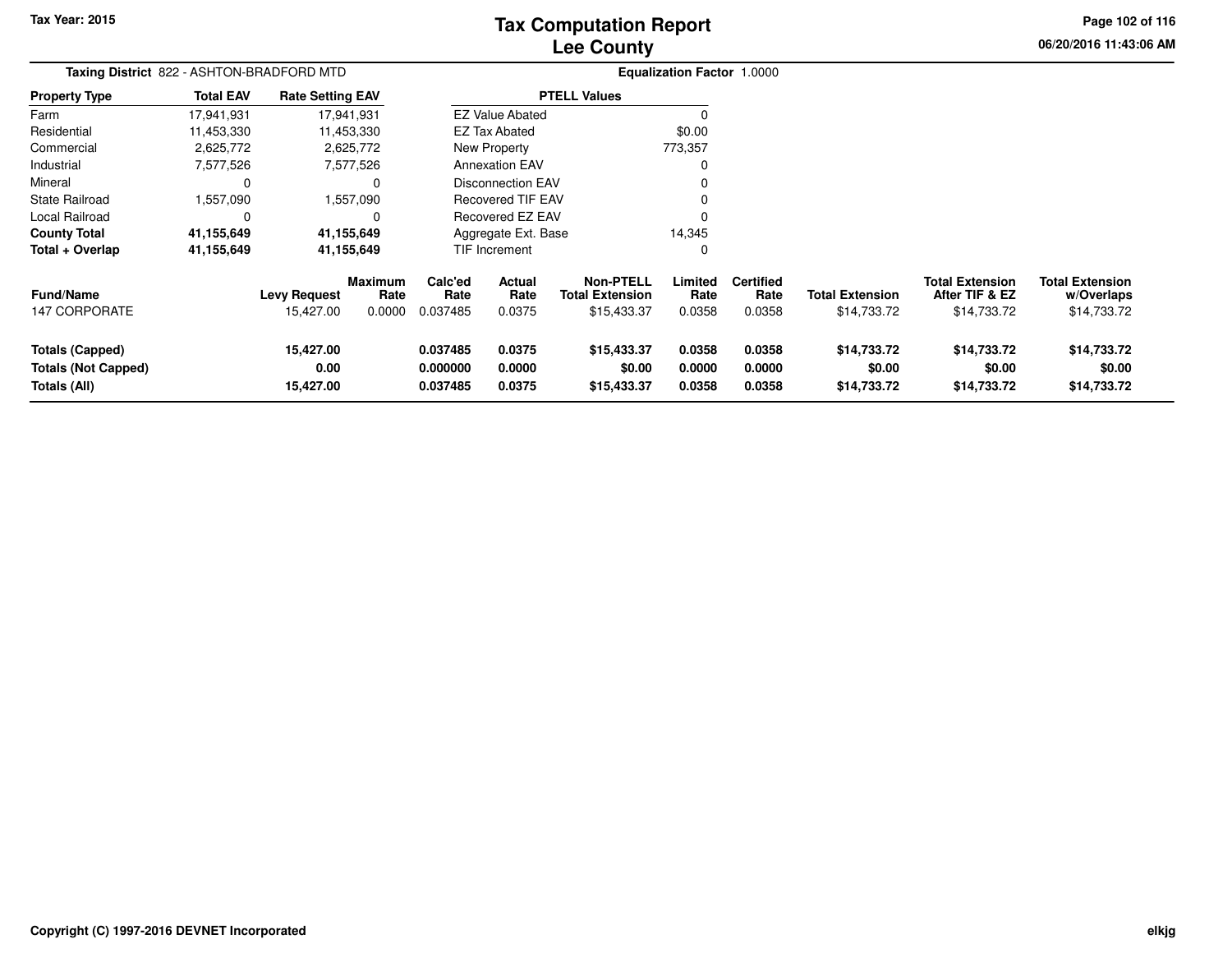Tax Year: 2015

# Tax Computation Report
## Lee County

06/20/2016 11:43:06 AM

**Taxing District** 822 - ASHTON-BRADFORD MTD

**Equalization Factor** 1.0000

| Property Type | Total EAV | Rate Setting EAV |
|---|---|---|
| Farm | 17,941,931 | 17,941,931 |
| Residential | 11,453,330 | 11,453,330 |
| Commercial | 2,625,772 | 2,625,772 |
| Industrial | 7,577,526 | 7,577,526 |
| Mineral | 0 | 0 |
| State Railroad | 1,557,090 | 1,557,090 |
| Local Railroad | 0 | 0 |
| **County Total** | **41,155,649** | **41,155,649** |
| **Total + Overlap** | **41,155,649** | **41,155,649** |

| PTELL Values | |
|---|---|
| EZ Value Abated | 0 |
| EZ Tax Abated | $0.00 |
| New Property | 773,357 |
| Annexation EAV | 0 |
| Disconnection EAV | 0 |
| Recovered TIF EAV | 0 |
| Recovered EZ EAV | 0 |
| Aggregate Ext. Base | 14,345 |
| TIF Increment | 0 |

| Fund/Name | Levy Request | Maximum Rate | Calc'ed Rate | Actual Rate | Non-PTELL Total Extension | Limited Rate | Certified Rate | Total Extension | Total Extension After TIF & EZ | Total Extension w/Overlaps |
|---|---|---|---|---|---|---|---|---|---|---|
| 147 CORPORATE | 15,427.00 | 0.0000 | 0.037485 | 0.0375 | $15,433.37 | 0.0358 | 0.0358 | $14,733.72 | $14,733.72 | $14,733.72 |
| **Totals (Capped)** | **15,427.00** | | **0.037485** | **0.0375** | **$15,433.37** | **0.0358** | **0.0358** | **$14,733.72** | **$14,733.72** | **$14,733.72** |
| **Totals (Not Capped)** | **0.00** | | **0.000000** | **0.0000** | **$0.00** | **0.0000** | **0.0000** | **$0.00** | **$0.00** | **$0.00** |
| **Totals (All)** | **15,427.00** | | **0.037485** | **0.0375** | **$15,433.37** | **0.0358** | **0.0358** | **$14,733.72** | **$14,733.72** | **$14,733.72** |

Copyright (C) 1997-2016 DEVNET Incorporated

elkjg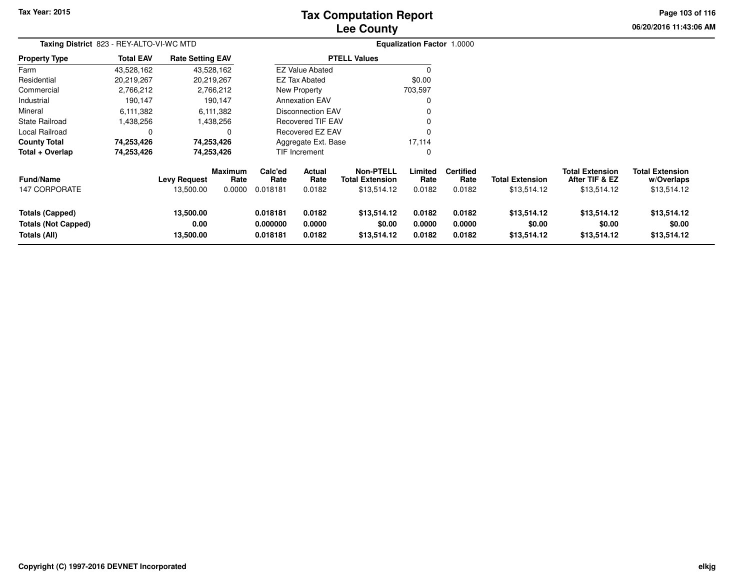# Tax Computation Report
## Lee County

**Tax Year: 2015**

06/20/2016 11:43:06 AM

**Taxing District** 823 - REY-ALTO-VI-WC MTD

**Equalization Factor** 1.0000

| Property Type | Total EAV | Rate Setting EAV |
|---|---|---|
| Farm | 43,528,162 | 43,528,162 |
| Residential | 20,219,267 | 20,219,267 |
| Commercial | 2,766,212 | 2,766,212 |
| Industrial | 190,147 | 190,147 |
| Mineral | 6,111,382 | 6,111,382 |
| State Railroad | 1,438,256 | 1,438,256 |
| Local Railroad | 0 | 0 |
| **County Total** | **74,253,426** | **74,253,426** |
| **Total + Overlap** | **74,253,426** | **74,253,426** |

| PTELL Values | |
|---|---|
| EZ Value Abated | 0 |
| EZ Tax Abated | $0.00 |
| New Property | 703,597 |
| Annexation EAV | 0 |
| Disconnection EAV | 0 |
| Recovered TIF EAV | 0 |
| Recovered EZ EAV | 0 |
| Aggregate Ext. Base | 17,114 |
| TIF Increment | 0 |

| Fund/Name | Levy Request | Maximum Rate | Calc'ed Rate | Actual Rate | Non-PTELL Total Extension | Limited Rate | Certified Rate | Total Extension | Total Extension After TIF & EZ | Total Extension w/Overlaps |
|---|---|---|---|---|---|---|---|---|---|---|
| 147 CORPORATE | 13,500.00 | 0.0000 | 0.018181 | 0.0182 | $13,514.12 | 0.0182 | 0.0182 | $13,514.12 | $13,514.12 | $13,514.12 |
| **Totals (Capped)** | **13,500.00** | | **0.018181** | **0.0182** | **$13,514.12** | **0.0182** | **0.0182** | **$13,514.12** | **$13,514.12** | **$13,514.12** |
| **Totals (Not Capped)** | **0.00** | | **0.000000** | **0.0000** | **$0.00** | **0.0000** | **0.0000** | **$0.00** | **$0.00** | **$0.00** |
| **Totals (All)** | **13,500.00** | | **0.018181** | **0.0182** | **$13,514.12** | **0.0182** | **0.0182** | **$13,514.12** | **$13,514.12** | **$13,514.12** |

**Copyright (C) 1997-2016 DEVNET Incorporated**

elkjg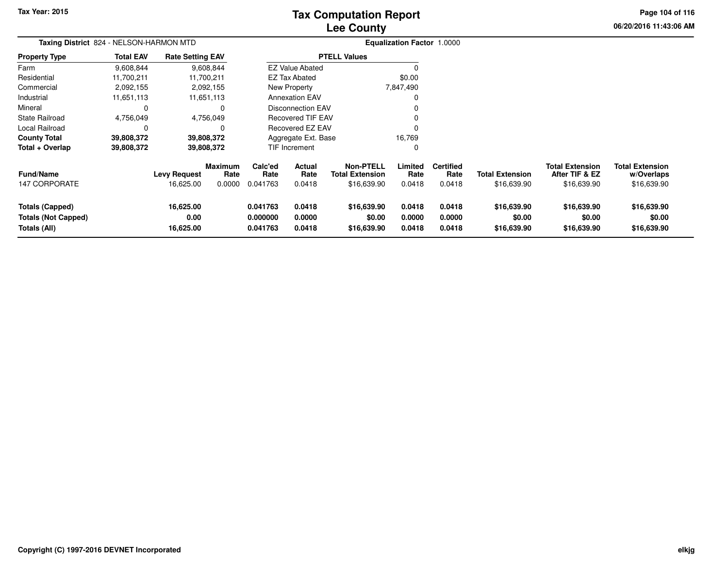Tax Year: 2015

# Tax Computation Report
## Lee County

06/20/2016 11:43:06 AM

**Taxing District** 824 - NELSON-HARMON MTD **Equalization Factor** 1.0000

| Property Type | Total EAV | Rate Setting EAV |
|---|---|---|
| Farm | 9,608,844 | 9,608,844 |
| Residential | 11,700,211 | 11,700,211 |
| Commercial | 2,092,155 | 2,092,155 |
| Industrial | 11,651,113 | 11,651,113 |
| Mineral | 0 | 0 |
| State Railroad | 4,756,049 | 4,756,049 |
| Local Railroad | 0 | 0 |
| **County Total** | **39,808,372** | **39,808,372** |
| **Total + Overlap** | **39,808,372** | **39,808,372** |

| PTELL Values | |
|---|---|
| EZ Value Abated | 0 |
| EZ Tax Abated | $0.00 |
| New Property | 7,847,490 |
| Annexation EAV | 0 |
| Disconnection EAV | 0 |
| Recovered TIF EAV | 0 |
| Recovered EZ EAV | 0 |
| Aggregate Ext. Base | 16,769 |
| TIF Increment | 0 |

| Fund/Name | Levy Request | Maximum Rate | Calc'ed Rate | Actual Rate | Non-PTELL Total Extension | Limited Rate | Certified Rate | Total Extension | Total Extension After TIF & EZ | Total Extension w/Overlaps |
|---|---|---|---|---|---|---|---|---|---|---|
| 147 CORPORATE | 16,625.00 | 0.0000 | 0.041763 | 0.0418 | $16,639.90 | 0.0418 | 0.0418 | $16,639.90 | $16,639.90 | $16,639.90 |
| **Totals (Capped)** | **16,625.00** | | **0.041763** | **0.0418** | **$16,639.90** | **0.0418** | **0.0418** | **$16,639.90** | **$16,639.90** | **$16,639.90** |
| **Totals (Not Capped)** | **0.00** | | **0.000000** | **0.0000** | **$0.00** | **0.0000** | **0.0000** | **$0.00** | **$0.00** | **$0.00** |
| **Totals (All)** | **16,625.00** | | **0.041763** | **0.0418** | **$16,639.90** | **0.0418** | **0.0418** | **$16,639.90** | **$16,639.90** | **$16,639.90** |

Copyright (C) 1997-2016 DEVNET Incorporated

elkjg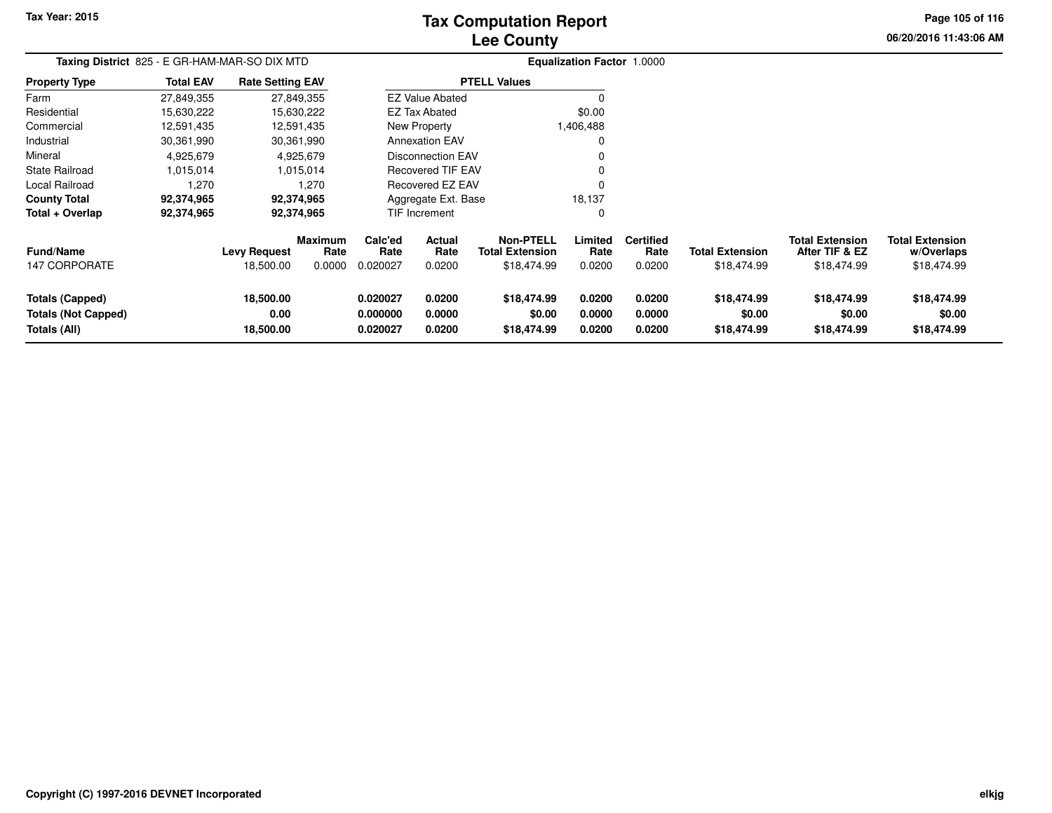# Tax Computation Report
## Lee County

Tax Year: 2015

06/20/2016 11:43:06 AM

**Taxing District** 825 - E GR-HAM-MAR-SO DIX MTD

**Equalization Factor** 1.0000

| Property Type | Total EAV | Rate Setting EAV |
|---|---|---|
| Farm | 27,849,355 | 27,849,355 |
| Residential | 15,630,222 | 15,630,222 |
| Commercial | 12,591,435 | 12,591,435 |
| Industrial | 30,361,990 | 30,361,990 |
| Mineral | 4,925,679 | 4,925,679 |
| State Railroad | 1,015,014 | 1,015,014 |
| Local Railroad | 1,270 | 1,270 |
| **County Total** | **92,374,965** | **92,374,965** |
| **Total + Overlap** | **92,374,965** | **92,374,965** |

| PTELL Values | |
|---|---|
| EZ Value Abated | 0 |
| EZ Tax Abated | $0.00 |
| New Property | 1,406,488 |
| Annexation EAV | 0 |
| Disconnection EAV | 0 |
| Recovered TIF EAV | 0 |
| Recovered EZ EAV | 0 |
| Aggregate Ext. Base | 18,137 |
| TIF Increment | 0 |

| Fund/Name | Levy Request | Maximum Rate | Calc'ed Rate | Actual Rate | Non-PTELL Total Extension | Limited Rate | Certified Rate | Total Extension | Total Extension After TIF & EZ | Total Extension w/Overlaps |
|---|---|---|---|---|---|---|---|---|---|---|
| 147 CORPORATE | 18,500.00 | 0.0000 | 0.020027 | 0.0200 | $18,474.99 | 0.0200 | 0.0200 | $18,474.99 | $18,474.99 | $18,474.99 |
| **Totals (Capped)** | **18,500.00** | | **0.020027** | **0.0200** | **$18,474.99** | **0.0200** | **0.0200** | **$18,474.99** | **$18,474.99** | **$18,474.99** |
| **Totals (Not Capped)** | **0.00** | | **0.000000** | **0.0000** | **$0.00** | **0.0000** | **0.0000** | **$0.00** | **$0.00** | **$0.00** |
| **Totals (All)** | **18,500.00** | | **0.020027** | **0.0200** | **$18,474.99** | **0.0200** | **0.0200** | **$18,474.99** | **$18,474.99** | **$18,474.99** |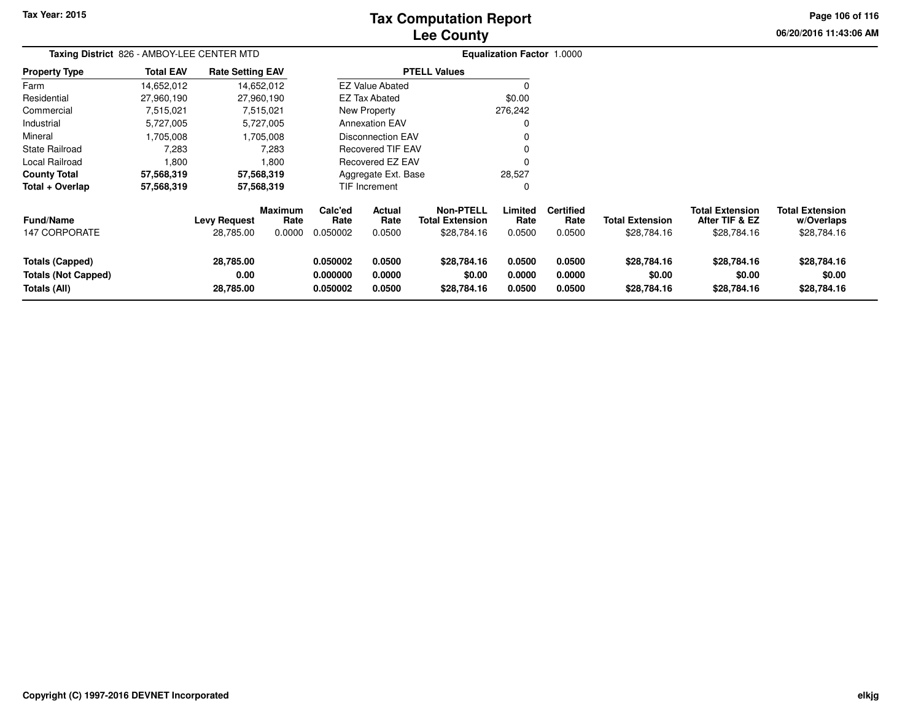# Tax Computation Report
## Lee County

Tax Year: 2015

**Taxing District** 826 - AMBOY-LEE CENTER MTD

**Equalization Factor** 1.0000

| Property Type | Total EAV | Rate Setting EAV |
|---|---|---|
| Farm | 14,652,012 | 14,652,012 |
| Residential | 27,960,190 | 27,960,190 |
| Commercial | 7,515,021 | 7,515,021 |
| Industrial | 5,727,005 | 5,727,005 |
| Mineral | 1,705,008 | 1,705,008 |
| State Railroad | 7,283 | 7,283 |
| Local Railroad | 1,800 | 1,800 |
| **County Total** | **57,568,319** | **57,568,319** |
| **Total + Overlap** | **57,568,319** | **57,568,319** |

| PTELL Values | |
|---|---|
| EZ Value Abated | 0 |
| EZ Tax Abated | $0.00 |
| New Property | 276,242 |
| Annexation EAV | 0 |
| Disconnection EAV | 0 |
| Recovered TIF EAV | 0 |
| Recovered EZ EAV | 0 |
| Aggregate Ext. Base | 28,527 |
| TIF Increment | 0 |

| Fund/Name | Levy Request | Maximum Rate | Calc'ed Rate | Actual Rate | Non-PTELL Total Extension | Limited Rate | Certified Rate | Total Extension | Total Extension After TIF & EZ | Total Extension w/Overlaps |
|---|---|---|---|---|---|---|---|---|---|---|
| 147 CORPORATE | 28,785.00 | 0.0000 | 0.050002 | 0.0500 | $28,784.16 | 0.0500 | 0.0500 | $28,784.16 | $28,784.16 | $28,784.16 |
| **Totals (Capped)** | **28,785.00** | | **0.050002** | **0.0500** | **$28,784.16** | **0.0500** | **0.0500** | **$28,784.16** | **$28,784.16** | **$28,784.16** |
| **Totals (Not Capped)** | **0.00** | | **0.000000** | **0.0000** | **$0.00** | **0.0000** | **0.0000** | **$0.00** | **$0.00** | **$0.00** |
| **Totals (All)** | **28,785.00** | | **0.050002** | **0.0500** | **$28,784.16** | **0.0500** | **0.0500** | **$28,784.16** | **$28,784.16** | **$28,784.16** |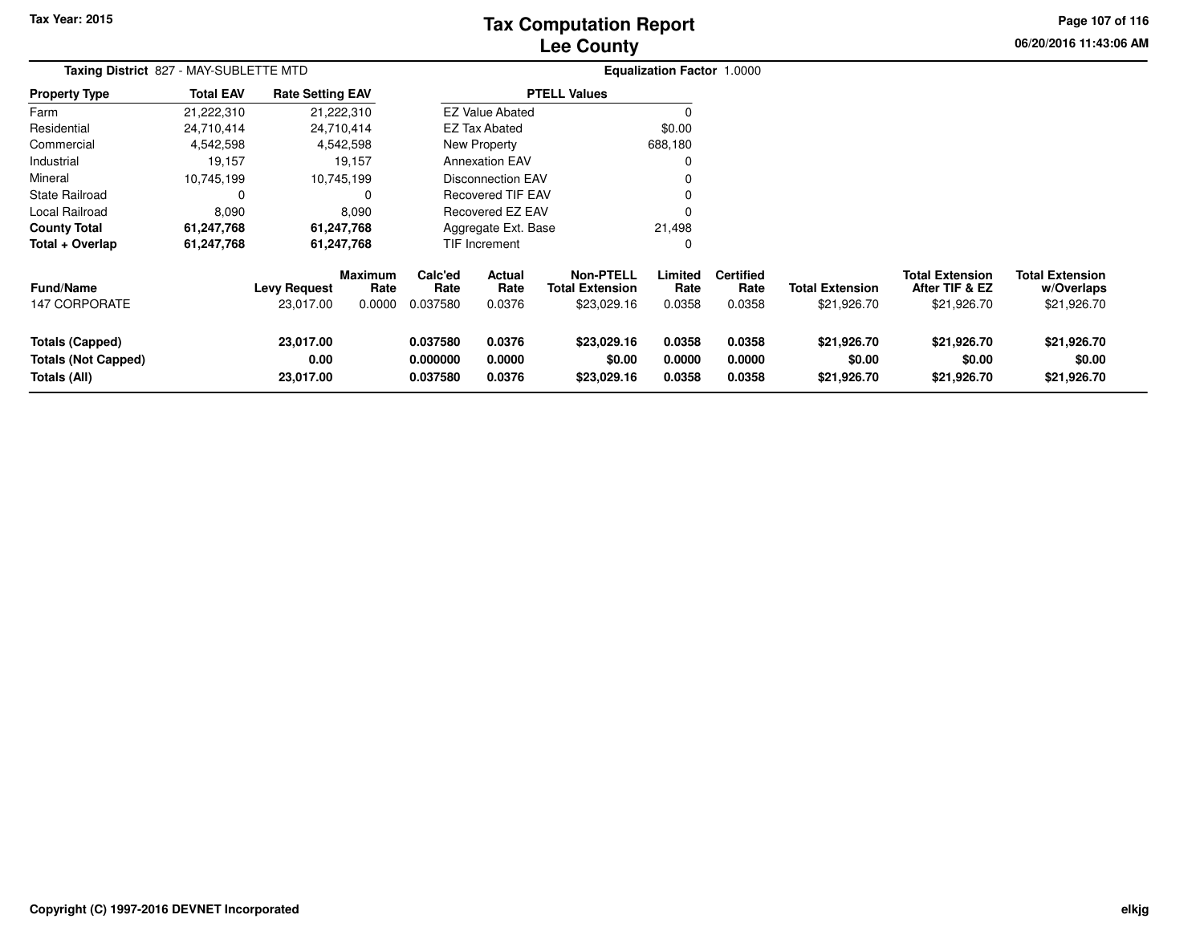# Tax Computation Report
## Lee County

Tax Year: 2015

**Taxing District** 827 - MAY-SUBLETTE MTD

**Equalization Factor** 1.0000

| Property Type | Total EAV | Rate Setting EAV |
|---|---|---|
| Farm | 21,222,310 | 21,222,310 |
| Residential | 24,710,414 | 24,710,414 |
| Commercial | 4,542,598 | 4,542,598 |
| Industrial | 19,157 | 19,157 |
| Mineral | 10,745,199 | 10,745,199 |
| State Railroad | 0 | 0 |
| Local Railroad | 8,090 | 8,090 |
| **County Total** | **61,247,768** | **61,247,768** |
| **Total + Overlap** | **61,247,768** | **61,247,768** |

| PTELL Values | |
|---|---|
| EZ Value Abated | 0 |
| EZ Tax Abated | $0.00 |
| New Property | 688,180 |
| Annexation EAV | 0 |
| Disconnection EAV | 0 |
| Recovered TIF EAV | 0 |
| Recovered EZ EAV | 0 |
| Aggregate Ext. Base | 21,498 |
| TIF Increment | 0 |

| Fund/Name | Levy Request | Maximum Rate | Calc'ed Rate | Actual Rate | Non-PTELL Total Extension | Limited Rate | Certified Rate | Total Extension | Total Extension After TIF & EZ | Total Extension w/Overlaps |
|---|---|---|---|---|---|---|---|---|---|---|
| 147 CORPORATE | 23,017.00 | 0.0000 | 0.037580 | 0.0376 | $23,029.16 | 0.0358 | 0.0358 | $21,926.70 | $21,926.70 | $21,926.70 |
| **Totals (Capped)** | **23,017.00** | | **0.037580** | **0.0376** | **$23,029.16** | **0.0358** | **0.0358** | **$21,926.70** | **$21,926.70** | **$21,926.70** |
| **Totals (Not Capped)** | **0.00** | | **0.000000** | **0.0000** | **$0.00** | **0.0000** | **0.0000** | **$0.00** | **$0.00** | **$0.00** |
| **Totals (All)** | **23,017.00** | | **0.037580** | **0.0376** | **$23,029.16** | **0.0358** | **0.0358** | **$21,926.70** | **$21,926.70** | **$21,926.70** |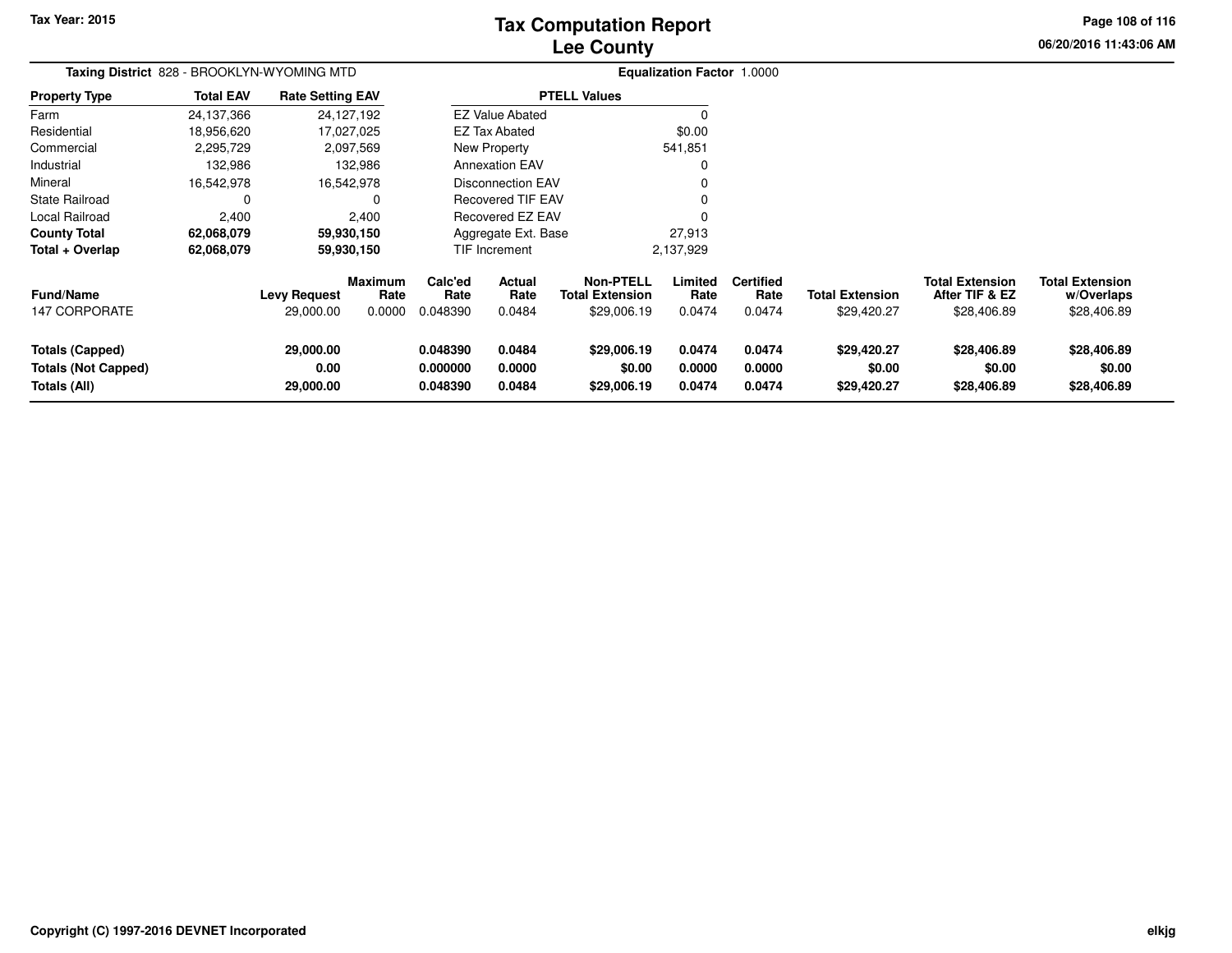Tax Year: 2015

# Tax Computation Report
## Lee County

06/20/2016 11:43:06 AM

**Taxing District** 828 - BROOKLYN-WYOMING MTD

**Equalization Factor** 1.0000

| Property Type | Total EAV | Rate Setting EAV |
|---|---|---|
| Farm | 24,137,366 | 24,127,192 |
| Residential | 18,956,620 | 17,027,025 |
| Commercial | 2,295,729 | 2,097,569 |
| Industrial | 132,986 | 132,986 |
| Mineral | 16,542,978 | 16,542,978 |
| State Railroad | 0 | 0 |
| Local Railroad | 2,400 | 2,400 |
| **County Total** | **62,068,079** | **59,930,150** |
| **Total + Overlap** | **62,068,079** | **59,930,150** |

| PTELL Values | |
|---|---|
| EZ Value Abated | 0 |
| EZ Tax Abated | $0.00 |
| New Property | 541,851 |
| Annexation EAV | 0 |
| Disconnection EAV | 0 |
| Recovered TIF EAV | 0 |
| Recovered EZ EAV | 0 |
| Aggregate Ext. Base | 27,913 |
| TIF Increment | 2,137,929 |

| Fund/Name | Levy Request | Maximum Rate | Calc'ed Rate | Actual Rate | Non-PTELL Total Extension | Limited Rate | Certified Rate | Total Extension | Total Extension After TIF & EZ | Total Extension w/Overlaps |
|---|---|---|---|---|---|---|---|---|---|---|
| 147 CORPORATE | 29,000.00 | 0.0000 | 0.048390 | 0.0484 | $29,006.19 | 0.0474 | 0.0474 | $29,420.27 | $28,406.89 | $28,406.89 |
| **Totals (Capped)** | **29,000.00** | | **0.048390** | **0.0484** | **$29,006.19** | **0.0474** | **0.0474** | **$29,420.27** | **$28,406.89** | **$28,406.89** |
| **Totals (Not Capped)** | **0.00** | | **0.000000** | **0.0000** | **$0.00** | **0.0000** | **0.0000** | **$0.00** | **$0.00** | **$0.00** |
| **Totals (All)** | **29,000.00** | | **0.048390** | **0.0484** | **$29,006.19** | **0.0474** | **0.0474** | **$29,420.27** | **$28,406.89** | **$28,406.89** |

**Copyright (C) 1997-2016 DEVNET Incorporated**

elkjg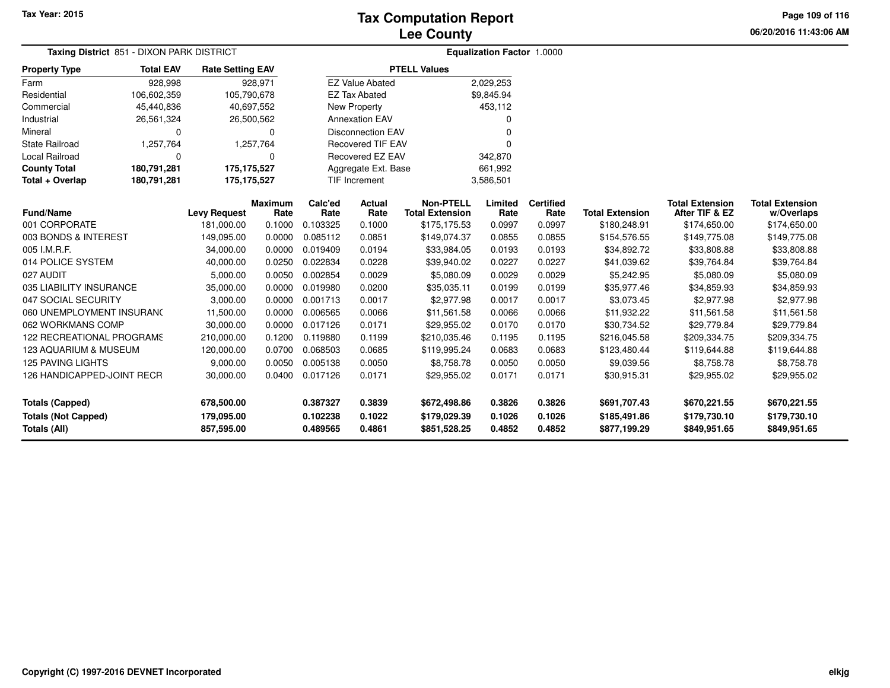Tax Year: 2015

# Tax Computation Report
## Lee County

06/20/2016 11:43:06 AM

**Taxing District** 851 - DIXON PARK DISTRICT

**Equalization Factor** 1.0000

| Property Type | Total EAV | Rate Setting EAV |
|---|---|---|
| Farm | 928,998 | 928,971 |
| Residential | 106,602,359 | 105,790,678 |
| Commercial | 45,440,836 | 40,697,552 |
| Industrial | 26,561,324 | 26,500,562 |
| Mineral | 0 | 0 |
| State Railroad | 1,257,764 | 1,257,764 |
| Local Railroad | 0 | 0 |
| **County Total** | **180,791,281** | **175,175,527** |
| **Total + Overlap** | **180,791,281** | **175,175,527** |

| PTELL Values | |
|---|---|
| EZ Value Abated | 2,029,253 |
| EZ Tax Abated | $9,845.94 |
| New Property | 453,112 |
| Annexation EAV | 0 |
| Disconnection EAV | 0 |
| Recovered TIF EAV | 0 |
| Recovered EZ EAV | 342,870 |
| Aggregate Ext. Base | 661,992 |
| TIF Increment | 3,586,501 |

| Fund/Name | Levy Request | Maximum Rate | Calc'ed Rate | Actual Rate | Non-PTELL Total Extension | Limited Rate | Certified Rate | Total Extension | Total Extension After TIF & EZ | Total Extension w/Overlaps |
|---|---|---|---|---|---|---|---|---|---|---|
| 001 CORPORATE | 181,000.00 | 0.1000 | 0.103325 | 0.1000 | $175,175.53 | 0.0997 | 0.0997 | $180,248.91 | $174,650.00 | $174,650.00 |
| 003 BONDS & INTEREST | 149,095.00 | 0.0000 | 0.085112 | 0.0851 | $149,074.37 | 0.0855 | 0.0855 | $154,576.55 | $149,775.08 | $149,775.08 |
| 005 I.M.R.F. | 34,000.00 | 0.0000 | 0.019409 | 0.0194 | $33,984.05 | 0.0193 | 0.0193 | $34,892.72 | $33,808.88 | $33,808.88 |
| 014 POLICE SYSTEM | 40,000.00 | 0.0250 | 0.022834 | 0.0228 | $39,940.02 | 0.0227 | 0.0227 | $41,039.62 | $39,764.84 | $39,764.84 |
| 027 AUDIT | 5,000.00 | 0.0050 | 0.002854 | 0.0029 | $5,080.09 | 0.0029 | 0.0029 | $5,242.95 | $5,080.09 | $5,080.09 |
| 035 LIABILITY INSURANCE | 35,000.00 | 0.0000 | 0.019980 | 0.0200 | $35,035.11 | 0.0199 | 0.0199 | $35,977.46 | $34,859.93 | $34,859.93 |
| 047 SOCIAL SECURITY | 3,000.00 | 0.0000 | 0.001713 | 0.0017 | $2,977.98 | 0.0017 | 0.0017 | $3,073.45 | $2,977.98 | $2,977.98 |
| 060 UNEMPLOYMENT INSURANC | 11,500.00 | 0.0000 | 0.006565 | 0.0066 | $11,561.58 | 0.0066 | 0.0066 | $11,932.22 | $11,561.58 | $11,561.58 |
| 062 WORKMANS COMP | 30,000.00 | 0.0000 | 0.017126 | 0.0171 | $29,955.02 | 0.0170 | 0.0170 | $30,734.52 | $29,779.84 | $29,779.84 |
| 122 RECREATIONAL PROGRAMS | 210,000.00 | 0.1200 | 0.119880 | 0.1199 | $210,035.46 | 0.1195 | 0.1195 | $216,045.58 | $209,334.75 | $209,334.75 |
| 123 AQUARIUM & MUSEUM | 120,000.00 | 0.0700 | 0.068503 | 0.0685 | $119,995.24 | 0.0683 | 0.0683 | $123,480.44 | $119,644.88 | $119,644.88 |
| 125 PAVING LIGHTS | 9,000.00 | 0.0050 | 0.005138 | 0.0050 | $8,758.78 | 0.0050 | 0.0050 | $9,039.56 | $8,758.78 | $8,758.78 |
| 126 HANDICAPPED-JOINT RECR | 30,000.00 | 0.0400 | 0.017126 | 0.0171 | $29,955.02 | 0.0171 | 0.0171 | $30,915.31 | $29,955.02 | $29,955.02 |
| **Totals (Capped)** | **678,500.00** | | **0.387327** | **0.3839** | **$672,498.86** | **0.3826** | **0.3826** | **$691,707.43** | **$670,221.55** | **$670,221.55** |
| **Totals (Not Capped)** | **179,095.00** | | **0.102238** | **0.1022** | **$179,029.39** | **0.1026** | **0.1026** | **$185,491.86** | **$179,730.10** | **$179,730.10** |
| **Totals (All)** | **857,595.00** | | **0.489565** | **0.4861** | **$851,528.25** | **0.4852** | **0.4852** | **$877,199.29** | **$849,951.65** | **$849,951.65** |

Copyright (C) 1997-2016 DEVNET Incorporated

elkjg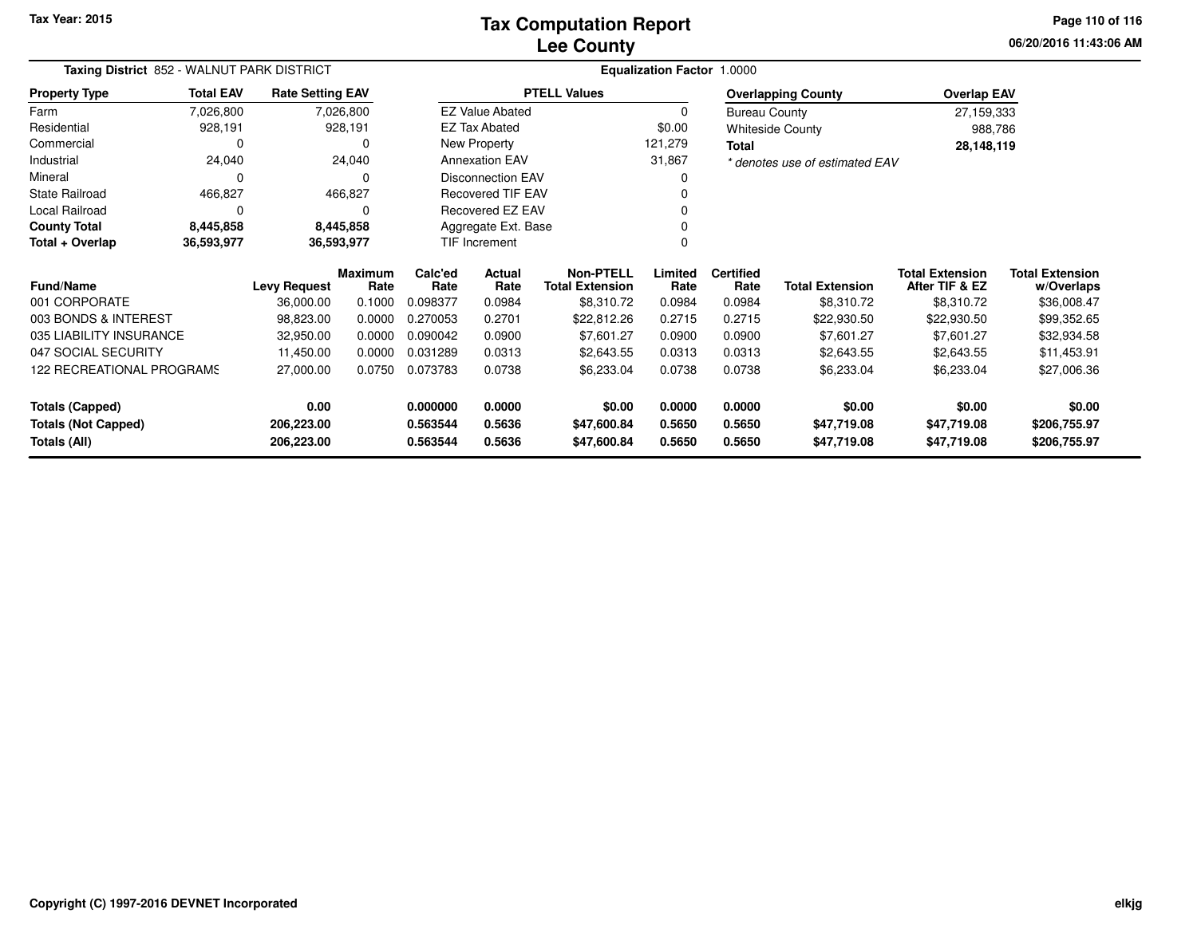Tax Year: 2015

# Tax Computation Report
# Lee County

06/20/2016 11:43:06 AM

**Taxing District** 852 - WALNUT PARK DISTRICT | **Equalization Factor** 1.0000

| Property Type | Total EAV | Rate Setting EAV |
|---|---|---|
| Farm | 7,026,800 | 7,026,800 |
| Residential | 928,191 | 928,191 |
| Commercial | 0 | 0 |
| Industrial | 24,040 | 24,040 |
| Mineral | 0 | 0 |
| State Railroad | 466,827 | 466,827 |
| Local Railroad | 0 | 0 |
| **County Total** | **8,445,858** | **8,445,858** |
| **Total + Overlap** | **36,593,977** | **36,593,977** |

| PTELL Values | |
|---|---|
| EZ Value Abated | 0 |
| EZ Tax Abated | $0.00 |
| New Property | 121,279 |
| Annexation EAV | 31,867 |
| Disconnection EAV | 0 |
| Recovered TIF EAV | 0 |
| Recovered EZ EAV | 0 |
| Aggregate Ext. Base | 0 |
| TIF Increment | 0 |

| Overlapping County | Overlap EAV |
|---|---|
| Bureau County | 27,159,333 |
| Whiteside County | 988,786 |
| **Total** | **28,148,119** |

*\* denotes use of estimated EAV*

| Fund/Name | Levy Request | Maximum Rate | Calc'ed Rate | Actual Rate | Non-PTELL Total Extension | Limited Rate | Certified Rate | Total Extension | Total Extension After TIF & EZ | Total Extension w/Overlaps |
|---|---|---|---|---|---|---|---|---|---|---|
| 001 CORPORATE | 36,000.00 | 0.1000 | 0.098377 | 0.0984 | $8,310.72 | 0.0984 | 0.0984 | $8,310.72 | $8,310.72 | $36,008.47 |
| 003 BONDS & INTEREST | 98,823.00 | 0.0000 | 0.270053 | 0.2701 | $22,812.26 | 0.2715 | 0.2715 | $22,930.50 | $22,930.50 | $99,352.65 |
| 035 LIABILITY INSURANCE | 32,950.00 | 0.0000 | 0.090042 | 0.0900 | $7,601.27 | 0.0900 | 0.0900 | $7,601.27 | $7,601.27 | $32,934.58 |
| 047 SOCIAL SECURITY | 11,450.00 | 0.0000 | 0.031289 | 0.0313 | $2,643.55 | 0.0313 | 0.0313 | $2,643.55 | $2,643.55 | $11,453.91 |
| 122 RECREATIONAL PROGRAMS | 27,000.00 | 0.0750 | 0.073783 | 0.0738 | $6,233.04 | 0.0738 | 0.0738 | $6,233.04 | $6,233.04 | $27,006.36 |
| **Totals (Capped)** | **0.00** | | **0.000000** | **0.0000** | **$0.00** | **0.0000** | **0.0000** | **$0.00** | **$0.00** | **$0.00** |
| **Totals (Not Capped)** | **206,223.00** | | **0.563544** | **0.5636** | **$47,600.84** | **0.5650** | **0.5650** | **$47,719.08** | **$47,719.08** | **$206,755.97** |
| **Totals (All)** | **206,223.00** | | **0.563544** | **0.5636** | **$47,600.84** | **0.5650** | **0.5650** | **$47,719.08** | **$47,719.08** | **$206,755.97** |

Copyright (C) 1997-2016 DEVNET Incorporated

elkjg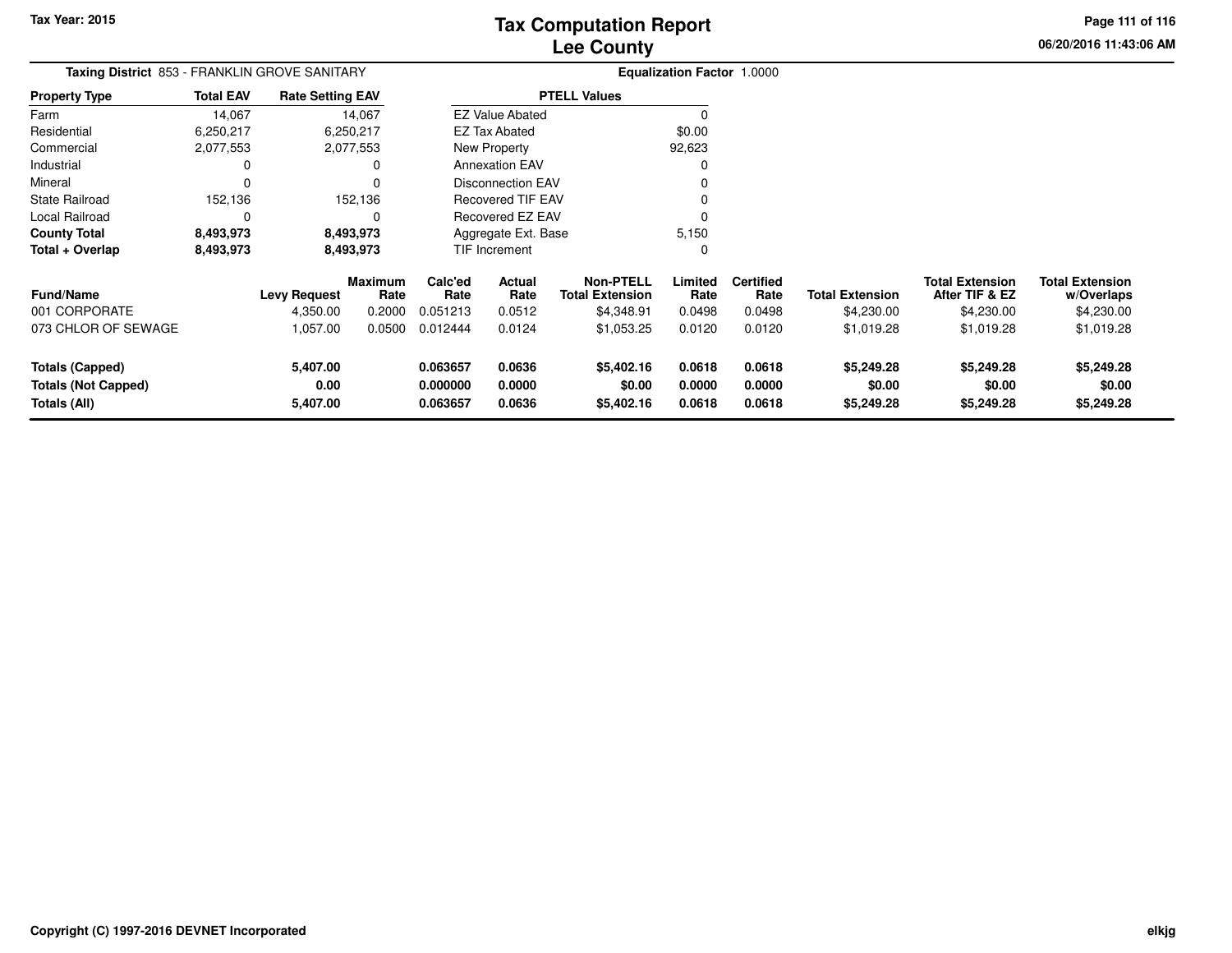# Tax Computation Report
## Lee County

Tax Year: 2015

06/20/2016 11:43:06 AM

**Taxing District** 853 - FRANKLIN GROVE SANITARY

**Equalization Factor** 1.0000

| Property Type | Total EAV | Rate Setting EAV |
|---|---|---|
| Farm | 14,067 | 14,067 |
| Residential | 6,250,217 | 6,250,217 |
| Commercial | 2,077,553 | 2,077,553 |
| Industrial | 0 | 0 |
| Mineral | 0 | 0 |
| State Railroad | 152,136 | 152,136 |
| Local Railroad | 0 | 0 |
| **County Total** | **8,493,973** | **8,493,973** |
| **Total + Overlap** | **8,493,973** | **8,493,973** |

| PTELL Values | |
|---|---|
| EZ Value Abated | 0 |
| EZ Tax Abated | $0.00 |
| New Property | 92,623 |
| Annexation EAV | 0 |
| Disconnection EAV | 0 |
| Recovered TIF EAV | 0 |
| Recovered EZ EAV | 0 |
| Aggregate Ext. Base | 5,150 |
| TIF Increment | 0 |

| Fund/Name | Levy Request | Maximum Rate | Calc'ed Rate | Actual Rate | Non-PTELL Total Extension | Limited Rate | Certified Rate | Total Extension | Total Extension After TIF & EZ | Total Extension w/Overlaps |
|---|---|---|---|---|---|---|---|---|---|---|
| 001 CORPORATE | 4,350.00 | 0.2000 | 0.051213 | 0.0512 | $4,348.91 | 0.0498 | 0.0498 | $4,230.00 | $4,230.00 | $4,230.00 |
| 073 CHLOR OF SEWAGE | 1,057.00 | 0.0500 | 0.012444 | 0.0124 | $1,053.25 | 0.0120 | 0.0120 | $1,019.28 | $1,019.28 | $1,019.28 |
| **Totals (Capped)** | **5,407.00** | | **0.063657** | **0.0636** | **$5,402.16** | **0.0618** | **0.0618** | **$5,249.28** | **$5,249.28** | **$5,249.28** |
| **Totals (Not Capped)** | **0.00** | | **0.000000** | **0.0000** | **$0.00** | **0.0000** | **0.0000** | **$0.00** | **$0.00** | **$0.00** |
| **Totals (All)** | **5,407.00** | | **0.063657** | **0.0636** | **$5,402.16** | **0.0618** | **0.0618** | **$5,249.28** | **$5,249.28** | **$5,249.28** |

Copyright (C) 1997-2016 DEVNET Incorporated

elkjg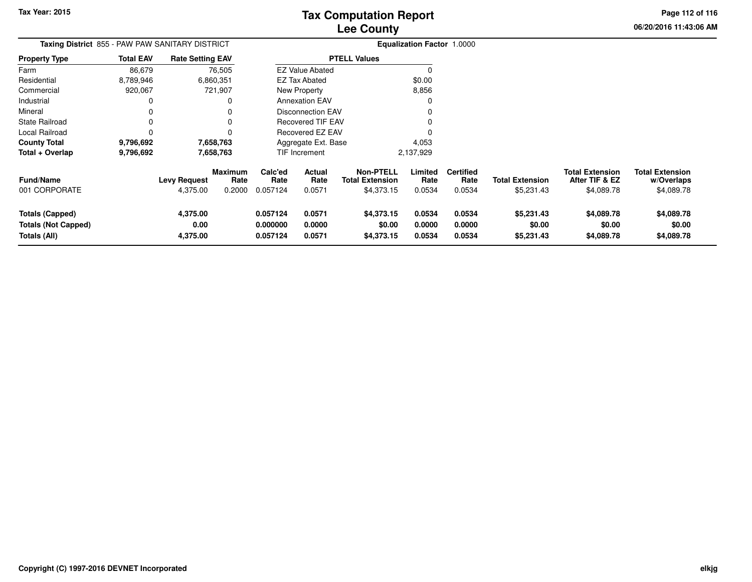# Tax Computation Report
## Lee County

Tax Year: 2015

06/20/2016 11:43:06 AM

**Taxing District** 855 - PAW PAW SANITARY DISTRICT

**Equalization Factor** 1.0000

| Property Type | Total EAV | Rate Setting EAV |
|---|---|---|
| Farm | 86,679 | 76,505 |
| Residential | 8,789,946 | 6,860,351 |
| Commercial | 920,067 | 721,907 |
| Industrial | 0 | 0 |
| Mineral | 0 | 0 |
| State Railroad | 0 | 0 |
| Local Railroad | 0 | 0 |
| **County Total** | **9,796,692** | **7,658,763** |
| **Total + Overlap** | **9,796,692** | **7,658,763** |

| PTELL Values | |
|---|---|
| EZ Value Abated | 0 |
| EZ Tax Abated | $0.00 |
| New Property | 8,856 |
| Annexation EAV | 0 |
| Disconnection EAV | 0 |
| Recovered TIF EAV | 0 |
| Recovered EZ EAV | 0 |
| Aggregate Ext. Base | 4,053 |
| TIF Increment | 2,137,929 |

| Fund/Name | Levy Request | Maximum Rate | Calc'ed Rate | Actual Rate | Non-PTELL Total Extension | Limited Rate | Certified Rate | Total Extension | Total Extension After TIF & EZ | Total Extension w/Overlaps |
|---|---|---|---|---|---|---|---|---|---|---|
| 001 CORPORATE | 4,375.00 | 0.2000 | 0.057124 | 0.0571 | $4,373.15 | 0.0534 | 0.0534 | $5,231.43 | $4,089.78 | $4,089.78 |
| **Totals (Capped)** | **4,375.00** | | **0.057124** | **0.0571** | **$4,373.15** | **0.0534** | **0.0534** | **$5,231.43** | **$4,089.78** | **$4,089.78** |
| **Totals (Not Capped)** | **0.00** | | **0.000000** | **0.0000** | **$0.00** | **0.0000** | **0.0000** | **$0.00** | **$0.00** | **$0.00** |
| **Totals (All)** | **4,375.00** | | **0.057124** | **0.0571** | **$4,373.15** | **0.0534** | **0.0534** | **$5,231.43** | **$4,089.78** | **$4,089.78** |

**Copyright (C) 1997-2016 DEVNET Incorporated**

elkjg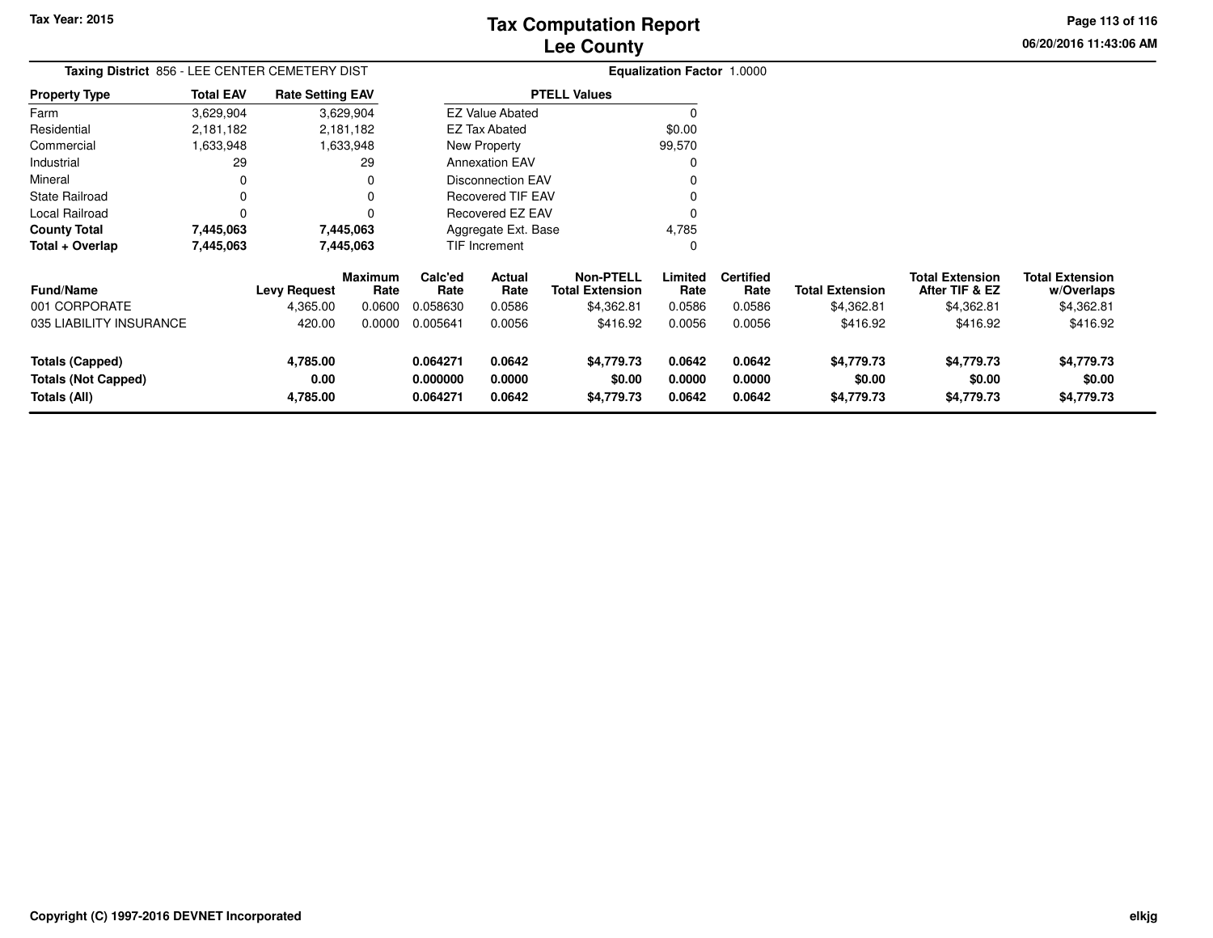# Tax Computation Report
## Lee County

Tax Year: 2015

06/20/2016 11:43:06 AM

**Taxing District** 856 - LEE CENTER CEMETERY DIST

**Equalization Factor** 1.0000

| Property Type | Total EAV | Rate Setting EAV |
|---|---|---|
| Farm | 3,629,904 | 3,629,904 |
| Residential | 2,181,182 | 2,181,182 |
| Commercial | 1,633,948 | 1,633,948 |
| Industrial | 29 | 29 |
| Mineral | 0 | 0 |
| State Railroad | 0 | 0 |
| Local Railroad | 0 | 0 |
| **County Total** | **7,445,063** | **7,445,063** |
| **Total + Overlap** | **7,445,063** | **7,445,063** |

| PTELL Values | |
|---|---|
| EZ Value Abated | 0 |
| EZ Tax Abated | $0.00 |
| New Property | 99,570 |
| Annexation EAV | 0 |
| Disconnection EAV | 0 |
| Recovered TIF EAV | 0 |
| Recovered EZ EAV | 0 |
| Aggregate Ext. Base | 4,785 |
| TIF Increment | 0 |

| Fund/Name | Levy Request | Maximum Rate | Calc'ed Rate | Actual Rate | Non-PTELL Total Extension | Limited Rate | Certified Rate | Total Extension | Total Extension After TIF & EZ | Total Extension w/Overlaps |
|---|---|---|---|---|---|---|---|---|---|---|
| 001 CORPORATE | 4,365.00 | 0.0600 | 0.058630 | 0.0586 | $4,362.81 | 0.0586 | 0.0586 | $4,362.81 | $4,362.81 | $4,362.81 |
| 035 LIABILITY INSURANCE | 420.00 | 0.0000 | 0.005641 | 0.0056 | $416.92 | 0.0056 | 0.0056 | $416.92 | $416.92 | $416.92 |
| **Totals (Capped)** | **4,785.00** | | **0.064271** | **0.0642** | **$4,779.73** | **0.0642** | **0.0642** | **$4,779.73** | **$4,779.73** | **$4,779.73** |
| **Totals (Not Capped)** | **0.00** | | **0.000000** | **0.0000** | **$0.00** | **0.0000** | **0.0000** | **$0.00** | **$0.00** | **$0.00** |
| **Totals (All)** | **4,785.00** | | **0.064271** | **0.0642** | **$4,779.73** | **0.0642** | **0.0642** | **$4,779.73** | **$4,779.73** | **$4,779.73** |

Copyright (C) 1997-2016 DEVNET Incorporated

elkjg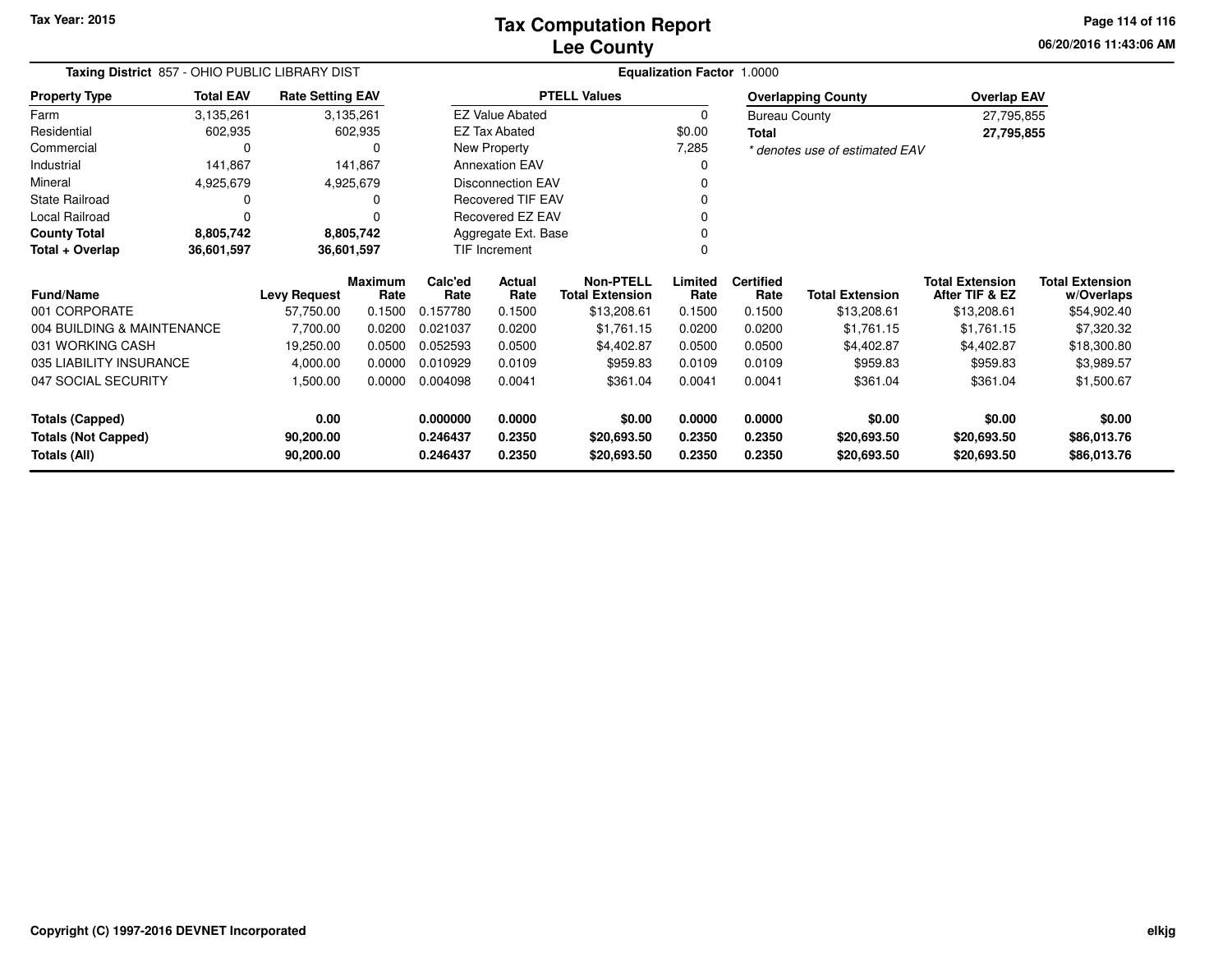Tax Year: 2015

# Tax Computation Report
## Lee County

06/20/2016 11:43:06 AM

**Taxing District** 857 - OHIO PUBLIC LIBRARY DIST

**Equalization Factor** 1.0000

| Property Type | Total EAV | Rate Setting EAV |
|---|---|---|
| Farm | 3,135,261 | 3,135,261 |
| Residential | 602,935 | 602,935 |
| Commercial | 0 | 0 |
| Industrial | 141,867 | 141,867 |
| Mineral | 4,925,679 | 4,925,679 |
| State Railroad | 0 | 0 |
| Local Railroad | 0 | 0 |
| **County Total** | **8,805,742** | **8,805,742** |
| **Total + Overlap** | **36,601,597** | **36,601,597** |

| PTELL Values | |
|---|---|
| EZ Value Abated | 0 |
| EZ Tax Abated | $0.00 |
| New Property | 7,285 |
| Annexation EAV | 0 |
| Disconnection EAV | 0 |
| Recovered TIF EAV | 0 |
| Recovered EZ EAV | 0 |
| Aggregate Ext. Base | 0 |
| TIF Increment | 0 |

| Overlapping County | Overlap EAV |
|---|---|
| Bureau County | 27,795,855 |
| **Total** | **27,795,855** |

*\* denotes use of estimated EAV*

| Fund/Name | Levy Request | Maximum Rate | Calc'ed Rate | Actual Rate | Non-PTELL Total Extension | Limited Rate | Certified Rate | Total Extension | Total Extension After TIF & EZ | Total Extension w/Overlaps |
|---|---|---|---|---|---|---|---|---|---|---|
| 001 CORPORATE | 57,750.00 | 0.1500 | 0.157780 | 0.1500 | $13,208.61 | 0.1500 | 0.1500 | $13,208.61 | $13,208.61 | $54,902.40 |
| 004 BUILDING & MAINTENANCE | 7,700.00 | 0.0200 | 0.021037 | 0.0200 | $1,761.15 | 0.0200 | 0.0200 | $1,761.15 | $1,761.15 | $7,320.32 |
| 031 WORKING CASH | 19,250.00 | 0.0500 | 0.052593 | 0.0500 | $4,402.87 | 0.0500 | 0.0500 | $4,402.87 | $4,402.87 | $18,300.80 |
| 035 LIABILITY INSURANCE | 4,000.00 | 0.0000 | 0.010929 | 0.0109 | $959.83 | 0.0109 | 0.0109 | $959.83 | $959.83 | $3,989.57 |
| 047 SOCIAL SECURITY | 1,500.00 | 0.0000 | 0.004098 | 0.0041 | $361.04 | 0.0041 | 0.0041 | $361.04 | $361.04 | $1,500.67 |
| **Totals (Capped)** | **0.00** | | **0.000000** | **0.0000** | **$0.00** | **0.0000** | **0.0000** | **$0.00** | **$0.00** | **$0.00** |
| **Totals (Not Capped)** | **90,200.00** | | **0.246437** | **0.2350** | **$20,693.50** | **0.2350** | **0.2350** | **$20,693.50** | **$20,693.50** | **$86,013.76** |
| **Totals (All)** | **90,200.00** | | **0.246437** | **0.2350** | **$20,693.50** | **0.2350** | **0.2350** | **$20,693.50** | **$20,693.50** | **$86,013.76** |

Copyright (C) 1997-2016 DEVNET Incorporated

elkjg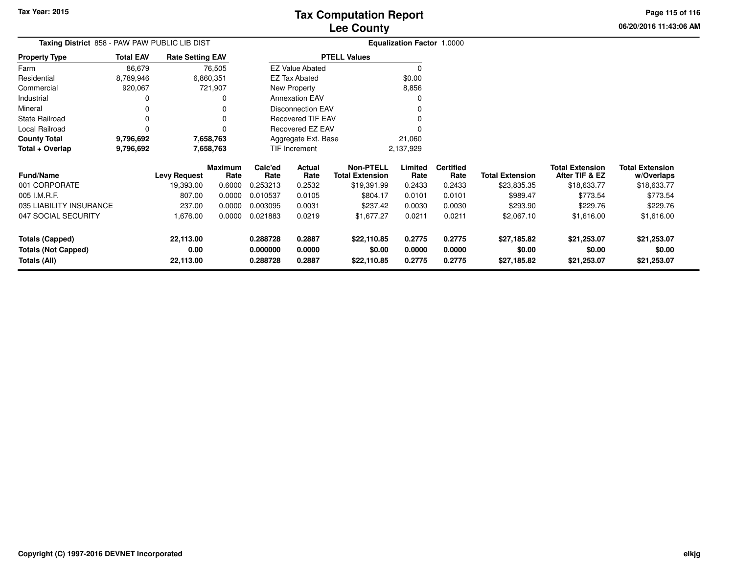# Tax Computation Report
# Lee County

Tax Year: 2015

06/20/2016 11:43:06 AM

**Taxing District** 858 - PAW PAW PUBLIC LIB DIST

**Equalization Factor** 1.0000

| Property Type | Total EAV | Rate Setting EAV |
|---|---|---|
| Farm | 86,679 | 76,505 |
| Residential | 8,789,946 | 6,860,351 |
| Commercial | 920,067 | 721,907 |
| Industrial | 0 | 0 |
| Mineral | 0 | 0 |
| State Railroad | 0 | 0 |
| Local Railroad | 0 | 0 |
| **County Total** | **9,796,692** | **7,658,763** |
| **Total + Overlap** | **9,796,692** | **7,658,763** |

| PTELL Values | |
|---|---|
| EZ Value Abated | 0 |
| EZ Tax Abated | $0.00 |
| New Property | 8,856 |
| Annexation EAV | 0 |
| Disconnection EAV | 0 |
| Recovered TIF EAV | 0 |
| Recovered EZ EAV | 0 |
| Aggregate Ext. Base | 21,060 |
| TIF Increment | 2,137,929 |

| Fund/Name | Levy Request | Maximum Rate | Calc'ed Rate | Actual Rate | Non-PTELL Total Extension | Limited Rate | Certified Rate | Total Extension | Total Extension After TIF & EZ | Total Extension w/Overlaps |
|---|---|---|---|---|---|---|---|---|---|---|
| 001 CORPORATE | 19,393.00 | 0.6000 | 0.253213 | 0.2532 | $19,391.99 | 0.2433 | 0.2433 | $23,835.35 | $18,633.77 | $18,633.77 |
| 005 I.M.R.F. | 807.00 | 0.0000 | 0.010537 | 0.0105 | $804.17 | 0.0101 | 0.0101 | $989.47 | $773.54 | $773.54 |
| 035 LIABILITY INSURANCE | 237.00 | 0.0000 | 0.003095 | 0.0031 | $237.42 | 0.0030 | 0.0030 | $293.90 | $229.76 | $229.76 |
| 047 SOCIAL SECURITY | 1,676.00 | 0.0000 | 0.021883 | 0.0219 | $1,677.27 | 0.0211 | 0.0211 | $2,067.10 | $1,616.00 | $1,616.00 |
| **Totals (Capped)** | **22,113.00** | | **0.288728** | **0.2887** | **$22,110.85** | **0.2775** | **0.2775** | **$27,185.82** | **$21,253.07** | **$21,253.07** |
| **Totals (Not Capped)** | **0.00** | | **0.000000** | **0.0000** | **$0.00** | **0.0000** | **0.0000** | **$0.00** | **$0.00** | **$0.00** |
| **Totals (All)** | **22,113.00** | | **0.288728** | **0.2887** | **$22,110.85** | **0.2775** | **0.2775** | **$27,185.82** | **$21,253.07** | **$21,253.07** |

Copyright (C) 1997-2016 DEVNET Incorporated

elkjg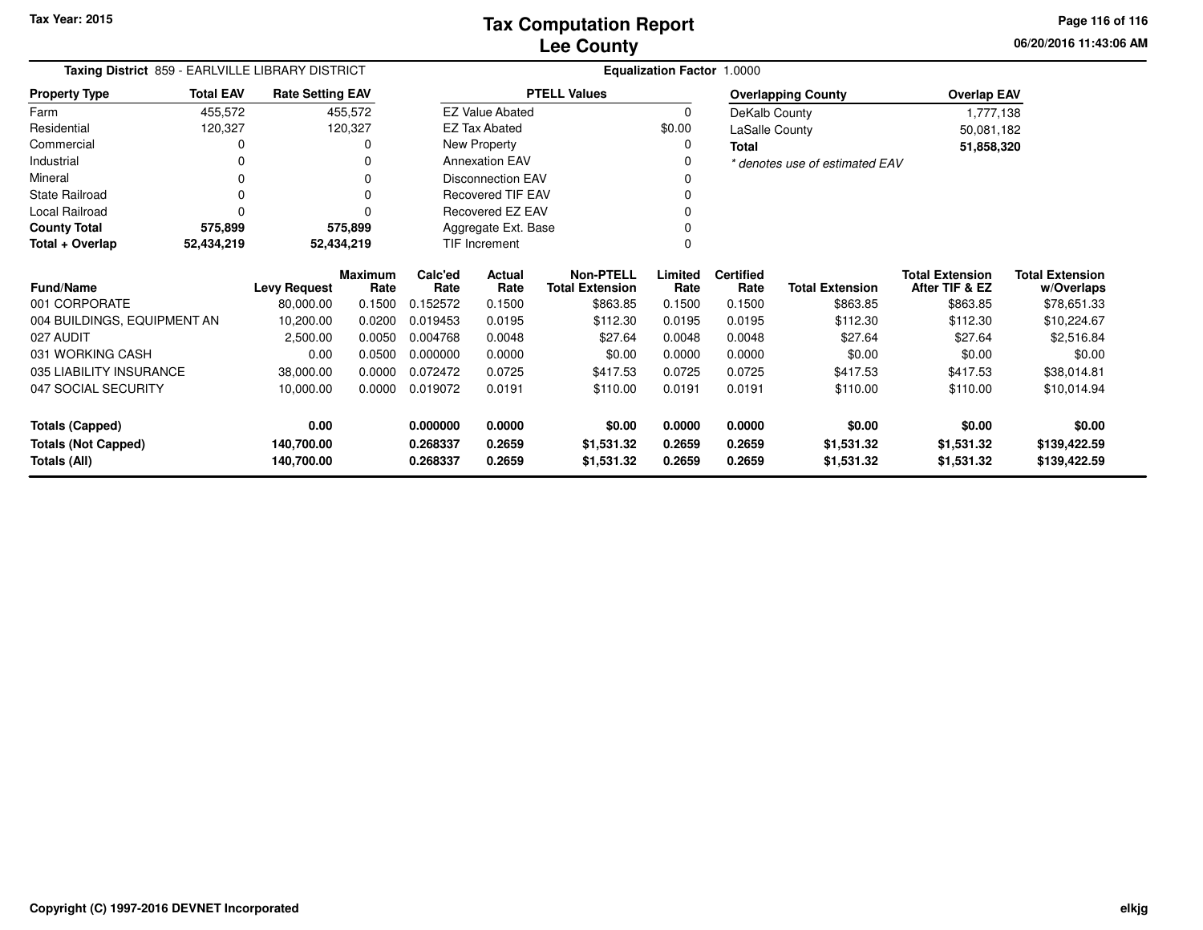# Tax Computation Report
## Lee County

Tax Year: 2015

06/20/2016 11:43:06 AM

**Taxing District** 859 - EARLVILLE LIBRARY DISTRICT

**Equalization Factor** 1.0000

| Property Type | Total EAV | Rate Setting EAV |
|---|---|---|
| Farm | 455,572 | 455,572 |
| Residential | 120,327 | 120,327 |
| Commercial | 0 | 0 |
| Industrial | 0 | 0 |
| Mineral | 0 | 0 |
| State Railroad | 0 | 0 |
| Local Railroad | 0 | 0 |
| **County Total** | **575,899** | **575,899** |
| **Total + Overlap** | **52,434,219** | **52,434,219** |

| PTELL Values | |
|---|---|
| EZ Value Abated | 0 |
| EZ Tax Abated | $0.00 |
| New Property | 0 |
| Annexation EAV | 0 |
| Disconnection EAV | 0 |
| Recovered TIF EAV | 0 |
| Recovered EZ EAV | 0 |
| Aggregate Ext. Base | 0 |
| TIF Increment | 0 |

| Overlapping County | Overlap EAV |
|---|---|
| DeKalb County | 1,777,138 |
| LaSalle County | 50,081,182 |
| **Total** | **51,858,320** |

*\* denotes use of estimated EAV*

| Fund/Name | Levy Request | Maximum Rate | Calc'ed Rate | Actual Rate | Non-PTELL Total Extension | Limited Rate | Certified Rate | Total Extension | Total Extension After TIF & EZ | Total Extension w/Overlaps |
|---|---|---|---|---|---|---|---|---|---|---|
| 001 CORPORATE | 80,000.00 | 0.1500 | 0.152572 | 0.1500 | $863.85 | 0.1500 | 0.1500 | $863.85 | $863.85 | $78,651.33 |
| 004 BUILDINGS, EQUIPMENT AN | 10,200.00 | 0.0200 | 0.019453 | 0.0195 | $112.30 | 0.0195 | 0.0195 | $112.30 | $112.30 | $10,224.67 |
| 027 AUDIT | 2,500.00 | 0.0050 | 0.004768 | 0.0048 | $27.64 | 0.0048 | 0.0048 | $27.64 | $27.64 | $2,516.84 |
| 031 WORKING CASH | 0.00 | 0.0500 | 0.000000 | 0.0000 | $0.00 | 0.0000 | 0.0000 | $0.00 | $0.00 | $0.00 |
| 035 LIABILITY INSURANCE | 38,000.00 | 0.0000 | 0.072472 | 0.0725 | $417.53 | 0.0725 | 0.0725 | $417.53 | $417.53 | $38,014.81 |
| 047 SOCIAL SECURITY | 10,000.00 | 0.0000 | 0.019072 | 0.0191 | $110.00 | 0.0191 | 0.0191 | $110.00 | $110.00 | $10,014.94 |
| **Totals (Capped)** | **0.00** | | **0.000000** | **0.0000** | **$0.00** | **0.0000** | **0.0000** | **$0.00** | **$0.00** | **$0.00** |
| **Totals (Not Capped)** | **140,700.00** | | **0.268337** | **0.2659** | **$1,531.32** | **0.2659** | **0.2659** | **$1,531.32** | **$1,531.32** | **$139,422.59** |
| **Totals (All)** | **140,700.00** | | **0.268337** | **0.2659** | **$1,531.32** | **0.2659** | **0.2659** | **$1,531.32** | **$1,531.32** | **$139,422.59** |

**Copyright (C) 1997-2016 DEVNET Incorporated**

elkjg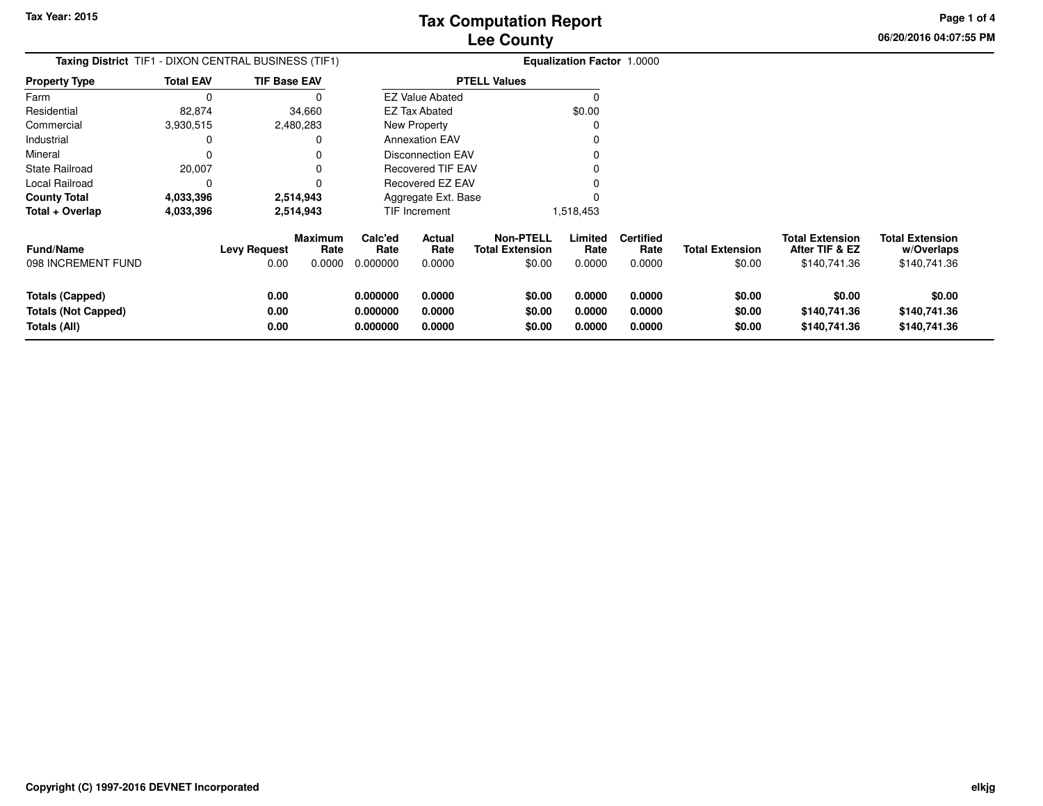Tax Year: 2015

# Tax Computation Report
# Lee County

06/20/2016 04:07:55 PM

**Taxing District** TIF1 - DIXON CENTRAL BUSINESS (TIF1) **Equalization Factor** 1.0000

| Property Type | Total EAV | TIF Base EAV |
|---|---|---|
| Farm | 0 | 0 |
| Residential | 82,874 | 34,660 |
| Commercial | 3,930,515 | 2,480,283 |
| Industrial | 0 | 0 |
| Mineral | 0 | 0 |
| State Railroad | 20,007 | 0 |
| Local Railroad | 0 | 0 |
| **County Total** | **4,033,396** | **2,514,943** |
| **Total + Overlap** | **4,033,396** | **2,514,943** |

| PTELL Values | |
|---|---|
| EZ Value Abated | 0 |
| EZ Tax Abated | $0.00 |
| New Property | 0 |
| Annexation EAV | 0 |
| Disconnection EAV | 0 |
| Recovered TIF EAV | 0 |
| Recovered EZ EAV | 0 |
| Aggregate Ext. Base | 0 |
| TIF Increment | 1,518,453 |

| Fund/Name | Levy Request | Maximum Rate | Calc'ed Rate | Actual Rate | Non-PTELL Total Extension | Limited Rate | Certified Rate | Total Extension | Total Extension After TIF & EZ | Total Extension w/Overlaps |
|---|---|---|---|---|---|---|---|---|---|---|
| 098 INCREMENT FUND | 0.00 | 0.0000 | 0.000000 | 0.0000 | $0.00 | 0.0000 | 0.0000 | $0.00 | $140,741.36 | $140,741.36 |
| **Totals (Capped)** | **0.00** | | **0.000000** | **0.0000** | **$0.00** | **0.0000** | **0.0000** | **$0.00** | **$0.00** | **$0.00** |
| **Totals (Not Capped)** | **0.00** | | **0.000000** | **0.0000** | **$0.00** | **0.0000** | **0.0000** | **$0.00** | **$140,741.36** | **$140,741.36** |
| **Totals (All)** | **0.00** | | **0.000000** | **0.0000** | **$0.00** | **0.0000** | **0.0000** | **$0.00** | **$140,741.36** | **$140,741.36** |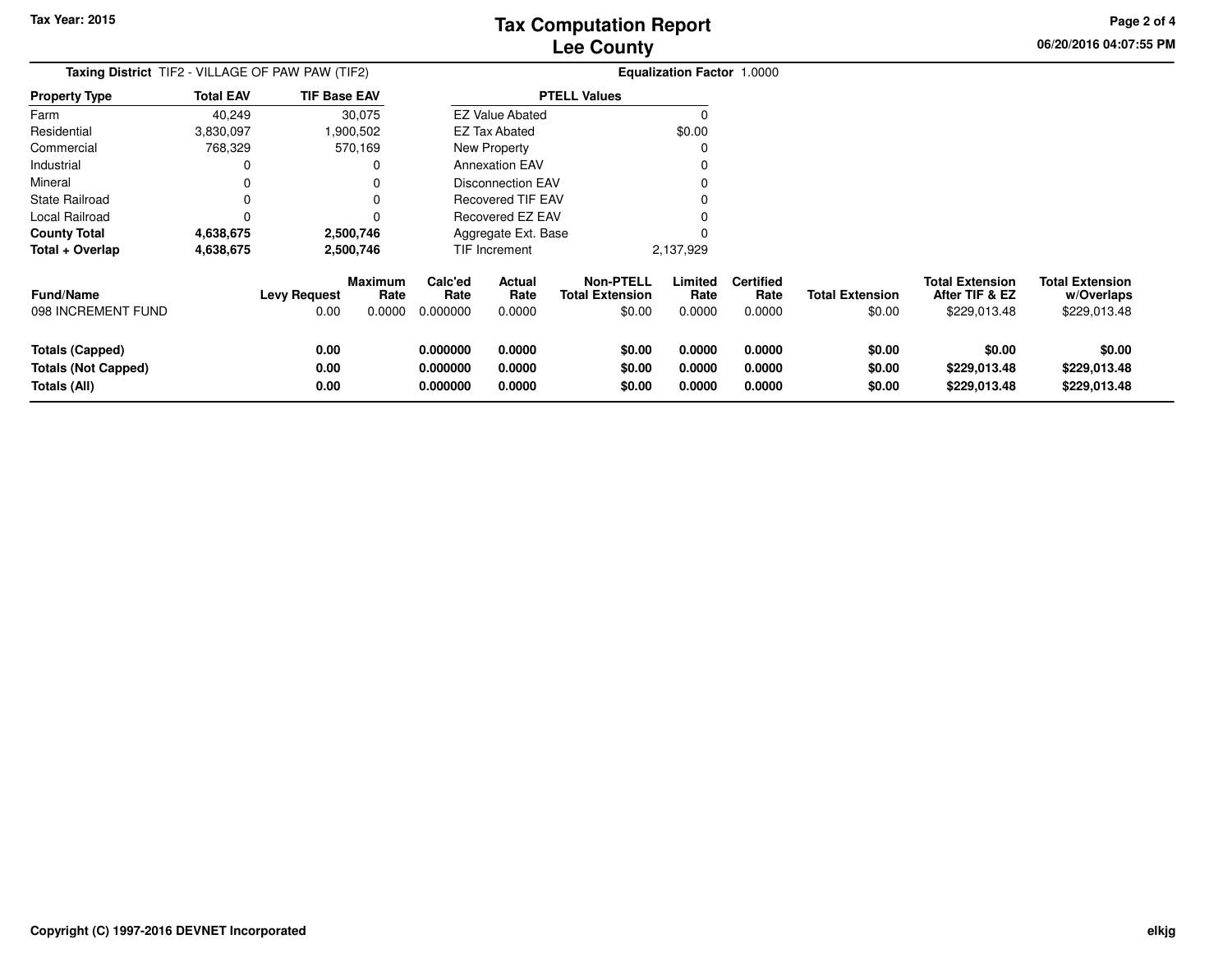# Tax Computation Report
# Lee County

Tax Year: 2015

06/20/2016 04:07:55 PM

**Taxing District** TIF2 - VILLAGE OF PAW PAW (TIF2)

**Equalization Factor** 1.0000

| Property Type | Total EAV | TIF Base EAV |
|---|---|---|
| Farm | 40,249 | 30,075 |
| Residential | 3,830,097 | 1,900,502 |
| Commercial | 768,329 | 570,169 |
| Industrial | 0 | 0 |
| Mineral | 0 | 0 |
| State Railroad | 0 | 0 |
| Local Railroad | 0 | 0 |
| **County Total** | **4,638,675** | **2,500,746** |
| **Total + Overlap** | **4,638,675** | **2,500,746** |

| PTELL Values | |
|---|---|
| EZ Value Abated | 0 |
| EZ Tax Abated | $0.00 |
| New Property | 0 |
| Annexation EAV | 0 |
| Disconnection EAV | 0 |
| Recovered TIF EAV | 0 |
| Recovered EZ EAV | 0 |
| Aggregate Ext. Base | 0 |
| TIF Increment | 2,137,929 |

| Fund/Name | Levy Request | Maximum Rate | Calc'ed Rate | Actual Rate | Non-PTELL Total Extension | Limited Rate | Certified Rate | Total Extension | Total Extension After TIF & EZ | Total Extension w/Overlaps |
|---|---|---|---|---|---|---|---|---|---|---|
| 098 INCREMENT FUND | 0.00 | 0.0000 | 0.000000 | 0.0000 | $0.00 | 0.0000 | 0.0000 | $0.00 | $229,013.48 | $229,013.48 |
| **Totals (Capped)** | **0.00** | | **0.000000** | **0.0000** | **$0.00** | **0.0000** | **0.0000** | **$0.00** | **$0.00** | **$0.00** |
| **Totals (Not Capped)** | **0.00** | | **0.000000** | **0.0000** | **$0.00** | **0.0000** | **0.0000** | **$0.00** | **$229,013.48** | **$229,013.48** |
| **Totals (All)** | **0.00** | | **0.000000** | **0.0000** | **$0.00** | **0.0000** | **0.0000** | **$0.00** | **$229,013.48** | **$229,013.48** |

**Copyright (C) 1997-2016 DEVNET Incorporated**

elkjg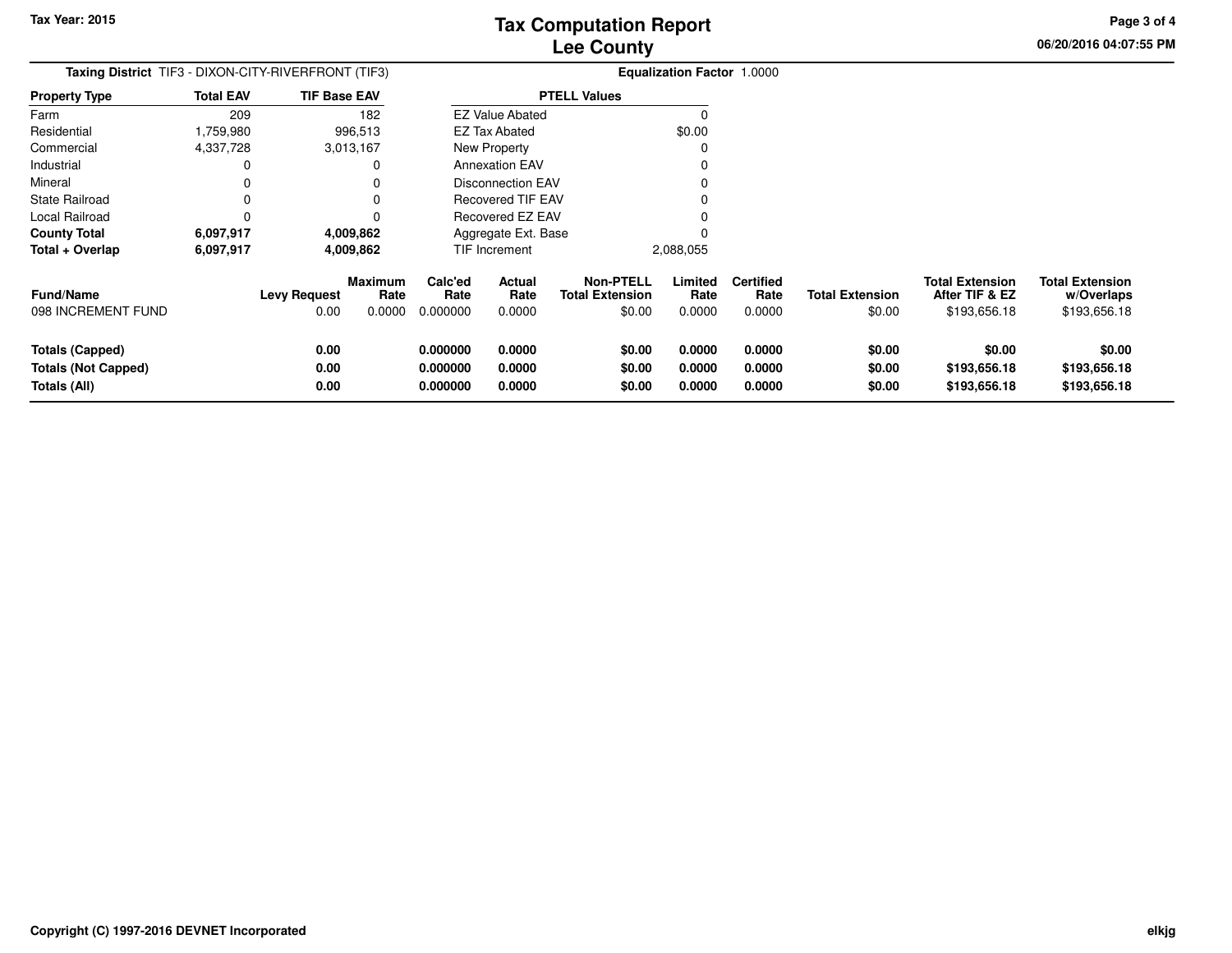Tax Year: 2015

# Tax Computation Report
## Lee County

06/20/2016 04:07:55 PM

**Taxing District** TIF3 - DIXON-CITY-RIVERFRONT (TIF3) **Equalization Factor** 1.0000

| Property Type | Total EAV | TIF Base EAV |
|---|---|---|
| Farm | 209 | 182 |
| Residential | 1,759,980 | 996,513 |
| Commercial | 4,337,728 | 3,013,167 |
| Industrial | 0 | 0 |
| Mineral | 0 | 0 |
| State Railroad | 0 | 0 |
| Local Railroad | 0 | 0 |
| **County Total** | **6,097,917** | **4,009,862** |
| **Total + Overlap** | **6,097,917** | **4,009,862** |

| PTELL Values | |
|---|---|
| EZ Value Abated | 0 |
| EZ Tax Abated | $0.00 |
| New Property | 0 |
| Annexation EAV | 0 |
| Disconnection EAV | 0 |
| Recovered TIF EAV | 0 |
| Recovered EZ EAV | 0 |
| Aggregate Ext. Base | 0 |
| TIF Increment | 2,088,055 |

| Fund/Name | Levy Request | Maximum Rate | Calc'ed Rate | Actual Rate | Non-PTELL Total Extension | Limited Rate | Certified Rate | Total Extension | Total Extension After TIF & EZ | Total Extension w/Overlaps |
|---|---|---|---|---|---|---|---|---|---|---|
| 098 INCREMENT FUND | 0.00 | 0.0000 | 0.000000 | 0.0000 | $0.00 | 0.0000 | 0.0000 | $0.00 | $193,656.18 | $193,656.18 |
| **Totals (Capped)** | **0.00** | | **0.000000** | **0.0000** | **$0.00** | **0.0000** | **0.0000** | **$0.00** | **$0.00** | **$0.00** |
| **Totals (Not Capped)** | **0.00** | | **0.000000** | **0.0000** | **$0.00** | **0.0000** | **0.0000** | **$0.00** | **$193,656.18** | **$193,656.18** |
| **Totals (All)** | **0.00** | | **0.000000** | **0.0000** | **$0.00** | **0.0000** | **0.0000** | **$0.00** | **$193,656.18** | **$193,656.18** |

**Copyright (C) 1997-2016 DEVNET Incorporated** elkjg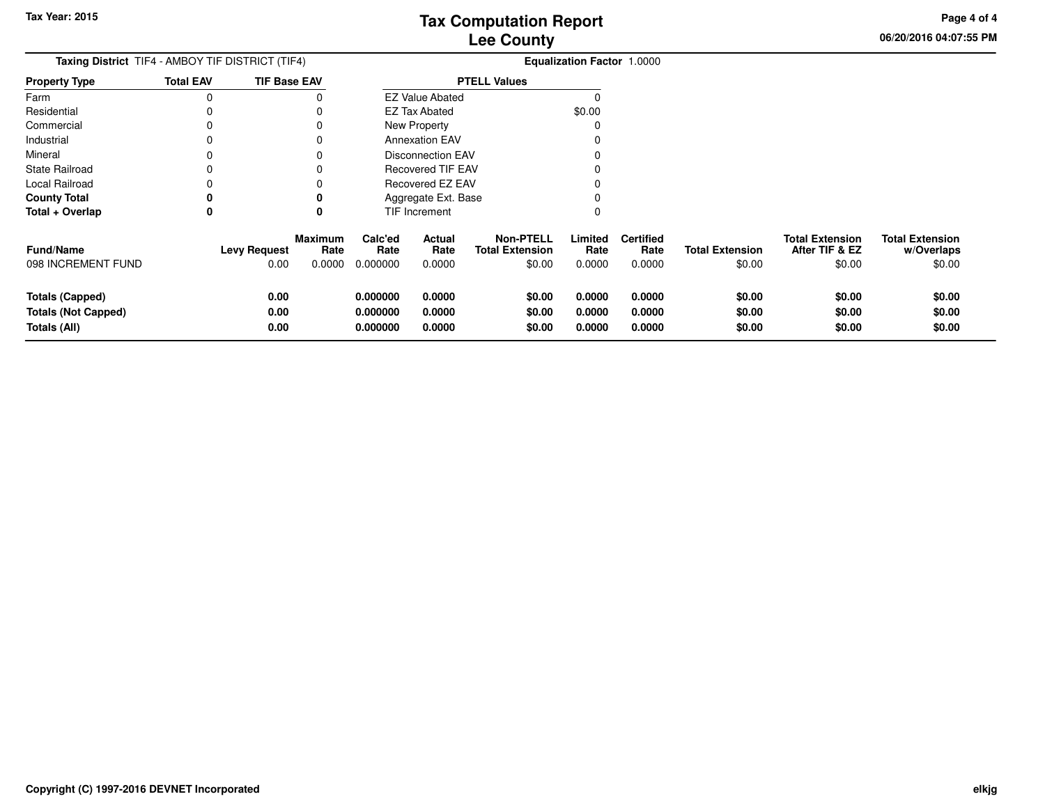**Taxing District** TIF4 - AMBOY TIF DISTRICT (TIF4) **Equalization Factor** 1.0000

| Property Type | Total EAV | TIF Base EAV |
|---|---|---|
| Farm | 0 | 0 |
| Residential | 0 | 0 |
| Commercial | 0 | 0 |
| Industrial | 0 | 0 |
| Mineral | 0 | 0 |
| State Railroad | 0 | 0 |
| Local Railroad | 0 | 0 |
| **County Total** | **0** | **0** |
| **Total + Overlap** | **0** | **0** |

| PTELL Values | |
|---|---|
| EZ Value Abated | 0 |
| EZ Tax Abated | $0.00 |
| New Property | 0 |
| Annexation EAV | 0 |
| Disconnection EAV | 0 |
| Recovered TIF EAV | 0 |
| Recovered EZ EAV | 0 |
| Aggregate Ext. Base | 0 |
| TIF Increment | 0 |

| Fund/Name | Levy Request | Maximum Rate | Calc'ed Rate | Actual Rate | Non-PTELL Total Extension | Limited Rate | Certified Rate | Total Extension | Total Extension After TIF & EZ | Total Extension w/Overlaps |
|---|---|---|---|---|---|---|---|---|---|---|
| 098 INCREMENT FUND | 0.00 | 0.0000 | 0.000000 | 0.0000 | $0.00 | 0.0000 | 0.0000 | $0.00 | $0.00 | $0.00 |
| **Totals (Capped)** | **0.00** | | **0.000000** | **0.0000** | **$0.00** | **0.0000** | **0.0000** | **$0.00** | **$0.00** | **$0.00** |
| **Totals (Not Capped)** | **0.00** | | **0.000000** | **0.0000** | **$0.00** | **0.0000** | **0.0000** | **$0.00** | **$0.00** | **$0.00** |
| **Totals (All)** | **0.00** | | **0.000000** | **0.0000** | **$0.00** | **0.0000** | **0.0000** | **$0.00** | **$0.00** | **$0.00** |